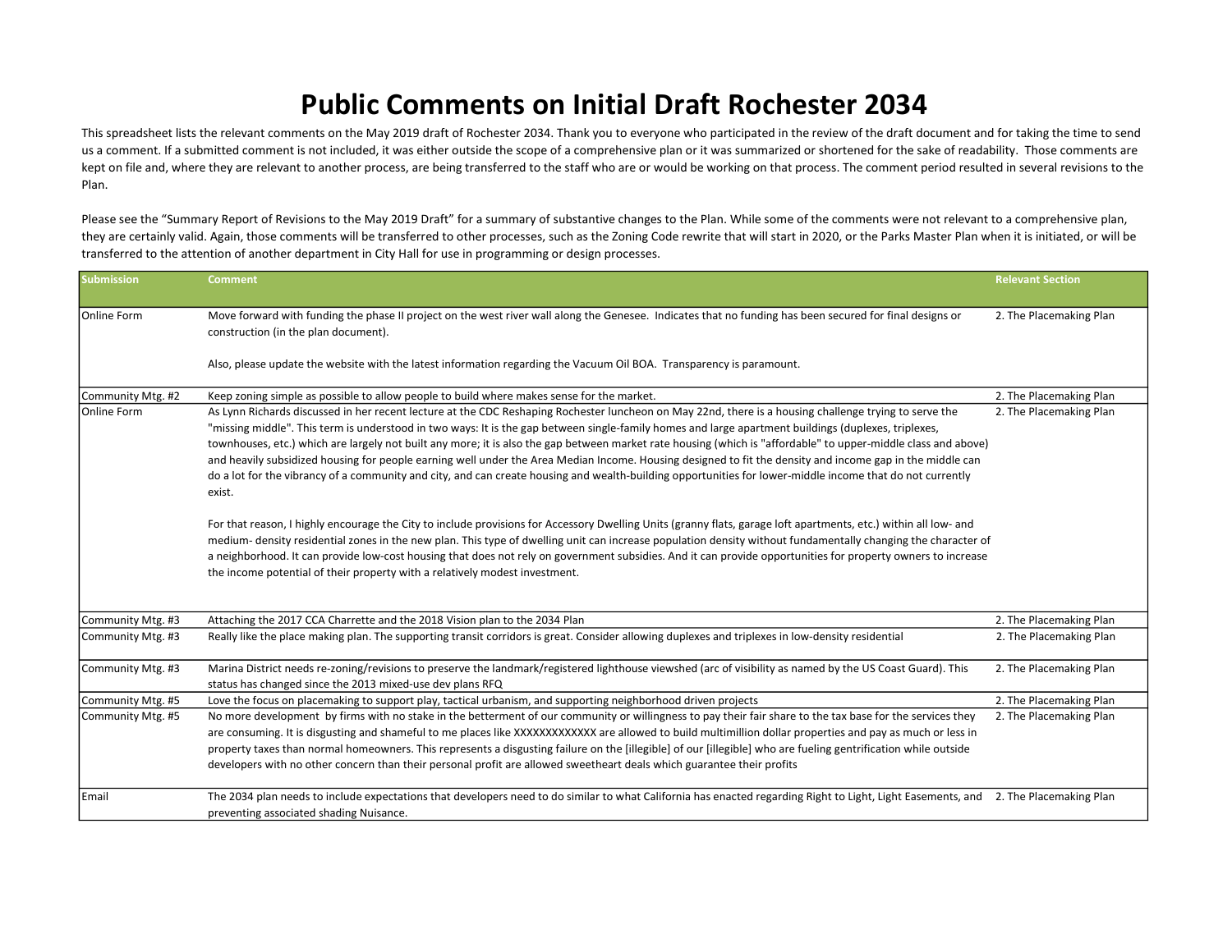# Public Comments on Initial Draft Rochester 2034

This spreadsheet lists the relevant comments on the May 2019 draft of Rochester 2034. Thank you to everyone who participated in the review of the draft document and for taking the time to send us a comment. If a submitted comment is not included, it was either outside the scope of a comprehensive plan or it was summarized or shortened for the sake of readability. Those comments are kept on file and, where they are relevant to another process, are being transferred to the staff who are or would be working on that process. The comment period resulted in several revisions to the Plan.

Please see the "Summary Report of Revisions to the May 2019 Draft" for a summary of substantive changes to the Plan. While some of the comments were not relevant to a comprehensive plan, they are certainly valid. Again, those comments will be transferred to other processes, such as the Zoning Code rewrite that will start in 2020, or the Parks Master Plan when it is initiated, or will be transferred to the attention of another department in City Hall for use in programming or design processes.

| Submission | Comment | Relevant Section |
|---|---|---|
| Online Form | Move forward with funding the phase II project on the west river wall along the Genesee. Indicates that no funding has been secured for final designs or construction (in the plan document).<br><br>Also, please update the website with the latest information regarding the Vacuum Oil BOA. Transparency is paramount. | 2. The Placemaking Plan |
| Community Mtg. #2 | Keep zoning simple as possible to allow people to build where makes sense for the market. | 2. The Placemaking Plan |
| Online Form | As Lynn Richards discussed in her recent lecture at the CDC Reshaping Rochester luncheon on May 22nd, there is a housing challenge trying to serve the "missing middle". This term is understood in two ways: It is the gap between single-family homes and large apartment buildings (duplexes, triplexes, townhouses, etc.) which are largely not built any more; it is also the gap between market rate housing (which is "affordable" to upper-middle class and above) and heavily subsidized housing for people earning well under the Area Median Income. Housing designed to fit the density and income gap in the middle can do a lot for the vibrancy of a community and city, and can create housing and wealth-building opportunities for lower-middle income that do not currently exist.<br><br>For that reason, I highly encourage the City to include provisions for Accessory Dwelling Units (granny flats, garage loft apartments, etc.) within all low- and medium- density residential zones in the new plan. This type of dwelling unit can increase population density without fundamentally changing the character of a neighborhood. It can provide low-cost housing that does not rely on government subsidies. And it can provide opportunities for property owners to increase the income potential of their property with a relatively modest investment. | 2. The Placemaking Plan |
| Community Mtg. #3 | Attaching the 2017 CCA Charrette and the 2018 Vision plan to the 2034 Plan | 2. The Placemaking Plan |
| Community Mtg. #3 | Really like the place making plan. The supporting transit corridors is great. Consider allowing duplexes and triplexes in low-density residential | 2. The Placemaking Plan |
| Community Mtg. #3 | Marina District needs re-zoning/revisions to preserve the landmark/registered lighthouse viewshed (arc of visibility as named by the US Coast Guard). This status has changed since the 2013 mixed-use dev plans RFQ | 2. The Placemaking Plan |
| Community Mtg. #5 | Love the focus on placemaking to support play, tactical urbanism, and supporting neighborhood driven projects | 2. The Placemaking Plan |
| Community Mtg. #5 | No more development by firms with no stake in the betterment of our community or willingness to pay their fair share to the tax base for the services they are consuming. It is disgusting and shameful to me places like XXXXXXXXXXXXX are allowed to build multimillion dollar properties and pay as much or less in property taxes than normal homeowners. This represents a disgusting failure on the [illegible] of our [illegible] who are fueling gentrification while outside developers with no other concern than their personal profit are allowed sweetheart deals which guarantee their profits | 2. The Placemaking Plan |
| Email | The 2034 plan needs to include expectations that developers need to do similar to what California has enacted regarding Right to Light, Light Easements, and preventing associated shading Nuisance. | 2. The Placemaking Plan |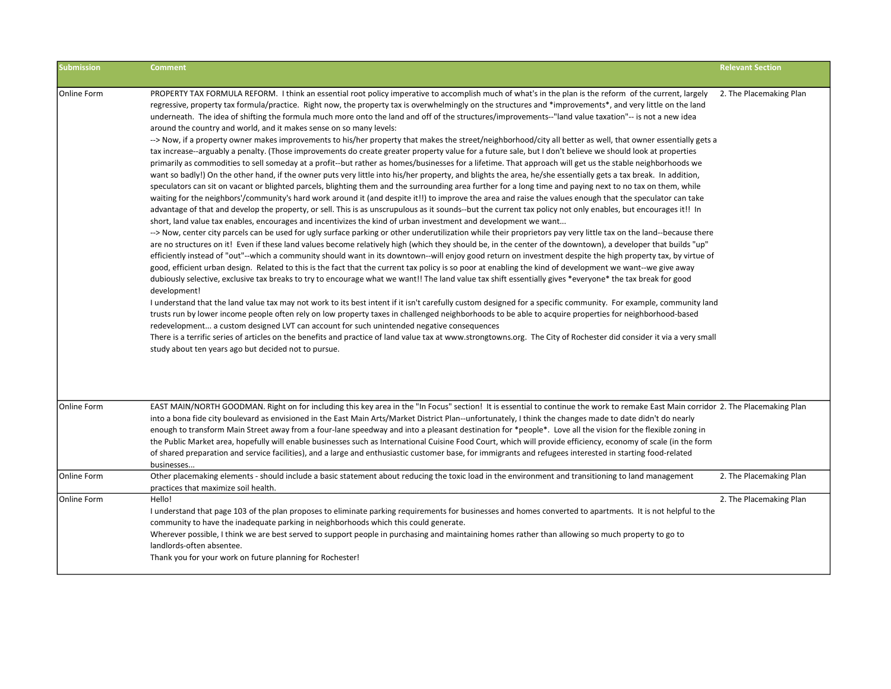| Submission | Comment | Relevant Section |
|---|---|---|
| Online Form | PROPERTY TAX FORMULA REFORM. I think an essential root policy imperative to accomplish much of what's in the plan is the reform of the current, largely regressive, property tax formula/practice. Right now, the property tax is overwhelmingly on the structures and *improvements*, and very little on the land underneath. The idea of shifting the formula much more onto the land and off of the structures/improvements--"land value taxation"-- is not a new idea around the country and world, and it makes sense on so many levels:<br>--> Now, if a property owner makes improvements to his/her property that makes the street/neighborhood/city all better as well, that owner essentially gets a tax increase--arguably a penalty. (Those improvements do create greater property value for a future sale, but I don't believe we should look at properties primarily as commodities to sell someday at a profit--but rather as homes/businesses for a lifetime. That approach will get us the stable neighborhoods we want so badly!) On the other hand, if the owner puts very little into his/her property, and blights the area, he/she essentially gets a tax break. In addition, speculators can sit on vacant or blighted parcels, blighting them and the surrounding area further for a long time and paying next to no tax on them, while waiting for the neighbors'/community's hard work around it (and despite it!!) to improve the area and raise the values enough that the speculator can take advantage of that and develop the property, or sell. This is as unscrupulous as it sounds--but the current tax policy not only enables, but encourages it!! In short, land value tax enables, encourages and incentivizes the kind of urban investment and development we want...<br>--> Now, center city parcels can be used for ugly surface parking or other underutilization while their proprietors pay very little tax on the land--because there are no structures on it! Even if these land values become relatively high (which they should be, in the center of the downtown), a developer that builds "up" efficiently instead of "out"--which a community should want in its downtown--will enjoy good return on investment despite the high property tax, by virtue of good, efficient urban design. Related to this is the fact that the current tax policy is so poor at enabling the kind of development we want--we give away dubiously selective, exclusive tax breaks to try to encourage what we want!! The land value tax shift essentially gives *everyone* the tax break for good development!<br>I understand that the land value tax may not work to its best intent if it isn't carefully custom designed for a specific community. For example, community land trusts run by lower income people often rely on low property taxes in challenged neighborhoods to be able to acquire properties for neighborhood-based redevelopment... a custom designed LVT can account for such unintended negative consequences<br>There is a terrific series of articles on the benefits and practice of land value tax at www.strongtowns.org. The City of Rochester did consider it via a very small study about ten years ago but decided not to pursue. | 2. The Placemaking Plan |
| Online Form | EAST MAIN/NORTH GOODMAN. Right on for including this key area in the "In Focus" section! It is essential to continue the work to remake East Main corridor into a bona fide city boulevard as envisioned in the East Main Arts/Market District Plan--unfortunately, I think the changes made to date didn't do nearly enough to transform Main Street away from a four-lane speedway and into a pleasant destination for *people*. Love all the vision for the flexible zoning in the Public Market area, hopefully will enable businesses such as International Cuisine Food Court, which will provide efficiency, economy of scale (in the form of shared preparation and service facilities), and a large and enthusiastic customer base, for immigrants and refugees interested in starting food-related businesses... | 2. The Placemaking Plan |
| Online Form | Other placemaking elements - should include a basic statement about reducing the toxic load in the environment and transitioning to land management practices that maximize soil health. | 2. The Placemaking Plan |
| Online Form | Hello!<br>I understand that page 103 of the plan proposes to eliminate parking requirements for businesses and homes converted to apartments. It is not helpful to the community to have the inadequate parking in neighborhoods which this could generate.<br>Wherever possible, I think we are best served to support people in purchasing and maintaining homes rather than allowing so much property to go to landlords-often absentee.<br>Thank you for your work on future planning for Rochester! | 2. The Placemaking Plan |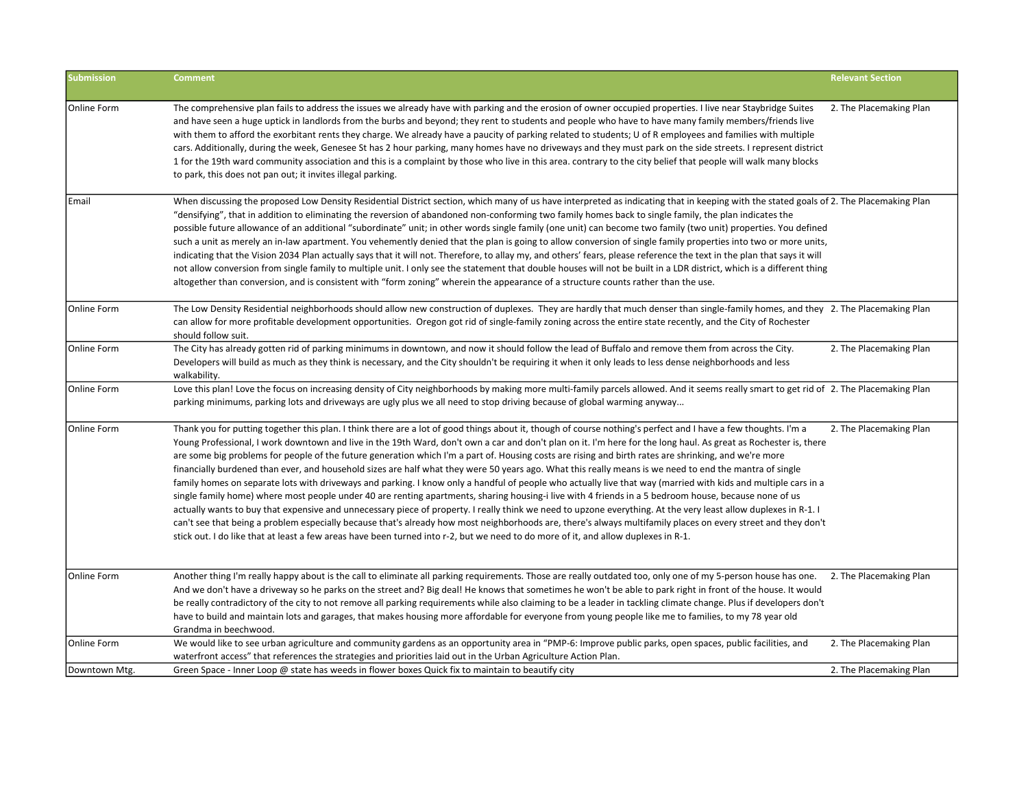| Submission | Comment | Relevant Section |
|---|---|---|
| Online Form | The comprehensive plan fails to address the issues we already have with parking and the erosion of owner occupied properties. I live near Staybridge Suites and have seen a huge uptick in landlords from the burbs and beyond; they rent to students and people who have to have many family members/friends live with them to afford the exorbitant rents they charge. We already have a paucity of parking related to students; U of R employees and families with multiple cars. Additionally, during the week, Genesee St has 2 hour parking, many homes have no driveways and they must park on the side streets. I represent district 1 for the 19th ward community association and this is a complaint by those who live in this area. contrary to the city belief that people will walk many blocks to park, this does not pan out; it invites illegal parking. | 2. The Placemaking Plan |
| Email | When discussing the proposed Low Density Residential District section, which many of us have interpreted as indicating that in keeping with the stated goals of "densifying", that in addition to eliminating the reversion of abandoned non-conforming two family homes back to single family, the plan indicates the possible future allowance of an additional "subordinate" unit; in other words single family (one unit) can become two family (two unit) properties. You defined such a unit as merely an in-law apartment. You vehemently denied that the plan is going to allow conversion of single family properties into two or more units, indicating that the Vision 2034 Plan actually says that it will not. Therefore, to allay my, and others' fears, please reference the text in the plan that says it will not allow conversion from single family to multiple unit. I only see the statement that double houses will not be built in a LDR district, which is a different thing altogether than conversion, and is consistent with "form zoning" wherein the appearance of a structure counts rather than the use. | 2. The Placemaking Plan |
| Online Form | The Low Density Residential neighborhoods should allow new construction of duplexes. They are hardly that much denser than single-family homes, and they can allow for more profitable development opportunities. Oregon got rid of single-family zoning across the entire state recently, and the City of Rochester should follow suit. | 2. The Placemaking Plan |
| Online Form | The City has already gotten rid of parking minimums in downtown, and now it should follow the lead of Buffalo and remove them from across the City. Developers will build as much as they think is necessary, and the City shouldn't be requiring it when it only leads to less dense neighborhoods and less walkability. | 2. The Placemaking Plan |
| Online Form | Love this plan! Love the focus on increasing density of City neighborhoods by making more multi-family parcels allowed. And it seems really smart to get rid of parking minimums, parking lots and driveways are ugly plus we all need to stop driving because of global warming anyway... | 2. The Placemaking Plan |
| Online Form | Thank you for putting together this plan. I think there are a lot of good things about it, though of course nothing's perfect and I have a few thoughts. I'm a Young Professional, I work downtown and live in the 19th Ward, don't own a car and don't plan on it. I'm here for the long haul. As great as Rochester is, there are some big problems for people of the future generation which I'm a part of. Housing costs are rising and birth rates are shrinking, and we're more financially burdened than ever, and household sizes are half what they were 50 years ago. What this really means is we need to end the mantra of single family homes on separate lots with driveways and parking. I know only a handful of people who actually live that way (married with kids and multiple cars in a single family home) where most people under 40 are renting apartments, sharing housing-i live with 4 friends in a 5 bedroom house, because none of us actually wants to buy that expensive and unnecessary piece of property. I really think we need to upzone everything. At the very least allow duplexes in R-1. I can't see that being a problem especially because that's already how most neighborhoods are, there's always multifamily places on every street and they don't stick out. I do like that at least a few areas have been turned into r-2, but we need to do more of it, and allow duplexes in R-1. | 2. The Placemaking Plan |
| Online Form | Another thing I'm really happy about is the call to eliminate all parking requirements. Those are really outdated too, only one of my 5-person house has one. And we don't have a driveway so he parks on the street and? Big deal! He knows that sometimes he won't be able to park right in front of the house. It would be really contradictory of the city to not remove all parking requirements while also claiming to be a leader in tackling climate change. Plus if developers don't have to build and maintain lots and garages, that makes housing more affordable for everyone from young people like me to families, to my 78 year old Grandma in beechwood. | 2. The Placemaking Plan |
| Online Form | We would like to see urban agriculture and community gardens as an opportunity area in "PMP-6: Improve public parks, open spaces, public facilities, and waterfront access" that references the strategies and priorities laid out in the Urban Agriculture Action Plan. | 2. The Placemaking Plan |
| Downtown Mtg. | Green Space - Inner Loop @ state has weeds in flower boxes Quick fix to maintain to beautify city | 2. The Placemaking Plan |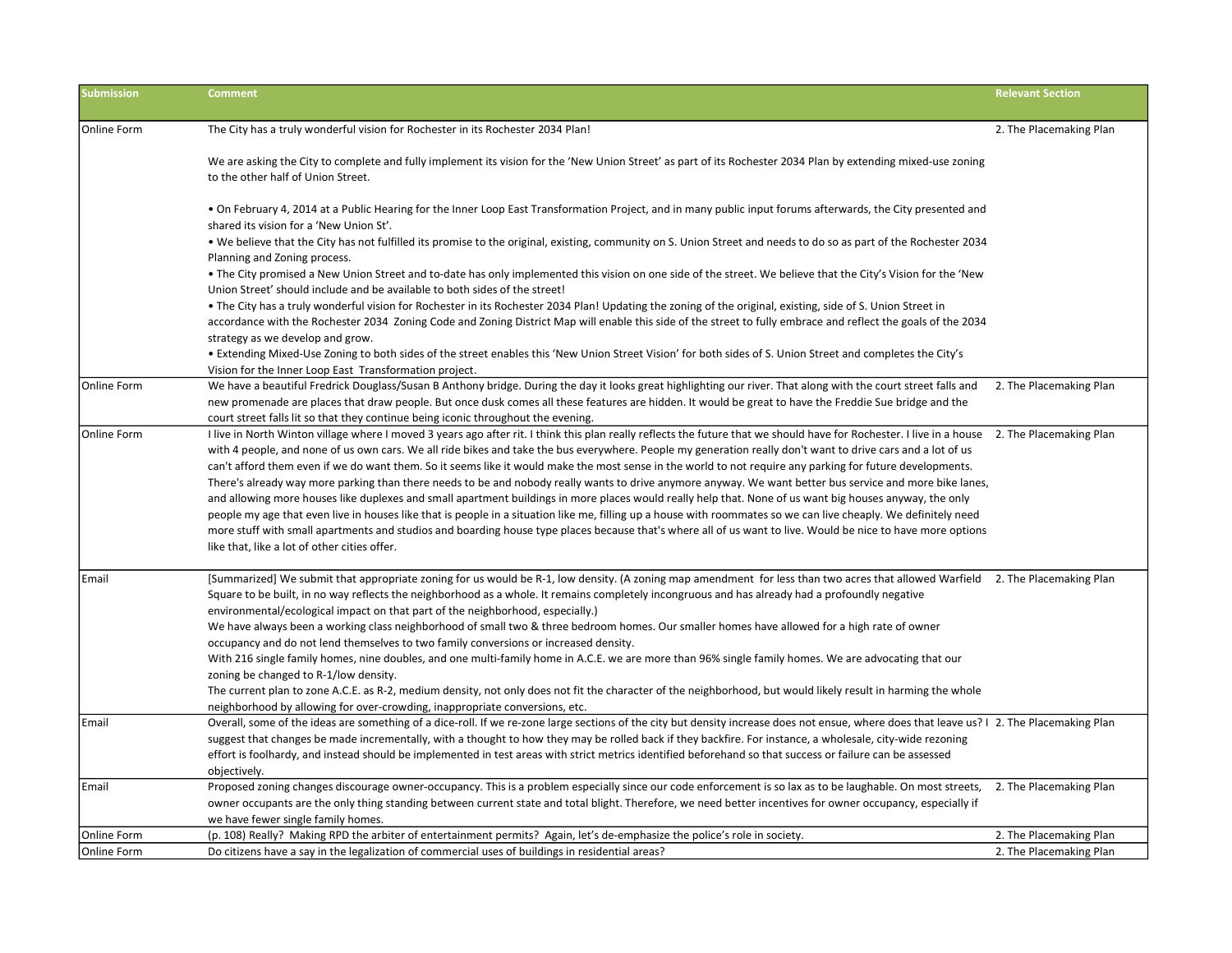| Submission | Comment | Relevant Section |
| --- | --- | --- |
| Online Form | The City has a truly wonderful vision for Rochester in its Rochester 2034 Plan!<br><br>We are asking the City to complete and fully implement its vision for the 'New Union Street' as part of its Rochester 2034 Plan by extending mixed-use zoning to the other half of Union Street.<br><br>• On February 4, 2014 at a Public Hearing for the Inner Loop East Transformation Project, and in many public input forums afterwards, the City presented and shared its vision for a 'New Union St'.<br>• We believe that the City has not fulfilled its promise to the original, existing, community on S. Union Street and needs to do so as part of the Rochester 2034 Planning and Zoning process.<br>• The City promised a New Union Street and to-date has only implemented this vision on one side of the street. We believe that the City's Vision for the 'New Union Street' should include and be available to both sides of the street!<br>• The City has a truly wonderful vision for Rochester in its Rochester 2034 Plan! Updating the zoning of the original, existing, side of S. Union Street in accordance with the Rochester 2034 Zoning Code and Zoning District Map will enable this side of the street to fully embrace and reflect the goals of the 2034 strategy as we develop and grow.<br>• Extending Mixed-Use Zoning to both sides of the street enables this 'New Union Street Vision' for both sides of S. Union Street and completes the City's Vision for the Inner Loop East Transformation project. | 2. The Placemaking Plan |
| Online Form | We have a beautiful Fredrick Douglass/Susan B Anthony bridge. During the day it looks great highlighting our river. That along with the court street falls and new promenade are places that draw people. But once dusk comes all these features are hidden. It would be great to have the Freddie Sue bridge and the court street falls lit so that they continue being iconic throughout the evening. | 2. The Placemaking Plan |
| Online Form | I live in North Winton village where I moved 3 years ago after rit. I think this plan really reflects the future that we should have for Rochester. I live in a house with 4 people, and none of us own cars. We all ride bikes and take the bus everywhere. People my generation really don't want to drive cars and a lot of us can't afford them even if we do want them. So it seems like it would make the most sense in the world to not require any parking for future developments. There's already way more parking than there needs to be and nobody really wants to drive anymore anyway. We want better bus service and more bike lanes, and allowing more houses like duplexes and small apartment buildings in more places would really help that. None of us want big houses anyway, the only people my age that even live in houses like that is people in a situation like me, filling up a house with roommates so we can live cheaply. We definitely need more stuff with small apartments and studios and boarding house type places because that's where all of us want to live. Would be nice to have more options like that, like a lot of other cities offer. | 2. The Placemaking Plan |
| Email | [Summarized] We submit that appropriate zoning for us would be R-1, low density. (A zoning map amendment for less than two acres that allowed Warfield Square to be built, in no way reflects the neighborhood as a whole. It remains completely incongruous and has already had a profoundly negative environmental/ecological impact on that part of the neighborhood, especially.)<br>We have always been a working class neighborhood of small two & three bedroom homes. Our smaller homes have allowed for a high rate of owner occupancy and do not lend themselves to two family conversions or increased density.<br>With 216 single family homes, nine doubles, and one multi-family home in A.C.E. we are more than 96% single family homes. We are advocating that our zoning be changed to R-1/low density.<br>The current plan to zone A.C.E. as R-2, medium density, not only does not fit the character of the neighborhood, but would likely result in harming the whole neighborhood by allowing for over-crowding, inappropriate conversions, etc. | 2. The Placemaking Plan |
| Email | Overall, some of the ideas are something of a dice-roll. If we re-zone large sections of the city but density increase does not ensue, where does that leave us? I suggest that changes be made incrementally, with a thought to how they may be rolled back if they backfire. For instance, a wholesale, city-wide rezoning effort is foolhardy, and instead should be implemented in test areas with strict metrics identified beforehand so that success or failure can be assessed objectively. | 2. The Placemaking Plan |
| Email | Proposed zoning changes discourage owner-occupancy. This is a problem especially since our code enforcement is so lax as to be laughable. On most streets, owner occupants are the only thing standing between current state and total blight. Therefore, we need better incentives for owner occupancy, especially if we have fewer single family homes. | 2. The Placemaking Plan |
| Online Form | (p. 108) Really? Making RPD the arbiter of entertainment permits? Again, let's de-emphasize the police's role in society. | 2. The Placemaking Plan |
| Online Form | Do citizens have a say in the legalization of commercial uses of buildings in residential areas? | 2. The Placemaking Plan |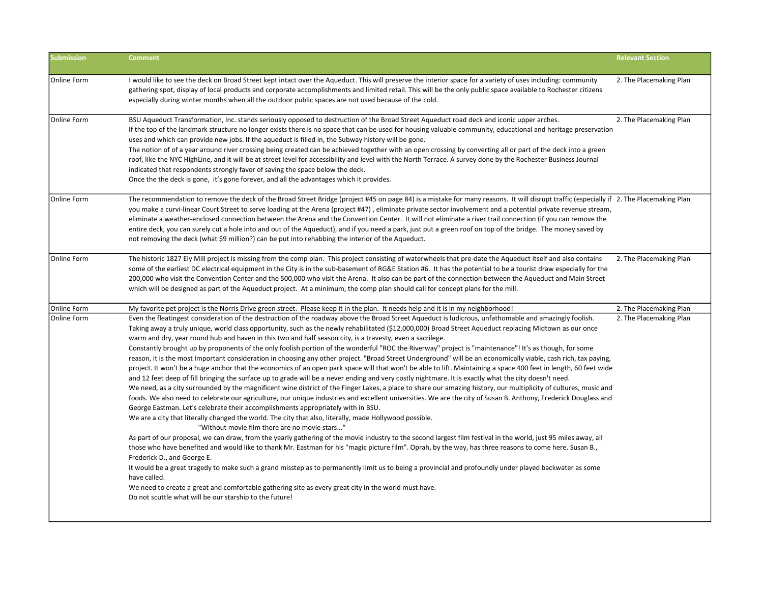| Submission | Comment | Relevant Section |
|---|---|---|
| Online Form | I would like to see the deck on Broad Street kept intact over the Aqueduct. This will preserve the interior space for a variety of uses including: community gathering spot, display of local products and corporate accomplishments and limited retail. This will be the only public space available to Rochester citizens especially during winter months when all the outdoor public spaces are not used because of the cold. | 2. The Placemaking Plan |
| Online Form | BSU Aqueduct Transformation, Inc. stands seriously opposed to destruction of the Broad Street Aqueduct road deck and iconic upper arches.<br>If the top of the landmark structure no longer exists there is no space that can be used for housing valuable community, educational and heritage preservation uses and which can provide new jobs. If the aqueduct is filled in, the Subway history will be gone.<br>The notion of of a year around river crossing being created can be achieved together with an open crossing by converting all or part of the deck into a green roof, like the NYC HighLine, and it will be at street level for accessibility and level with the North Terrace. A survey done by the Rochester Business Journal indicated that respondents strongly favor of saving the space below the deck.<br>Once the the deck is gone, it's gone forever, and all the advantages which it provides. | 2. The Placemaking Plan |
| Online Form | The recommendation to remove the deck of the Broad Street Bridge (project #45 on page 84) is a mistake for many reasons. It will disrupt traffic (especially if you make a curvi-linear Court Street to serve loading at the Arena (project #47) , eliminate private sector involvement and a potential private revenue stream, eliminate a weather-enclosed connection between the Arena and the Convention Center. It will not eliminate a river trail connection (if you can remove the entire deck, you can surely cut a hole into and out of the Aqueduct), and if you need a park, just put a green roof on top of the bridge. The money saved by not removing the deck (what $9 million?) can be put into rehabbing the interior of the Aqueduct. | 2. The Placemaking Plan |
| Online Form | The historic 1827 Ely Mill project is missing from the comp plan. This project consisting of waterwheels that pre-date the Aqueduct itself and also contains some of the earliest DC electrical equipment in the City is in the sub-basement of RG&E Station #6. It has the potential to be a tourist draw especially for the 200,000 who visit the Convention Center and the 500,000 who visit the Arena. It also can be part of the connection between the Aqueduct and Main Street which will be designed as part of the Aqueduct project. At a minimum, the comp plan should call for concept plans for the mill. | 2. The Placemaking Plan |
| Online Form | My favorite pet project is the Norris Drive green street. Please keep it in the plan. It needs help and it is in my neighborhood! | 2. The Placemaking Plan |
| Online Form | Even the fleatingest consideration of the destruction of the roadway above the Broad Street Aqueduct is ludicrous, unfathomable and amazingly foolish. Taking away a truly unique, world class opportunity, such as the newly rehabilitated ($12,000,000) Broad Street Aqueduct replacing Midtown as our once warm and dry, year round hub and haven in this two and half season city, is a travesty, even a sacrilege.<br>Constantly brought up by proponents of the only foolish portion of the wonderful "ROC the Riverway" project is "maintenance"! It's as though, for some reason, it is the most Important consideration in choosing any other project. "Broad Street Underground" will be an economically viable, cash rich, tax paying, project. It won't be a huge anchor that the economics of an open park space will that won't be able to lift. Maintaining a space 400 feet in length, 60 feet wide and 12 feet deep of fill bringing the surface up to grade will be a never ending and very costly nightmare. It is exactly what the city doesn't need.<br>We need, as a city surrounded by the magnificent wine district of the Finger Lakes, a place to share our amazing history, our multiplicity of cultures, music and foods. We also need to celebrate our agriculture, our unique industries and excellent universities. We are the city of Susan B. Anthony, Frederick Douglass and George Eastman. Let's celebrate their accomplishments appropriately with in BSU.<br>We are a city that literally changed the world. The city that also, literally, made Hollywood possible.<br>"Without movie film there are no movie stars..."<br>As part of our proposal, we can draw, from the yearly gathering of the movie industry to the second largest film festival in the world, just 95 miles away, all those who have benefited and would like to thank Mr. Eastman for his "magic picture film". Oprah, by the way, has three reasons to come here. Susan B., Frederick D., and George E.<br>It would be a great tragedy to make such a grand misstep as to permanently limit us to being a provincial and profoundly under played backwater as some have called.<br>We need to create a great and comfortable gathering site as every great city in the world must have.<br>Do not scuttle what will be our starship to the future! | 2. The Placemaking Plan |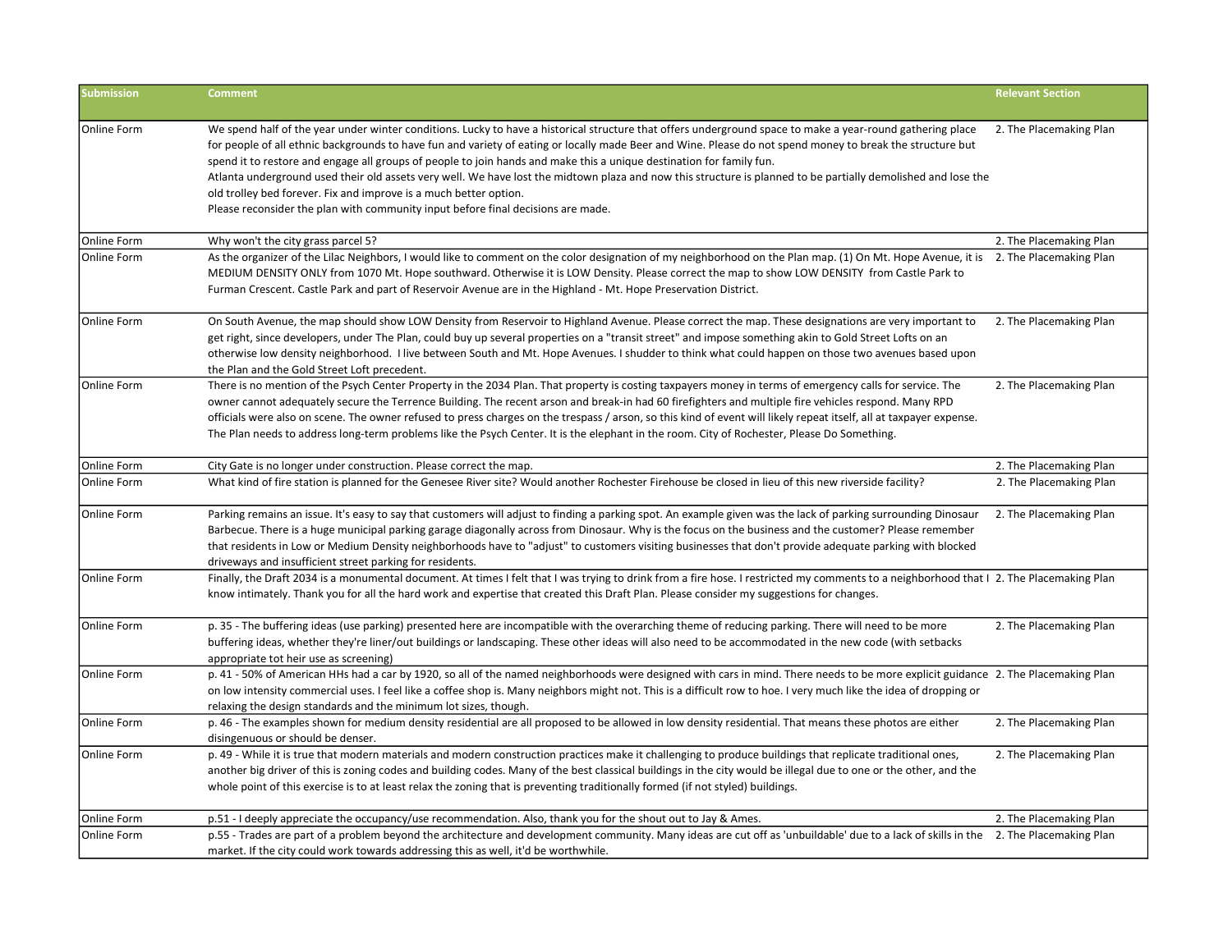| Submission | Comment | Relevant Section |
| --- | --- | --- |
| Online Form | We spend half of the year under winter conditions. Lucky to have a historical structure that offers underground space to make a year-round gathering place for people of all ethnic backgrounds to have fun and variety of eating or locally made Beer and Wine. Please do not spend money to break the structure but spend it to restore and engage all groups of people to join hands and make this a unique destination for family fun.<br>Atlanta underground used their old assets very well. We have lost the midtown plaza and now this structure is planned to be partially demolished and lose the old trolley bed forever. Fix and improve is a much better option.<br>Please reconsider the plan with community input before final decisions are made. | 2. The Placemaking Plan |
| Online Form | Why won't the city grass parcel 5? | 2. The Placemaking Plan |
| Online Form | As the organizer of the Lilac Neighbors, I would like to comment on the color designation of my neighborhood on the Plan map. (1) On Mt. Hope Avenue, it is MEDIUM DENSITY ONLY from 1070 Mt. Hope southward. Otherwise it is LOW Density. Please correct the map to show LOW DENSITY from Castle Park to Furman Crescent. Castle Park and part of Reservoir Avenue are in the Highland - Mt. Hope Preservation District. | 2. The Placemaking Plan |
| Online Form | On South Avenue, the map should show LOW Density from Reservoir to Highland Avenue. Please correct the map. These designations are very important to get right, since developers, under The Plan, could buy up several properties on a "transit street" and impose something akin to Gold Street Lofts on an otherwise low density neighborhood. I live between South and Mt. Hope Avenues. I shudder to think what could happen on those two avenues based upon the Plan and the Gold Street Loft precedent. | 2. The Placemaking Plan |
| Online Form | There is no mention of the Psych Center Property in the 2034 Plan. That property is costing taxpayers money in terms of emergency calls for service. The owner cannot adequately secure the Terrence Building. The recent arson and break-in had 60 firefighters and multiple fire vehicles respond. Many RPD officials were also on scene. The owner refused to press charges on the trespass / arson, so this kind of event will likely repeat itself, all at taxpayer expense. The Plan needs to address long-term problems like the Psych Center. It is the elephant in the room. City of Rochester, Please Do Something. | 2. The Placemaking Plan |
| Online Form | City Gate is no longer under construction. Please correct the map. | 2. The Placemaking Plan |
| Online Form | What kind of fire station is planned for the Genesee River site? Would another Rochester Firehouse be closed in lieu of this new riverside facility? | 2. The Placemaking Plan |
| Online Form | Parking remains an issue. It's easy to say that customers will adjust to finding a parking spot. An example given was the lack of parking surrounding Dinosaur Barbecue. There is a huge municipal parking garage diagonally across from Dinosaur. Why is the focus on the business and the customer? Please remember that residents in Low or Medium Density neighborhoods have to "adjust" to customers visiting businesses that don't provide adequate parking with blocked driveways and insufficient street parking for residents. | 2. The Placemaking Plan |
| Online Form | Finally, the Draft 2034 is a monumental document. At times I felt that I was trying to drink from a fire hose. I restricted my comments to a neighborhood that I know intimately. Thank you for all the hard work and expertise that created this Draft Plan. Please consider my suggestions for changes. | 2. The Placemaking Plan |
| Online Form | p. 35 - The buffering ideas (use parking) presented here are incompatible with the overarching theme of reducing parking. There will need to be more buffering ideas, whether they're liner/out buildings or landscaping. These other ideas will also need to be accommodated in the new code (with setbacks appropriate tot heir use as screening) | 2. The Placemaking Plan |
| Online Form | p. 41 - 50% of American HHs had a car by 1920, so all of the named neighborhoods were designed with cars in mind. There needs to be more explicit guidance on low intensity commercial uses. I feel like a coffee shop is. Many neighbors might not. This is a difficult row to hoe. I very much like the idea of dropping or relaxing the design standards and the minimum lot sizes, though. | 2. The Placemaking Plan |
| Online Form | p. 46 - The examples shown for medium density residential are all proposed to be allowed in low density residential. That means these photos are either disingenuous or should be denser. | 2. The Placemaking Plan |
| Online Form | p. 49 - While it is true that modern materials and modern construction practices make it challenging to produce buildings that replicate traditional ones, another big driver of this is zoning codes and building codes. Many of the best classical buildings in the city would be illegal due to one or the other, and the whole point of this exercise is to at least relax the zoning that is preventing traditionally formed (if not styled) buildings. | 2. The Placemaking Plan |
| Online Form | p.51 - I deeply appreciate the occupancy/use recommendation. Also, thank you for the shout out to Jay & Ames. | 2. The Placemaking Plan |
| Online Form | p.55 - Trades are part of a problem beyond the architecture and development community. Many ideas are cut off as 'unbuildable' due to a lack of skills in the market. If the city could work towards addressing this as well, it'd be worthwhile. | 2. The Placemaking Plan |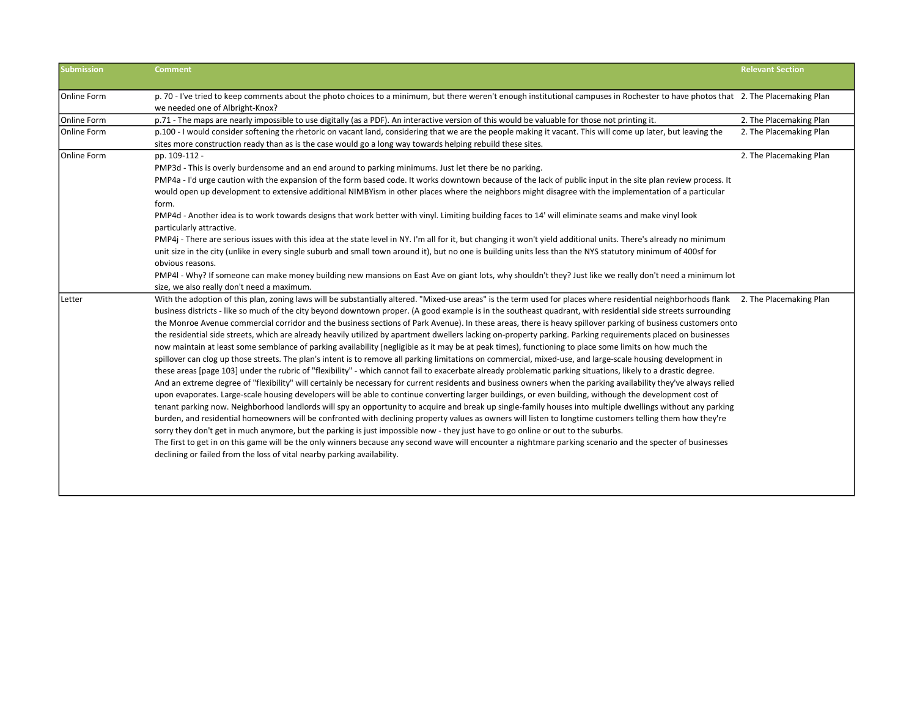| Submission | Comment | Relevant Section |
|---|---|---|
| Online Form | p. 70 - I've tried to keep comments about the photo choices to a minimum, but there weren't enough institutional campuses in Rochester to have photos that we needed one of Albright-Knox? | 2. The Placemaking Plan |
| Online Form | p.71 - The maps are nearly impossible to use digitally (as a PDF). An interactive version of this would be valuable for those not printing it. | 2. The Placemaking Plan |
| Online Form | p.100 - I would consider softening the rhetoric on vacant land, considering that we are the people making it vacant. This will come up later, but leaving the sites more construction ready than as is the case would go a long way towards helping rebuild these sites. | 2. The Placemaking Plan |
| Online Form | pp. 109-112 -<br>PMP3d - This is overly burdensome and an end around to parking minimums. Just let there be no parking.<br>PMP4a - I'd urge caution with the expansion of the form based code. It works downtown because of the lack of public input in the site plan review process. It would open up development to extensive additional NIMBYism in other places where the neighbors might disagree with the implementation of a particular form.<br>PMP4d - Another idea is to work towards designs that work better with vinyl. Limiting building faces to 14' will eliminate seams and make vinyl look particularly attractive.<br>PMP4j - There are serious issues with this idea at the state level in NY. I'm all for it, but changing it won't yield additional units. There's already no minimum unit size in the city (unlike in every single suburb and small town around it), but no one is building units less than the NYS statutory minimum of 400sf for obvious reasons.<br>PMP4l - Why? If someone can make money building new mansions on East Ave on giant lots, why shouldn't they? Just like we really don't need a minimum lot size, we also really don't need a maximum. | 2. The Placemaking Plan |
| Letter | With the adoption of this plan, zoning laws will be substantially altered. "Mixed-use areas" is the term used for places where residential neighborhoods flank business districts - like so much of the city beyond downtown proper. (A good example is in the southeast quadrant, with residential side streets surrounding the Monroe Avenue commercial corridor and the business sections of Park Avenue). In these areas, there is heavy spillover parking of business customers onto the residential side streets, which are already heavily utilized by apartment dwellers lacking on-property parking. Parking requirements placed on businesses now maintain at least some semblance of parking availability (negligible as it may be at peak times), functioning to place some limits on how much the spillover can clog up those streets. The plan's intent is to remove all parking limitations on commercial, mixed-use, and large-scale housing development in these areas [page 103] under the rubric of "flexibility" - which cannot fail to exacerbate already problematic parking situations, likely to a drastic degree.<br>And an extreme degree of "flexibility" will certainly be necessary for current residents and business owners when the parking availability they've always relied upon evaporates. Large-scale housing developers will be able to continue converting larger buildings, or even building, withough the development cost of tenant parking now. Neighborhood landlords will spy an opportunity to acquire and break up single-family houses into multiple dwellings without any parking burden, and residential homeowners will be confronted with declining property values as owners will listen to longtime customers telling them how they're sorry they don't get in much anymore, but the parking is just impossible now - they just have to go online or out to the suburbs.<br>The first to get in on this game will be the only winners because any second wave will encounter a nightmare parking scenario and the specter of businesses declining or failed from the loss of vital nearby parking availability. | 2. The Placemaking Plan |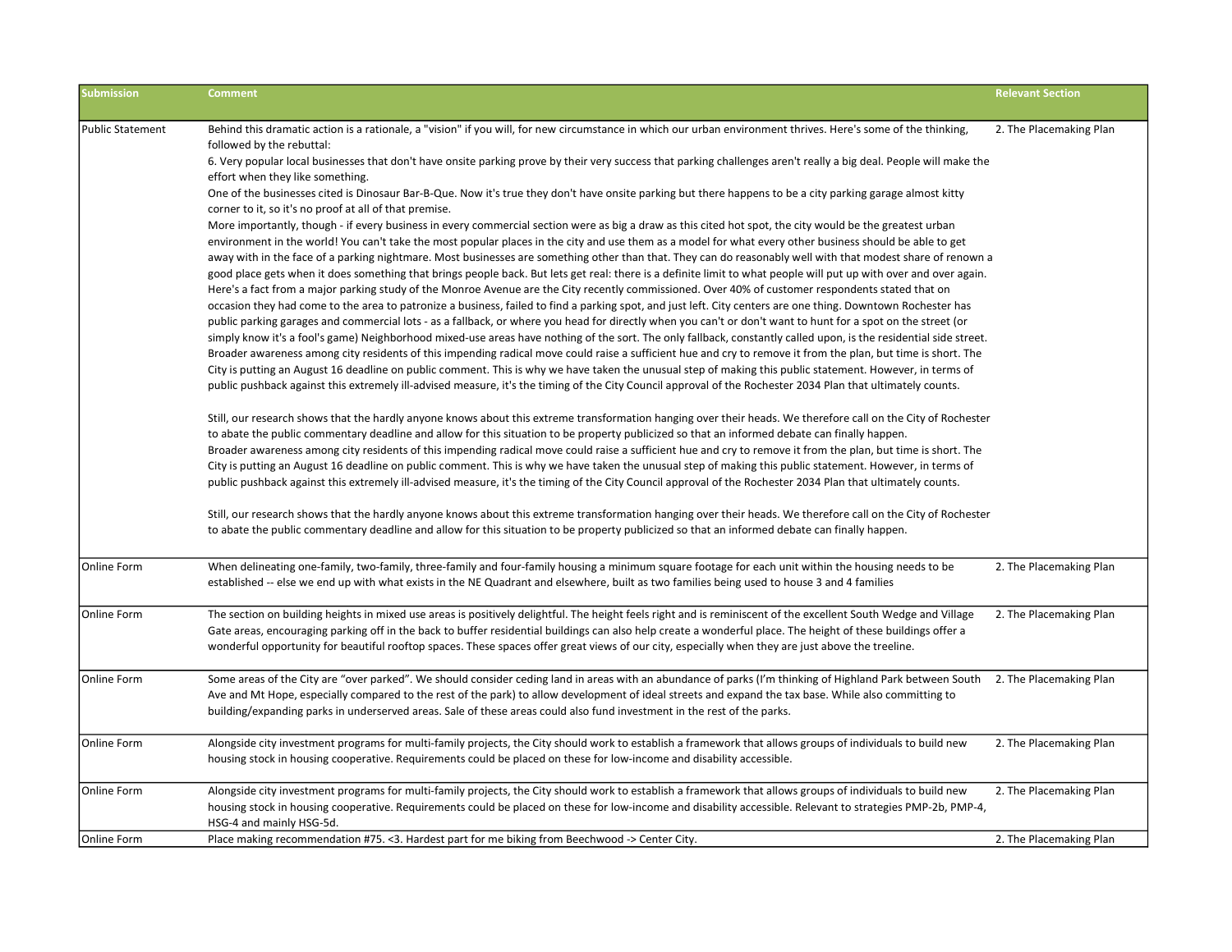| Submission | Comment | Relevant Section |
| --- | --- | --- |
| Public Statement | Behind this dramatic action is a rationale, a "vision" if you will, for new circumstance in which our urban environment thrives. Here's some of the thinking, followed by the rebuttal:<br>6. Very popular local businesses that don't have onsite parking prove by their very success that parking challenges aren't really a big deal. People will make the effort when they like something.<br>One of the businesses cited is Dinosaur Bar-B-Que. Now it's true they don't have onsite parking but there happens to be a city parking garage almost kitty corner to it, so it's no proof at all of that premise.<br>More importantly, though - if every business in every commercial section were as big a draw as this cited hot spot, the city would be the greatest urban environment in the world! You can't take the most popular places in the city and use them as a model for what every other business should be able to get away with in the face of a parking nightmare. Most businesses are something other than that. They can do reasonably well with that modest share of renown a good place gets when it does something that brings people back. But lets get real: there is a definite limit to what people will put up with over and over again. Here's a fact from a major parking study of the Monroe Avenue are the City recently commissioned. Over 40% of customer respondents stated that on occasion they had come to the area to patronize a business, failed to find a parking spot, and just left. City centers are one thing. Downtown Rochester has public parking garages and commercial lots - as a fallback, or where you head for directly when you can't or don't want to hunt for a spot on the street (or simply know it's a fool's game) Neighborhood mixed-use areas have nothing of the sort. The only fallback, constantly called upon, is the residential side street. Broader awareness among city residents of this impending radical move could raise a sufficient hue and cry to remove it from the plan, but time is short. The City is putting an August 16 deadline on public comment. This is why we have taken the unusual step of making this public statement. However, in terms of public pushback against this extremely ill-advised measure, it's the timing of the City Council approval of the Rochester 2034 Plan that ultimately counts.<br><br>Still, our research shows that the hardly anyone knows about this extreme transformation hanging over their heads. We therefore call on the City of Rochester to abate the public commentary deadline and allow for this situation to be property publicized so that an informed debate can finally happen.<br>Broader awareness among city residents of this impending radical move could raise a sufficient hue and cry to remove it from the plan, but time is short. The City is putting an August 16 deadline on public comment. This is why we have taken the unusual step of making this public statement. However, in terms of public pushback against this extremely ill-advised measure, it's the timing of the City Council approval of the Rochester 2034 Plan that ultimately counts.<br><br>Still, our research shows that the hardly anyone knows about this extreme transformation hanging over their heads. We therefore call on the City of Rochester to abate the public commentary deadline and allow for this situation to be property publicized so that an informed debate can finally happen. | 2. The Placemaking Plan |
| Online Form | When delineating one-family, two-family, three-family and four-family housing a minimum square footage for each unit within the housing needs to be established -- else we end up with what exists in the NE Quadrant and elsewhere, built as two families being used to house 3 and 4 families | 2. The Placemaking Plan |
| Online Form | The section on building heights in mixed use areas is positively delightful. The height feels right and is reminiscent of the excellent South Wedge and Village Gate areas, encouraging parking off in the back to buffer residential buildings can also help create a wonderful place. The height of these buildings offer a wonderful opportunity for beautiful rooftop spaces. These spaces offer great views of our city, especially when they are just above the treeline. | 2. The Placemaking Plan |
| Online Form | Some areas of the City are "over parked". We should consider ceding land in areas with an abundance of parks (I'm thinking of Highland Park between South Ave and Mt Hope, especially compared to the rest of the park) to allow development of ideal streets and expand the tax base. While also committing to building/expanding parks in underserved areas. Sale of these areas could also fund investment in the rest of the parks. | 2. The Placemaking Plan |
| Online Form | Alongside city investment programs for multi-family projects, the City should work to establish a framework that allows groups of individuals to build new housing stock in housing cooperative. Requirements could be placed on these for low-income and disability accessible. | 2. The Placemaking Plan |
| Online Form | Alongside city investment programs for multi-family projects, the City should work to establish a framework that allows groups of individuals to build new housing stock in housing cooperative. Requirements could be placed on these for low-income and disability accessible. Relevant to strategies PMP-2b, PMP-4, HSG-4 and mainly HSG-5d. | 2. The Placemaking Plan |
| Online Form | Place making recommendation #75. <3. Hardest part for me biking from Beechwood -> Center City. | 2. The Placemaking Plan |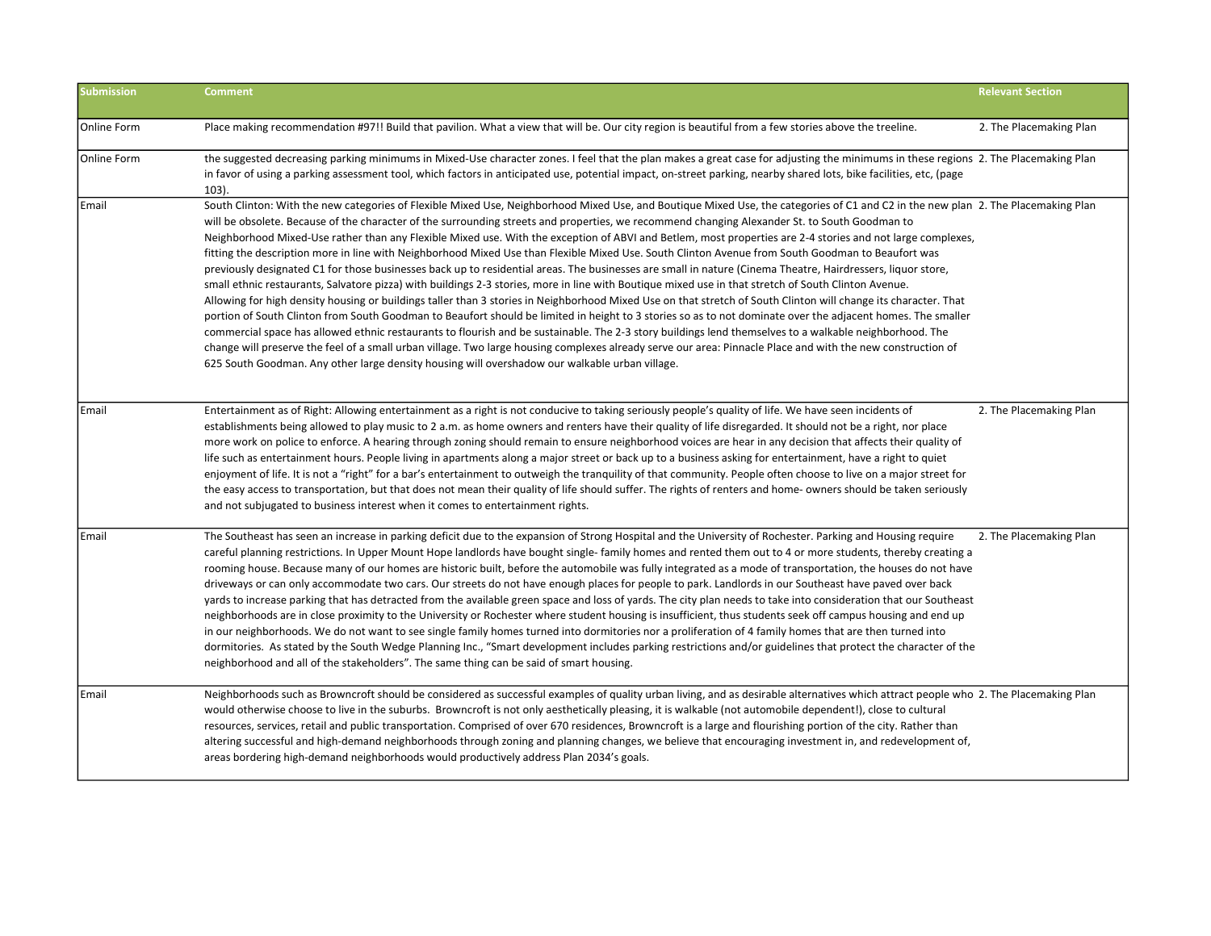| Submission | Comment | Relevant Section |
| --- | --- | --- |
| Online Form | Place making recommendation #97!! Build that pavilion. What a view that will be. Our city region is beautiful from a few stories above the treeline. | 2. The Placemaking Plan |
| Online Form | the suggested decreasing parking minimums in Mixed-Use character zones. I feel that the plan makes a great case for adjusting the minimums in these regions in favor of using a parking assessment tool, which factors in anticipated use, potential impact, on-street parking, nearby shared lots, bike facilities, etc, (page 103). | 2. The Placemaking Plan |
| Email | South Clinton: With the new categories of Flexible Mixed Use, Neighborhood Mixed Use, and Boutique Mixed Use, the categories of C1 and C2 in the new plan will be obsolete. Because of the character of the surrounding streets and properties, we recommend changing Alexander St. to South Goodman to Neighborhood Mixed-Use rather than any Flexible Mixed use. With the exception of ABVI and Betlem, most properties are 2-4 stories and not large complexes, fitting the description more in line with Neighborhood Mixed Use than Flexible Mixed Use. South Clinton Avenue from South Goodman to Beaufort was previously designated C1 for those businesses back up to residential areas. The businesses are small in nature (Cinema Theatre, Hairdressers, liquor store, small ethnic restaurants, Salvatore pizza) with buildings 2-3 stories, more in line with Boutique mixed use in that stretch of South Clinton Avenue. Allowing for high density housing or buildings taller than 3 stories in Neighborhood Mixed Use on that stretch of South Clinton will change its character. That portion of South Clinton from South Goodman to Beaufort should be limited in height to 3 stories so as to not dominate over the adjacent homes. The smaller commercial space has allowed ethnic restaurants to flourish and be sustainable. The 2-3 story buildings lend themselves to a walkable neighborhood. The change will preserve the feel of a small urban village. Two large housing complexes already serve our area: Pinnacle Place and with the new construction of 625 South Goodman. Any other large density housing will overshadow our walkable urban village. | 2. The Placemaking Plan |
| Email | Entertainment as of Right: Allowing entertainment as a right is not conducive to taking seriously people's quality of life. We have seen incidents of establishments being allowed to play music to 2 a.m. as home owners and renters have their quality of life disregarded. It should not be a right, nor place more work on police to enforce. A hearing through zoning should remain to ensure neighborhood voices are hear in any decision that affects their quality of life such as entertainment hours. People living in apartments along a major street or back up to a business asking for entertainment, have a right to quiet enjoyment of life. It is not a "right" for a bar's entertainment to outweigh the tranquility of that community. People often choose to live on a major street for the easy access to transportation, but that does not mean their quality of life should suffer. The rights of renters and home- owners should be taken seriously and not subjugated to business interest when it comes to entertainment rights. | 2. The Placemaking Plan |
| Email | The Southeast has seen an increase in parking deficit due to the expansion of Strong Hospital and the University of Rochester. Parking and Housing require careful planning restrictions. In Upper Mount Hope landlords have bought single- family homes and rented them out to 4 or more students, thereby creating a rooming house. Because many of our homes are historic built, before the automobile was fully integrated as a mode of transportation, the houses do not have driveways or can only accommodate two cars. Our streets do not have enough places for people to park. Landlords in our Southeast have paved over back yards to increase parking that has detracted from the available green space and loss of yards. The city plan needs to take into consideration that our Southeast neighborhoods are in close proximity to the University or Rochester where student housing is insufficient, thus students seek off campus housing and end up in our neighborhoods. We do not want to see single family homes turned into dormitories nor a proliferation of 4 family homes that are then turned into dormitories. As stated by the South Wedge Planning Inc., "Smart development includes parking restrictions and/or guidelines that protect the character of the neighborhood and all of the stakeholders". The same thing can be said of smart housing. | 2. The Placemaking Plan |
| Email | Neighborhoods such as Browncroft should be considered as successful examples of quality urban living, and as desirable alternatives which attract people who would otherwise choose to live in the suburbs. Browncroft is not only aesthetically pleasing, it is walkable (not automobile dependent!), close to cultural resources, services, retail and public transportation. Comprised of over 670 residences, Browncroft is a large and flourishing portion of the city. Rather than altering successful and high-demand neighborhoods through zoning and planning changes, we believe that encouraging investment in, and redevelopment of, areas bordering high-demand neighborhoods would productively address Plan 2034's goals. | 2. The Placemaking Plan |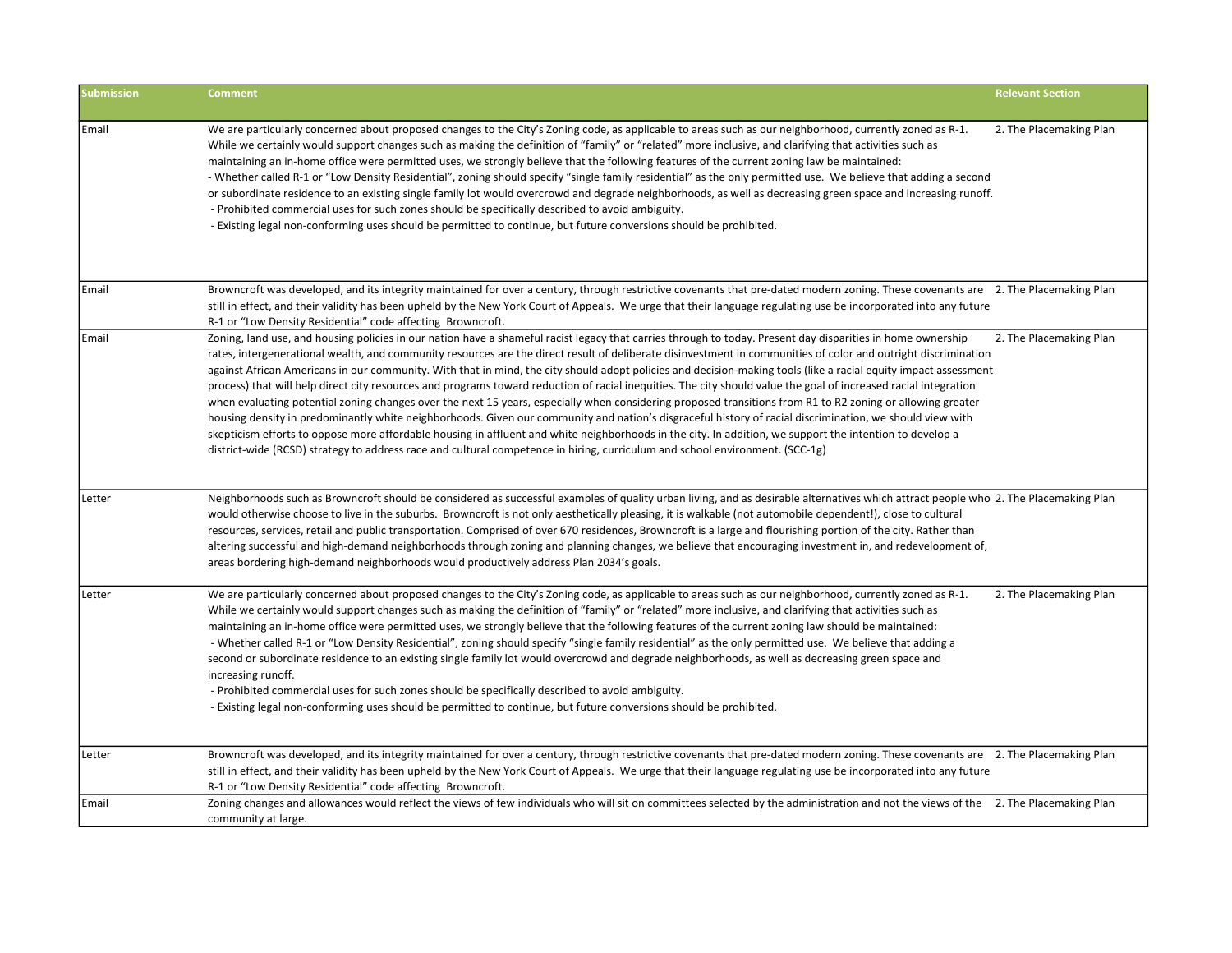| Submission | Comment | Relevant Section |
|---|---|---|
| Email | We are particularly concerned about proposed changes to the City's Zoning code, as applicable to areas such as our neighborhood, currently zoned as R-1. While we certainly would support changes such as making the definition of "family" or "related" more inclusive, and clarifying that activities such as maintaining an in-home office were permitted uses, we strongly believe that the following features of the current zoning law be maintained:<br>- Whether called R-1 or "Low Density Residential", zoning should specify "single family residential" as the only permitted use. We believe that adding a second or subordinate residence to an existing single family lot would overcrowd and degrade neighborhoods, as well as decreasing green space and increasing runoff.<br>- Prohibited commercial uses for such zones should be specifically described to avoid ambiguity.<br>- Existing legal non-conforming uses should be permitted to continue, but future conversions should be prohibited. | 2. The Placemaking Plan |
| Email | Browncroft was developed, and its integrity maintained for over a century, through restrictive covenants that pre-dated modern zoning. These covenants are still in effect, and their validity has been upheld by the New York Court of Appeals. We urge that their language regulating use be incorporated into any future R-1 or "Low Density Residential" code affecting Browncroft. | 2. The Placemaking Plan |
| Email | Zoning, land use, and housing policies in our nation have a shameful racist legacy that carries through to today. Present day disparities in home ownership rates, intergenerational wealth, and community resources are the direct result of deliberate disinvestment in communities of color and outright discrimination against African Americans in our community. With that in mind, the city should adopt policies and decision-making tools (like a racial equity impact assessment process) that will help direct city resources and programs toward reduction of racial inequities. The city should value the goal of increased racial integration when evaluating potential zoning changes over the next 15 years, especially when considering proposed transitions from R1 to R2 zoning or allowing greater housing density in predominantly white neighborhoods. Given our community and nation's disgraceful history of racial discrimination, we should view with skepticism efforts to oppose more affordable housing in affluent and white neighborhoods in the city. In addition, we support the intention to develop a district-wide (RCSD) strategy to address race and cultural competence in hiring, curriculum and school environment. (SCC-1g) | 2. The Placemaking Plan |
| Letter | Neighborhoods such as Browncroft should be considered as successful examples of quality urban living, and as desirable alternatives which attract people who would otherwise choose to live in the suburbs. Browncroft is not only aesthetically pleasing, it is walkable (not automobile dependent!), close to cultural resources, services, retail and public transportation. Comprised of over 670 residences, Browncroft is a large and flourishing portion of the city. Rather than altering successful and high-demand neighborhoods through zoning and planning changes, we believe that encouraging investment in, and redevelopment of, areas bordering high-demand neighborhoods would productively address Plan 2034's goals. | 2. The Placemaking Plan |
| Letter | We are particularly concerned about proposed changes to the City's Zoning code, as applicable to areas such as our neighborhood, currently zoned as R-1. While we certainly would support changes such as making the definition of "family" or "related" more inclusive, and clarifying that activities such as maintaining an in-home office were permitted uses, we strongly believe that the following features of the current zoning law should be maintained:<br>- Whether called R-1 or "Low Density Residential", zoning should specify "single family residential" as the only permitted use. We believe that adding a second or subordinate residence to an existing single family lot would overcrowd and degrade neighborhoods, as well as decreasing green space and increasing runoff.<br>- Prohibited commercial uses for such zones should be specifically described to avoid ambiguity.<br>- Existing legal non-conforming uses should be permitted to continue, but future conversions should be prohibited. | 2. The Placemaking Plan |
| Letter | Browncroft was developed, and its integrity maintained for over a century, through restrictive covenants that pre-dated modern zoning. These covenants are still in effect, and their validity has been upheld by the New York Court of Appeals. We urge that their language regulating use be incorporated into any future R-1 or "Low Density Residential" code affecting Browncroft. | 2. The Placemaking Plan |
| Email | Zoning changes and allowances would reflect the views of few individuals who will sit on committees selected by the administration and not the views of the community at large. | 2. The Placemaking Plan |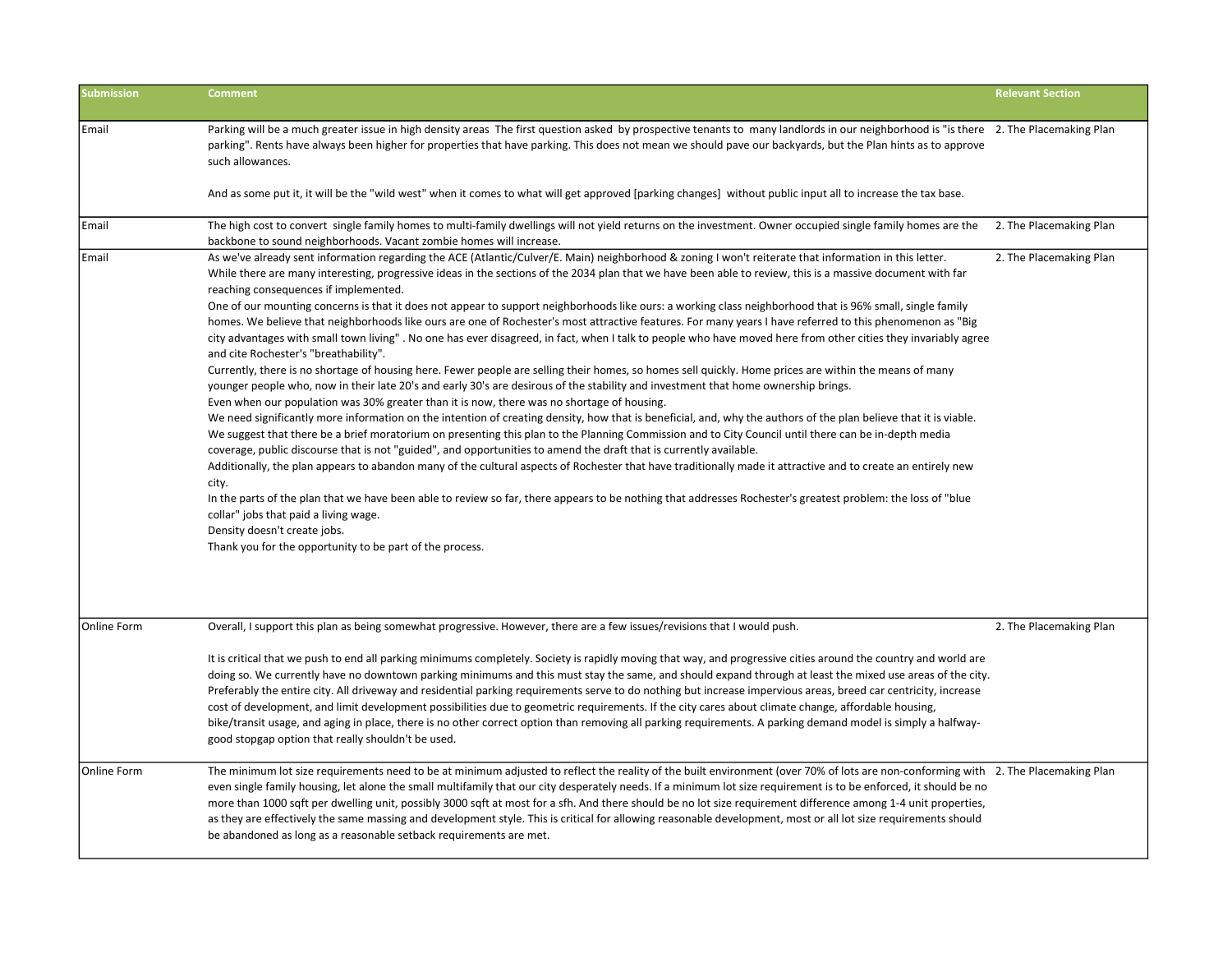| Submission | Comment | Relevant Section |
|---|---|---|
| Email | Parking will be a much greater issue in high density areas  The first question asked  by prospective tenants to  many landlords in our neighborhood is "is there parking". Rents have always been higher for properties that have parking. This does not mean we should pave our backyards, but the Plan hints as to approve such allowances.<br><br>And as some put it, it will be the "wild west" when it comes to what will get approved [parking changes]  without public input all to increase the tax base. | 2. The Placemaking Plan |
| Email | The high cost to convert  single family homes to multi-family dwellings will not yield returns on the investment. Owner occupied single family homes are the backbone to sound neighborhoods. Vacant zombie homes will increase. | 2. The Placemaking Plan |
| Email | As we've already sent information regarding the ACE (Atlantic/Culver/E. Main) neighborhood & zoning I won't reiterate that information in this letter.<br>While there are many interesting, progressive ideas in the sections of the 2034 plan that we have been able to review, this is a massive document with far reaching consequences if implemented.<br>One of our mounting concerns is that it does not appear to support neighborhoods like ours: a working class neighborhood that is 96% small, single family homes. We believe that neighborhoods like ours are one of Rochester's most attractive features. For many years I have referred to this phenomenon as "Big city advantages with small town living" . No one has ever disagreed, in fact, when I talk to people who have moved here from other cities they invariably agree and cite Rochester's "breathability".<br>Currently, there is no shortage of housing here. Fewer people are selling their homes, so homes sell quickly. Home prices are within the means of many younger people who, now in their late 20's and early 30's are desirous of the stability and investment that home ownership brings.<br>Even when our population was 30% greater than it is now, there was no shortage of housing.<br>We need significantly more information on the intention of creating density, how that is beneficial, and, why the authors of the plan believe that it is viable.<br>We suggest that there be a brief moratorium on presenting this plan to the Planning Commission and to City Council until there can be in-depth media coverage, public discourse that is not "guided", and opportunities to amend the draft that is currently available.<br>Additionally, the plan appears to abandon many of the cultural aspects of Rochester that have traditionally made it attractive and to create an entirely new city.<br>In the parts of the plan that we have been able to review so far, there appears to be nothing that addresses Rochester's greatest problem: the loss of "blue collar" jobs that paid a living wage.<br>Density doesn't create jobs.<br>Thank you for the opportunity to be part of the process. | 2. The Placemaking Plan |
| Online Form | Overall, I support this plan as being somewhat progressive. However, there are a few issues/revisions that I would push.<br><br>It is critical that we push to end all parking minimums completely. Society is rapidly moving that way, and progressive cities around the country and world are doing so. We currently have no downtown parking minimums and this must stay the same, and should expand through at least the mixed use areas of the city. Preferably the entire city. All driveway and residential parking requirements serve to do nothing but increase impervious areas, breed car centricity, increase cost of development, and limit development possibilities due to geometric requirements. If the city cares about climate change, affordable housing, bike/transit usage, and aging in place, there is no other correct option than removing all parking requirements. A parking demand model is simply a halfway-good stopgap option that really shouldn't be used. | 2. The Placemaking Plan |
| Online Form | The minimum lot size requirements need to be at minimum adjusted to reflect the reality of the built environment (over 70% of lots are non-conforming with even single family housing, let alone the small multifamily that our city desperately needs. If a minimum lot size requirement is to be enforced, it should be no more than 1000 sqft per dwelling unit, possibly 3000 sqft at most for a sfh. And there should be no lot size requirement difference among 1-4 unit properties, as they are effectively the same massing and development style. This is critical for allowing reasonable development, most or all lot size requirements should be abandoned as long as a reasonable setback requirements are met. | 2. The Placemaking Plan |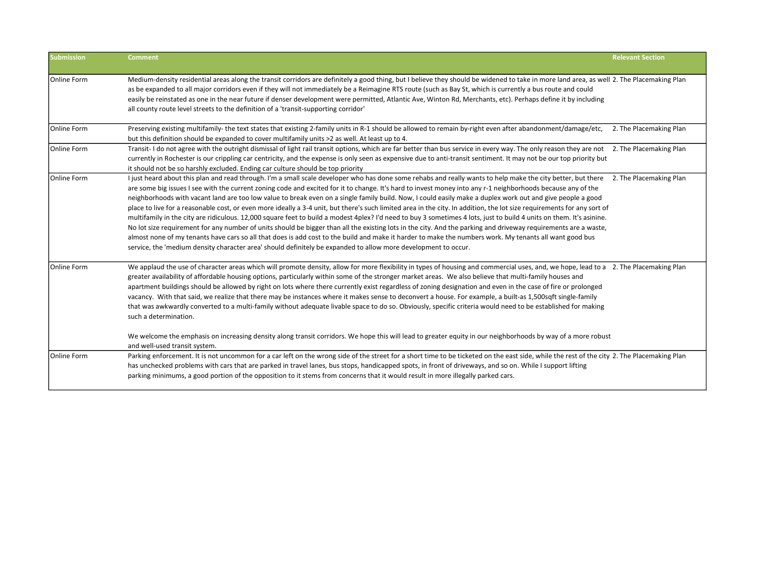| Submission | Comment | Relevant Section |
|---|---|---|
| Online Form | Medium-density residential areas along the transit corridors are definitely a good thing, but I believe they should be widened to take in more land area, as well as be expanded to all major corridors even if they will not immediately be a Reimagine RTS route (such as Bay St, which is currently a bus route and could easily be reinstated as one in the near future if denser development were permitted, Atlantic Ave, Winton Rd, Merchants, etc). Perhaps define it by including all county route level streets to the definition of a 'transit-supporting corridor' | 2. The Placemaking Plan |
| Online Form | Preserving existing multifamily- the text states that existing 2-family units in R-1 should be allowed to remain by-right even after abandonment/damage/etc, but this definition should be expanded to cover multifamily units >2 as well. At least up to 4. | 2. The Placemaking Plan |
| Online Form | Transit- I do not agree with the outright dismissal of light rail transit options, which are far better than bus service in every way. The only reason they are not currently in Rochester is our crippling car centricity, and the expense is only seen as expensive due to anti-transit sentiment. It may not be our top priority but it should not be so harshly excluded. Ending car culture should be top priority | 2. The Placemaking Plan |
| Online Form | I just heard about this plan and read through. I'm a small scale developer who has done some rehabs and really wants to help make the city better, but there are some big issues I see with the current zoning code and excited for it to change. It's hard to invest money into any r-1 neighborhoods because any of the neighborhoods with vacant land are too low value to break even on a single family build. Now, I could easily make a duplex work out and give people a good place to live for a reasonable cost, or even more ideally a 3-4 unit, but there's such limited area in the city. In addition, the lot size requirements for any sort of multifamily in the city are ridiculous. 12,000 square feet to build a modest 4plex? I'd need to buy 3 sometimes 4 lots, just to build 4 units on them. It's asinine. No lot size requirement for any number of units should be bigger than all the existing lots in the city. And the parking and driveway requirements are a waste, almost none of my tenants have cars so all that does is add cost to the build and make it harder to make the numbers work. My tenants all want good bus service, the 'medium density character area' should definitely be expanded to allow more development to occur. | 2. The Placemaking Plan |
| Online Form | We applaud the use of character areas which will promote density, allow for more flexibility in types of housing and commercial uses, and, we hope, lead to a greater availability of affordable housing options, particularly within some of the stronger market areas. We also believe that multi-family houses and apartment buildings should be allowed by right on lots where there currently exist regardless of zoning designation and even in the case of fire or prolonged vacancy. With that said, we realize that there may be instances where it makes sense to deconvert a house. For example, a built-as 1,500sqft single-family that was awkwardly converted to a multi-family without adequate livable space to do so. Obviously, specific criteria would need to be established for making such a determination.<br><br>We welcome the emphasis on increasing density along transit corridors. We hope this will lead to greater equity in our neighborhoods by way of a more robust and well-used transit system. | 2. The Placemaking Plan |
| Online Form | Parking enforcement. It is not uncommon for a car left on the wrong side of the street for a short time to be ticketed on the east side, while the rest of the city has unchecked problems with cars that are parked in travel lanes, bus stops, handicapped spots, in front of driveways, and so on. While I support lifting parking minimums, a good portion of the opposition to it stems from concerns that it would result in more illegally parked cars. | 2. The Placemaking Plan |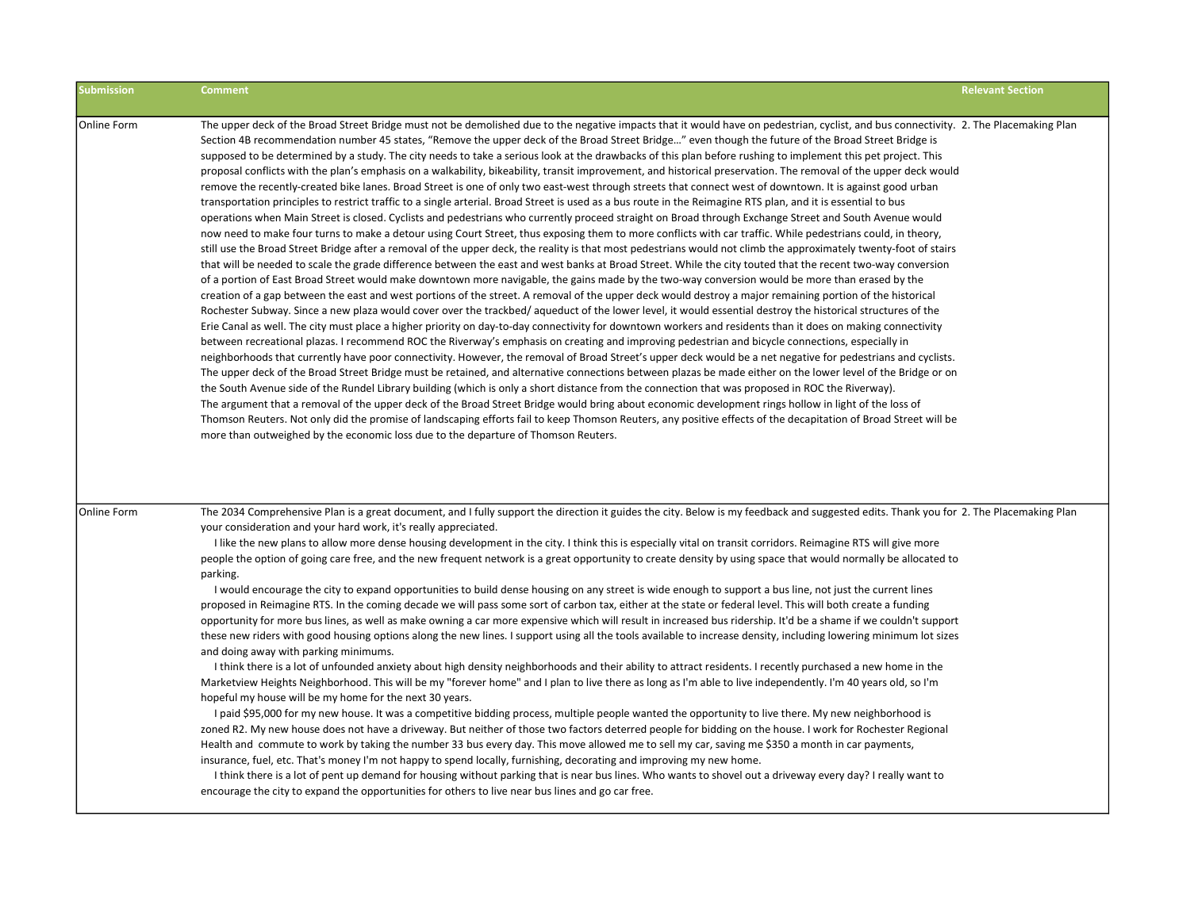| Submission | Comment | Relevant Section |
|---|---|---|
| Online Form | The upper deck of the Broad Street Bridge must not be demolished due to the negative impacts that it would have on pedestrian, cyclist, and bus connectivity. Section 4B recommendation number 45 states, "Remove the upper deck of the Broad Street Bridge…" even though the future of the Broad Street Bridge is supposed to be determined by a study. The city needs to take a serious look at the drawbacks of this plan before rushing to implement this pet project. This proposal conflicts with the plan's emphasis on a walkability, bikeability, transit improvement, and historical preservation. The removal of the upper deck would remove the recently-created bike lanes. Broad Street is one of only two east-west through streets that connect west of downtown. It is against good urban transportation principles to restrict traffic to a single arterial. Broad Street is used as a bus route in the Reimagine RTS plan, and it is essential to bus operations when Main Street is closed. Cyclists and pedestrians who currently proceed straight on Broad through Exchange Street and South Avenue would now need to make four turns to make a detour using Court Street, thus exposing them to more conflicts with car traffic. While pedestrians could, in theory, still use the Broad Street Bridge after a removal of the upper deck, the reality is that most pedestrians would not climb the approximately twenty-foot of stairs that will be needed to scale the grade difference between the east and west banks at Broad Street. While the city touted that the recent two-way conversion of a portion of East Broad Street would make downtown more navigable, the gains made by the two-way conversion would be more than erased by the creation of a gap between the east and west portions of the street. A removal of the upper deck would destroy a major remaining portion of the historical Rochester Subway. Since a new plaza would cover over the trackbed/ aqueduct of the lower level, it would essential destroy the historical structures of the Erie Canal as well. The city must place a higher priority on day-to-day connectivity for downtown workers and residents than it does on making connectivity between recreational plazas. I recommend ROC the Riverway's emphasis on creating and improving pedestrian and bicycle connections, especially in neighborhoods that currently have poor connectivity. However, the removal of Broad Street's upper deck would be a net negative for pedestrians and cyclists. The upper deck of the Broad Street Bridge must be retained, and alternative connections between plazas be made either on the lower level of the Bridge or on the South Avenue side of the Rundel Library building (which is only a short distance from the connection that was proposed in ROC the Riverway).<br>The argument that a removal of the upper deck of the Broad Street Bridge would bring about economic development rings hollow in light of the loss of Thomson Reuters. Not only did the promise of landscaping efforts fail to keep Thomson Reuters, any positive effects of the decapitation of Broad Street will be more than outweighed by the economic loss due to the departure of Thomson Reuters. | 2. The Placemaking Plan |
| Online Form | The 2034 Comprehensive Plan is a great document, and I fully support the direction it guides the city. Below is my feedback and suggested edits. Thank you for your consideration and your hard work, it's really appreciated.<br>I like the new plans to allow more dense housing development in the city. I think this is especially vital on transit corridors. Reimagine RTS will give more people the option of going care free, and the new frequent network is a great opportunity to create density by using space that would normally be allocated to parking.<br>I would encourage the city to expand opportunities to build dense housing on any street is wide enough to support a bus line, not just the current lines proposed in Reimagine RTS. In the coming decade we will pass some sort of carbon tax, either at the state or federal level. This will both create a funding opportunity for more bus lines, as well as make owning a car more expensive which will result in increased bus ridership. It'd be a shame if we couldn't support these new riders with good housing options along the new lines. I support using all the tools available to increase density, including lowering minimum lot sizes and doing away with parking minimums.<br>I think there is a lot of unfounded anxiety about high density neighborhoods and their ability to attract residents. I recently purchased a new home in the Marketview Heights Neighborhood. This will be my "forever home" and I plan to live there as long as I'm able to live independently. I'm 40 years old, so I'm hopeful my house will be my home for the next 30 years.<br>I paid $95,000 for my new house. It was a competitive bidding process, multiple people wanted the opportunity to live there. My new neighborhood is zoned R2. My new house does not have a driveway. But neither of those two factors deterred people for bidding on the house. I work for Rochester Regional Health and commute to work by taking the number 33 bus every day. This move allowed me to sell my car, saving me $350 a month in car payments, insurance, fuel, etc. That's money I'm not happy to spend locally, furnishing, decorating and improving my new home.<br>I think there is a lot of pent up demand for housing without parking that is near bus lines. Who wants to shovel out a driveway every day? I really want to encourage the city to expand the opportunities for others to live near bus lines and go car free. | 2. The Placemaking Plan |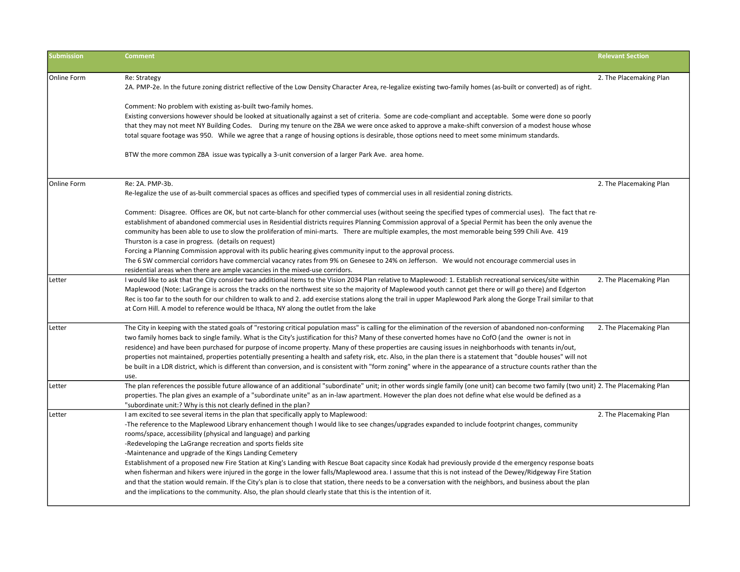| Submission | Comment | Relevant Section |
|---|---|---|
| Online Form | Re: Strategy<br>2A. PMP-2e. In the future zoning district reflective of the Low Density Character Area, re-legalize existing two-family homes (as-built or converted) as of right.<br><br>Comment: No problem with existing as-built two-family homes.<br>Existing conversions however should be looked at situationally against a set of criteria. Some are code-compliant and acceptable. Some were done so poorly that they may not meet NY Building Codes. During my tenure on the ZBA we were once asked to approve a make-shift conversion of a modest house whose total square footage was 950. While we agree that a range of housing options is desirable, those options need to meet some minimum standards.<br><br>BTW the more common ZBA issue was typically a 3-unit conversion of a larger Park Ave. area home. | 2. The Placemaking Plan |
| Online Form | Re: 2A. PMP-3b.<br>Re-legalize the use of as-built commercial spaces as offices and specified types of commercial uses in all residential zoning districts.<br><br>Comment: Disagree. Offices are OK, but not carte-blanch for other commercial uses (without seeing the specified types of commercial uses). The fact that re-establishment of abandoned commercial uses in Residential districts requires Planning Commission approval of a Special Permit has been the only avenue the community has been able to use to slow the proliferation of mini-marts. There are multiple examples, the most memorable being 599 Chili Ave. 419 Thurston is a case in progress. (details on request)<br>Forcing a Planning Commission approval with its public hearing gives community input to the approval process.<br>The 6 SW commercial corridors have commercial vacancy rates from 9% on Genesee to 24% on Jefferson. We would not encourage commercial uses in residential areas when there are ample vacancies in the mixed-use corridors. | 2. The Placemaking Plan |
| Letter | I would like to ask that the City consider two additional items to the Vision 2034 Plan relative to Maplewood: 1. Establish recreational services/site within Maplewood (Note: LaGrange is across the tracks on the northwest site so the majority of Maplewood youth cannot get there or will go there) and Edgerton Rec is too far to the south for our children to walk to and 2. add exercise stations along the trail in upper Maplewood Park along the Gorge Trail similar to that at Corn Hill. A model to reference would be Ithaca, NY along the outlet from the lake | 2. The Placemaking Plan |
| Letter | The City in keeping with the stated goals of "restoring critical population mass" is calling for the elimination of the reversion of abandoned non-conforming two family homes back to single family. What is the City's justification for this? Many of these converted homes have no CofO (and the owner is not in residence) and have been purchased for purpose of income property. Many of these properties are causing issues in neighborhoods with tenants in/out, properties not maintained, properties potentially presenting a health and safety risk, etc. Also, in the plan there is a statement that "double houses" will not be built in a LDR district, which is different than conversion, and is consistent with "form zoning" where in the appearance of a structure counts rather than the use. | 2. The Placemaking Plan |
| Letter | The plan references the possible future allowance of an additional "subordinate" unit; in other words single family (one unit) can become two family (two unit) properties. The plan gives an example of a "subordinate unite" as an in-law apartment. However the plan does not define what else would be defined as a "subordinate unit:? Why is this not clearly defined in the plan? | 2. The Placemaking Plan |
| Letter | I am excited to see several items in the plan that specifically apply to Maplewood:<br>-The reference to the Maplewood Library enhancement though I would like to see changes/upgrades expanded to include footprint changes, community rooms/space, accessibility (physical and language) and parking<br>-Redeveloping the LaGrange recreation and sports fields site<br>-Maintenance and upgrade of the Kings Landing Cemetery<br>Establishment of a proposed new Fire Station at King's Landing with Rescue Boat capacity since Kodak had previously provide d the emergency response boats when fisherman and hikers were injured in the gorge in the lower falls/Maplewood area. I assume that this is not instead of the Dewey/Ridgeway Fire Station and that the station would remain. If the City's plan is to close that station, there needs to be a conversation with the neighbors, and business about the plan and the implications to the community. Also, the plan should clearly state that this is the intention of it. | 2. The Placemaking Plan |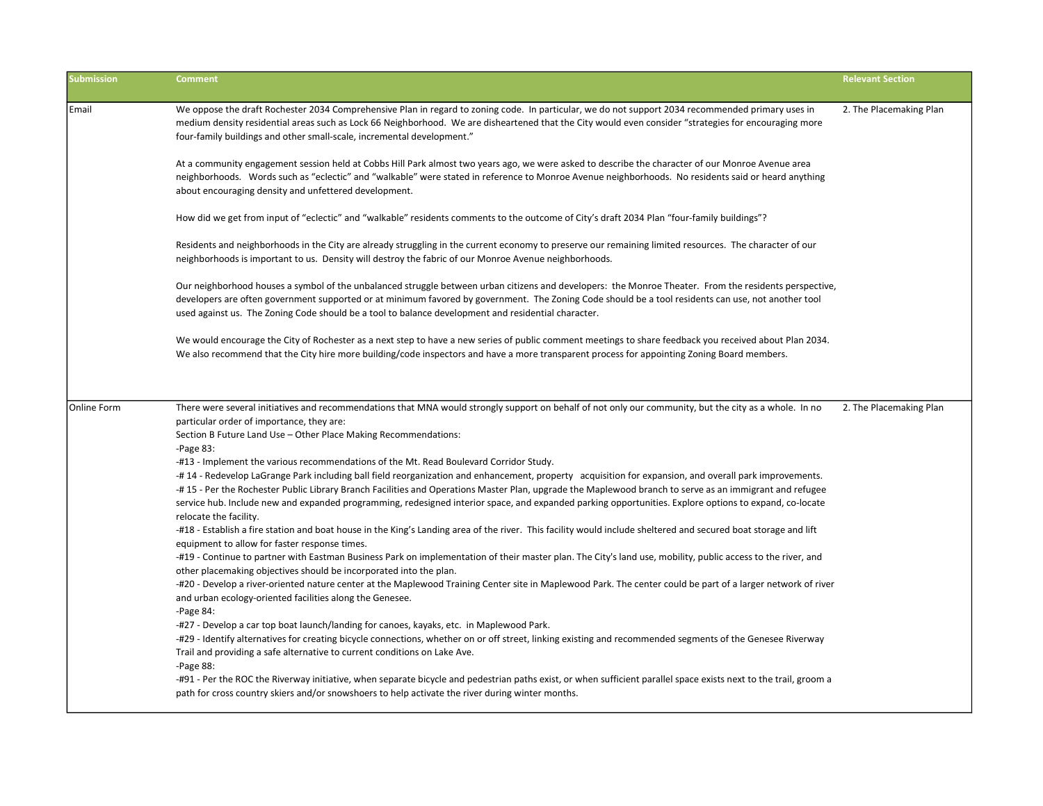| Submission | Comment | Relevant Section |
|---|---|---|
| Email | We oppose the draft Rochester 2034 Comprehensive Plan in regard to zoning code. In particular, we do not support 2034 recommended primary uses in medium density residential areas such as Lock 66 Neighborhood. We are disheartened that the City would even consider "strategies for encouraging more four-family buildings and other small-scale, incremental development."<br><br>At a community engagement session held at Cobbs Hill Park almost two years ago, we were asked to describe the character of our Monroe Avenue area neighborhoods. Words such as "eclectic" and "walkable" were stated in reference to Monroe Avenue neighborhoods. No residents said or heard anything about encouraging density and unfettered development.<br><br>How did we get from input of "eclectic" and "walkable" residents comments to the outcome of City's draft 2034 Plan "four-family buildings"?<br><br>Residents and neighborhoods in the City are already struggling in the current economy to preserve our remaining limited resources. The character of our neighborhoods is important to us. Density will destroy the fabric of our Monroe Avenue neighborhoods.<br><br>Our neighborhood houses a symbol of the unbalanced struggle between urban citizens and developers: the Monroe Theater. From the residents perspective, developers are often government supported or at minimum favored by government. The Zoning Code should be a tool residents can use, not another tool used against us. The Zoning Code should be a tool to balance development and residential character.<br><br>We would encourage the City of Rochester as a next step to have a new series of public comment meetings to share feedback you received about Plan 2034. We also recommend that the City hire more building/code inspectors and have a more transparent process for appointing Zoning Board members. | 2. The Placemaking Plan |
| Online Form | There were several initiatives and recommendations that MNA would strongly support on behalf of not only our community, but the city as a whole. In no particular order of importance, they are:<br>Section B Future Land Use – Other Place Making Recommendations:<br>-Page 83:<br>-#13 - Implement the various recommendations of the Mt. Read Boulevard Corridor Study.<br>-# 14 - Redevelop LaGrange Park including ball field reorganization and enhancement, property acquisition for expansion, and overall park improvements.<br>-# 15 - Per the Rochester Public Library Branch Facilities and Operations Master Plan, upgrade the Maplewood branch to serve as an immigrant and refugee service hub. Include new and expanded programming, redesigned interior space, and expanded parking opportunities. Explore options to expand, co-locate relocate the facility.<br>-#18 - Establish a fire station and boat house in the King's Landing area of the river. This facility would include sheltered and secured boat storage and lift equipment to allow for faster response times.<br>-#19 - Continue to partner with Eastman Business Park on implementation of their master plan. The City's land use, mobility, public access to the river, and other placemaking objectives should be incorporated into the plan.<br>-#20 - Develop a river-oriented nature center at the Maplewood Training Center site in Maplewood Park. The center could be part of a larger network of river and urban ecology-oriented facilities along the Genesee.<br>-Page 84:<br>-#27 - Develop a car top boat launch/landing for canoes, kayaks, etc. in Maplewood Park.<br>-#29 - Identify alternatives for creating bicycle connections, whether on or off street, linking existing and recommended segments of the Genesee Riverway Trail and providing a safe alternative to current conditions on Lake Ave.<br>-Page 88:<br>-#91 - Per the ROC the Riverway initiative, when separate bicycle and pedestrian paths exist, or when sufficient parallel space exists next to the trail, groom a path for cross country skiers and/or snowshoers to help activate the river during winter months. | 2. The Placemaking Plan |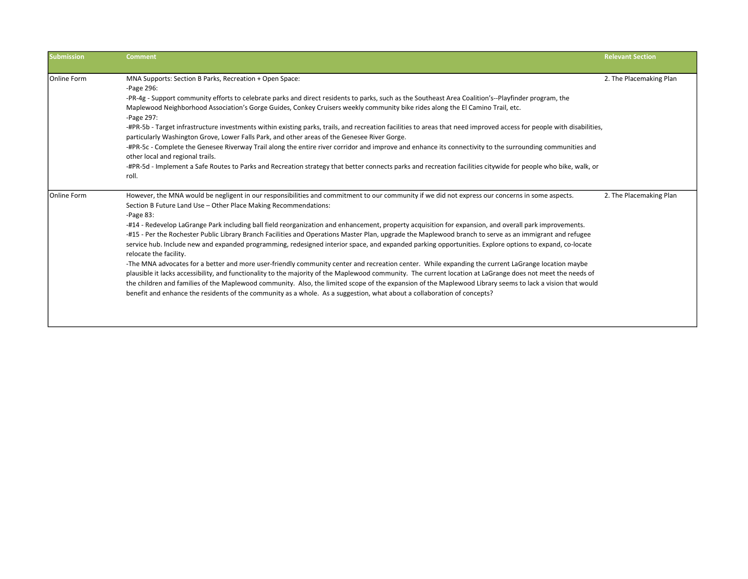| Submission | Comment | Relevant Section |
| --- | --- | --- |
| Online Form | MNA Supports: Section B Parks, Recreation + Open Space:<br>-Page 296:<br>-PR-4g - Support community efforts to celebrate parks and direct residents to parks, such as the Southeast Area Coalition's--Playfinder program, the Maplewood Neighborhood Association's Gorge Guides, Conkey Cruisers weekly community bike rides along the El Camino Trail, etc.<br>-Page 297:<br>-#PR-5b - Target infrastructure investments within existing parks, trails, and recreation facilities to areas that need improved access for people with disabilities, particularly Washington Grove, Lower Falls Park, and other areas of the Genesee River Gorge.<br>-#PR-5c - Complete the Genesee Riverway Trail along the entire river corridor and improve and enhance its connectivity to the surrounding communities and other local and regional trails.<br>-#PR-5d - Implement a Safe Routes to Parks and Recreation strategy that better connects parks and recreation facilities citywide for people who bike, walk, or roll. | 2. The Placemaking Plan |
| Online Form | However, the MNA would be negligent in our responsibilities and commitment to our community if we did not express our concerns in some aspects.<br>Section B Future Land Use – Other Place Making Recommendations:<br>-Page 83:<br>-#14 - Redevelop LaGrange Park including ball field reorganization and enhancement, property acquisition for expansion, and overall park improvements.<br>-#15 - Per the Rochester Public Library Branch Facilities and Operations Master Plan, upgrade the Maplewood branch to serve as an immigrant and refugee service hub. Include new and expanded programming, redesigned interior space, and expanded parking opportunities. Explore options to expand, co-locate relocate the facility.<br>-The MNA advocates for a better and more user-friendly community center and recreation center. While expanding the current LaGrange location maybe plausible it lacks accessibility, and functionality to the majority of the Maplewood community. The current location at LaGrange does not meet the needs of the children and families of the Maplewood community. Also, the limited scope of the expansion of the Maplewood Library seems to lack a vision that would benefit and enhance the residents of the community as a whole. As a suggestion, what about a collaboration of concepts? | 2. The Placemaking Plan |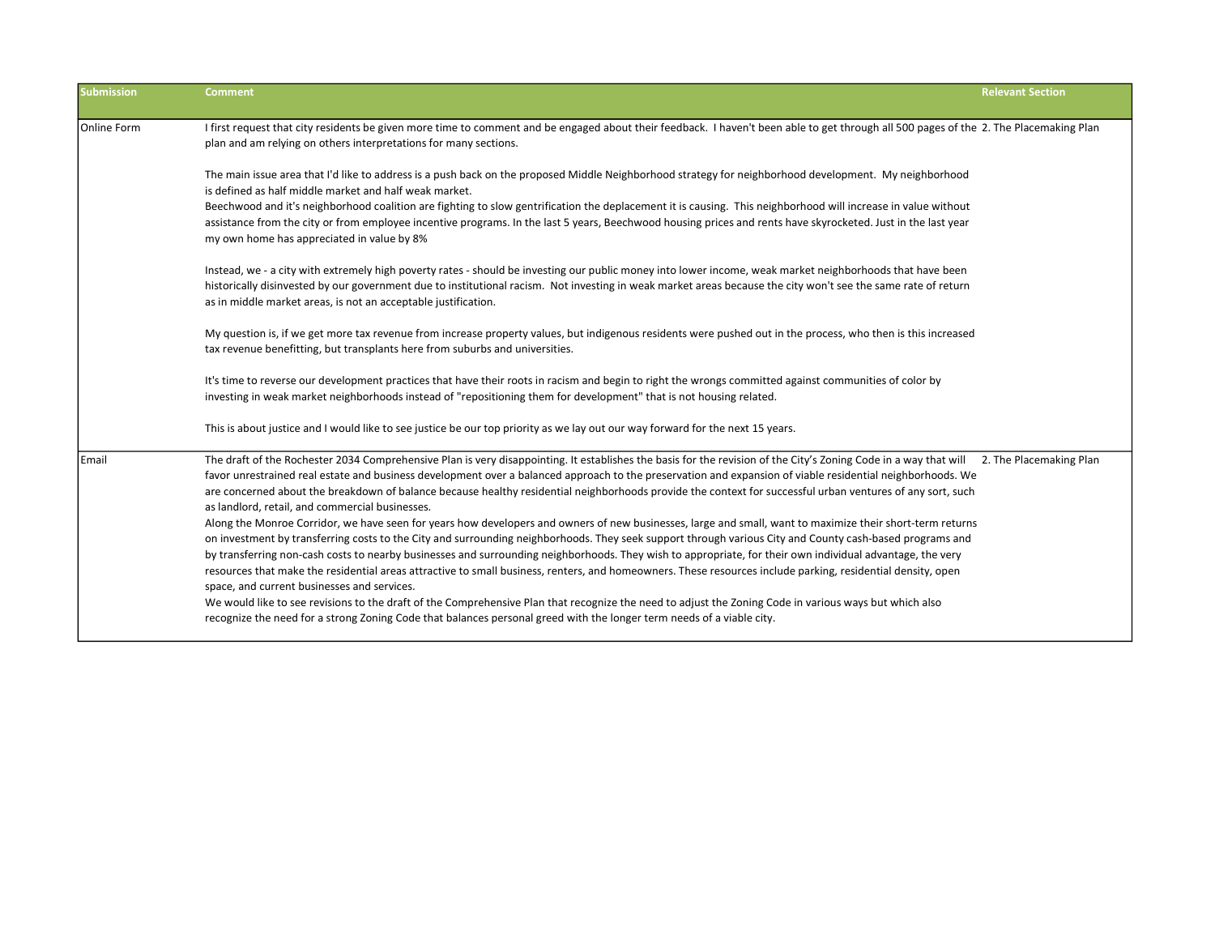| Submission | Comment | Relevant Section |
|---|---|---|
| Online Form | I first request that city residents be given more time to comment and be engaged about their feedback. I haven't been able to get through all 500 pages of the plan and am relying on others interpretations for many sections.<br><br>The main issue area that I'd like to address is a push back on the proposed Middle Neighborhood strategy for neighborhood development. My neighborhood is defined as half middle market and half weak market.<br>Beechwood and it's neighborhood coalition are fighting to slow gentrification the deplacement it is causing. This neighborhood will increase in value without assistance from the city or from employee incentive programs. In the last 5 years, Beechwood housing prices and rents have skyrocketed. Just in the last year my own home has appreciated in value by 8%<br><br>Instead, we - a city with extremely high poverty rates - should be investing our public money into lower income, weak market neighborhoods that have been historically disinvested by our government due to institutional racism. Not investing in weak market areas because the city won't see the same rate of return as in middle market areas, is not an acceptable justification.<br><br>My question is, if we get more tax revenue from increase property values, but indigenous residents were pushed out in the process, who then is this increased tax revenue benefitting, but transplants here from suburbs and universities.<br><br>It's time to reverse our development practices that have their roots in racism and begin to right the wrongs committed against communities of color by investing in weak market neighborhoods instead of "repositioning them for development" that is not housing related.<br><br>This is about justice and I would like to see justice be our top priority as we lay out our way forward for the next 15 years. | 2. The Placemaking Plan |
| Email | The draft of the Rochester 2034 Comprehensive Plan is very disappointing. It establishes the basis for the revision of the City's Zoning Code in a way that will favor unrestrained real estate and business development over a balanced approach to the preservation and expansion of viable residential neighborhoods. We are concerned about the breakdown of balance because healthy residential neighborhoods provide the context for successful urban ventures of any sort, such as landlord, retail, and commercial businesses.<br>Along the Monroe Corridor, we have seen for years how developers and owners of new businesses, large and small, want to maximize their short-term returns on investment by transferring costs to the City and surrounding neighborhoods. They seek support through various City and County cash-based programs and by transferring non-cash costs to nearby businesses and surrounding neighborhoods. They wish to appropriate, for their own individual advantage, the very resources that make the residential areas attractive to small business, renters, and homeowners. These resources include parking, residential density, open space, and current businesses and services.<br>We would like to see revisions to the draft of the Comprehensive Plan that recognize the need to adjust the Zoning Code in various ways but which also recognize the need for a strong Zoning Code that balances personal greed with the longer term needs of a viable city. | 2. The Placemaking Plan |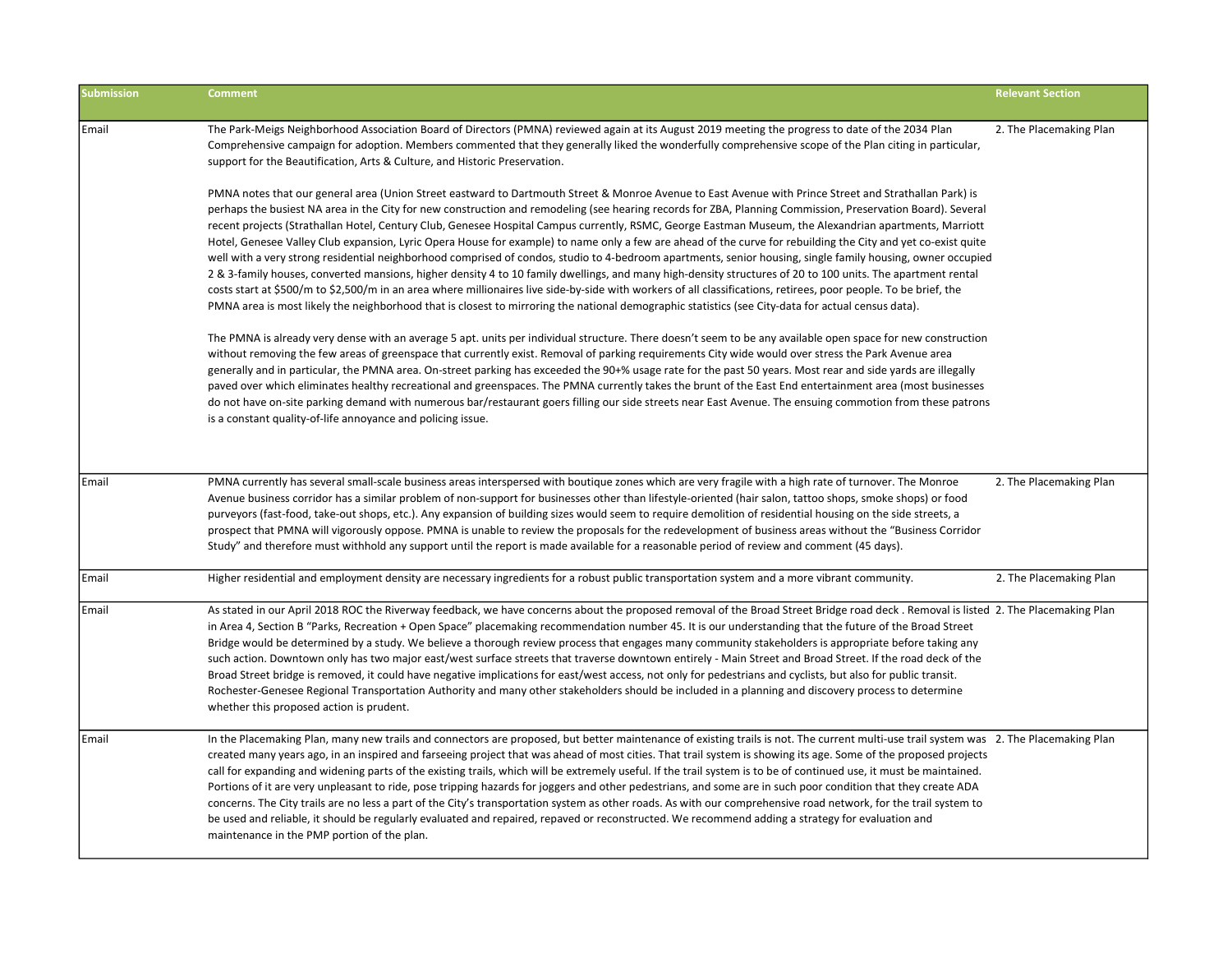| Submission | Comment | Relevant Section |
|---|---|---|
| Email | The Park-Meigs Neighborhood Association Board of Directors (PMNA) reviewed again at its August 2019 meeting the progress to date of the 2034 Plan Comprehensive campaign for adoption. Members commented that they generally liked the wonderfully comprehensive scope of the Plan citing in particular, support for the Beautification, Arts & Culture, and Historic Preservation.<br><br>PMNA notes that our general area (Union Street eastward to Dartmouth Street & Monroe Avenue to East Avenue with Prince Street and Strathallan Park) is perhaps the busiest NA area in the City for new construction and remodeling (see hearing records for ZBA, Planning Commission, Preservation Board). Several recent projects (Strathallan Hotel, Century Club, Genesee Hospital Campus currently, RSMC, George Eastman Museum, the Alexandrian apartments, Marriott Hotel, Genesee Valley Club expansion, Lyric Opera House for example) to name only a few are ahead of the curve for rebuilding the City and yet co-exist quite well with a very strong residential neighborhood comprised of condos, studio to 4-bedroom apartments, senior housing, single family housing, owner occupied 2 & 3-family houses, converted mansions, higher density 4 to 10 family dwellings, and many high-density structures of 20 to 100 units. The apartment rental costs start at $500/m to $2,500/m in an area where millionaires live side-by-side with workers of all classifications, retirees, poor people. To be brief, the PMNA area is most likely the neighborhood that is closest to mirroring the national demographic statistics (see City-data for actual census data).<br><br>The PMNA is already very dense with an average 5 apt. units per individual structure. There doesn't seem to be any available open space for new construction without removing the few areas of greenspace that currently exist. Removal of parking requirements City wide would over stress the Park Avenue area generally and in particular, the PMNA area. On-street parking has exceeded the 90+% usage rate for the past 50 years. Most rear and side yards are illegally paved over which eliminates healthy recreational and greenspaces. The PMNA currently takes the brunt of the East End entertainment area (most businesses do not have on-site parking demand with numerous bar/restaurant goers filling our side streets near East Avenue. The ensuing commotion from these patrons is a constant quality-of-life annoyance and policing issue. | 2. The Placemaking Plan |
| Email | PMNA currently has several small-scale business areas interspersed with boutique zones which are very fragile with a high rate of turnover. The Monroe Avenue business corridor has a similar problem of non-support for businesses other than lifestyle-oriented (hair salon, tattoo shops, smoke shops) or food purveyors (fast-food, take-out shops, etc.). Any expansion of building sizes would seem to require demolition of residential housing on the side streets, a prospect that PMNA will vigorously oppose. PMNA is unable to review the proposals for the redevelopment of business areas without the "Business Corridor Study" and therefore must withhold any support until the report is made available for a reasonable period of review and comment (45 days). | 2. The Placemaking Plan |
| Email | Higher residential and employment density are necessary ingredients for a robust public transportation system and a more vibrant community. | 2. The Placemaking Plan |
| Email | As stated in our April 2018 ROC the Riverway feedback, we have concerns about the proposed removal of the Broad Street Bridge road deck . Removal is listed in Area 4, Section B "Parks, Recreation + Open Space" placemaking recommendation number 45. It is our understanding that the future of the Broad Street Bridge would be determined by a study. We believe a thorough review process that engages many community stakeholders is appropriate before taking any such action. Downtown only has two major east/west surface streets that traverse downtown entirely - Main Street and Broad Street. If the road deck of the Broad Street bridge is removed, it could have negative implications for east/west access, not only for pedestrians and cyclists, but also for public transit. Rochester-Genesee Regional Transportation Authority and many other stakeholders should be included in a planning and discovery process to determine whether this proposed action is prudent. | 2. The Placemaking Plan |
| Email | In the Placemaking Plan, many new trails and connectors are proposed, but better maintenance of existing trails is not. The current multi-use trail system was created many years ago, in an inspired and farseeing project that was ahead of most cities. That trail system is showing its age. Some of the proposed projects call for expanding and widening parts of the existing trails, which will be extremely useful. If the trail system is to be of continued use, it must be maintained. Portions of it are very unpleasant to ride, pose tripping hazards for joggers and other pedestrians, and some are in such poor condition that they create ADA concerns. The City trails are no less a part of the City's transportation system as other roads. As with our comprehensive road network, for the trail system to be used and reliable, it should be regularly evaluated and repaired, repaved or reconstructed. We recommend adding a strategy for evaluation and maintenance in the PMP portion of the plan. | 2. The Placemaking Plan |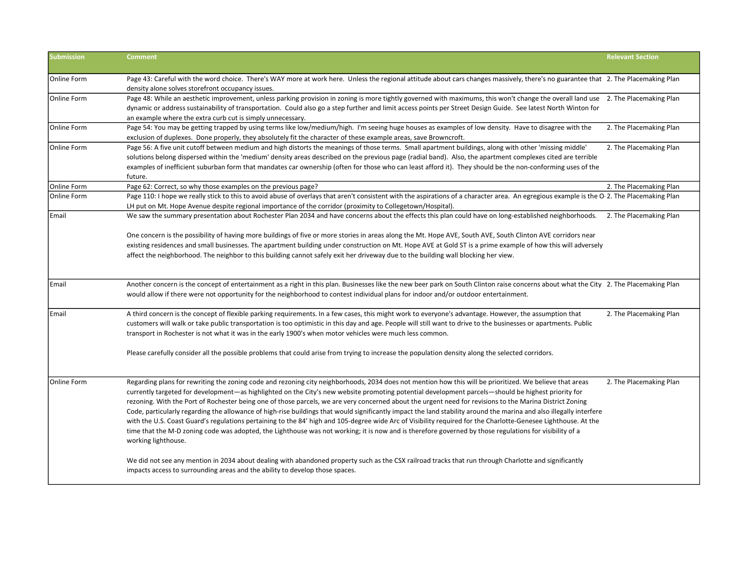| Submission | Comment | Relevant Section |
|---|---|---|
| Online Form | Page 43: Careful with the word choice. There's WAY more at work here. Unless the regional attitude about cars changes massively, there's no guarantee that density alone solves storefront occupancy issues. | 2. The Placemaking Plan |
| Online Form | Page 48: While an aesthetic improvement, unless parking provision in zoning is more tightly governed with maximums, this won't change the overall land use dynamic or address sustainability of transportation. Could also go a step further and limit access points per Street Design Guide. See latest North Winton for an example where the extra curb cut is simply unnecessary. | 2. The Placemaking Plan |
| Online Form | Page 54: You may be getting trapped by using terms like low/medium/high. I'm seeing huge houses as examples of low density. Have to disagree with the exclusion of duplexes. Done properly, they absolutely fit the character of these example areas, save Browncroft. | 2. The Placemaking Plan |
| Online Form | Page 56: A five unit cutoff between medium and high distorts the meanings of those terms. Small apartment buildings, along with other 'missing middle' solutions belong dispersed within the 'medium' density areas described on the previous page (radial band). Also, the apartment complexes cited are terrible examples of inefficient suburban form that mandates car ownership (often for those who can least afford it). They should be the non-conforming uses of the future. | 2. The Placemaking Plan |
| Online Form | Page 62: Correct, so why those examples on the previous page? | 2. The Placemaking Plan |
| Online Form | Page 110: I hope we really stick to this to avoid abuse of overlays that aren't consistent with the aspirations of a character area. An egregious example is the O-LH put on Mt. Hope Avenue despite regional importance of the corridor (proximity to Collegetown/Hospital). | 2. The Placemaking Plan |
| Email | We saw the summary presentation about Rochester Plan 2034 and have concerns about the effects this plan could have on long-established neighborhoods.<br><br>One concern is the possibility of having more buildings of five or more stories in areas along the Mt. Hope AVE, South AVE, South Clinton AVE corridors near existing residences and small businesses. The apartment building under construction on Mt. Hope AVE at Gold ST is a prime example of how this will adversely affect the neighborhood. The neighbor to this building cannot safely exit her driveway due to the building wall blocking her view. | 2. The Placemaking Plan |
| Email | Another concern is the concept of entertainment as a right in this plan. Businesses like the new beer park on South Clinton raise concerns about what the City would allow if there were not opportunity for the neighborhood to contest individual plans for indoor and/or outdoor entertainment. | 2. The Placemaking Plan |
| Email | A third concern is the concept of flexible parking requirements. In a few cases, this might work to everyone's advantage. However, the assumption that customers will walk or take public transportation is too optimistic in this day and age. People will still want to drive to the businesses or apartments. Public transport in Rochester is not what it was in the early 1900's when motor vehicles were much less common.<br><br>Please carefully consider all the possible problems that could arise from trying to increase the population density along the selected corridors. | 2. The Placemaking Plan |
| Online Form | Regarding plans for rewriting the zoning code and rezoning city neighborhoods, 2034 does not mention how this will be prioritized. We believe that areas currently targeted for development—as highlighted on the City's new website promoting potential development parcels—should be highest priority for rezoning. With the Port of Rochester being one of those parcels, we are very concerned about the urgent need for revisions to the Marina District Zoning Code, particularly regarding the allowance of high-rise buildings that would significantly impact the land stability around the marina and also illegally interfere with the U.S. Coast Guard's regulations pertaining to the 84' high and 105-degree wide Arc of Visibility required for the Charlotte-Genesee Lighthouse. At the time that the M-D zoning code was adopted, the Lighthouse was not working; it is now and is therefore governed by those regulations for visibility of a working lighthouse.<br><br>We did not see any mention in 2034 about dealing with abandoned property such as the CSX railroad tracks that run through Charlotte and significantly impacts access to surrounding areas and the ability to develop those spaces. | 2. The Placemaking Plan |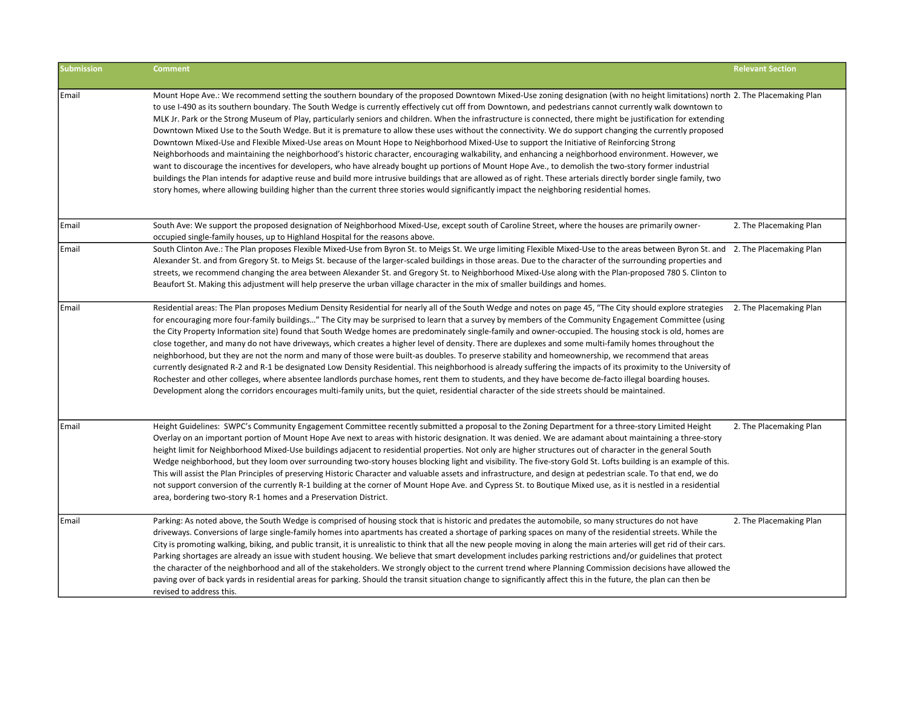| Submission | Comment | Relevant Section |
|---|---|---|
| Email | Mount Hope Ave.: We recommend setting the southern boundary of the proposed Downtown Mixed-Use zoning designation (with no height limitations) north to use I-490 as its southern boundary. The South Wedge is currently effectively cut off from Downtown, and pedestrians cannot currently walk downtown to MLK Jr. Park or the Strong Museum of Play, particularly seniors and children. When the infrastructure is connected, there might be justification for extending Downtown Mixed Use to the South Wedge. But it is premature to allow these uses without the connectivity. We do support changing the currently proposed Downtown Mixed-Use and Flexible Mixed-Use areas on Mount Hope to Neighborhood Mixed-Use to support the Initiative of Reinforcing Strong Neighborhoods and maintaining the neighborhood's historic character, encouraging walkability, and enhancing a neighborhood environment. However, we want to discourage the incentives for developers, who have already bought up portions of Mount Hope Ave., to demolish the two-story former industrial buildings the Plan intends for adaptive reuse and build more intrusive buildings that are allowed as of right. These arterials directly border single family, two story homes, where allowing building higher than the current three stories would significantly impact the neighboring residential homes. | 2. The Placemaking Plan |
| Email | South Ave: We support the proposed designation of Neighborhood Mixed-Use, except south of Caroline Street, where the houses are primarily owner-occupied single-family houses, up to Highland Hospital for the reasons above. | 2. The Placemaking Plan |
| Email | South Clinton Ave.: The Plan proposes Flexible Mixed-Use from Byron St. to Meigs St. We urge limiting Flexible Mixed-Use to the areas between Byron St. and Alexander St. and from Gregory St. to Meigs St. because of the larger-scaled buildings in those areas. Due to the character of the surrounding properties and streets, we recommend changing the area between Alexander St. and Gregory St. to Neighborhood Mixed-Use along with the Plan-proposed 780 S. Clinton to Beaufort St. Making this adjustment will help preserve the urban village character in the mix of smaller buildings and homes. | 2. The Placemaking Plan |
| Email | Residential areas: The Plan proposes Medium Density Residential for nearly all of the South Wedge and notes on page 45, "The City should explore strategies for encouraging more four-family buildings…" The City may be surprised to learn that a survey by members of the Community Engagement Committee (using the City Property Information site) found that South Wedge homes are predominately single-family and owner-occupied. The housing stock is old, homes are close together, and many do not have driveways, which creates a higher level of density. There are duplexes and some multi-family homes throughout the neighborhood, but they are not the norm and many of those were built-as doubles. To preserve stability and homeownership, we recommend that areas currently designated R-2 and R-1 be designated Low Density Residential. This neighborhood is already suffering the impacts of its proximity to the University of Rochester and other colleges, where absentee landlords purchase homes, rent them to students, and they have become de-facto illegal boarding houses. Development along the corridors encourages multi-family units, but the quiet, residential character of the side streets should be maintained. | 2. The Placemaking Plan |
| Email | Height Guidelines: SWPC's Community Engagement Committee recently submitted a proposal to the Zoning Department for a three-story Limited Height Overlay on an important portion of Mount Hope Ave next to areas with historic designation. It was denied. We are adamant about maintaining a three-story height limit for Neighborhood Mixed-Use buildings adjacent to residential properties. Not only are higher structures out of character in the general South Wedge neighborhood, but they loom over surrounding two-story houses blocking light and visibility. The five-story Gold St. Lofts building is an example of this. This will assist the Plan Principles of preserving Historic Character and valuable assets and infrastructure, and design at pedestrian scale. To that end, we do not support conversion of the currently R-1 building at the corner of Mount Hope Ave. and Cypress St. to Boutique Mixed use, as it is nestled in a residential area, bordering two-story R-1 homes and a Preservation District. | 2. The Placemaking Plan |
| Email | Parking: As noted above, the South Wedge is comprised of housing stock that is historic and predates the automobile, so many structures do not have driveways. Conversions of large single-family homes into apartments has created a shortage of parking spaces on many of the residential streets. While the City is promoting walking, biking, and public transit, it is unrealistic to think that all the new people moving in along the main arteries will get rid of their cars. Parking shortages are already an issue with student housing. We believe that smart development includes parking restrictions and/or guidelines that protect the character of the neighborhood and all of the stakeholders. We strongly object to the current trend where Planning Commission decisions have allowed the paving over of back yards in residential areas for parking. Should the transit situation change to significantly affect this in the future, the plan can then be revised to address this. | 2. The Placemaking Plan |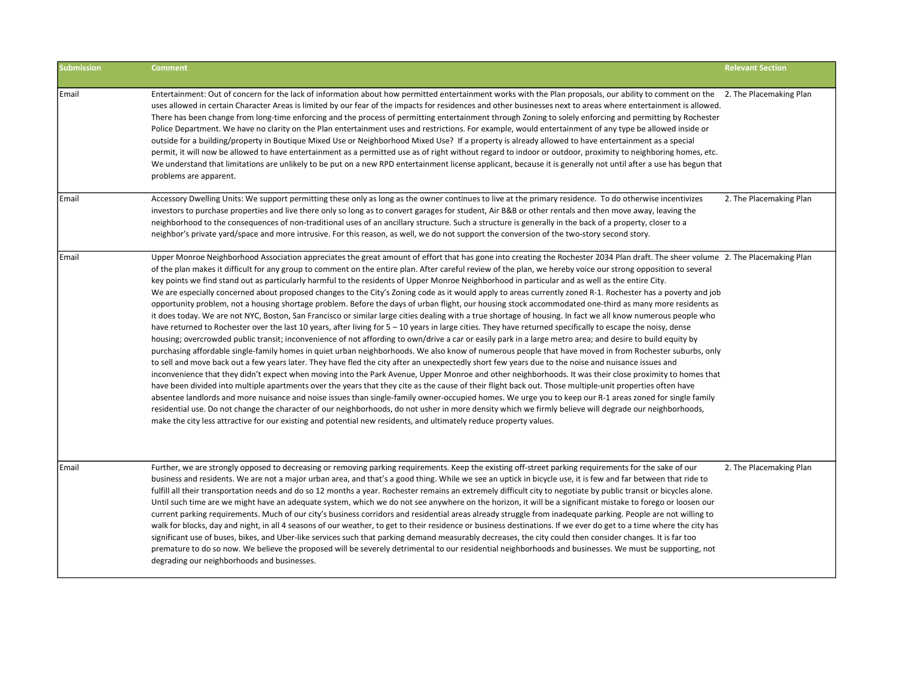| Submission | Comment | Relevant Section |
| --- | --- | --- |
| Email | Entertainment: Out of concern for the lack of information about how permitted entertainment works with the Plan proposals, our ability to comment on the uses allowed in certain Character Areas is limited by our fear of the impacts for residences and other businesses next to areas where entertainment is allowed. There has been change from long-time enforcing and the process of permitting entertainment through Zoning to solely enforcing and permitting by Rochester Police Department. We have no clarity on the Plan entertainment uses and restrictions. For example, would entertainment of any type be allowed inside or outside for a building/property in Boutique Mixed Use or Neighborhood Mixed Use? If a property is already allowed to have entertainment as a special permit, it will now be allowed to have entertainment as a permitted use as of right without regard to indoor or outdoor, proximity to neighboring homes, etc. We understand that limitations are unlikely to be put on a new RPD entertainment license applicant, because it is generally not until after a use has begun that problems are apparent. | 2. The Placemaking Plan |
| Email | Accessory Dwelling Units: We support permitting these only as long as the owner continues to live at the primary residence. To do otherwise incentivizes investors to purchase properties and live there only so long as to convert garages for student, Air B&B or other rentals and then move away, leaving the neighborhood to the consequences of non-traditional uses of an ancillary structure. Such a structure is generally in the back of a property, closer to a neighbor's private yard/space and more intrusive. For this reason, as well, we do not support the conversion of the two-story second story. | 2. The Placemaking Plan |
| Email | Upper Monroe Neighborhood Association appreciates the great amount of effort that has gone into creating the Rochester 2034 Plan draft. The sheer volume of the plan makes it difficult for any group to comment on the entire plan. After careful review of the plan, we hereby voice our strong opposition to several key points we find stand out as particularly harmful to the residents of Upper Monroe Neighborhood in particular and as well as the entire City.<br>We are especially concerned about proposed changes to the City's Zoning code as it would apply to areas currently zoned R-1. Rochester has a poverty and job opportunity problem, not a housing shortage problem. Before the days of urban flight, our housing stock accommodated one-third as many more residents as it does today. We are not NYC, Boston, San Francisco or similar large cities dealing with a true shortage of housing. In fact we all know numerous people who have returned to Rochester over the last 10 years, after living for 5 – 10 years in large cities. They have returned specifically to escape the noisy, dense housing; overcrowded public transit; inconvenience of not affording to own/drive a car or easily park in a large metro area; and desire to build equity by purchasing affordable single-family homes in quiet urban neighborhoods. We also know of numerous people that have moved in from Rochester suburbs, only to sell and move back out a few years later. They have fled the city after an unexpectedly short few years due to the noise and nuisance issues and inconvenience that they didn't expect when moving into the Park Avenue, Upper Monroe and other neighborhoods. It was their close proximity to homes that have been divided into multiple apartments over the years that they cite as the cause of their flight back out. Those multiple-unit properties often have absentee landlords and more nuisance and noise issues than single-family owner-occupied homes. We urge you to keep our R-1 areas zoned for single family residential use. Do not change the character of our neighborhoods, do not usher in more density which we firmly believe will degrade our neighborhoods, make the city less attractive for our existing and potential new residents, and ultimately reduce property values. | 2. The Placemaking Plan |
| Email | Further, we are strongly opposed to decreasing or removing parking requirements. Keep the existing off-street parking requirements for the sake of our business and residents. We are not a major urban area, and that's a good thing. While we see an uptick in bicycle use, it is few and far between that ride to fulfill all their transportation needs and do so 12 months a year. Rochester remains an extremely difficult city to negotiate by public transit or bicycles alone. Until such time are we might have an adequate system, which we do not see anywhere on the horizon, it will be a significant mistake to forego or loosen our current parking requirements. Much of our city's business corridors and residential areas already struggle from inadequate parking. People are not willing to walk for blocks, day and night, in all 4 seasons of our weather, to get to their residence or business destinations. If we ever do get to a time where the city has significant use of buses, bikes, and Uber-like services such that parking demand measurably decreases, the city could then consider changes. It is far too premature to do so now. We believe the proposed will be severely detrimental to our residential neighborhoods and businesses. We must be supporting, not degrading our neighborhoods and businesses. | 2. The Placemaking Plan |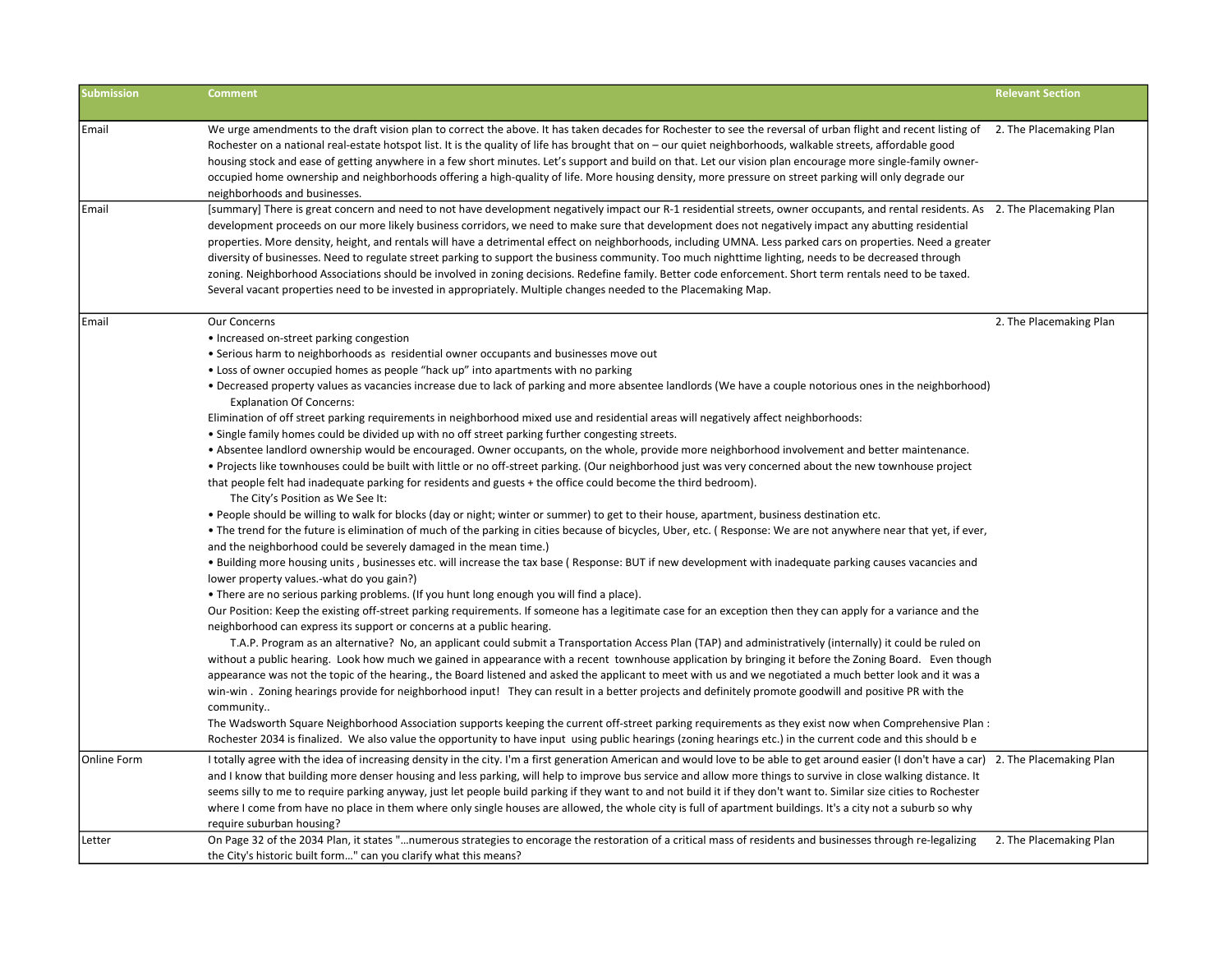| Submission | Comment | Relevant Section |
| --- | --- | --- |
| Email | We urge amendments to the draft vision plan to correct the above. It has taken decades for Rochester to see the reversal of urban flight and recent listing of Rochester on a national real-estate hotspot list. It is the quality of life has brought that on – our quiet neighborhoods, walkable streets, affordable good housing stock and ease of getting anywhere in a few short minutes. Let's support and build on that. Let our vision plan encourage more single-family owner-occupied home ownership and neighborhoods offering a high-quality of life. More housing density, more pressure on street parking will only degrade our neighborhoods and businesses. | 2. The Placemaking Plan |
| Email | [summary] There is great concern and need to not have development negatively impact our R-1 residential streets, owner occupants, and rental residents. As development proceeds on our more likely business corridors, we need to make sure that development does not negatively impact any abutting residential properties. More density, height, and rentals will have a detrimental effect on neighborhoods, including UMNA. Less parked cars on properties. Need a greater diversity of businesses. Need to regulate street parking to support the business community. Too much nighttime lighting, needs to be decreased through zoning. Neighborhood Associations should be involved in zoning decisions. Redefine family. Better code enforcement. Short term rentals need to be taxed. Several vacant properties need to be invested in appropriately. Multiple changes needed to the Placemaking Map. | 2. The Placemaking Plan |
| Email | Our Concerns<br>• Increased on-street parking congestion<br>• Serious harm to neighborhoods as residential owner occupants and businesses move out<br>• Loss of owner occupied homes as people "hack up" into apartments with no parking<br>• Decreased property values as vacancies increase due to lack of parking and more absentee landlords (We have a couple notorious ones in the neighborhood)<br>Explanation Of Concerns:<br>Elimination of off street parking requirements in neighborhood mixed use and residential areas will negatively affect neighborhoods:<br>• Single family homes could be divided up with no off street parking further congesting streets.<br>• Absentee landlord ownership would be encouraged. Owner occupants, on the whole, provide more neighborhood involvement and better maintenance.<br>• Projects like townhouses could be built with little or no off-street parking. (Our neighborhood just was very concerned about the new townhouse project that people felt had inadequate parking for residents and guests + the office could become the third bedroom).<br>The City's Position as We See It:<br>• People should be willing to walk for blocks (day or night; winter or summer) to get to their house, apartment, business destination etc.<br>• The trend for the future is elimination of much of the parking in cities because of bicycles, Uber, etc. ( Response: We are not anywhere near that yet, if ever, and the neighborhood could be severely damaged in the mean time.)<br>• Building more housing units , businesses etc. will increase the tax base ( Response: BUT if new development with inadequate parking causes vacancies and lower property values.-what do you gain?)<br>• There are no serious parking problems. (If you hunt long enough you will find a place).<br>Our Position: Keep the existing off-street parking requirements. If someone has a legitimate case for an exception then they can apply for a variance and the neighborhood can express its support or concerns at a public hearing.<br>T.A.P. Program as an alternative? No, an applicant could submit a Transportation Access Plan (TAP) and administratively (internally) it could be ruled on without a public hearing. Look how much we gained in appearance with a recent townhouse application by bringing it before the Zoning Board. Even though appearance was not the topic of the hearing., the Board listened and asked the applicant to meet with us and we negotiated a much better look and it was a win-win . Zoning hearings provide for neighborhood input! They can result in a better projects and definitely promote goodwill and positive PR with the community..<br>The Wadsworth Square Neighborhood Association supports keeping the current off-street parking requirements as they exist now when Comprehensive Plan : Rochester 2034 is finalized. We also value the opportunity to have input using public hearings (zoning hearings etc.) in the current code and this should b e | 2. The Placemaking Plan |
| Online Form | I totally agree with the idea of increasing density in the city. I'm a first generation American and would love to be able to get around easier (I don't have a car) and I know that building more denser housing and less parking, will help to improve bus service and allow more things to survive in close walking distance. It seems silly to me to require parking anyway, just let people build parking if they want to and not build it if they don't want to. Similar size cities to Rochester where I come from have no place in them where only single houses are allowed, the whole city is full of apartment buildings. It's a city not a suburb so why require suburban housing? | 2. The Placemaking Plan |
| Letter | On Page 32 of the 2034 Plan, it states "…numerous strategies to encorage the restoration of a critical mass of residents and businesses through re-legalizing the City's historic built form…" can you clarify what this means? | 2. The Placemaking Plan |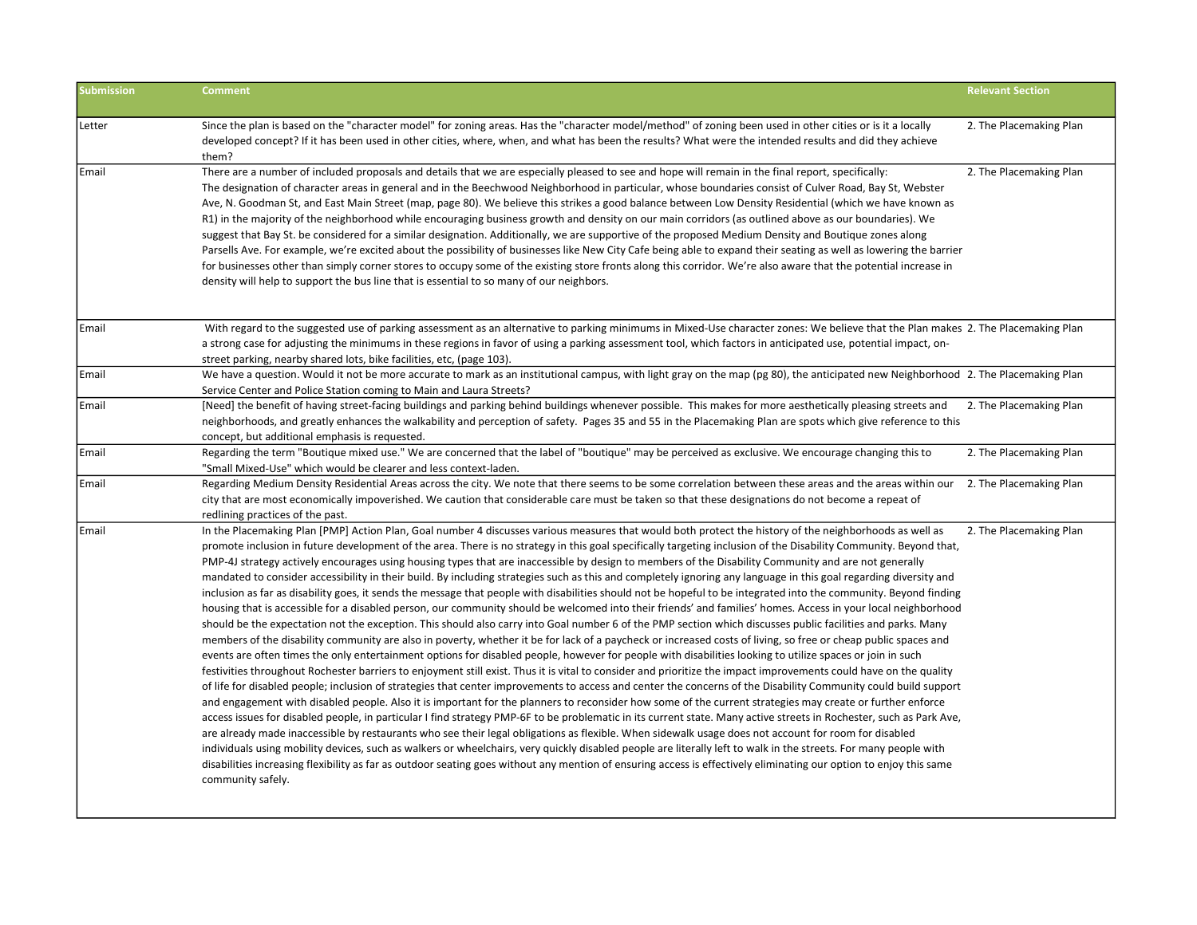| Submission | Comment | Relevant Section |
| --- | --- | --- |
| Letter | Since the plan is based on the "character model" for zoning areas. Has the "character model/method" of zoning been used in other cities or is it a locally developed concept? If it has been used in other cities, where, when, and what has been the results? What were the intended results and did they achieve them? | 2. The Placemaking Plan |
| Email | There are a number of included proposals and details that we are especially pleased to see and hope will remain in the final report, specifically: The designation of character areas in general and in the Beechwood Neighborhood in particular, whose boundaries consist of Culver Road, Bay St, Webster Ave, N. Goodman St, and East Main Street (map, page 80). We believe this strikes a good balance between Low Density Residential (which we have known as R1) in the majority of the neighborhood while encouraging business growth and density on our main corridors (as outlined above as our boundaries). We suggest that Bay St. be considered for a similar designation. Additionally, we are supportive of the proposed Medium Density and Boutique zones along Parsells Ave. For example, we're excited about the possibility of businesses like New City Cafe being able to expand their seating as well as lowering the barrier for businesses other than simply corner stores to occupy some of the existing store fronts along this corridor. We're also aware that the potential increase in density will help to support the bus line that is essential to so many of our neighbors. | 2. The Placemaking Plan |
| Email | With regard to the suggested use of parking assessment as an alternative to parking minimums in Mixed-Use character zones: We believe that the Plan makes a strong case for adjusting the minimums in these regions in favor of using a parking assessment tool, which factors in anticipated use, potential impact, on-street parking, nearby shared lots, bike facilities, etc, (page 103). | 2. The Placemaking Plan |
| Email | We have a question. Would it not be more accurate to mark as an institutional campus, with light gray on the map (pg 80), the anticipated new Neighborhood Service Center and Police Station coming to Main and Laura Streets? | 2. The Placemaking Plan |
| Email | [Need] the benefit of having street-facing buildings and parking behind buildings whenever possible. This makes for more aesthetically pleasing streets and neighborhoods, and greatly enhances the walkability and perception of safety. Pages 35 and 55 in the Placemaking Plan are spots which give reference to this concept, but additional emphasis is requested. | 2. The Placemaking Plan |
| Email | Regarding the term "Boutique mixed use." We are concerned that the label of "boutique" may be perceived as exclusive. We encourage changing this to "Small Mixed-Use" which would be clearer and less context-laden. | 2. The Placemaking Plan |
| Email | Regarding Medium Density Residential Areas across the city. We note that there seems to be some correlation between these areas and the areas within our city that are most economically impoverished. We caution that considerable care must be taken so that these designations do not become a repeat of redlining practices of the past. | 2. The Placemaking Plan |
| Email | In the Placemaking Plan [PMP] Action Plan, Goal number 4 discusses various measures that would both protect the history of the neighborhoods as well as promote inclusion in future development of the area. There is no strategy in this goal specifically targeting inclusion of the Disability Community. Beyond that, PMP-4J strategy actively encourages using housing types that are inaccessible by design to members of the Disability Community and are not generally mandated to consider accessibility in their build. By including strategies such as this and completely ignoring any language in this goal regarding diversity and inclusion as far as disability goes, it sends the message that people with disabilities should not be hopeful to be integrated into the community. Beyond finding housing that is accessible for a disabled person, our community should be welcomed into their friends' and families' homes. Access in your local neighborhood should be the expectation not the exception. This should also carry into Goal number 6 of the PMP section which discusses public facilities and parks. Many members of the disability community are also in poverty, whether it be for lack of a paycheck or increased costs of living, so free or cheap public spaces and events are often times the only entertainment options for disabled people, however for people with disabilities looking to utilize spaces or join in such festivities throughout Rochester barriers to enjoyment still exist. Thus it is vital to consider and prioritize the impact improvements could have on the quality of life for disabled people; inclusion of strategies that center improvements to access and center the concerns of the Disability Community could build support and engagement with disabled people. Also it is important for the planners to reconsider how some of the current strategies may create or further enforce access issues for disabled people, in particular I find strategy PMP-6F to be problematic in its current state. Many active streets in Rochester, such as Park Ave, are already made inaccessible by restaurants who see their legal obligations as flexible. When sidewalk usage does not account for room for disabled individuals using mobility devices, such as walkers or wheelchairs, very quickly disabled people are literally left to walk in the streets. For many people with disabilities increasing flexibility as far as outdoor seating goes without any mention of ensuring access is effectively eliminating our option to enjoy this same community safely. | 2. The Placemaking Plan |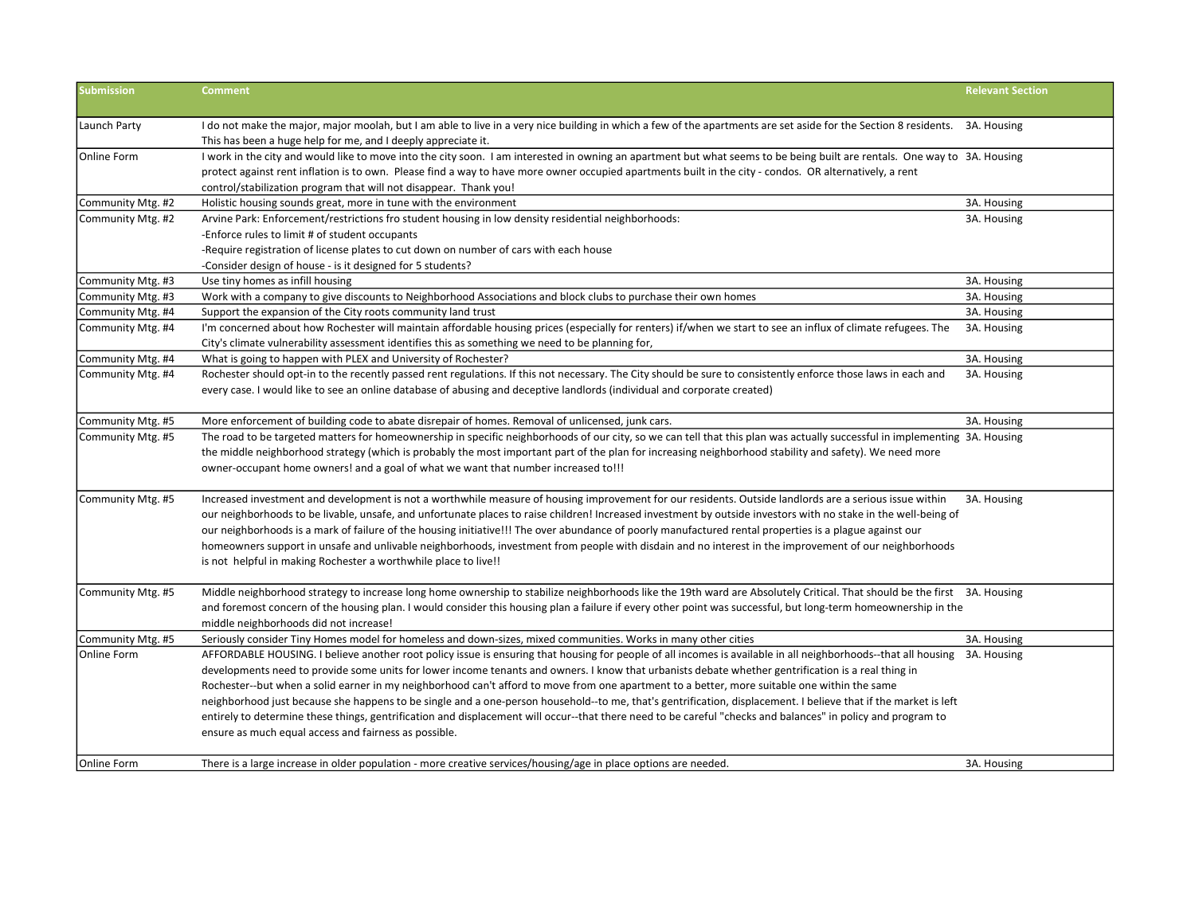| Submission | Comment | Relevant Section |
| --- | --- | --- |
| Launch Party | I do not make the major, major moolah, but I am able to live in a very nice building in which a few of the apartments are set aside for the Section 8 residents. This has been a huge help for me, and I deeply appreciate it. | 3A. Housing |
| Online Form | I work in the city and would like to move into the city soon. I am interested in owning an apartment but what seems to be being built are rentals. One way to protect against rent inflation is to own. Please find a way to have more owner occupied apartments built in the city - condos. OR alternatively, a rent control/stabilization program that will not disappear. Thank you! | 3A. Housing |
| Community Mtg. #2 | Holistic housing sounds great, more in tune with the environment | 3A. Housing |
| Community Mtg. #2 | Arvine Park: Enforcement/restrictions fro student housing in low density residential neighborhoods:<br>-Enforce rules to limit # of student occupants<br>-Require registration of license plates to cut down on number of cars with each house<br>-Consider design of house - is it designed for 5 students? | 3A. Housing |
| Community Mtg. #3 | Use tiny homes as infill housing | 3A. Housing |
| Community Mtg. #3 | Work with a company to give discounts to Neighborhood Associations and block clubs to purchase their own homes | 3A. Housing |
| Community Mtg. #4 | Support the expansion of the City roots community land trust | 3A. Housing |
| Community Mtg. #4 | I'm concerned about how Rochester will maintain affordable housing prices (especially for renters) if/when we start to see an influx of climate refugees. The City's climate vulnerability assessment identifies this as something we need to be planning for, | 3A. Housing |
| Community Mtg. #4 | What is going to happen with PLEX and University of Rochester? | 3A. Housing |
| Community Mtg. #4 | Rochester should opt-in to the recently passed rent regulations. If this not necessary. The City should be sure to consistently enforce those laws in each and every case. I would like to see an online database of abusing and deceptive landlords (individual and corporate created) | 3A. Housing |
| Community Mtg. #5 | More enforcement of building code to abate disrepair of homes. Removal of unlicensed, junk cars. | 3A. Housing |
| Community Mtg. #5 | The road to be targeted matters for homeownership in specific neighborhoods of our city, so we can tell that this plan was actually successful in implementing the middle neighborhood strategy (which is probably the most important part of the plan for increasing neighborhood stability and safety). We need more owner-occupant home owners! and a goal of what we want that number increased to!!! | 3A. Housing |
| Community Mtg. #5 | Increased investment and development is not a worthwhile measure of housing improvement for our residents. Outside landlords are a serious issue within our neighborhoods to be livable, unsafe, and unfortunate places to raise children! Increased investment by outside investors with no stake in the well-being of our neighborhoods is a mark of failure of the housing initiative!!! The over abundance of poorly manufactured rental properties is a plague against our homeowners support in unsafe and unlivable neighborhoods, investment from people with disdain and no interest in the improvement of our neighborhoods is not helpful in making Rochester a worthwhile place to live!! | 3A. Housing |
| Community Mtg. #5 | Middle neighborhood strategy to increase long home ownership to stabilize neighborhoods like the 19th ward are Absolutely Critical. That should be the first and foremost concern of the housing plan. I would consider this housing plan a failure if every other point was successful, but long-term homeownership in the middle neighborhoods did not increase! | 3A. Housing |
| Community Mtg. #5 | Seriously consider Tiny Homes model for homeless and down-sizes, mixed communities. Works in many other cities | 3A. Housing |
| Online Form | AFFORDABLE HOUSING. I believe another root policy issue is ensuring that housing for people of all incomes is available in all neighborhoods--that all housing developments need to provide some units for lower income tenants and owners. I know that urbanists debate whether gentrification is a real thing in Rochester--but when a solid earner in my neighborhood can't afford to move from one apartment to a better, more suitable one within the same neighborhood just because she happens to be single and a one-person household--to me, that's gentrification, displacement. I believe that if the market is left entirely to determine these things, gentrification and displacement will occur--that there need to be careful "checks and balances" in policy and program to ensure as much equal access and fairness as possible. | 3A. Housing |
| Online Form | There is a large increase in older population - more creative services/housing/age in place options are needed. | 3A. Housing |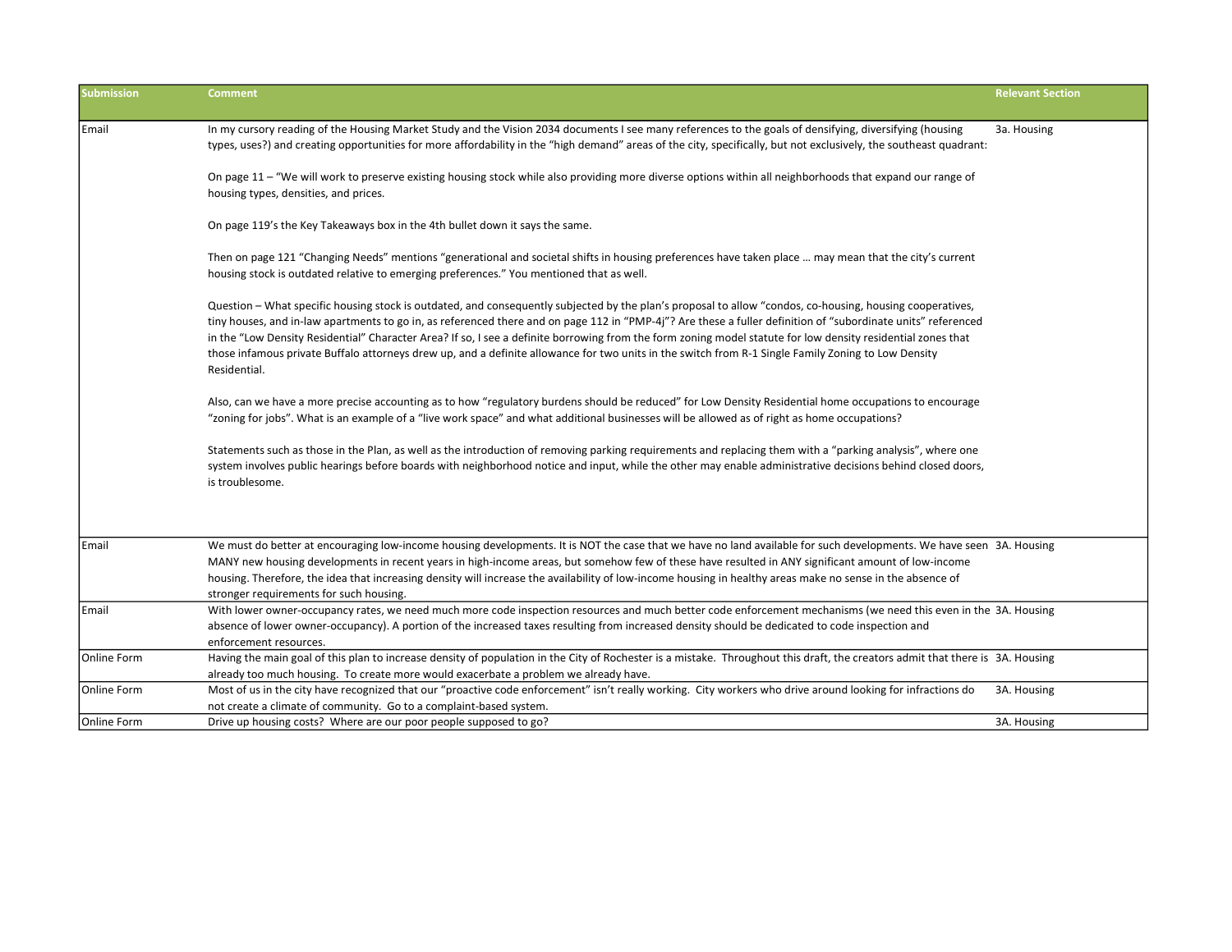| Submission | Comment | Relevant Section |
|---|---|---|
| Email | In my cursory reading of the Housing Market Study and the Vision 2034 documents I see many references to the goals of densifying, diversifying (housing types, uses?) and creating opportunities for more affordability in the "high demand" areas of the city, specifically, but not exclusively, the southeast quadrant:<br><br>On page 11 – "We will work to preserve existing housing stock while also providing more diverse options within all neighborhoods that expand our range of housing types, densities, and prices.<br><br>On page 119's the Key Takeaways box in the 4th bullet down it says the same.<br><br>Then on page 121 "Changing Needs" mentions "generational and societal shifts in housing preferences have taken place … may mean that the city's current housing stock is outdated relative to emerging preferences." You mentioned that as well.<br><br>Question – What specific housing stock is outdated, and consequently subjected by the plan's proposal to allow "condos, co-housing, housing cooperatives, tiny houses, and in-law apartments to go in, as referenced there and on page 112 in "PMP-4j"? Are these a fuller definition of "subordinate units" referenced in the "Low Density Residential" Character Area? If so, I see a definite borrowing from the form zoning model statute for low density residential zones that those infamous private Buffalo attorneys drew up, and a definite allowance for two units in the switch from R-1 Single Family Zoning to Low Density Residential.<br><br>Also, can we have a more precise accounting as to how "regulatory burdens should be reduced" for Low Density Residential home occupations to encourage "zoning for jobs". What is an example of a "live work space" and what additional businesses will be allowed as of right as home occupations?<br><br>Statements such as those in the Plan, as well as the introduction of removing parking requirements and replacing them with a "parking analysis", where one system involves public hearings before boards with neighborhood notice and input, while the other may enable administrative decisions behind closed doors, is troublesome. | 3a. Housing |
| Email | We must do better at encouraging low-income housing developments. It is NOT the case that we have no land available for such developments. We have seen MANY new housing developments in recent years in high-income areas, but somehow few of these have resulted in ANY significant amount of low-income housing. Therefore, the idea that increasing density will increase the availability of low-income housing in healthy areas make no sense in the absence of stronger requirements for such housing. | 3A. Housing |
| Email | With lower owner-occupancy rates, we need much more code inspection resources and much better code enforcement mechanisms (we need this even in the absence of lower owner-occupancy). A portion of the increased taxes resulting from increased density should be dedicated to code inspection and enforcement resources. | 3A. Housing |
| Online Form | Having the main goal of this plan to increase density of population in the City of Rochester is a mistake. Throughout this draft, the creators admit that there is already too much housing. To create more would exacerbate a problem we already have. | 3A. Housing |
| Online Form | Most of us in the city have recognized that our "proactive code enforcement" isn't really working. City workers who drive around looking for infractions do not create a climate of community. Go to a complaint-based system. | 3A. Housing |
| Online Form | Drive up housing costs? Where are our poor people supposed to go? | 3A. Housing |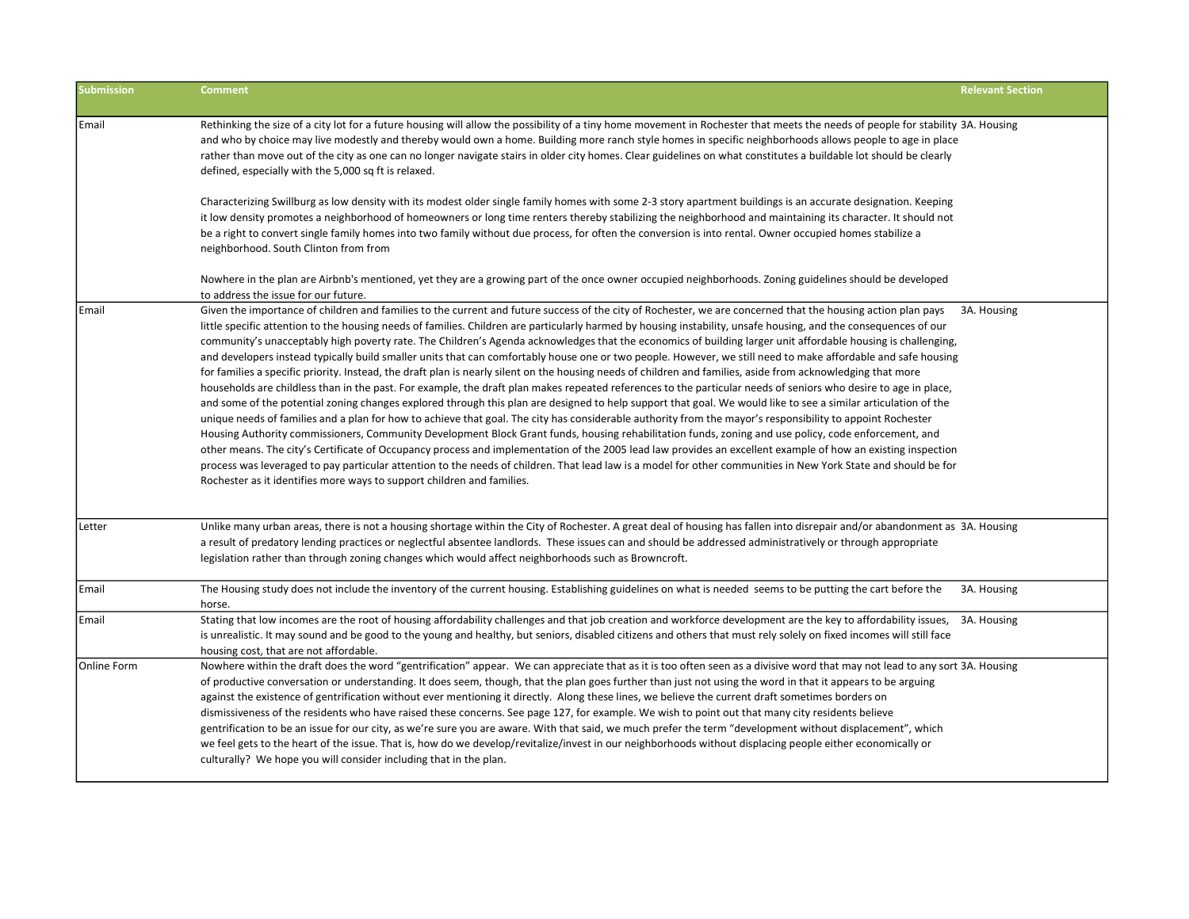| Submission | Comment | Relevant Section |
|---|---|---|
| Email | Rethinking the size of a city lot for a future housing will allow the possibility of a tiny home movement in Rochester that meets the needs of people for stability and who by choice may live modestly and thereby would own a home. Building more ranch style homes in specific neighborhoods allows people to age in place rather than move out of the city as one can no longer navigate stairs in older city homes. Clear guidelines on what constitutes a buildable lot should be clearly defined, especially with the 5,000 sq ft is relaxed.<br><br>Characterizing Swillburg as low density with its modest older single family homes with some 2-3 story apartment buildings is an accurate designation. Keeping it low density promotes a neighborhood of homeowners or long time renters thereby stabilizing the neighborhood and maintaining its character. It should not be a right to convert single family homes into two family without due process, for often the conversion is into rental. Owner occupied homes stabilize a neighborhood. South Clinton from from<br><br>Nowhere in the plan are Airbnb's mentioned, yet they are a growing part of the once owner occupied neighborhoods. Zoning guidelines should be developed to address the issue for our future. | 3A. Housing |
| Email | Given the importance of children and families to the current and future success of the city of Rochester, we are concerned that the housing action plan pays little specific attention to the housing needs of families. Children are particularly harmed by housing instability, unsafe housing, and the consequences of our community's unacceptably high poverty rate. The Children's Agenda acknowledges that the economics of building larger unit affordable housing is challenging, and developers instead typically build smaller units that can comfortably house one or two people. However, we still need to make affordable and safe housing for families a specific priority. Instead, the draft plan is nearly silent on the housing needs of children and families, aside from acknowledging that more households are childless than in the past. For example, the draft plan makes repeated references to the particular needs of seniors who desire to age in place, and some of the potential zoning changes explored through this plan are designed to help support that goal. We would like to see a similar articulation of the unique needs of families and a plan for how to achieve that goal. The city has considerable authority from the mayor's responsibility to appoint Rochester Housing Authority commissioners, Community Development Block Grant funds, housing rehabilitation funds, zoning and use policy, code enforcement, and other means. The city's Certificate of Occupancy process and implementation of the 2005 lead law provides an excellent example of how an existing inspection process was leveraged to pay particular attention to the needs of children. That lead law is a model for other communities in New York State and should be for Rochester as it identifies more ways to support children and families. | 3A. Housing |
| Letter | Unlike many urban areas, there is not a housing shortage within the City of Rochester. A great deal of housing has fallen into disrepair and/or abandonment as a result of predatory lending practices or neglectful absentee landlords. These issues can and should be addressed administratively or through appropriate legislation rather than through zoning changes which would affect neighborhoods such as Browncroft. | 3A. Housing |
| Email | The Housing study does not include the inventory of the current housing. Establishing guidelines on what is needed seems to be putting the cart before the horse. | 3A. Housing |
| Email | Stating that low incomes are the root of housing affordability challenges and that job creation and workforce development are the key to affordability issues, is unrealistic. It may sound and be good to the young and healthy, but seniors, disabled citizens and others that must rely solely on fixed incomes will still face housing cost, that are not affordable. | 3A. Housing |
| Online Form | Nowhere within the draft does the word "gentrification" appear. We can appreciate that as it is too often seen as a divisive word that may not lead to any sort of productive conversation or understanding. It does seem, though, that the plan goes further than just not using the word in that it appears to be arguing against the existence of gentrification without ever mentioning it directly. Along these lines, we believe the current draft sometimes borders on dismissiveness of the residents who have raised these concerns. See page 127, for example. We wish to point out that many city residents believe gentrification to be an issue for our city, as we're sure you are aware. With that said, we much prefer the term "development without displacement", which we feel gets to the heart of the issue. That is, how do we develop/revitalize/invest in our neighborhoods without displacing people either economically or culturally? We hope you will consider including that in the plan. | 3A. Housing |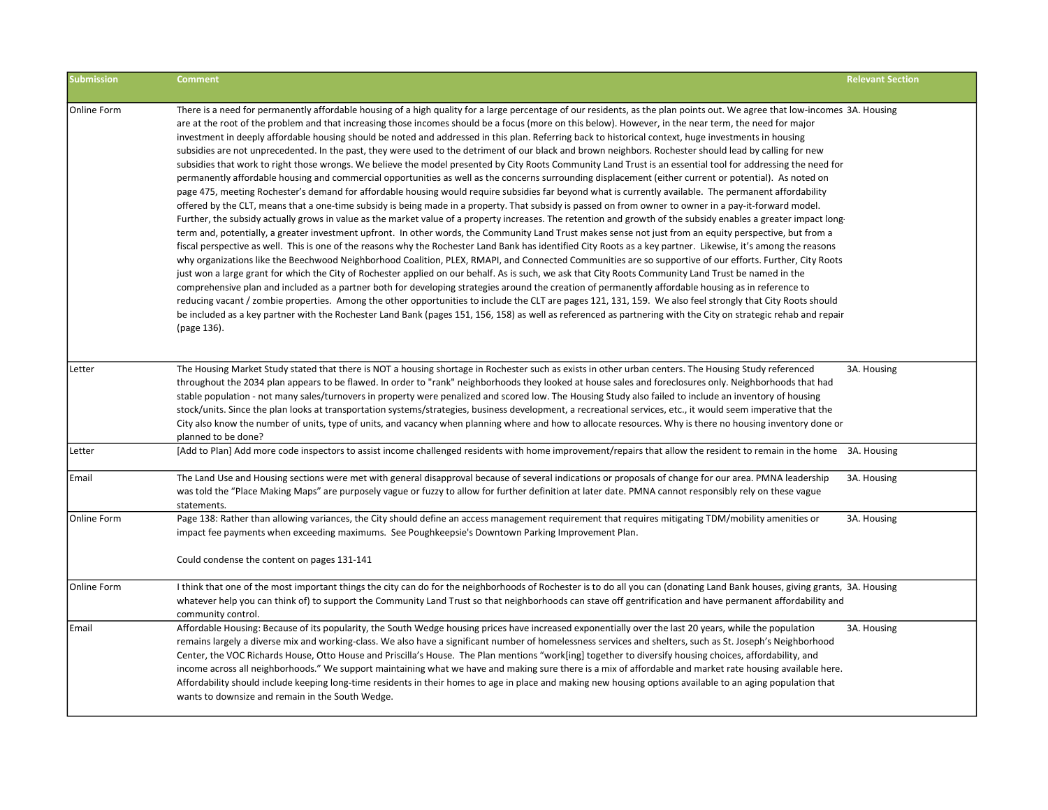| Submission | Comment | Relevant Section |
|---|---|---|
| Online Form | There is a need for permanently affordable housing of a high quality for a large percentage of our residents, as the plan points out. We agree that low-incomes are at the root of the problem and that increasing those incomes should be a focus (more on this below). However, in the near term, the need for major investment in deeply affordable housing should be noted and addressed in this plan. Referring back to historical context, huge investments in housing subsidies are not unprecedented. In the past, they were used to the detriment of our black and brown neighbors. Rochester should lead by calling for new subsidies that work to right those wrongs. We believe the model presented by City Roots Community Land Trust is an essential tool for addressing the need for permanently affordable housing and commercial opportunities as well as the concerns surrounding displacement (either current or potential). As noted on page 475, meeting Rochester's demand for affordable housing would require subsidies far beyond what is currently available. The permanent affordability offered by the CLT, means that a one-time subsidy is being made in a property. That subsidy is passed on from owner to owner in a pay-it-forward model. Further, the subsidy actually grows in value as the market value of a property increases. The retention and growth of the subsidy enables a greater impact long-term and, potentially, a greater investment upfront. In other words, the Community Land Trust makes sense not just from an equity perspective, but from a fiscal perspective as well. This is one of the reasons why the Rochester Land Bank has identified City Roots as a key partner. Likewise, it's among the reasons why organizations like the Beechwood Neighborhood Coalition, PLEX, RMAPI, and Connected Communities are so supportive of our efforts. Further, City Roots just won a large grant for which the City of Rochester applied on our behalf. As is such, we ask that City Roots Community Land Trust be named in the comprehensive plan and included as a partner both for developing strategies around the creation of permanently affordable housing as in reference to reducing vacant / zombie properties. Among the other opportunities to include the CLT are pages 121, 131, 159. We also feel strongly that City Roots should be included as a key partner with the Rochester Land Bank (pages 151, 156, 158) as well as referenced as partnering with the City on strategic rehab and repair (page 136). | 3A. Housing |
| Letter | The Housing Market Study stated that there is NOT a housing shortage in Rochester such as exists in other urban centers. The Housing Study referenced throughout the 2034 plan appears to be flawed. In order to "rank" neighborhoods they looked at house sales and foreclosures only. Neighborhoods that had stable population - not many sales/turnovers in property were penalized and scored low. The Housing Study also failed to include an inventory of housing stock/units. Since the plan looks at transportation systems/strategies, business development, a recreational services, etc., it would seem imperative that the City also know the number of units, type of units, and vacancy when planning where and how to allocate resources. Why is there no housing inventory done or planned to be done? | 3A. Housing |
| Letter | [Add to Plan] Add more code inspectors to assist income challenged residents with home improvement/repairs that allow the resident to remain in the home | 3A. Housing |
| Email | The Land Use and Housing sections were met with general disapproval because of several indications or proposals of change for our area. PMNA leadership was told the "Place Making Maps" are purposely vague or fuzzy to allow for further definition at later date. PMNA cannot responsibly rely on these vague statements. | 3A. Housing |
| Online Form | Page 138: Rather than allowing variances, the City should define an access management requirement that requires mitigating TDM/mobility amenities or impact fee payments when exceeding maximums. See Poughkeepsie's Downtown Parking Improvement Plan.<br><br>Could condense the content on pages 131-141 | 3A. Housing |
| Online Form | I think that one of the most important things the city can do for the neighborhoods of Rochester is to do all you can (donating Land Bank houses, giving grants, whatever help you can think of) to support the Community Land Trust so that neighborhoods can stave off gentrification and have permanent affordability and community control. | 3A. Housing |
| Email | Affordable Housing: Because of its popularity, the South Wedge housing prices have increased exponentially over the last 20 years, while the population remains largely a diverse mix and working-class. We also have a significant number of homelessness services and shelters, such as St. Joseph's Neighborhood Center, the VOC Richards House, Otto House and Priscilla's House. The Plan mentions "work[ing] together to diversify housing choices, affordability, and income across all neighborhoods." We support maintaining what we have and making sure there is a mix of affordable and market rate housing available here. Affordability should include keeping long-time residents in their homes to age in place and making new housing options available to an aging population that wants to downsize and remain in the South Wedge. | 3A. Housing |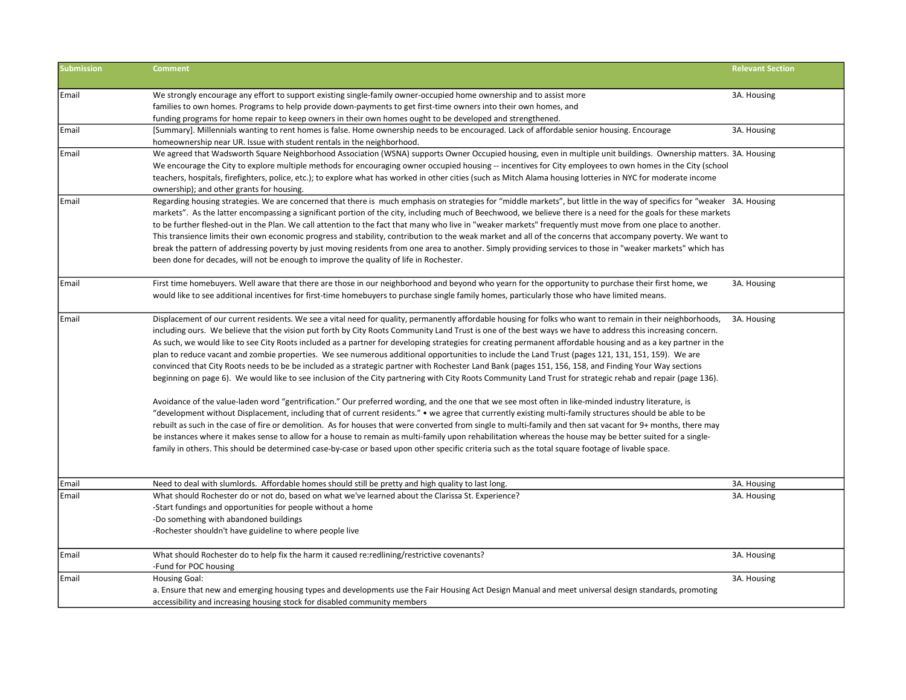| Submission | Comment | Relevant Section |
|---|---|---|
| Email | We strongly encourage any effort to support existing single-family owner-occupied home ownership and to assist more families to own homes. Programs to help provide down-payments to get first-time owners into their own homes, and funding programs for home repair to keep owners in their own homes ought to be developed and strengthened. | 3A. Housing |
| Email | [Summary]. Millennials wanting to rent homes is false. Home ownership needs to be encouraged. Lack of affordable senior housing. Encourage homeownership near UR. Issue with student rentals in the neighborhood. | 3A. Housing |
| Email | We agreed that Wadsworth Square Neighborhood Association (WSNA) supports Owner Occupied housing, even in multiple unit buildings. Ownership matters. We encourage the City to explore multiple methods for encouraging owner occupied housing -- incentives for City employees to own homes in the City (school teachers, hospitals, firefighters, police, etc.); to explore what has worked in other cities (such as Mitch Alama housing lotteries in NYC for moderate income ownership); and other grants for housing. | 3A. Housing |
| Email | Regarding housing strategies. We are concerned that there is much emphasis on strategies for “middle markets”, but little in the way of specifics for “weaker markets”. As the latter encompassing a significant portion of the city, including much of Beechwood, we believe there is a need for the goals for these markets to be further fleshed-out in the Plan. We call attention to the fact that many who live in "weaker markets" frequently must move from one place to another. This transience limits their own economic progress and stability, contribution to the weak market and all of the concerns that accompany poverty. We want to break the pattern of addressing poverty by just moving residents from one area to another. Simply providing services to those in "weaker markets" which has been done for decades, will not be enough to improve the quality of life in Rochester. | 3A. Housing |
| Email | First time homebuyers. Well aware that there are those in our neighborhood and beyond who yearn for the opportunity to purchase their first home, we would like to see additional incentives for first-time homebuyers to purchase single family homes, particularly those who have limited means. | 3A. Housing |
| Email | Displacement of our current residents. We see a vital need for quality, permanently affordable housing for folks who want to remain in their neighborhoods, including ours. We believe that the vision put forth by City Roots Community Land Trust is one of the best ways we have to address this increasing concern. As such, we would like to see City Roots included as a partner for developing strategies for creating permanent affordable housing and as a key partner in the plan to reduce vacant and zombie properties. We see numerous additional opportunities to include the Land Trust (pages 121, 131, 151, 159). We are convinced that City Roots needs to be be included as a strategic partner with Rochester Land Bank (pages 151, 156, 158, and Finding Your Way sections beginning on page 6). We would like to see inclusion of the City partnering with City Roots Community Land Trust for strategic rehab and repair (page 136).<br><br>Avoidance of the value-laden word “gentrification.” Our preferred wording, and the one that we see most often in like-minded industry literature, is “development without Displacement, including that of current residents.” • we agree that currently existing multi-family structures should be able to be rebuilt as such in the case of fire or demolition. As for houses that were converted from single to multi-family and then sat vacant for 9+ months, there may be instances where it makes sense to allow for a house to remain as multi-family upon rehabilitation whereas the house may be better suited for a single-family in others. This should be determined case-by-case or based upon other specific criteria such as the total square footage of livable space. | 3A. Housing |
| Email | Need to deal with slumlords. Affordable homes should still be pretty and high quality to last long. | 3A. Housing |
| Email | What should Rochester do or not do, based on what we've learned about the Clarissa St. Experience?<br>-Start fundings and opportunities for people without a home<br>-Do something with abandoned buildings<br>-Rochester shouldn't have guideline to where people live | 3A. Housing |
| Email | What should Rochester do to help fix the harm it caused re:redlining/restrictive covenants?<br>-Fund for POC housing | 3A. Housing |
| Email | Housing Goal:<br>a. Ensure that new and emerging housing types and developments use the Fair Housing Act Design Manual and meet universal design standards, promoting accessibility and increasing housing stock for disabled community members | 3A. Housing |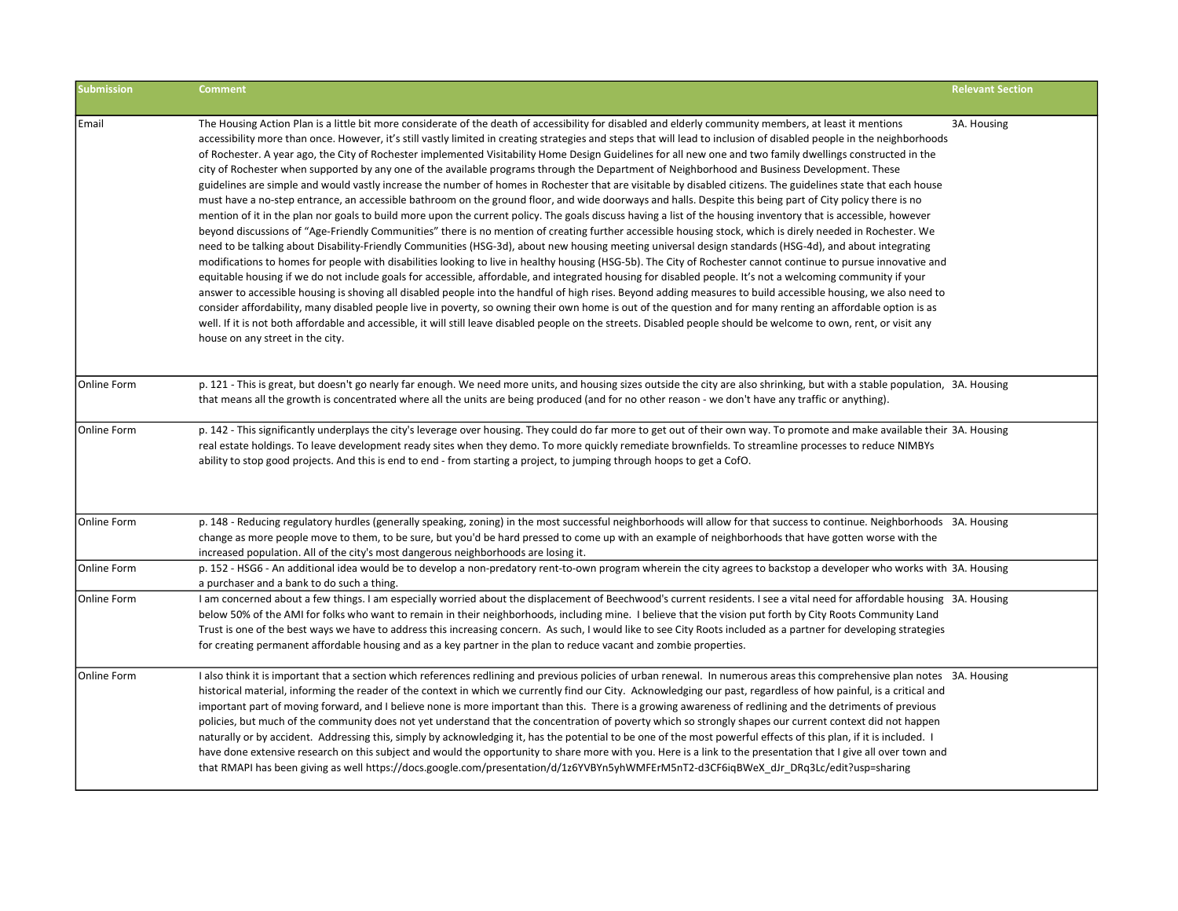| Submission | Comment | Relevant Section |
| --- | --- | --- |
| Email | The Housing Action Plan is a little bit more considerate of the death of accessibility for disabled and elderly community members, at least it mentions accessibility more than once. However, it's still vastly limited in creating strategies and steps that will lead to inclusion of disabled people in the neighborhoods of Rochester. A year ago, the City of Rochester implemented Visitability Home Design Guidelines for all new one and two family dwellings constructed in the city of Rochester when supported by any one of the available programs through the Department of Neighborhood and Business Development. These guidelines are simple and would vastly increase the number of homes in Rochester that are visitable by disabled citizens. The guidelines state that each house must have a no-step entrance, an accessible bathroom on the ground floor, and wide doorways and halls. Despite this being part of City policy there is no mention of it in the plan nor goals to build more upon the current policy. The goals discuss having a list of the housing inventory that is accessible, however beyond discussions of "Age-Friendly Communities" there is no mention of creating further accessible housing stock, which is direly needed in Rochester. We need to be talking about Disability-Friendly Communities (HSG-3d), about new housing meeting universal design standards (HSG-4d), and about integrating modifications to homes for people with disabilities looking to live in healthy housing (HSG-5b). The City of Rochester cannot continue to pursue innovative and equitable housing if we do not include goals for accessible, affordable, and integrated housing for disabled people. It's not a welcoming community if your answer to accessible housing is shoving all disabled people into the handful of high rises. Beyond adding measures to build accessible housing, we also need to consider affordability, many disabled people live in poverty, so owning their own home is out of the question and for many renting an affordable option is as well. If it is not both affordable and accessible, it will still leave disabled people on the streets. Disabled people should be welcome to own, rent, or visit any house on any street in the city. | 3A. Housing |
| Online Form | p. 121 - This is great, but doesn't go nearly far enough. We need more units, and housing sizes outside the city are also shrinking, but with a stable population, that means all the growth is concentrated where all the units are being produced (and for no other reason - we don't have any traffic or anything). | 3A. Housing |
| Online Form | p. 142 - This significantly underplays the city's leverage over housing. They could do far more to get out of their own way. To promote and make available their real estate holdings. To leave development ready sites when they demo. To more quickly remediate brownfields. To streamline processes to reduce NIMBYs ability to stop good projects. And this is end to end - from starting a project, to jumping through hoops to get a CofO. | 3A. Housing |
| Online Form | p. 148 - Reducing regulatory hurdles (generally speaking, zoning) in the most successful neighborhoods will allow for that success to continue. Neighborhoods change as more people move to them, to be sure, but you'd be hard pressed to come up with an example of neighborhoods that have gotten worse with the increased population. All of the city's most dangerous neighborhoods are losing it. | 3A. Housing |
| Online Form | p. 152 - HSG6 - An additional idea would be to develop a non-predatory rent-to-own program wherein the city agrees to backstop a developer who works with a purchaser and a bank to do such a thing. | 3A. Housing |
| Online Form | I am concerned about a few things. I am especially worried about the displacement of Beechwood's current residents. I see a vital need for affordable housing below 50% of the AMI for folks who want to remain in their neighborhoods, including mine. I believe that the vision put forth by City Roots Community Land Trust is one of the best ways we have to address this increasing concern. As such, I would like to see City Roots included as a partner for developing strategies for creating permanent affordable housing and as a key partner in the plan to reduce vacant and zombie properties. | 3A. Housing |
| Online Form | I also think it is important that a section which references redlining and previous policies of urban renewal. In numerous areas this comprehensive plan notes historical material, informing the reader of the context in which we currently find our City. Acknowledging our past, regardless of how painful, is a critical and important part of moving forward, and I believe none is more important than this. There is a growing awareness of redlining and the detriments of previous policies, but much of the community does not yet understand that the concentration of poverty which so strongly shapes our current context did not happen naturally or by accident. Addressing this, simply by acknowledging it, has the potential to be one of the most powerful effects of this plan, if it is included. I have done extensive research on this subject and would the opportunity to share more with you. Here is a link to the presentation that I give all over town and that RMAPI has been giving as well https://docs.google.com/presentation/d/1z6YVBYn5yhWMFErM5nT2-d3CF6iqBWeX_dJr_DRq3Lc/edit?usp=sharing | 3A. Housing |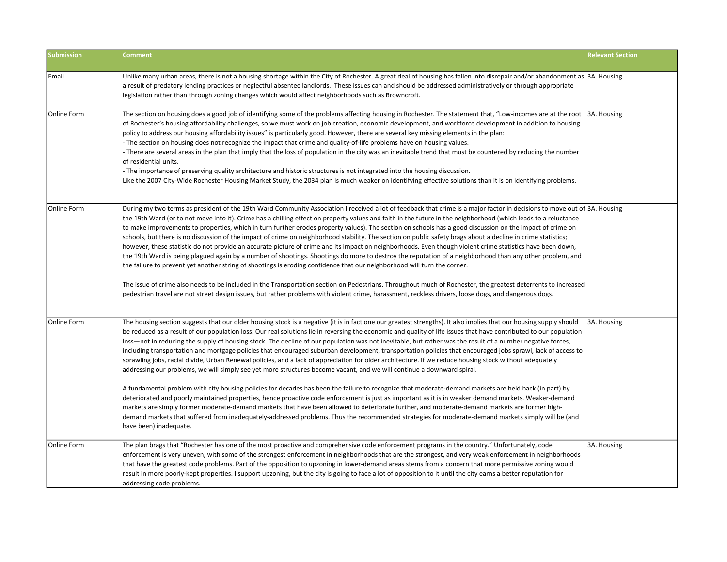| Submission | Comment | Relevant Section |
|---|---|---|
| Email | Unlike many urban areas, there is not a housing shortage within the City of Rochester. A great deal of housing has fallen into disrepair and/or abandonment as a result of predatory lending practices or neglectful absentee landlords. These issues can and should be addressed administratively or through appropriate legislation rather than through zoning changes which would affect neighborhoods such as Browncroft. | 3A. Housing |
| Online Form | The section on housing does a good job of identifying some of the problems affecting housing in Rochester. The statement that, "Low-incomes are at the root of Rochester's housing affordability challenges, so we must work on job creation, economic development, and workforce development in addition to housing policy to address our housing affordability issues" is particularly good. However, there are several key missing elements in the plan:<br>- The section on housing does not recognize the impact that crime and quality-of-life problems have on housing values.<br>- There are several areas in the plan that imply that the loss of population in the city was an inevitable trend that must be countered by reducing the number of residential units.<br>- The importance of preserving quality architecture and historic structures is not integrated into the housing discussion.<br>Like the 2007 City-Wide Rochester Housing Market Study, the 2034 plan is much weaker on identifying effective solutions than it is on identifying problems. | 3A. Housing |
| Online Form | During my two terms as president of the 19th Ward Community Association I received a lot of feedback that crime is a major factor in decisions to move out of the 19th Ward (or to not move into it). Crime has a chilling effect on property values and faith in the future in the neighborhood (which leads to a reluctance to make improvements to properties, which in turn further erodes property values). The section on schools has a good discussion on the impact of crime on schools, but there is no discussion of the impact of crime on neighborhood stability. The section on public safety brags about a decline in crime statistics; however, these statistic do not provide an accurate picture of crime and its impact on neighborhoods. Even though violent crime statistics have been down, the 19th Ward is being plagued again by a number of shootings. Shootings do more to destroy the reputation of a neighborhood than any other problem, and the failure to prevent yet another string of shootings is eroding confidence that our neighborhood will turn the corner.<br><br>The issue of crime also needs to be included in the Transportation section on Pedestrians. Throughout much of Rochester, the greatest deterrents to increased pedestrian travel are not street design issues, but rather problems with violent crime, harassment, reckless drivers, loose dogs, and dangerous dogs. | 3A. Housing |
| Online Form | The housing section suggests that our older housing stock is a negative (it is in fact one our greatest strengths). It also implies that our housing supply should be reduced as a result of our population loss. Our real solutions lie in reversing the economic and quality of life issues that have contributed to our population loss—not in reducing the supply of housing stock. The decline of our population was not inevitable, but rather was the result of a number negative forces, including transportation and mortgage policies that encouraged suburban development, transportation policies that encouraged jobs sprawl, lack of access to sprawling jobs, racial divide, Urban Renewal policies, and a lack of appreciation for older architecture. If we reduce housing stock without adequately addressing our problems, we will simply see yet more structures become vacant, and we will continue a downward spiral.<br><br>A fundamental problem with city housing policies for decades has been the failure to recognize that moderate-demand markets are held back (in part) by deteriorated and poorly maintained properties, hence proactive code enforcement is just as important as it is in weaker demand markets. Weaker-demand markets are simply former moderate-demand markets that have been allowed to deteriorate further, and moderate-demand markets are former high-demand markets that suffered from inadequately-addressed problems. Thus the recommended strategies for moderate-demand markets simply will be (and have been) inadequate. | 3A. Housing |
| Online Form | The plan brags that "Rochester has one of the most proactive and comprehensive code enforcement programs in the country." Unfortunately, code enforcement is very uneven, with some of the strongest enforcement in neighborhoods that are the strongest, and very weak enforcement in neighborhoods that have the greatest code problems. Part of the opposition to upzoning in lower-demand areas stems from a concern that more permissive zoning would result in more poorly-kept properties. I support upzoning, but the city is going to face a lot of opposition to it until the city earns a better reputation for addressing code problems. | 3A. Housing |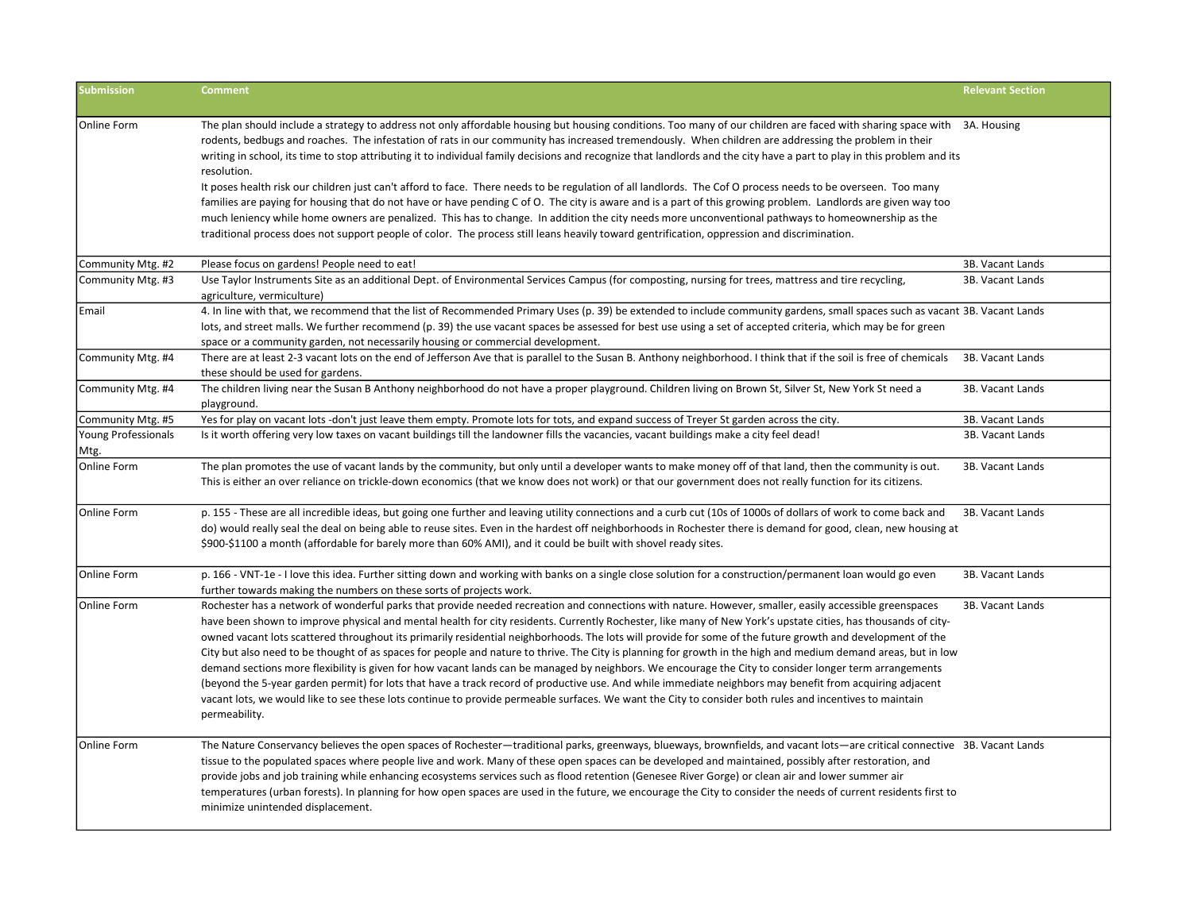| Submission | Comment | Relevant Section |
| --- | --- | --- |
| Online Form | The plan should include a strategy to address not only affordable housing but housing conditions. Too many of our children are faced with sharing space with rodents, bedbugs and roaches. The infestation of rats in our community has increased tremendously. When children are addressing the problem in their writing in school, its time to stop attributing it to individual family decisions and recognize that landlords and the city have a part to play in this problem and its resolution.<br>It poses health risk our children just can't afford to face. There needs to be regulation of all landlords. The Cof O process needs to be overseen. Too many families are paying for housing that do not have or have pending C of O. The city is aware and is a part of this growing problem. Landlords are given way too much leniency while home owners are penalized. This has to change. In addition the city needs more unconventional pathways to homeownership as the traditional process does not support people of color. The process still leans heavily toward gentrification, oppression and discrimination. | 3A. Housing |
| Community Mtg. #2 | Please focus on gardens! People need to eat! | 3B. Vacant Lands |
| Community Mtg. #3 | Use Taylor Instruments Site as an additional Dept. of Environmental Services Campus (for composting, nursing for trees, mattress and tire recycling, agriculture, vermiculture) | 3B. Vacant Lands |
| Email | 4. In line with that, we recommend that the list of Recommended Primary Uses (p. 39) be extended to include community gardens, small spaces such as vacant lots, and street malls. We further recommend (p. 39) the use vacant spaces be assessed for best use using a set of accepted criteria, which may be for green space or a community garden, not necessarily housing or commercial development. | 3B. Vacant Lands |
| Community Mtg. #4 | There are at least 2-3 vacant lots on the end of Jefferson Ave that is parallel to the Susan B. Anthony neighborhood. I think that if the soil is free of chemicals these should be used for gardens. | 3B. Vacant Lands |
| Community Mtg. #4 | The children living near the Susan B Anthony neighborhood do not have a proper playground. Children living on Brown St, Silver St, New York St need a playground. | 3B. Vacant Lands |
| Community Mtg. #5 | Yes for play on vacant lots -don't just leave them empty. Promote lots for tots, and expand success of Treyer St garden across the city. | 3B. Vacant Lands |
| Young Professionals Mtg. | Is it worth offering very low taxes on vacant buildings till the landowner fills the vacancies, vacant buildings make a city feel dead! | 3B. Vacant Lands |
| Online Form | The plan promotes the use of vacant lands by the community, but only until a developer wants to make money off of that land, then the community is out. This is either an over reliance on trickle-down economics (that we know does not work) or that our government does not really function for its citizens. | 3B. Vacant Lands |
| Online Form | p. 155 - These are all incredible ideas, but going one further and leaving utility connections and a curb cut (10s of 1000s of dollars of work to come back and do) would really seal the deal on being able to reuse sites. Even in the hardest off neighborhoods in Rochester there is demand for good, clean, new housing at $900-$1100 a month (affordable for barely more than 60% AMI), and it could be built with shovel ready sites. | 3B. Vacant Lands |
| Online Form | p. 166 - VNT-1e - I love this idea. Further sitting down and working with banks on a single close solution for a construction/permanent loan would go even further towards making the numbers on these sorts of projects work. | 3B. Vacant Lands |
| Online Form | Rochester has a network of wonderful parks that provide needed recreation and connections with nature. However, smaller, easily accessible greenspaces have been shown to improve physical and mental health for city residents. Currently Rochester, like many of New York's upstate cities, has thousands of city-owned vacant lots scattered throughout its primarily residential neighborhoods. The lots will provide for some of the future growth and development of the City but also need to be thought of as spaces for people and nature to thrive. The City is planning for growth in the high and medium demand areas, but in low demand sections more flexibility is given for how vacant lands can be managed by neighbors. We encourage the City to consider longer term arrangements (beyond the 5-year garden permit) for lots that have a track record of productive use. And while immediate neighbors may benefit from acquiring adjacent vacant lots, we would like to see these lots continue to provide permeable surfaces. We want the City to consider both rules and incentives to maintain permeability. | 3B. Vacant Lands |
| Online Form | The Nature Conservancy believes the open spaces of Rochester—traditional parks, greenways, blueways, brownfields, and vacant lots—are critical connective tissue to the populated spaces where people live and work. Many of these open spaces can be developed and maintained, possibly after restoration, and provide jobs and job training while enhancing ecosystems services such as flood retention (Genesee River Gorge) or clean air and lower summer air temperatures (urban forests). In planning for how open spaces are used in the future, we encourage the City to consider the needs of current residents first to minimize unintended displacement. | 3B. Vacant Lands |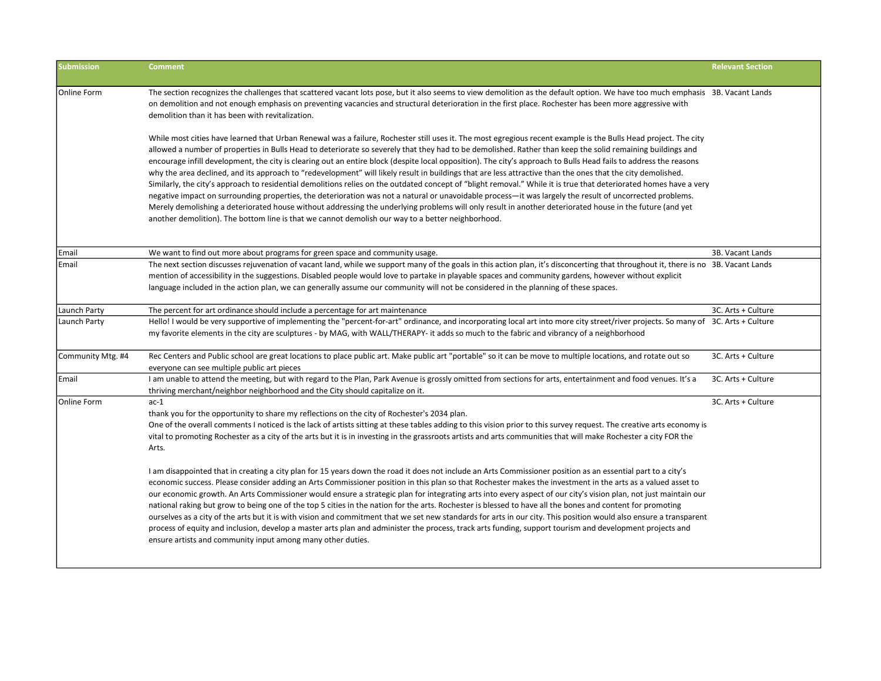| Submission | Comment | Relevant Section |
|---|---|---|
| Online Form | The section recognizes the challenges that scattered vacant lots pose, but it also seems to view demolition as the default option. We have too much emphasis on demolition and not enough emphasis on preventing vacancies and structural deterioration in the first place. Rochester has been more aggressive with demolition than it has been with revitalization.<br><br>While most cities have learned that Urban Renewal was a failure, Rochester still uses it. The most egregious recent example is the Bulls Head project. The city allowed a number of properties in Bulls Head to deteriorate so severely that they had to be demolished. Rather than keep the solid remaining buildings and encourage infill development, the city is clearing out an entire block (despite local opposition). The city's approach to Bulls Head fails to address the reasons why the area declined, and its approach to "redevelopment" will likely result in buildings that are less attractive than the ones that the city demolished. Similarly, the city's approach to residential demolitions relies on the outdated concept of "blight removal." While it is true that deteriorated homes have a very negative impact on surrounding properties, the deterioration was not a natural or unavoidable process—it was largely the result of uncorrected problems. Merely demolishing a deteriorated house without addressing the underlying problems will only result in another deteriorated house in the future (and yet another demolition). The bottom line is that we cannot demolish our way to a better neighborhood. | 3B. Vacant Lands |
| Email | We want to find out more about programs for green space and community usage. | 3B. Vacant Lands |
| Email | The next section discusses rejuvenation of vacant land, while we support many of the goals in this action plan, it's disconcerting that throughout it, there is no mention of accessibility in the suggestions. Disabled people would love to partake in playable spaces and community gardens, however without explicit language included in the action plan, we can generally assume our community will not be considered in the planning of these spaces. | 3B. Vacant Lands |
| Launch Party | The percent for art ordinance should include a percentage for art maintenance | 3C. Arts + Culture |
| Launch Party | Hello! I would be very supportive of implementing the "percent-for-art" ordinance, and incorporating local art into more city street/river projects. So many of my favorite elements in the city are sculptures - by MAG, with WALL/THERAPY- it adds so much to the fabric and vibrancy of a neighborhood | 3C. Arts + Culture |
| Community Mtg. #4 | Rec Centers and Public school are great locations to place public art. Make public art "portable" so it can be move to multiple locations, and rotate out so everyone can see multiple public art pieces | 3C. Arts + Culture |
| Email | I am unable to attend the meeting, but with regard to the Plan, Park Avenue is grossly omitted from sections for arts, entertainment and food venues. It's a thriving merchant/neighbor neighborhood and the City should capitalize on it. | 3C. Arts + Culture |
| Online Form | ac-1<br>thank you for the opportunity to share my reflections on the city of Rochester's 2034 plan.<br>One of the overall comments I noticed is the lack of artists sitting at these tables adding to this vision prior to this survey request. The creative arts economy is vital to promoting Rochester as a city of the arts but it is in investing in the grassroots artists and arts communities that will make Rochester a city FOR the Arts.<br><br>I am disappointed that in creating a city plan for 15 years down the road it does not include an Arts Commissioner position as an essential part to a city's economic success. Please consider adding an Arts Commissioner position in this plan so that Rochester makes the investment in the arts as a valued asset to our economic growth. An Arts Commissioner would ensure a strategic plan for integrating arts into every aspect of our city's vision plan, not just maintain our national raking but grow to being one of the top 5 cities in the nation for the arts. Rochester is blessed to have all the bones and content for promoting ourselves as a city of the arts but it is with vision and commitment that we set new standards for arts in our city. This position would also ensure a transparent process of equity and inclusion, develop a master arts plan and administer the process, track arts funding, support tourism and development projects and ensure artists and community input among many other duties. | 3C. Arts + Culture |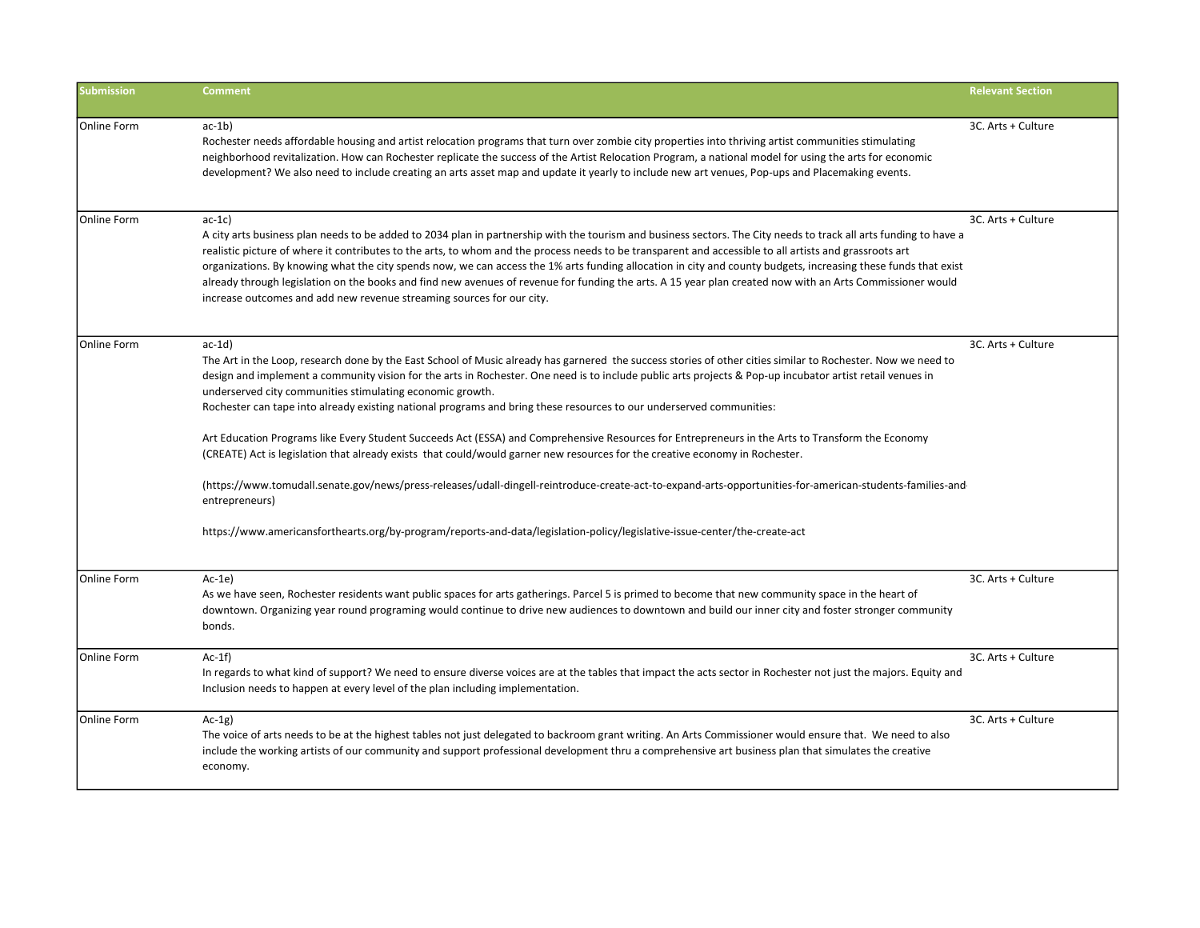| Submission | Comment | Relevant Section |
|---|---|---|
| Online Form | ac-1b)<br>Rochester needs affordable housing and artist relocation programs that turn over zombie city properties into thriving artist communities stimulating neighborhood revitalization. How can Rochester replicate the success of the Artist Relocation Program, a national model for using the arts for economic development? We also need to include creating an arts asset map and update it yearly to include new art venues, Pop-ups and Placemaking events. | 3C. Arts + Culture |
| Online Form | ac-1c)<br>A city arts business plan needs to be added to 2034 plan in partnership with the tourism and business sectors. The City needs to track all arts funding to have a realistic picture of where it contributes to the arts, to whom and the process needs to be transparent and accessible to all artists and grassroots art organizations. By knowing what the city spends now, we can access the 1% arts funding allocation in city and county budgets, increasing these funds that exist already through legislation on the books and find new avenues of revenue for funding the arts. A 15 year plan created now with an Arts Commissioner would increase outcomes and add new revenue streaming sources for our city. | 3C. Arts + Culture |
| Online Form | ac-1d)<br>The Art in the Loop, research done by the East School of Music already has garnered the success stories of other cities similar to Rochester. Now we need to design and implement a community vision for the arts in Rochester. One need is to include public arts projects & Pop-up incubator artist retail venues in underserved city communities stimulating economic growth.<br>Rochester can tape into already existing national programs and bring these resources to our underserved communities:<br><br>Art Education Programs like Every Student Succeeds Act (ESSA) and Comprehensive Resources for Entrepreneurs in the Arts to Transform the Economy (CREATE) Act is legislation that already exists that could/would garner new resources for the creative economy in Rochester.<br><br>(https://www.tomudall.senate.gov/news/press-releases/udall-dingell-reintroduce-create-act-to-expand-arts-opportunities-for-american-students-families-and-entrepreneurs)<br><br>https://www.americansforthearts.org/by-program/reports-and-data/legislation-policy/legislative-issue-center/the-create-act | 3C. Arts + Culture |
| Online Form | Ac-1e)<br>As we have seen, Rochester residents want public spaces for arts gatherings. Parcel 5 is primed to become that new community space in the heart of downtown. Organizing year round programing would continue to drive new audiences to downtown and build our inner city and foster stronger community bonds. | 3C. Arts + Culture |
| Online Form | Ac-1f)<br>In regards to what kind of support? We need to ensure diverse voices are at the tables that impact the acts sector in Rochester not just the majors. Equity and Inclusion needs to happen at every level of the plan including implementation. | 3C. Arts + Culture |
| Online Form | Ac-1g)<br>The voice of arts needs to be at the highest tables not just delegated to backroom grant writing. An Arts Commissioner would ensure that. We need to also include the working artists of our community and support professional development thru a comprehensive art business plan that simulates the creative economy. | 3C. Arts + Culture |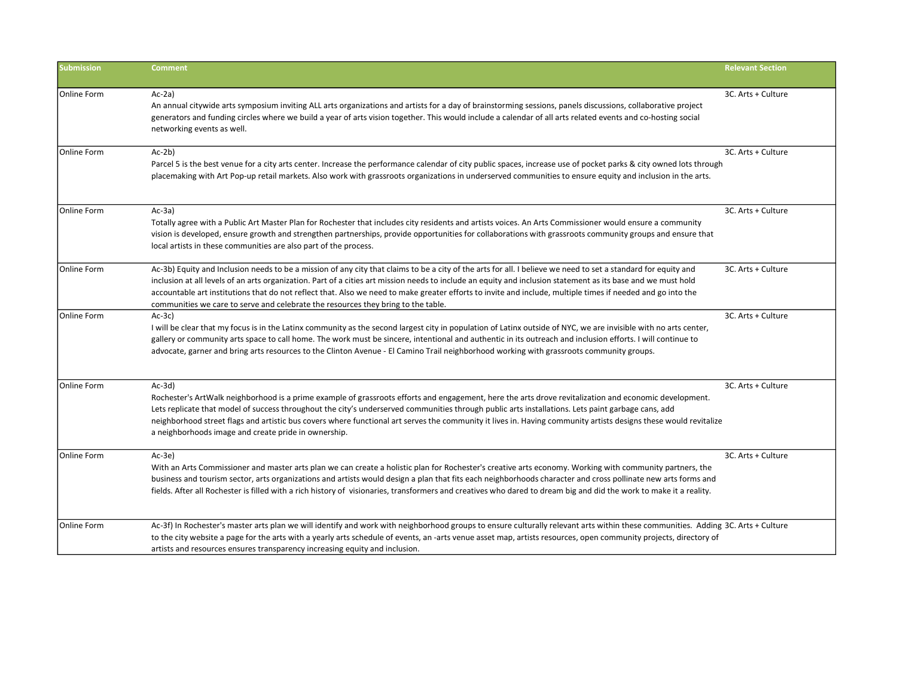| Submission | Comment | Relevant Section |
|---|---|---|
| Online Form | Ac-2a) An annual citywide arts symposium inviting ALL arts organizations and artists for a day of brainstorming sessions, panels discussions, collaborative project generators and funding circles where we build a year of arts vision together. This would include a calendar of all arts related events and co-hosting social networking events as well. | 3C. Arts + Culture |
| Online Form | Ac-2b) Parcel 5 is the best venue for a city arts center. Increase the performance calendar of city public spaces, increase use of pocket parks & city owned lots through placemaking with Art Pop-up retail markets. Also work with grassroots organizations in underserved communities to ensure equity and inclusion in the arts. | 3C. Arts + Culture |
| Online Form | Ac-3a) Totally agree with a Public Art Master Plan for Rochester that includes city residents and artists voices. An Arts Commissioner would ensure a community vision is developed, ensure growth and strengthen partnerships, provide opportunities for collaborations with grassroots community groups and ensure that local artists in these communities are also part of the process. | 3C. Arts + Culture |
| Online Form | Ac-3b) Equity and Inclusion needs to be a mission of any city that claims to be a city of the arts for all. I believe we need to set a standard for equity and inclusion at all levels of an arts organization. Part of a cities art mission needs to include an equity and inclusion statement as its base and we must hold accountable art institutions that do not reflect that. Also we need to make greater efforts to invite and include, multiple times if needed and go into the communities we care to serve and celebrate the resources they bring to the table. | 3C. Arts + Culture |
| Online Form | Ac-3c) I will be clear that my focus is in the Latinx community as the second largest city in population of Latinx outside of NYC, we are invisible with no arts center, gallery or community arts space to call home. The work must be sincere, intentional and authentic in its outreach and inclusion efforts. I will continue to advocate, garner and bring arts resources to the Clinton Avenue - El Camino Trail neighborhood working with grassroots community groups. | 3C. Arts + Culture |
| Online Form | Ac-3d) Rochester's ArtWalk neighborhood is a prime example of grassroots efforts and engagement, here the arts drove revitalization and economic development. Lets replicate that model of success throughout the city's underserved communities through public arts installations. Lets paint garbage cans, add neighborhood street flags and artistic bus covers where functional art serves the community it lives in. Having community artists designs these would revitalize a neighborhoods image and create pride in ownership. | 3C. Arts + Culture |
| Online Form | Ac-3e) With an Arts Commissioner and master arts plan we can create a holistic plan for Rochester's creative arts economy. Working with community partners, the business and tourism sector, arts organizations and artists would design a plan that fits each neighborhoods character and cross pollinate new arts forms and fields. After all Rochester is filled with a rich history of visionaries, transformers and creatives who dared to dream big and did the work to make it a reality. | 3C. Arts + Culture |
| Online Form | Ac-3f) In Rochester's master arts plan we will identify and work with neighborhood groups to ensure culturally relevant arts within these communities. Adding to the city website a page for the arts with a yearly arts schedule of events, an -arts venue asset map, artists resources, open community projects, directory of artists and resources ensures transparency increasing equity and inclusion. | 3C. Arts + Culture |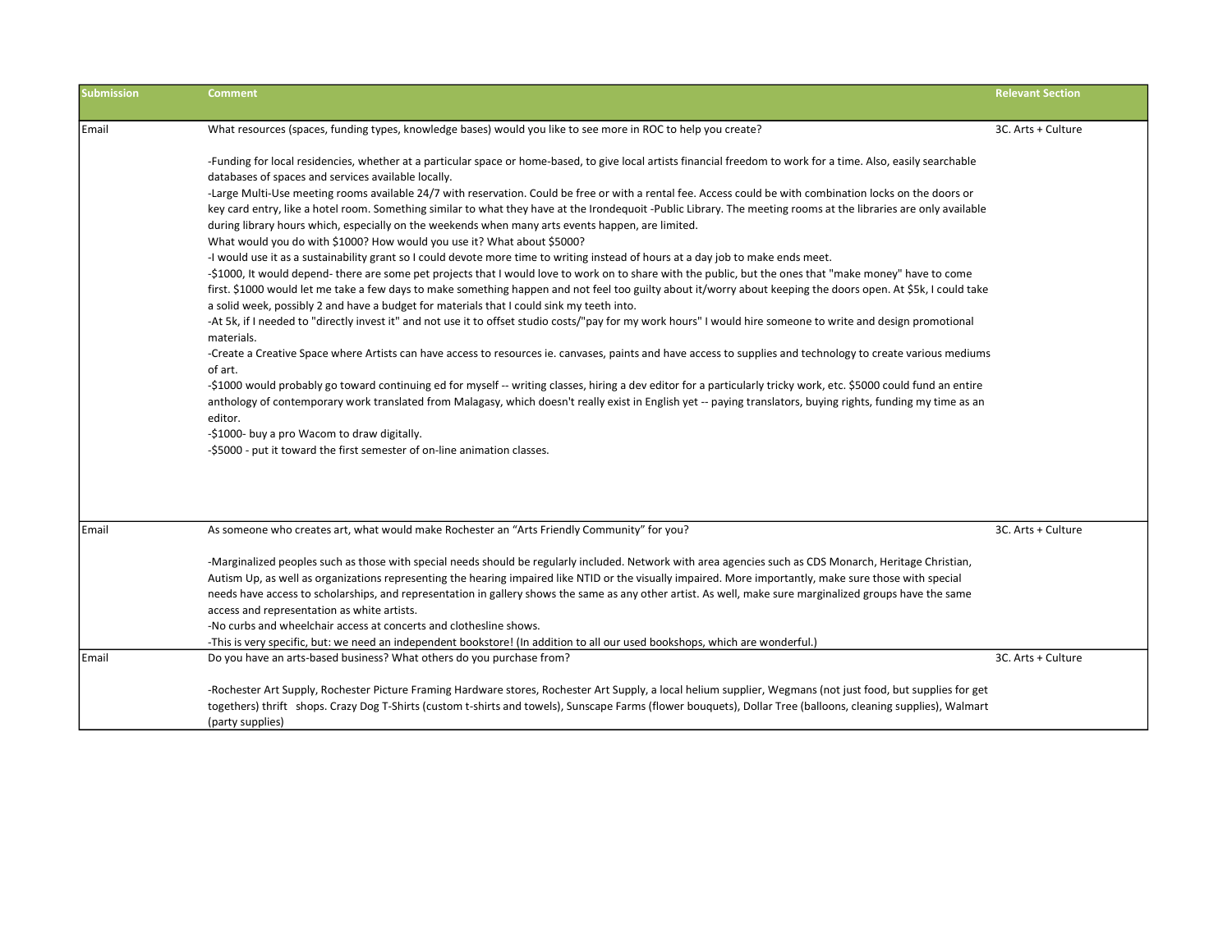| Submission | Comment | Relevant Section |
|---|---|---|
| Email | What resources (spaces, funding types, knowledge bases) would you like to see more in ROC to help you create?<br><br>-Funding for local residencies, whether at a particular space or home-based, to give local artists financial freedom to work for a time. Also, easily searchable databases of spaces and services available locally.<br>-Large Multi-Use meeting rooms available 24/7 with reservation. Could be free or with a rental fee. Access could be with combination locks on the doors or key card entry, like a hotel room. Something similar to what they have at the Irondequoit -Public Library. The meeting rooms at the libraries are only available during library hours which, especially on the weekends when many arts events happen, are limited.<br>What would you do with $1000? How would you use it? What about $5000?<br>-I would use it as a sustainability grant so I could devote more time to writing instead of hours at a day job to make ends meet.<br>-$1000, It would depend- there are some pet projects that I would love to work on to share with the public, but the ones that "make money" have to come first. $1000 would let me take a few days to make something happen and not feel too guilty about it/worry about keeping the doors open. At $5k, I could take a solid week, possibly 2 and have a budget for materials that I could sink my teeth into.<br>-At 5k, if I needed to "directly invest it" and not use it to offset studio costs/"pay for my work hours" I would hire someone to write and design promotional materials.<br>-Create a Creative Space where Artists can have access to resources ie. canvases, paints and have access to supplies and technology to create various mediums of art.<br>-$1000 would probably go toward continuing ed for myself -- writing classes, hiring a dev editor for a particularly tricky work, etc. $5000 could fund an entire anthology of contemporary work translated from Malagasy, which doesn't really exist in English yet -- paying translators, buying rights, funding my time as an editor.<br>-$1000- buy a pro Wacom to draw digitally.<br>-$5000 - put it toward the first semester of on-line animation classes. | 3C. Arts + Culture |
| Email | As someone who creates art, what would make Rochester an "Arts Friendly Community" for you?<br><br>-Marginalized peoples such as those with special needs should be regularly included. Network with area agencies such as CDS Monarch, Heritage Christian, Autism Up, as well as organizations representing the hearing impaired like NTID or the visually impaired. More importantly, make sure those with special needs have access to scholarships, and representation in gallery shows the same as any other artist. As well, make sure marginalized groups have the same access and representation as white artists.<br>-No curbs and wheelchair access at concerts and clothesline shows.<br>-This is very specific, but: we need an independent bookstore! (In addition to all our used bookshops, which are wonderful.) | 3C. Arts + Culture |
| Email | Do you have an arts-based business? What others do you purchase from?<br><br>-Rochester Art Supply, Rochester Picture Framing Hardware stores, Rochester Art Supply, a local helium supplier, Wegmans (not just food, but supplies for get togethers) thrift shops. Crazy Dog T-Shirts (custom t-shirts and towels), Sunscape Farms (flower bouquets), Dollar Tree (balloons, cleaning supplies), Walmart (party supplies) | 3C. Arts + Culture |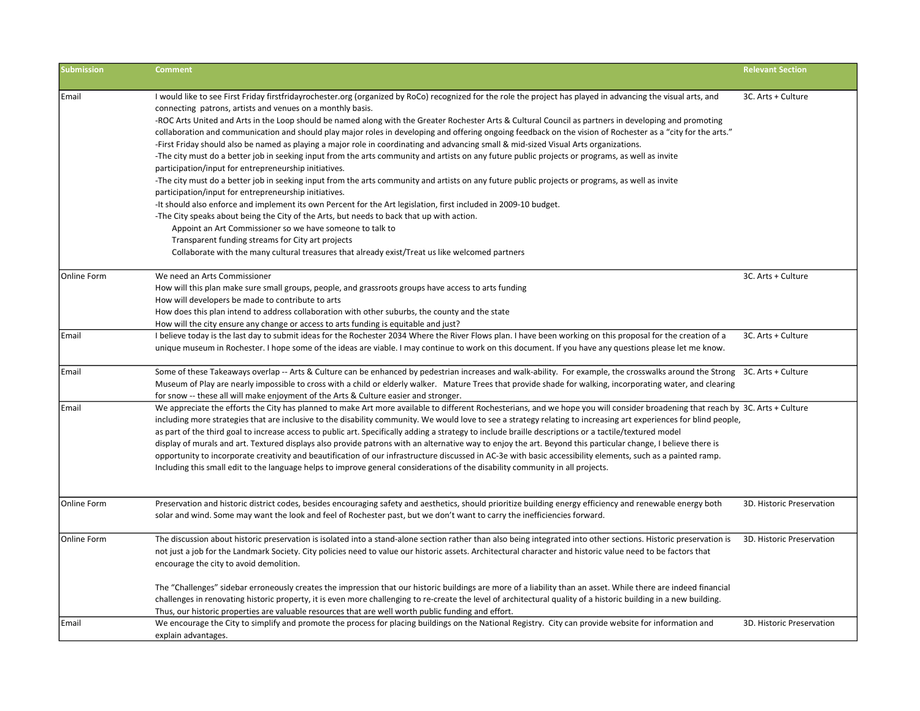| Submission | Comment | Relevant Section |
|---|---|---|
| Email | I would like to see First Friday firstfridayrochester.org (organized by RoCo) recognized for the role the project has played in advancing the visual arts, and connecting patrons, artists and venues on a monthly basis.<br>-ROC Arts United and Arts in the Loop should be named along with the Greater Rochester Arts & Cultural Council as partners in developing and promoting collaboration and communication and should play major roles in developing and offering ongoing feedback on the vision of Rochester as a "city for the arts."<br>-First Friday should also be named as playing a major role in coordinating and advancing small & mid-sized Visual Arts organizations.<br>-The city must do a better job in seeking input from the arts community and artists on any future public projects or programs, as well as invite participation/input for entrepreneurship initiatives.<br>-The city must do a better job in seeking input from the arts community and artists on any future public projects or programs, as well as invite participation/input for entrepreneurship initiatives.<br>-It should also enforce and implement its own Percent for the Art legislation, first included in 2009-10 budget.<br>-The City speaks about being the City of the Arts, but needs to back that up with action.<br>Appoint an Art Commissioner so we have someone to talk to<br>Transparent funding streams for City art projects<br>Collaborate with the many cultural treasures that already exist/Treat us like welcomed partners | 3C. Arts + Culture |
| Online Form | We need an Arts Commissioner<br>How will this plan make sure small groups, people, and grassroots groups have access to arts funding<br>How will developers be made to contribute to arts<br>How does this plan intend to address collaboration with other suburbs, the county and the state<br>How will the city ensure any change or access to arts funding is equitable and just? | 3C. Arts + Culture |
| Email | I believe today is the last day to submit ideas for the Rochester 2034 Where the River Flows plan. I have been working on this proposal for the creation of a unique museum in Rochester. I hope some of the ideas are viable. I may continue to work on this document. If you have any questions please let me know. | 3C. Arts + Culture |
| Email | Some of these Takeaways overlap -- Arts & Culture can be enhanced by pedestrian increases and walk-ability. For example, the crosswalks around the Strong Museum of Play are nearly impossible to cross with a child or elderly walker. Mature Trees that provide shade for walking, incorporating water, and clearing for snow -- these all will make enjoyment of the Arts & Culture easier and stronger. | 3C. Arts + Culture |
| Email | We appreciate the efforts the City has planned to make Art more available to different Rochesterians, and we hope you will consider broadening that reach by including more strategies that are inclusive to the disability community. We would love to see a strategy relating to increasing art experiences for blind people, as part of the third goal to increase access to public art. Specifically adding a strategy to include braille descriptions or a tactile/textured model display of murals and art. Textured displays also provide patrons with an alternative way to enjoy the art. Beyond this particular change, I believe there is opportunity to incorporate creativity and beautification of our infrastructure discussed in AC-3e with basic accessibility elements, such as a painted ramp. Including this small edit to the language helps to improve general considerations of the disability community in all projects. | 3C. Arts + Culture |
| Online Form | Preservation and historic district codes, besides encouraging safety and aesthetics, should prioritize building energy efficiency and renewable energy both solar and wind. Some may want the look and feel of Rochester past, but we don't want to carry the inefficiencies forward. | 3D. Historic Preservation |
| Online Form | The discussion about historic preservation is isolated into a stand-alone section rather than also being integrated into other sections. Historic preservation is not just a job for the Landmark Society. City policies need to value our historic assets. Architectural character and historic value need to be factors that encourage the city to avoid demolition.<br><br>The "Challenges" sidebar erroneously creates the impression that our historic buildings are more of a liability than an asset. While there are indeed financial challenges in renovating historic property, it is even more challenging to re-create the level of architectural quality of a historic building in a new building. Thus, our historic properties are valuable resources that are well worth public funding and effort. | 3D. Historic Preservation |
| Email | We encourage the City to simplify and promote the process for placing buildings on the National Registry. City can provide website for information and explain advantages. | 3D. Historic Preservation |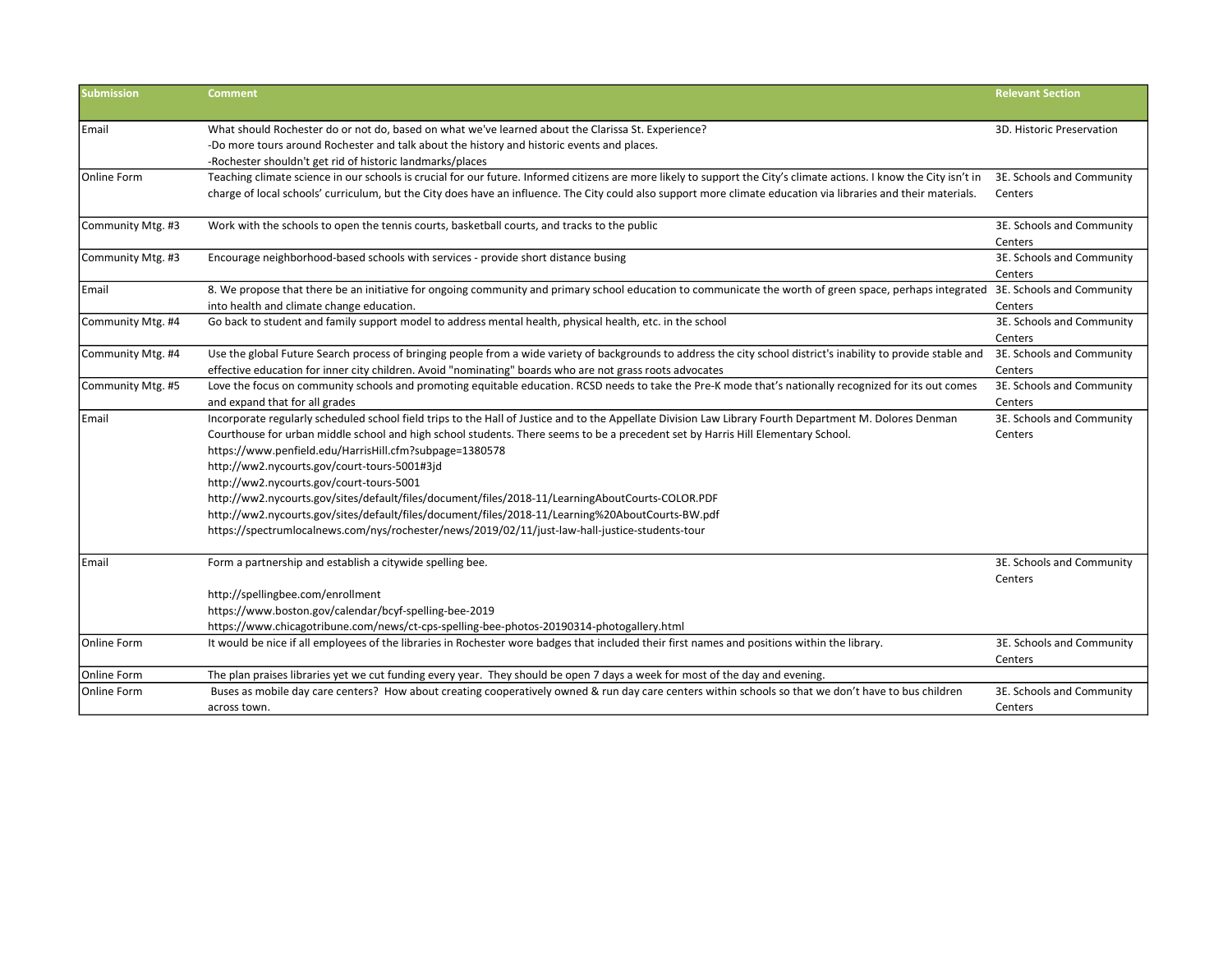| Submission | Comment | Relevant Section |
|---|---|---|
| Email | What should Rochester do or not do, based on what we've learned about the Clarissa St. Experience?<br>-Do more tours around Rochester and talk about the history and historic events and places.<br>-Rochester shouldn't get rid of historic landmarks/places | 3D. Historic Preservation |
| Online Form | Teaching climate science in our schools is crucial for our future. Informed citizens are more likely to support the City's climate actions. I know the City isn't in charge of local schools' curriculum, but the City does have an influence. The City could also support more climate education via libraries and their materials. | 3E. Schools and Community Centers |
| Community Mtg. #3 | Work with the schools to open the tennis courts, basketball courts, and tracks to the public | 3E. Schools and Community Centers |
| Community Mtg. #3 | Encourage neighborhood-based schools with services - provide short distance busing | 3E. Schools and Community Centers |
| Email | 8. We propose that there be an initiative for ongoing community and primary school education to communicate the worth of green space, perhaps integrated into health and climate change education. | 3E. Schools and Community Centers |
| Community Mtg. #4 | Go back to student and family support model to address mental health, physical health, etc. in the school | 3E. Schools and Community Centers |
| Community Mtg. #4 | Use the global Future Search process of bringing people from a wide variety of backgrounds to address the city school district's inability to provide stable and effective education for inner city children. Avoid "nominating" boards who are not grass roots advocates | 3E. Schools and Community Centers |
| Community Mtg. #5 | Love the focus on community schools and promoting equitable education. RCSD needs to take the Pre-K mode that's nationally recognized for its out comes and expand that for all grades | 3E. Schools and Community Centers |
| Email | Incorporate regularly scheduled school field trips to the Hall of Justice and to the Appellate Division Law Library Fourth Department M. Dolores Denman Courthouse for urban middle school and high school students. There seems to be a precedent set by Harris Hill Elementary School.<br>https://www.penfield.edu/HarrisHill.cfm?subpage=1380578<br>http://ww2.nycourts.gov/court-tours-5001#3jd<br>http://ww2.nycourts.gov/court-tours-5001<br>http://ww2.nycourts.gov/sites/default/files/document/files/2018-11/LearningAboutCourts-COLOR.PDF<br>http://ww2.nycourts.gov/sites/default/files/document/files/2018-11/Learning%20AboutCourts-BW.pdf<br>https://spectrumlocalnews.com/nys/rochester/news/2019/02/11/just-law-hall-justice-students-tour | 3E. Schools and Community Centers |
| Email | Form a partnership and establish a citywide spelling bee.<br><br>http://spellingbee.com/enrollment<br>https://www.boston.gov/calendar/bcyf-spelling-bee-2019<br>https://www.chicagotribune.com/news/ct-cps-spelling-bee-photos-20190314-photogallery.html | 3E. Schools and Community Centers |
| Online Form | It would be nice if all employees of the libraries in Rochester wore badges that included their first names and positions within the library. | 3E. Schools and Community Centers |
| Online Form | The plan praises libraries yet we cut funding every year. They should be open 7 days a week for most of the day and evening. | |
| Online Form | Buses as mobile day care centers? How about creating cooperatively owned & run day care centers within schools so that we don't have to bus children across town. | 3E. Schools and Community Centers |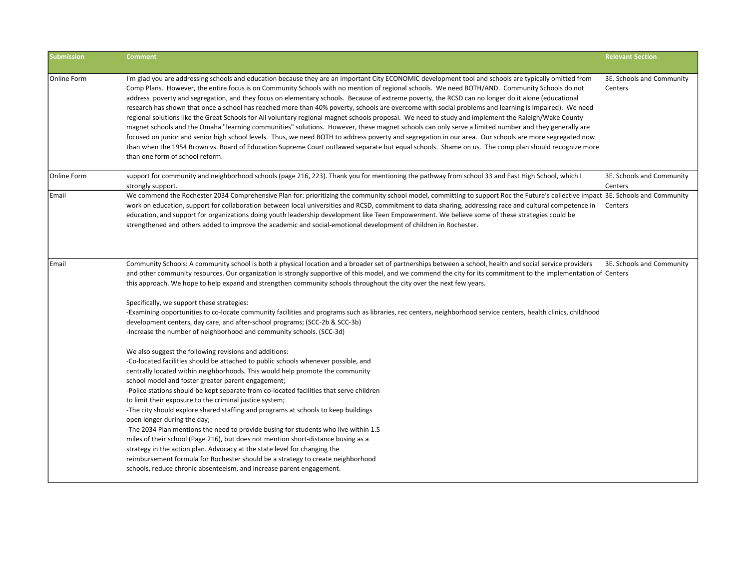| Submission | Comment | Relevant Section |
|---|---|---|
| Online Form | I'm glad you are addressing schools and education because they are an important City ECONOMIC development tool and schools are typically omitted from Comp Plans. However, the entire focus is on Community Schools with no mention of regional schools. We need BOTH/AND. Community Schools do not address poverty and segregation, and they focus on elementary schools. Because of extreme poverty, the RCSD can no longer do it alone (educational research has shown that once a school has reached more than 40% poverty, schools are overcome with social problems and learning is impaired). We need regional solutions like the Great Schools for All voluntary regional magnet schools proposal. We need to study and implement the Raleigh/Wake County magnet schools and the Omaha "learning communities" solutions. However, these magnet schools can only serve a limited number and they generally are focused on junior and senior high school levels. Thus, we need BOTH to address poverty and segregation in our area. Our schools are more segregated now than when the 1954 Brown vs. Board of Education Supreme Court outlawed separate but equal schools. Shame on us. The comp plan should recognize more than one form of school reform. | 3E. Schools and Community Centers |
| Online Form | support for community and neighborhood schools (page 216, 223). Thank you for mentioning the pathway from school 33 and East High School, which I strongly support. | 3E. Schools and Community Centers |
| Email | We commend the Rochester 2034 Comprehensive Plan for: prioritizing the community school model, committing to support Roc the Future's collective impact work on education, support for collaboration between local universities and RCSD, commitment to data sharing, addressing race and cultural competence in education, and support for organizations doing youth leadership development like Teen Empowerment. We believe some of these strategies could be strengthened and others added to improve the academic and social-emotional development of children in Rochester. | 3E. Schools and Community Centers |
| Email | Community Schools: A community school is both a physical location and a broader set of partnerships between a school, health and social service providers and other community resources. Our organization is strongly supportive of this model, and we commend the city for its commitment to the implementation of this approach. We hope to help expand and strengthen community schools throughout the city over the next few years.<br><br>Specifically, we support these strategies:<br>-Examining opportunities to co-locate community facilities and programs such as libraries, rec centers, neighborhood service centers, health clinics, childhood development centers, day care, and after-school programs; (SCC-2b & SCC-3b)<br>-Increase the number of neighborhood and community schools. (SCC-3d)<br><br>We also suggest the following revisions and additions:<br>-Co-located facilities should be attached to public schools whenever possible, and centrally located within neighborhoods. This would help promote the community school model and foster greater parent engagement;<br>-Police stations should be kept separate from co-located facilities that serve children to limit their exposure to the criminal justice system;<br>-The city should explore shared staffing and programs at schools to keep buildings open longer during the day;<br>-The 2034 Plan mentions the need to provide busing for students who live within 1.5 miles of their school (Page 216), but does not mention short-distance busing as a strategy in the action plan. Advocacy at the state level for changing the reimbursement formula for Rochester should be a strategy to create neighborhood schools, reduce chronic absenteeism, and increase parent engagement. | 3E. Schools and Community Centers |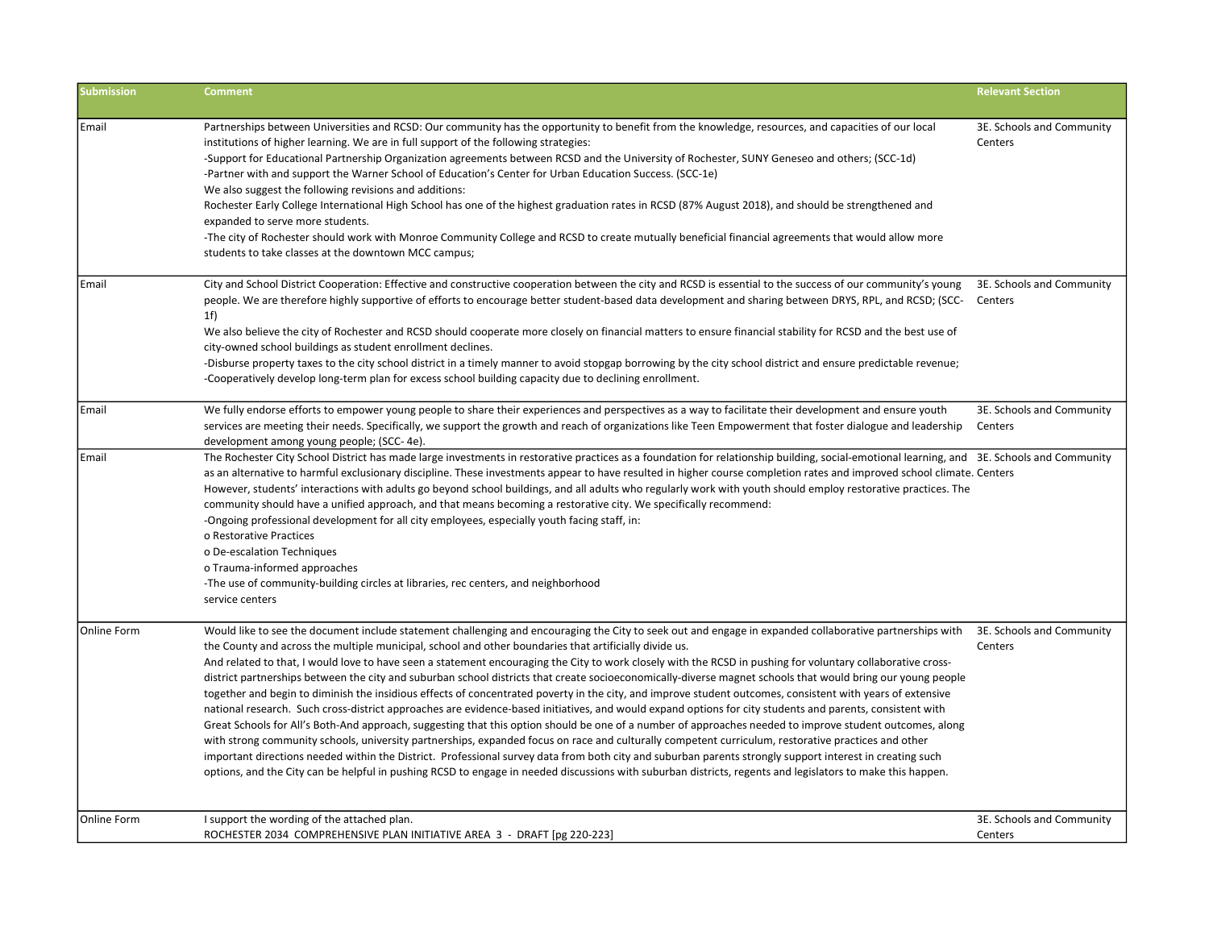| Submission | Comment | Relevant Section |
|---|---|---|
| Email | Partnerships between Universities and RCSD: Our community has the opportunity to benefit from the knowledge, resources, and capacities of our local institutions of higher learning. We are in full support of the following strategies:<br>-Support for Educational Partnership Organization agreements between RCSD and the University of Rochester, SUNY Geneseo and others; (SCC-1d)<br>-Partner with and support the Warner School of Education's Center for Urban Education Success. (SCC-1e)<br>We also suggest the following revisions and additions:<br>Rochester Early College International High School has one of the highest graduation rates in RCSD (87% August 2018), and should be strengthened and expanded to serve more students.<br>-The city of Rochester should work with Monroe Community College and RCSD to create mutually beneficial financial agreements that would allow more students to take classes at the downtown MCC campus; | 3E. Schools and Community Centers |
| Email | City and School District Cooperation: Effective and constructive cooperation between the city and RCSD is essential to the success of our community's young people. We are therefore highly supportive of efforts to encourage better student-based data development and sharing between DRYS, RPL, and RCSD; (SCC-1f)<br>We also believe the city of Rochester and RCSD should cooperate more closely on financial matters to ensure financial stability for RCSD and the best use of city-owned school buildings as student enrollment declines.<br>-Disburse property taxes to the city school district in a timely manner to avoid stopgap borrowing by the city school district and ensure predictable revenue;<br>-Cooperatively develop long-term plan for excess school building capacity due to declining enrollment. | 3E. Schools and Community Centers |
| Email | We fully endorse efforts to empower young people to share their experiences and perspectives as a way to facilitate their development and ensure youth services are meeting their needs. Specifically, we support the growth and reach of organizations like Teen Empowerment that foster dialogue and leadership development among young people; (SCC- 4e). | 3E. Schools and Community Centers |
| Email | The Rochester City School District has made large investments in restorative practices as a foundation for relationship building, social-emotional learning, and as an alternative to harmful exclusionary discipline. These investments appear to have resulted in higher course completion rates and improved school climate. However, students' interactions with adults go beyond school buildings, and all adults who regularly work with youth should employ restorative practices. The community should have a unified approach, and that means becoming a restorative city. We specifically recommend:<br>-Ongoing professional development for all city employees, especially youth facing staff, in:<br>o Restorative Practices<br>o De-escalation Techniques<br>o Trauma-informed approaches<br>-The use of community-building circles at libraries, rec centers, and neighborhood service centers | 3E. Schools and Community Centers |
| Online Form | Would like to see the document include statement challenging and encouraging the City to seek out and engage in expanded collaborative partnerships with the County and across the multiple municipal, school and other boundaries that artificially divide us.<br>And related to that, I would love to have seen a statement encouraging the City to work closely with the RCSD in pushing for voluntary collaborative cross-district partnerships between the city and suburban school districts that create socioeconomically-diverse magnet schools that would bring our young people together and begin to diminish the insidious effects of concentrated poverty in the city, and improve student outcomes, consistent with years of extensive national research. Such cross-district approaches are evidence-based initiatives, and would expand options for city students and parents, consistent with Great Schools for All's Both-And approach, suggesting that this option should be one of a number of approaches needed to improve student outcomes, along with strong community schools, university partnerships, expanded focus on race and culturally competent curriculum, restorative practices and other important directions needed within the District. Professional survey data from both city and suburban parents strongly support interest in creating such options, and the City can be helpful in pushing RCSD to engage in needed discussions with suburban districts, regents and legislators to make this happen. | 3E. Schools and Community Centers |
| Online Form | I support the wording of the attached plan.<br>ROCHESTER 2034 COMPREHENSIVE PLAN INITIATIVE AREA 3 - DRAFT [pg 220-223] | 3E. Schools and Community Centers |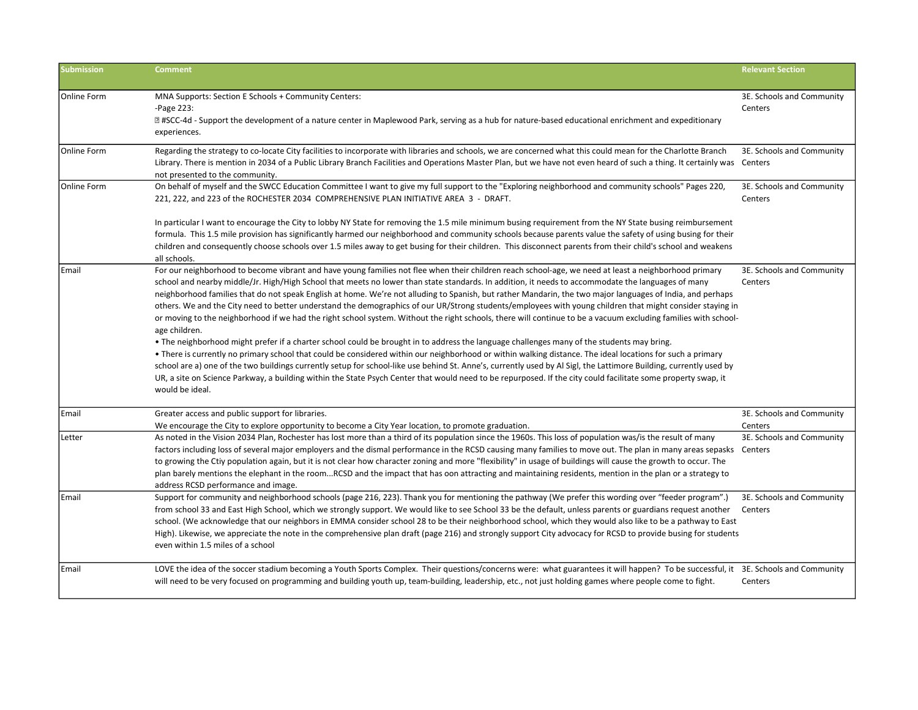| Submission | Comment | Relevant Section |
| --- | --- | --- |
| Online Form | MNA Supports: Section E Schools + Community Centers:<br>-Page 223:<br>� #SCC-4d - Support the development of a nature center in Maplewood Park, serving as a hub for nature-based educational enrichment and expeditionary experiences. | 3E. Schools and Community Centers |
| Online Form | Regarding the strategy to co-locate City facilities to incorporate with libraries and schools, we are concerned what this could mean for the Charlotte Branch Library. There is mention in 2034 of a Public Library Branch Facilities and Operations Master Plan, but we have not even heard of such a thing. It certainly was not presented to the community. | 3E. Schools and Community Centers |
| Online Form | On behalf of myself and the SWCC Education Committee I want to give my full support to the "Exploring neighborhood and community schools" Pages 220, 221, 222, and 223 of the ROCHESTER 2034 COMPREHENSIVE PLAN INITIATIVE AREA 3 - DRAFT.<br><br>In particular I want to encourage the City to lobby NY State for removing the 1.5 mile minimum busing requirement from the NY State busing reimbursement formula. This 1.5 mile provision has significantly harmed our neighborhood and community schools because parents value the safety of using busing for their children and consequently choose schools over 1.5 miles away to get busing for their children. This disconnect parents from their child's school and weakens all schools. | 3E. Schools and Community Centers |
| Email | For our neighborhood to become vibrant and have young families not flee when their children reach school-age, we need at least a neighborhood primary school and nearby middle/Jr. High/High School that meets no lower than state standards. In addition, it needs to accommodate the languages of many neighborhood families that do not speak English at home. We're not alluding to Spanish, but rather Mandarin, the two major languages of India, and perhaps others. We and the City need to better understand the demographics of our UR/Strong students/employees with young children that might consider staying in or moving to the neighborhood if we had the right school system. Without the right schools, there will continue to be a vacuum excluding families with school-age children.<br>• The neighborhood might prefer if a charter school could be brought in to address the language challenges many of the students may bring.<br>• There is currently no primary school that could be considered within our neighborhood or within walking distance. The ideal locations for such a primary school are a) one of the two buildings currently setup for school-like use behind St. Anne's, currently used by Al Sigl, the Lattimore Building, currently used by UR, a site on Science Parkway, a building within the State Psych Center that would need to be repurposed. If the city could facilitate some property swap, it would be ideal. | 3E. Schools and Community Centers |
| Email | Greater access and public support for libraries.<br>We encourage the City to explore opportunity to become a City Year location, to promote graduation. | 3E. Schools and Community Centers |
| Letter | As noted in the Vision 2034 Plan, Rochester has lost more than a third of its population since the 1960s. This loss of population was/is the result of many factors including loss of several major employers and the dismal performance in the RCSD causing many families to move out. The plan in many areas sepasks to growing the Ctiy population again, but it is not clear how character zoning and more "flexibility" in usage of buildings will cause the growth to occur. The plan barely mentions the elephant in the room...RCSD and the impact that has oon attracting and maintaining residents, mention in the plan or a strategy to address RCSD performance and image. | 3E. Schools and Community Centers |
| Email | Support for community and neighborhood schools (page 216, 223). Thank you for mentioning the pathway (We prefer this wording over "feeder program".) from school 33 and East High School, which we strongly support. We would like to see School 33 be the default, unless parents or guardians request another school. (We acknowledge that our neighbors in EMMA consider school 28 to be their neighborhood school, which they would also like to be a pathway to East High). Likewise, we appreciate the note in the comprehensive plan draft (page 216) and strongly support City advocacy for RCSD to provide busing for students even within 1.5 miles of a school | 3E. Schools and Community Centers |
| Email | LOVE the idea of the soccer stadium becoming a Youth Sports Complex. Their questions/concerns were: what guarantees it will happen? To be successful, it will need to be very focused on programming and building youth up, team-building, leadership, etc., not just holding games where people come to fight. | 3E. Schools and Community Centers |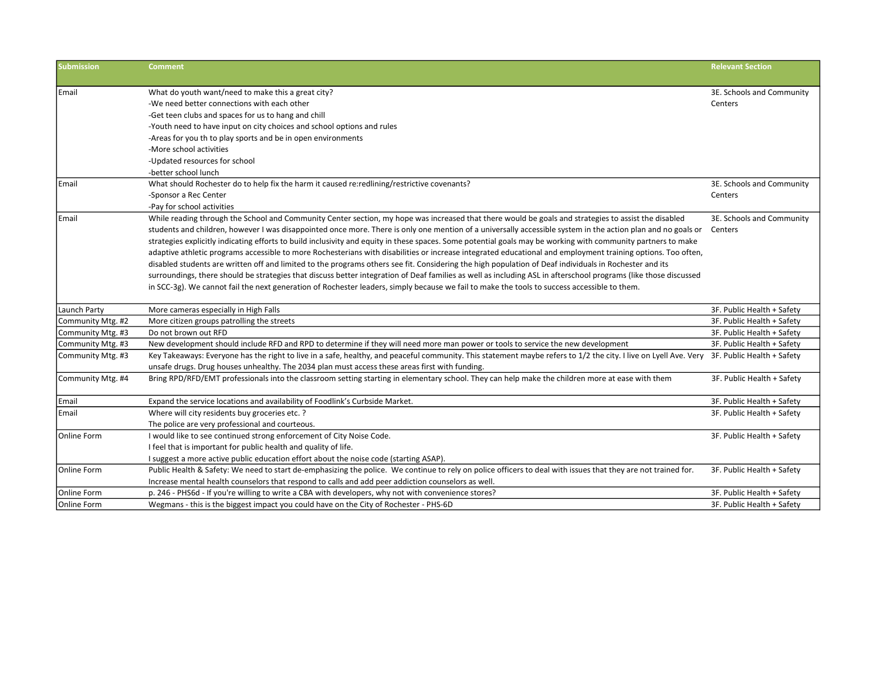| Submission | Comment | Relevant Section |
|---|---|---|
| Email | What do youth want/need to make this a great city?<br>-We need better connections with each other<br>-Get teen clubs and spaces for us to hang and chill<br>-Youth need to have input on city choices and school options and rules<br>-Areas for you th to play sports and be in open environments<br>-More school activities<br>-Updated resources for school<br>-better school lunch | 3E. Schools and Community Centers |
| Email | What should Rochester do to help fix the harm it caused re:redlining/restrictive covenants?<br>-Sponsor a Rec Center<br>-Pay for school activities | 3E. Schools and Community Centers |
| Email | While reading through the School and Community Center section, my hope was increased that there would be goals and strategies to assist the disabled students and children, however I was disappointed once more. There is only one mention of a universally accessible system in the action plan and no goals or strategies explicitly indicating efforts to build inclusivity and equity in these spaces. Some potential goals may be working with community partners to make adaptive athletic programs accessible to more Rochesterians with disabilities or increase integrated educational and employment training options. Too often, disabled students are written off and limited to the programs others see fit. Considering the high population of Deaf individuals in Rochester and its surroundings, there should be strategies that discuss better integration of Deaf families as well as including ASL in afterschool programs (like those discussed in SCC-3g). We cannot fail the next generation of Rochester leaders, simply because we fail to make the tools to success accessible to them. | 3E. Schools and Community Centers |
| Launch Party | More cameras especially in High Falls | 3F. Public Health + Safety |
| Community Mtg. #2 | More citizen groups patrolling the streets | 3F. Public Health + Safety |
| Community Mtg. #3 | Do not brown out RFD | 3F. Public Health + Safety |
| Community Mtg. #3 | New development should include RFD and RPD to determine if they will need more man power or tools to service the new development | 3F. Public Health + Safety |
| Community Mtg. #3 | Key Takeaways: Everyone has the right to live in a safe, healthy, and peaceful community. This statement maybe refers to 1/2 the city. I live on Lyell Ave. Very unsafe drugs. Drug houses unhealthy. The 2034 plan must access these areas first with funding. | 3F. Public Health + Safety |
| Community Mtg. #4 | Bring RPD/RFD/EMT professionals into the classroom setting starting in elementary school. They can help make the children more at ease with them | 3F. Public Health + Safety |
| Email | Expand the service locations and availability of Foodlink's Curbside Market. | 3F. Public Health + Safety |
| Email | Where will city residents buy groceries etc. ?<br>The police are very professional and courteous. | 3F. Public Health + Safety |
| Online Form | I would like to see continued strong enforcement of City Noise Code.<br>I feel that is important for public health and quality of life.<br>I suggest a more active public education effort about the noise code (starting ASAP). | 3F. Public Health + Safety |
| Online Form | Public Health & Safety: We need to start de-emphasizing the police. We continue to rely on police officers to deal with issues that they are not trained for. Increase mental health counselors that respond to calls and add peer addiction counselors as well. | 3F. Public Health + Safety |
| Online Form | p. 246 - PHS6d - If you're willing to write a CBA with developers, why not with convenience stores? | 3F. Public Health + Safety |
| Online Form | Wegmans - this is the biggest impact you could have on the City of Rochester - PHS-6D | 3F. Public Health + Safety |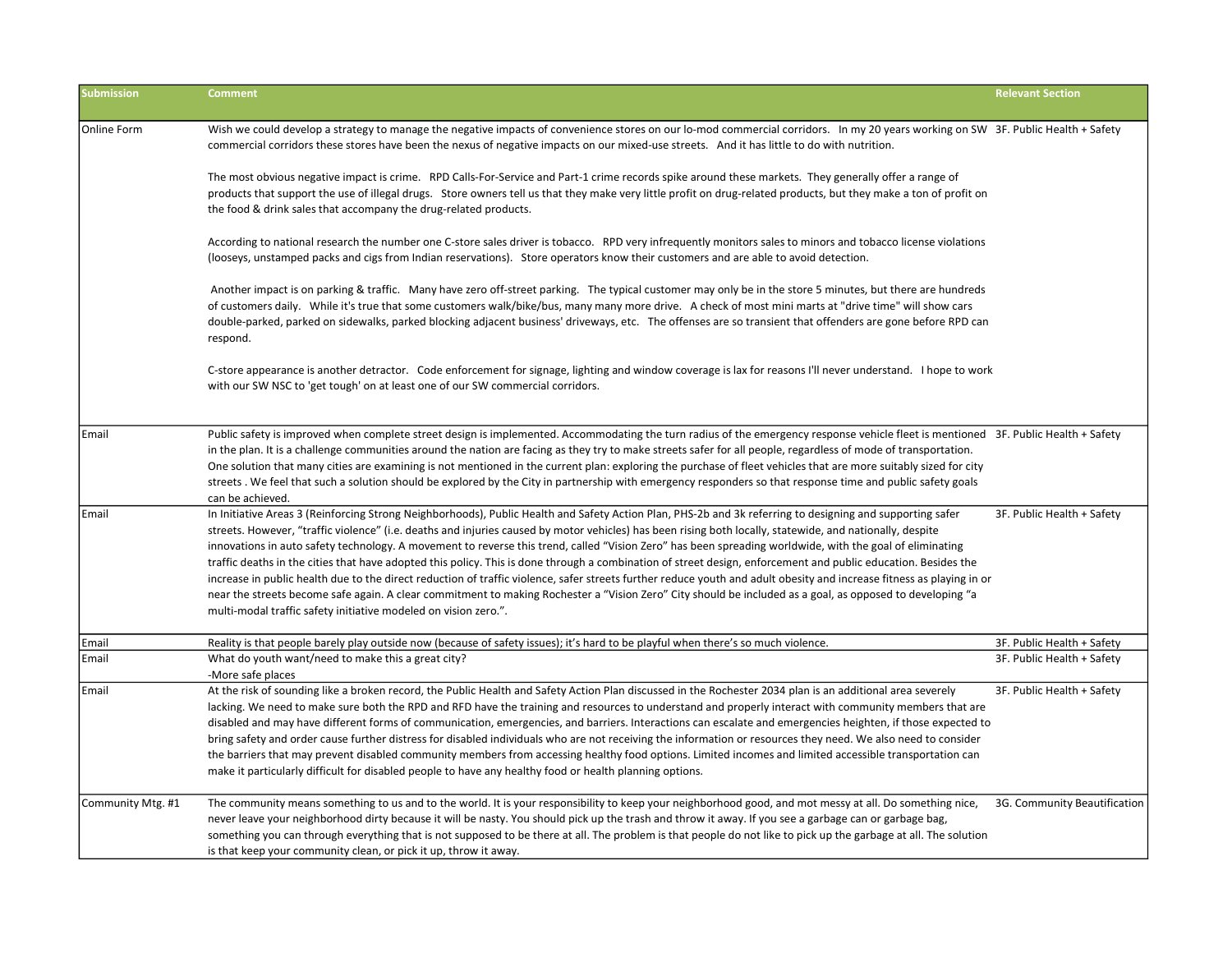| Submission | Comment | Relevant Section |
|---|---|---|
| Online Form | Wish we could develop a strategy to manage the negative impacts of convenience stores on our lo-mod commercial corridors. In my 20 years working on SW commercial corridors these stores have been the nexus of negative impacts on our mixed-use streets. And it has little to do with nutrition.<br><br>The most obvious negative impact is crime. RPD Calls-For-Service and Part-1 crime records spike around these markets. They generally offer a range of products that support the use of illegal drugs. Store owners tell us that they make very little profit on drug-related products, but they make a ton of profit on the food & drink sales that accompany the drug-related products.<br><br>According to national research the number one C-store sales driver is tobacco. RPD very infrequently monitors sales to minors and tobacco license violations (looseys, unstamped packs and cigs from Indian reservations). Store operators know their customers and are able to avoid detection.<br><br>Another impact is on parking & traffic. Many have zero off-street parking. The typical customer may only be in the store 5 minutes, but there are hundreds of customers daily. While it's true that some customers walk/bike/bus, many many more drive. A check of most mini marts at "drive time" will show cars double-parked, parked on sidewalks, parked blocking adjacent business' driveways, etc. The offenses are so transient that offenders are gone before RPD can respond.<br><br>C-store appearance is another detractor. Code enforcement for signage, lighting and window coverage is lax for reasons I'll never understand. I hope to work with our SW NSC to 'get tough' on at least one of our SW commercial corridors. | 3F. Public Health + Safety |
| Email | Public safety is improved when complete street design is implemented. Accommodating the turn radius of the emergency response vehicle fleet is mentioned in the plan. It is a challenge communities around the nation are facing as they try to make streets safer for all people, regardless of mode of transportation. One solution that many cities are examining is not mentioned in the current plan: exploring the purchase of fleet vehicles that are more suitably sized for city streets . We feel that such a solution should be explored by the City in partnership with emergency responders so that response time and public safety goals can be achieved. | 3F. Public Health + Safety |
| Email | In Initiative Areas 3 (Reinforcing Strong Neighborhoods), Public Health and Safety Action Plan, PHS-2b and 3k referring to designing and supporting safer streets. However, "traffic violence" (i.e. deaths and injuries caused by motor vehicles) has been rising both locally, statewide, and nationally, despite innovations in auto safety technology. A movement to reverse this trend, called "Vision Zero" has been spreading worldwide, with the goal of eliminating traffic deaths in the cities that have adopted this policy. This is done through a combination of street design, enforcement and public education. Besides the increase in public health due to the direct reduction of traffic violence, safer streets further reduce youth and adult obesity and increase fitness as playing in or near the streets become safe again. A clear commitment to making Rochester a "Vision Zero" City should be included as a goal, as opposed to developing "a multi-modal traffic safety initiative modeled on vision zero.". | 3F. Public Health + Safety |
| Email | Reality is that people barely play outside now (because of safety issues); it's hard to be playful when there's so much violence. | 3F. Public Health + Safety |
| Email | What do youth want/need to make this a great city?<br>-More safe places | 3F. Public Health + Safety |
| Email | At the risk of sounding like a broken record, the Public Health and Safety Action Plan discussed in the Rochester 2034 plan is an additional area severely lacking. We need to make sure both the RPD and RFD have the training and resources to understand and properly interact with community members that are disabled and may have different forms of communication, emergencies, and barriers. Interactions can escalate and emergencies heighten, if those expected to bring safety and order cause further distress for disabled individuals who are not receiving the information or resources they need. We also need to consider the barriers that may prevent disabled community members from accessing healthy food options. Limited incomes and limited accessible transportation can make it particularly difficult for disabled people to have any healthy food or health planning options. | 3F. Public Health + Safety |
| Community Mtg. #1 | The community means something to us and to the world. It is your responsibility to keep your neighborhood good, and mot messy at all. Do something nice, never leave your neighborhood dirty because it will be nasty. You should pick up the trash and throw it away. If you see a garbage can or garbage bag, something you can through everything that is not supposed to be there at all. The problem is that people do not like to pick up the garbage at all. The solution is that keep your community clean, or pick it up, throw it away. | 3G. Community Beautification |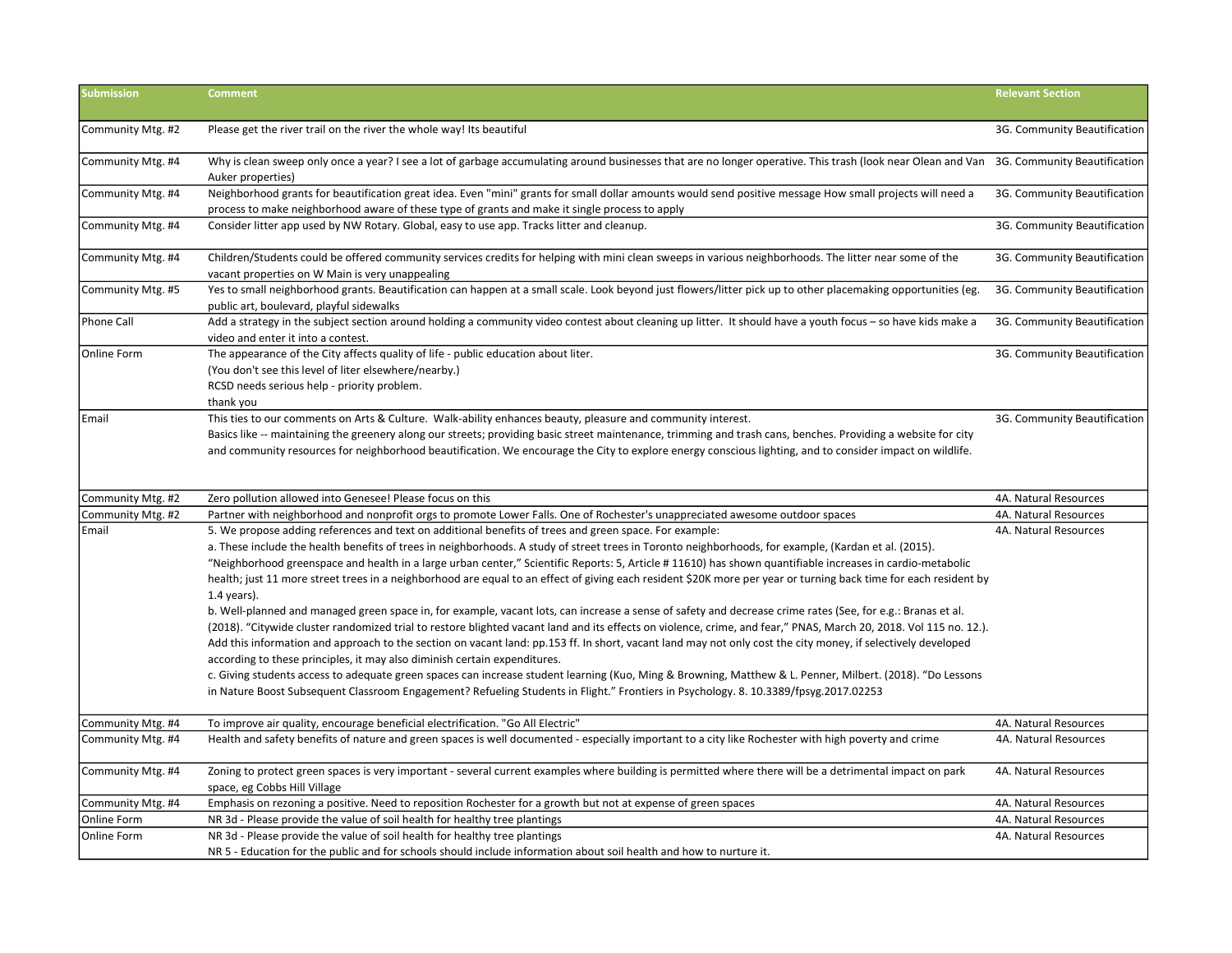| Submission | Comment | Relevant Section |
|---|---|---|
| Community Mtg. #2 | Please get the river trail on the river the whole way! Its beautiful | 3G. Community Beautification |
| Community Mtg. #4 | Why is clean sweep only once a year? I see a lot of garbage accumulating around businesses that are no longer operative. This trash (look near Olean and Van Auker properties) | 3G. Community Beautification |
| Community Mtg. #4 | Neighborhood grants for beautification great idea. Even "mini" grants for small dollar amounts would send positive message How small projects will need a process to make neighborhood aware of these type of grants and make it single process to apply | 3G. Community Beautification |
| Community Mtg. #4 | Consider litter app used by NW Rotary. Global, easy to use app. Tracks litter and cleanup. | 3G. Community Beautification |
| Community Mtg. #4 | Children/Students could be offered community services credits for helping with mini clean sweeps in various neighborhoods. The litter near some of the vacant properties on W Main is very unappealing | 3G. Community Beautification |
| Community Mtg. #5 | Yes to small neighborhood grants. Beautification can happen at a small scale. Look beyond just flowers/litter pick up to other placemaking opportunities (eg. public art, boulevard, playful sidewalks | 3G. Community Beautification |
| Phone Call | Add a strategy in the subject section around holding a community video contest about cleaning up litter. It should have a youth focus – so have kids make a video and enter it into a contest. | 3G. Community Beautification |
| Online Form | The appearance of the City affects quality of life - public education about liter.<br>(You don't see this level of liter elsewhere/nearby.)<br>RCSD needs serious help - priority problem.<br>thank you | 3G. Community Beautification |
| Email | This ties to our comments on Arts & Culture. Walk-ability enhances beauty, pleasure and community interest.<br>Basics like -- maintaining the greenery along our streets; providing basic street maintenance, trimming and trash cans, benches. Providing a website for city and community resources for neighborhood beautification. We encourage the City to explore energy conscious lighting, and to consider impact on wildlife. | 3G. Community Beautification |
| Community Mtg. #2 | Zero pollution allowed into Genesee! Please focus on this | 4A. Natural Resources |
| Community Mtg. #2 | Partner with neighborhood and nonprofit orgs to promote Lower Falls. One of Rochester's unappreciated awesome outdoor spaces | 4A. Natural Resources |
| Email | 5. We propose adding references and text on additional benefits of trees and green space. For example:<br>a. These include the health benefits of trees in neighborhoods. A study of street trees in Toronto neighborhoods, for example, (Kardan et al. (2015). "Neighborhood greenspace and health in a large urban center," Scientific Reports: 5, Article # 11610) has shown quantifiable increases in cardio-metabolic health; just 11 more street trees in a neighborhood are equal to an effect of giving each resident $20K more per year or turning back time for each resident by 1.4 years).<br>b. Well-planned and managed green space in, for example, vacant lots, can increase a sense of safety and decrease crime rates (See, for e.g.: Branas et al. (2018). "Citywide cluster randomized trial to restore blighted vacant land and its effects on violence, crime, and fear," PNAS, March 20, 2018. Vol 115 no. 12.). Add this information and approach to the section on vacant land: pp.153 ff. In short, vacant land may not only cost the city money, if selectively developed according to these principles, it may also diminish certain expenditures.<br>c. Giving students access to adequate green spaces can increase student learning (Kuo, Ming & Browning, Matthew & L. Penner, Milbert. (2018). "Do Lessons in Nature Boost Subsequent Classroom Engagement? Refueling Students in Flight." Frontiers in Psychology. 8. 10.3389/fpsyg.2017.02253 | 4A. Natural Resources |
| Community Mtg. #4 | To improve air quality, encourage beneficial electrification. "Go All Electric" | 4A. Natural Resources |
| Community Mtg. #4 | Health and safety benefits of nature and green spaces is well documented - especially important to a city like Rochester with high poverty and crime | 4A. Natural Resources |
| Community Mtg. #4 | Zoning to protect green spaces is very important - several current examples where building is permitted where there will be a detrimental impact on park space, eg Cobbs Hill Village | 4A. Natural Resources |
| Community Mtg. #4 | Emphasis on rezoning a positive. Need to reposition Rochester for a growth but not at expense of green spaces | 4A. Natural Resources |
| Online Form | NR 3d - Please provide the value of soil health for healthy tree plantings | 4A. Natural Resources |
| Online Form | NR 3d - Please provide the value of soil health for healthy tree plantings<br>NR 5 - Education for the public and for schools should include information about soil health and how to nurture it. | 4A. Natural Resources |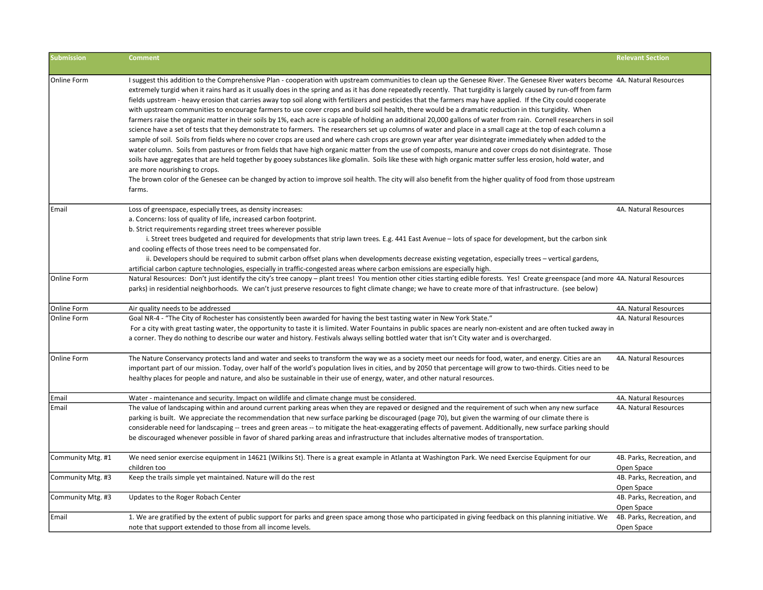| Submission | Comment | Relevant Section |
|---|---|---|
| Online Form | I suggest this addition to the Comprehensive Plan - cooperation with upstream communities to clean up the Genesee River. The Genesee River waters become extremely turgid when it rains hard as it usually does in the spring and as it has done repeatedly recently. That turgidity is largely caused by run-off from farm fields upstream - heavy erosion that carries away top soil along with fertilizers and pesticides that the farmers may have applied. If the City could cooperate with upstream communities to encourage farmers to use cover crops and build soil health, there would be a dramatic reduction in this turgidity. When farmers raise the organic matter in their soils by 1%, each acre is capable of holding an additional 20,000 gallons of water from rain. Cornell researchers in soil science have a set of tests that they demonstrate to farmers. The researchers set up columns of water and place in a small cage at the top of each column a sample of soil. Soils from fields where no cover crops are used and where cash crops are grown year after year disintegrate immediately when added to the water column. Soils from pastures or from fields that have high organic matter from the use of composts, manure and cover crops do not disintegrate. Those soils have aggregates that are held together by gooey substances like glomalin. Soils like these with high organic matter suffer less erosion, hold water, and are more nourishing to crops.<br>The brown color of the Genesee can be changed by action to improve soil health. The city will also benefit from the higher quality of food from those upstream farms. | 4A. Natural Resources |
| Email | Loss of greenspace, especially trees, as density increases:<br>a. Concerns: loss of quality of life, increased carbon footprint.<br>b. Strict requirements regarding street trees wherever possible<br>i. Street trees budgeted and required for developments that strip lawn trees. E.g. 441 East Avenue – lots of space for development, but the carbon sink and cooling effects of those trees need to be compensated for.<br>ii. Developers should be required to submit carbon offset plans when developments decrease existing vegetation, especially trees – vertical gardens, artificial carbon capture technologies, especially in traffic-congested areas where carbon emissions are especially high. | 4A. Natural Resources |
| Online Form | Natural Resources: Don't just identify the city's tree canopy – plant trees! You mention other cities starting edible forests. Yes! Create greenspace (and more parks) in residential neighborhoods. We can't just preserve resources to fight climate change; we have to create more of that infrastructure. (see below) | 4A. Natural Resources |
| Online Form | Air quality needs to be addressed | 4A. Natural Resources |
| Online Form | Goal NR-4 - "The City of Rochester has consistently been awarded for having the best tasting water in New York State."<br>For a city with great tasting water, the opportunity to taste it is limited. Water Fountains in public spaces are nearly non-existent and are often tucked away in a corner. They do nothing to describe our water and history. Festivals always selling bottled water that isn't City water and is overcharged. | 4A. Natural Resources |
| Online Form | The Nature Conservancy protects land and water and seeks to transform the way we as a society meet our needs for food, water, and energy. Cities are an important part of our mission. Today, over half of the world's population lives in cities, and by 2050 that percentage will grow to two-thirds. Cities need to be healthy places for people and nature, and also be sustainable in their use of energy, water, and other natural resources. | 4A. Natural Resources |
| Email | Water - maintenance and security. Impact on wildlife and climate change must be considered. | 4A. Natural Resources |
| Email | The value of landscaping within and around current parking areas when they are repaved or designed and the requirement of such when any new surface parking is built. We appreciate the recommendation that new surface parking be discouraged (page 70), but given the warming of our climate there is considerable need for landscaping -- trees and green areas -- to mitigate the heat-exaggerating effects of pavement. Additionally, new surface parking should be discouraged whenever possible in favor of shared parking areas and infrastructure that includes alternative modes of transportation. | 4A. Natural Resources |
| Community Mtg. #1 | We need senior exercise equipment in 14621 (Wilkins St). There is a great example in Atlanta at Washington Park. We need Exercise Equipment for our children too | 4B. Parks, Recreation, and Open Space |
| Community Mtg. #3 | Keep the trails simple yet maintained. Nature will do the rest | 4B. Parks, Recreation, and Open Space |
| Community Mtg. #3 | Updates to the Roger Robach Center | 4B. Parks, Recreation, and Open Space |
| Email | 1. We are gratified by the extent of public support for parks and green space among those who participated in giving feedback on this planning initiative. We note that support extended to those from all income levels. | 4B. Parks, Recreation, and Open Space |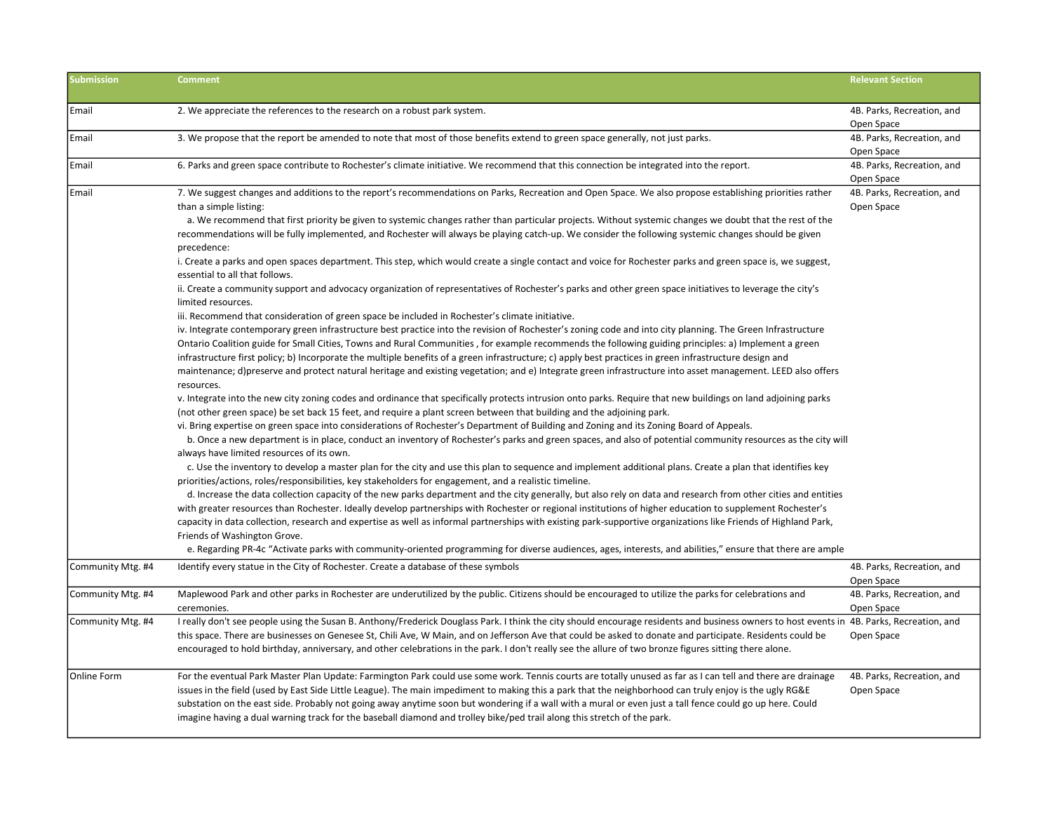| Submission | Comment | Relevant Section |
|---|---|---|
| Email | 2. We appreciate the references to the research on a robust park system. | 4B. Parks, Recreation, and Open Space |
| Email | 3. We propose that the report be amended to note that most of those benefits extend to green space generally, not just parks. | 4B. Parks, Recreation, and Open Space |
| Email | 6. Parks and green space contribute to Rochester's climate initiative. We recommend that this connection be integrated into the report. | 4B. Parks, Recreation, and Open Space |
| Email | 7. We suggest changes and additions to the report's recommendations on Parks, Recreation and Open Space. We also propose establishing priorities rather than a simple listing:<br>a. We recommend that first priority be given to systemic changes rather than particular projects. Without systemic changes we doubt that the rest of the recommendations will be fully implemented, and Rochester will always be playing catch-up. We consider the following systemic changes should be given precedence:<br>i. Create a parks and open spaces department. This step, which would create a single contact and voice for Rochester parks and green space is, we suggest, essential to all that follows.<br>ii. Create a community support and advocacy organization of representatives of Rochester's parks and other green space initiatives to leverage the city's limited resources.<br>iii. Recommend that consideration of green space be included in Rochester's climate initiative.<br>iv. Integrate contemporary green infrastructure best practice into the revision of Rochester's zoning code and into city planning. The Green Infrastructure Ontario Coalition guide for Small Cities, Towns and Rural Communities , for example recommends the following guiding principles: a) Implement a green infrastructure first policy; b) Incorporate the multiple benefits of a green infrastructure; c) apply best practices in green infrastructure design and maintenance; d)preserve and protect natural heritage and existing vegetation; and e) Integrate green infrastructure into asset management. LEED also offers resources.<br>v. Integrate into the new city zoning codes and ordinance that specifically protects intrusion onto parks. Require that new buildings on land adjoining parks (not other green space) be set back 15 feet, and require a plant screen between that building and the adjoining park.<br>vi. Bring expertise on green space into considerations of Rochester's Department of Building and Zoning and its Zoning Board of Appeals.<br>b. Once a new department is in place, conduct an inventory of Rochester's parks and green spaces, and also of potential community resources as the city will always have limited resources of its own.<br>c. Use the inventory to develop a master plan for the city and use this plan to sequence and implement additional plans. Create a plan that identifies key priorities/actions, roles/responsibilities, key stakeholders for engagement, and a realistic timeline.<br>d. Increase the data collection capacity of the new parks department and the city generally, but also rely on data and research from other cities and entities with greater resources than Rochester. Ideally develop partnerships with Rochester or regional institutions of higher education to supplement Rochester's capacity in data collection, research and expertise as well as informal partnerships with existing park-supportive organizations like Friends of Highland Park, Friends of Washington Grove.<br>e. Regarding PR-4c "Activate parks with community-oriented programming for diverse audiences, ages, interests, and abilities," ensure that there are ample | 4B. Parks, Recreation, and Open Space |
| Community Mtg. #4 | Identify every statue in the City of Rochester. Create a database of these symbols | 4B. Parks, Recreation, and Open Space |
| Community Mtg. #4 | Maplewood Park and other parks in Rochester are underutilized by the public. Citizens should be encouraged to utilize the parks for celebrations and ceremonies. | 4B. Parks, Recreation, and Open Space |
| Community Mtg. #4 | I really don't see people using the Susan B. Anthony/Frederick Douglass Park. I think the city should encourage residents and business owners to host events in this space. There are businesses on Genesee St, Chili Ave, W Main, and on Jefferson Ave that could be asked to donate and participate. Residents could be encouraged to hold birthday, anniversary, and other celebrations in the park. I don't really see the allure of two bronze figures sitting there alone. | 4B. Parks, Recreation, and Open Space |
| Online Form | For the eventual Park Master Plan Update: Farmington Park could use some work. Tennis courts are totally unused as far as I can tell and there are drainage issues in the field (used by East Side Little League). The main impediment to making this a park that the neighborhood can truly enjoy is the ugly RG&E substation on the east side. Probably not going away anytime soon but wondering if a wall with a mural or even just a tall fence could go up here. Could imagine having a dual warning track for the baseball diamond and trolley bike/ped trail along this stretch of the park. | 4B. Parks, Recreation, and Open Space |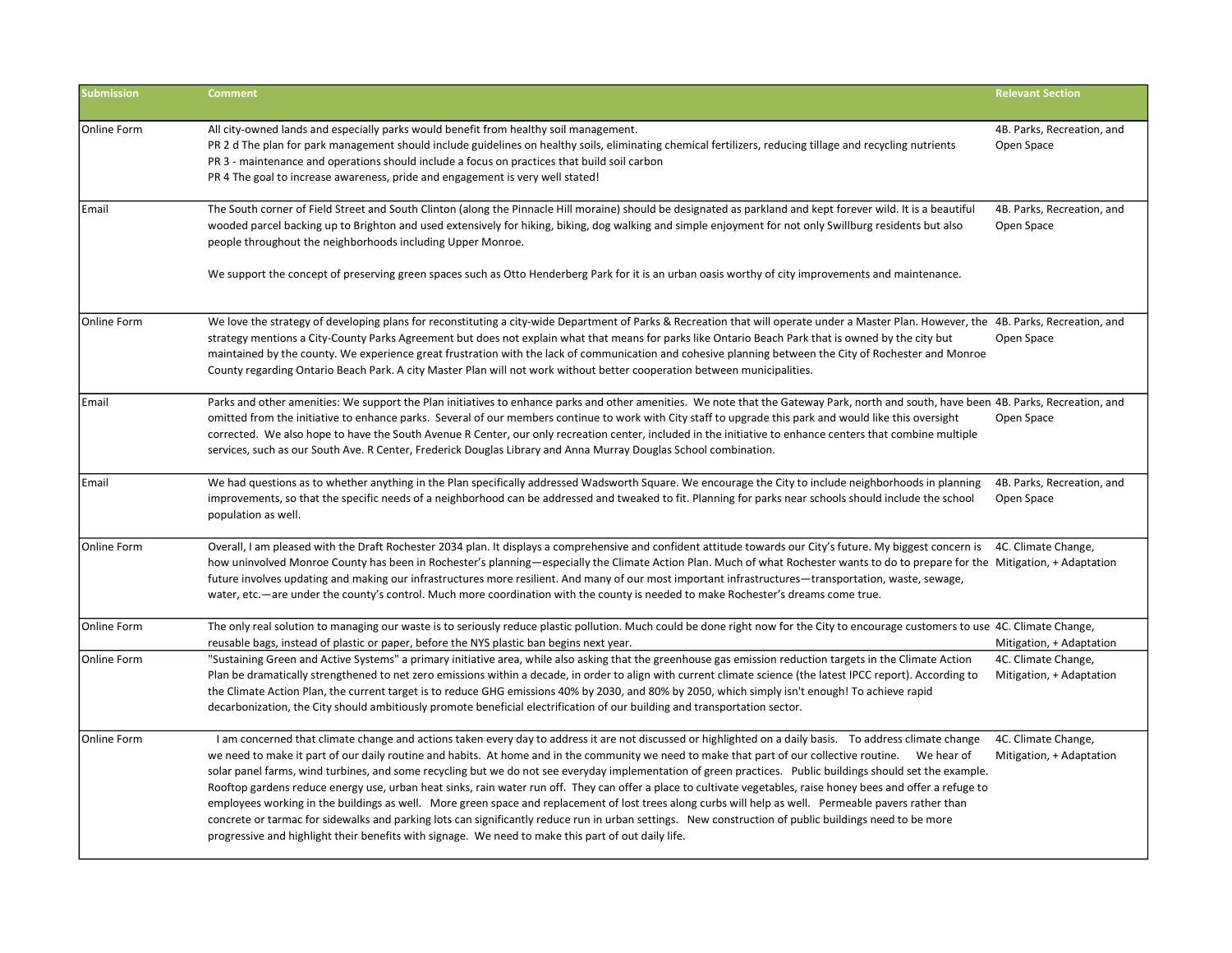| Submission | Comment | Relevant Section |
|---|---|---|
| Online Form | All city-owned lands and especially parks would benefit from healthy soil management.<br>PR 2 d The plan for park management should include guidelines on healthy soils, eliminating chemical fertilizers, reducing tillage and recycling nutrients<br>PR 3 - maintenance and operations should include a focus on practices that build soil carbon<br>PR 4 The goal to increase awareness, pride and engagement is very well stated! | 4B. Parks, Recreation, and Open Space |
| Email | The South corner of Field Street and South Clinton (along the Pinnacle Hill moraine) should be designated as parkland and kept forever wild. It is a beautiful wooded parcel backing up to Brighton and used extensively for hiking, biking, dog walking and simple enjoyment for not only Swillburg residents but also people throughout the neighborhoods including Upper Monroe.<br><br>We support the concept of preserving green spaces such as Otto Henderberg Park for it is an urban oasis worthy of city improvements and maintenance. | 4B. Parks, Recreation, and Open Space |
| Online Form | We love the strategy of developing plans for reconstituting a city-wide Department of Parks & Recreation that will operate under a Master Plan. However, the strategy mentions a City-County Parks Agreement but does not explain what that means for parks like Ontario Beach Park that is owned by the city but maintained by the county. We experience great frustration with the lack of communication and cohesive planning between the City of Rochester and Monroe County regarding Ontario Beach Park. A city Master Plan will not work without better cooperation between municipalities. | 4B. Parks, Recreation, and Open Space |
| Email | Parks and other amenities: We support the Plan initiatives to enhance parks and other amenities. We note that the Gateway Park, north and south, have been omitted from the initiative to enhance parks. Several of our members continue to work with City staff to upgrade this park and would like this oversight corrected. We also hope to have the South Avenue R Center, our only recreation center, included in the initiative to enhance centers that combine multiple services, such as our South Ave. R Center, Frederick Douglas Library and Anna Murray Douglas School combination. | 4B. Parks, Recreation, and Open Space |
| Email | We had questions as to whether anything in the Plan specifically addressed Wadsworth Square. We encourage the City to include neighborhoods in planning improvements, so that the specific needs of a neighborhood can be addressed and tweaked to fit. Planning for parks near schools should include the school population as well. | 4B. Parks, Recreation, and Open Space |
| Online Form | Overall, I am pleased with the Draft Rochester 2034 plan. It displays a comprehensive and confident attitude towards our City's future. My biggest concern is how uninvolved Monroe County has been in Rochester's planning—especially the Climate Action Plan. Much of what Rochester wants to do to prepare for the future involves updating and making our infrastructures more resilient. And many of our most important infrastructures—transportation, waste, sewage, water, etc.—are under the county's control. Much more coordination with the county is needed to make Rochester's dreams come true. | 4C. Climate Change, Mitigation, + Adaptation |
| Online Form | The only real solution to managing our waste is to seriously reduce plastic pollution. Much could be done right now for the City to encourage customers to use reusable bags, instead of plastic or paper, before the NYS plastic ban begins next year. | 4C. Climate Change, Mitigation, + Adaptation |
| Online Form | "Sustaining Green and Active Systems" a primary initiative area, while also asking that the greenhouse gas emission reduction targets in the Climate Action Plan be dramatically strengthened to net zero emissions within a decade, in order to align with current climate science (the latest IPCC report). According to the Climate Action Plan, the current target is to reduce GHG emissions 40% by 2030, and 80% by 2050, which simply isn't enough! To achieve rapid decarbonization, the City should ambitiously promote beneficial electrification of our building and transportation sector. | 4C. Climate Change, Mitigation, + Adaptation |
| Online Form | I am concerned that climate change and actions taken every day to address it are not discussed or highlighted on a daily basis. To address climate change we need to make it part of our daily routine and habits. At home and in the community we need to make that part of our collective routine. We hear of solar panel farms, wind turbines, and some recycling but we do not see everyday implementation of green practices. Public buildings should set the example. Rooftop gardens reduce energy use, urban heat sinks, rain water run off. They can offer a place to cultivate vegetables, raise honey bees and offer a refuge to employees working in the buildings as well. More green space and replacement of lost trees along curbs will help as well. Permeable pavers rather than concrete or tarmac for sidewalks and parking lots can significantly reduce run in urban settings. New construction of public buildings need to be more progressive and highlight their benefits with signage. We need to make this part of out daily life. | 4C. Climate Change, Mitigation, + Adaptation |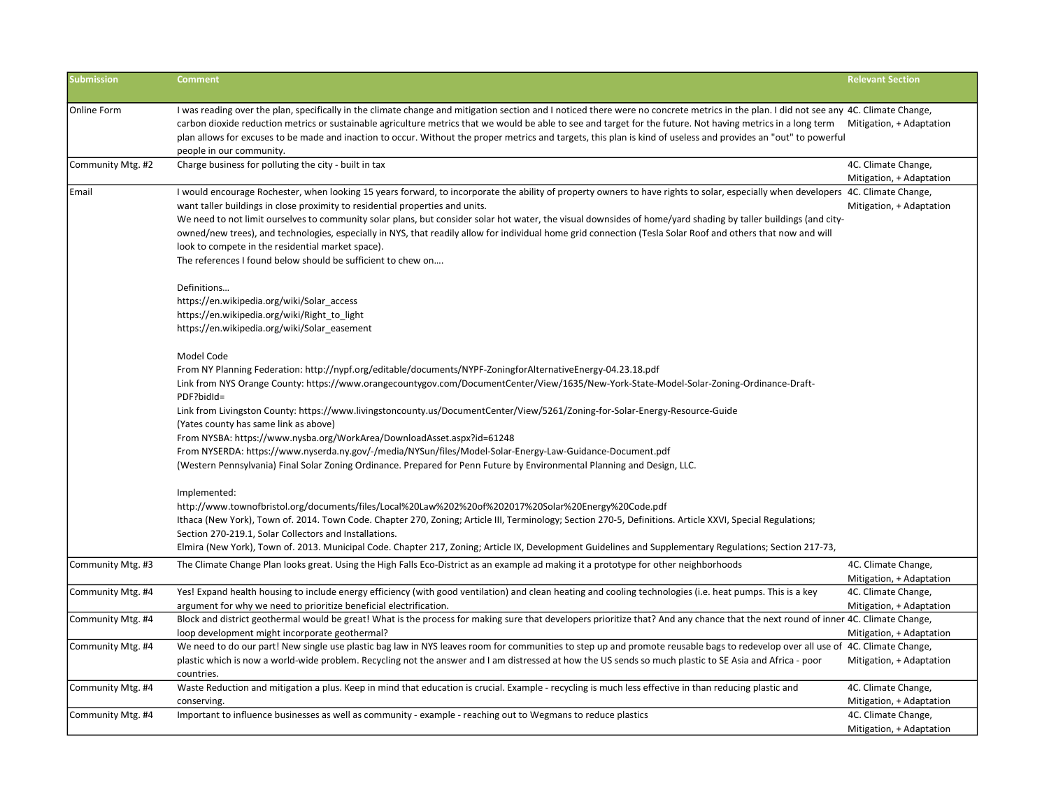| Submission | Comment | Relevant Section |
|---|---|---|
| Online Form | I was reading over the plan, specifically in the climate change and mitigation section and I noticed there were no concrete metrics in the plan. I did not see any carbon dioxide reduction metrics or sustainable agriculture metrics that we would be able to see and target for the future. Not having metrics in a long term plan allows for excuses to be made and inaction to occur. Without the proper metrics and targets, this plan is kind of useless and provides an "out" to powerful people in our community. | 4C. Climate Change, Mitigation, + Adaptation |
| Community Mtg. #2 | Charge business for polluting the city - built in tax | 4C. Climate Change, Mitigation, + Adaptation |
| Email | I would encourage Rochester, when looking 15 years forward, to incorporate the ability of property owners to have rights to solar, especially when developers want taller buildings in close proximity to residential properties and units.<br>We need to not limit ourselves to community solar plans, but consider solar hot water, the visual downsides of home/yard shading by taller buildings (and city-owned/new trees), and technologies, especially in NYS, that readily allow for individual home grid connection (Tesla Solar Roof and others that now and will look to compete in the residential market space).<br>The references I found below should be sufficient to chew on….<br><br>Definitions…<br>https://en.wikipedia.org/wiki/Solar_access<br>https://en.wikipedia.org/wiki/Right_to_light<br>https://en.wikipedia.org/wiki/Solar_easement<br><br>Model Code<br>From NY Planning Federation: http://nypf.org/editable/documents/NYPF-ZoningforAlternativeEnergy-04.23.18.pdf<br>Link from NYS Orange County: https://www.orangecountygov.com/DocumentCenter/View/1635/New-York-State-Model-Solar-Zoning-Ordinance-Draft-PDF?bidId=<br>Link from Livingston County: https://www.livingstoncounty.us/DocumentCenter/View/5261/Zoning-for-Solar-Energy-Resource-Guide<br>(Yates county has same link as above)<br>From NYSBA: https://www.nysba.org/WorkArea/DownloadAsset.aspx?id=61248<br>From NYSERDA: https://www.nyserda.ny.gov/-/media/NYSun/files/Model-Solar-Energy-Law-Guidance-Document.pdf<br>(Western Pennsylvania) Final Solar Zoning Ordinance. Prepared for Penn Future by Environmental Planning and Design, LLC.<br><br>Implemented:<br>http://www.townofbristol.org/documents/files/Local%20Law%202%20of%202017%20Solar%20Energy%20Code.pdf<br>Ithaca (New York), Town of. 2014. Town Code. Chapter 270, Zoning; Article III, Terminology; Section 270-5, Definitions. Article XXVI, Special Regulations; Section 270-219.1, Solar Collectors and Installations.<br>Elmira (New York), Town of. 2013. Municipal Code. Chapter 217, Zoning; Article IX, Development Guidelines and Supplementary Regulations; Section 217-73, | 4C. Climate Change, Mitigation, + Adaptation |
| Community Mtg. #3 | The Climate Change Plan looks great. Using the High Falls Eco-District as an example ad making it a prototype for other neighborhoods | 4C. Climate Change, Mitigation, + Adaptation |
| Community Mtg. #4 | Yes! Expand health housing to include energy efficiency (with good ventilation) and clean heating and cooling technologies (i.e. heat pumps. This is a key argument for why we need to prioritize beneficial electrification. | 4C. Climate Change, Mitigation, + Adaptation |
| Community Mtg. #4 | Block and district geothermal would be great! What is the process for making sure that developers prioritize that? And any chance that the next round of inner loop development might incorporate geothermal? | 4C. Climate Change, Mitigation, + Adaptation |
| Community Mtg. #4 | We need to do our part! New single use plastic bag law in NYS leaves room for communities to step up and promote reusable bags to redevelop over all use of plastic which is now a world-wide problem. Recycling not the answer and I am distressed at how the US sends so much plastic to SE Asia and Africa - poor countries. | 4C. Climate Change, Mitigation, + Adaptation |
| Community Mtg. #4 | Waste Reduction and mitigation a plus. Keep in mind that education is crucial. Example - recycling is much less effective in than reducing plastic and conserving. | 4C. Climate Change, Mitigation, + Adaptation |
| Community Mtg. #4 | Important to influence businesses as well as community - example - reaching out to Wegmans to reduce plastics | 4C. Climate Change, Mitigation, + Adaptation |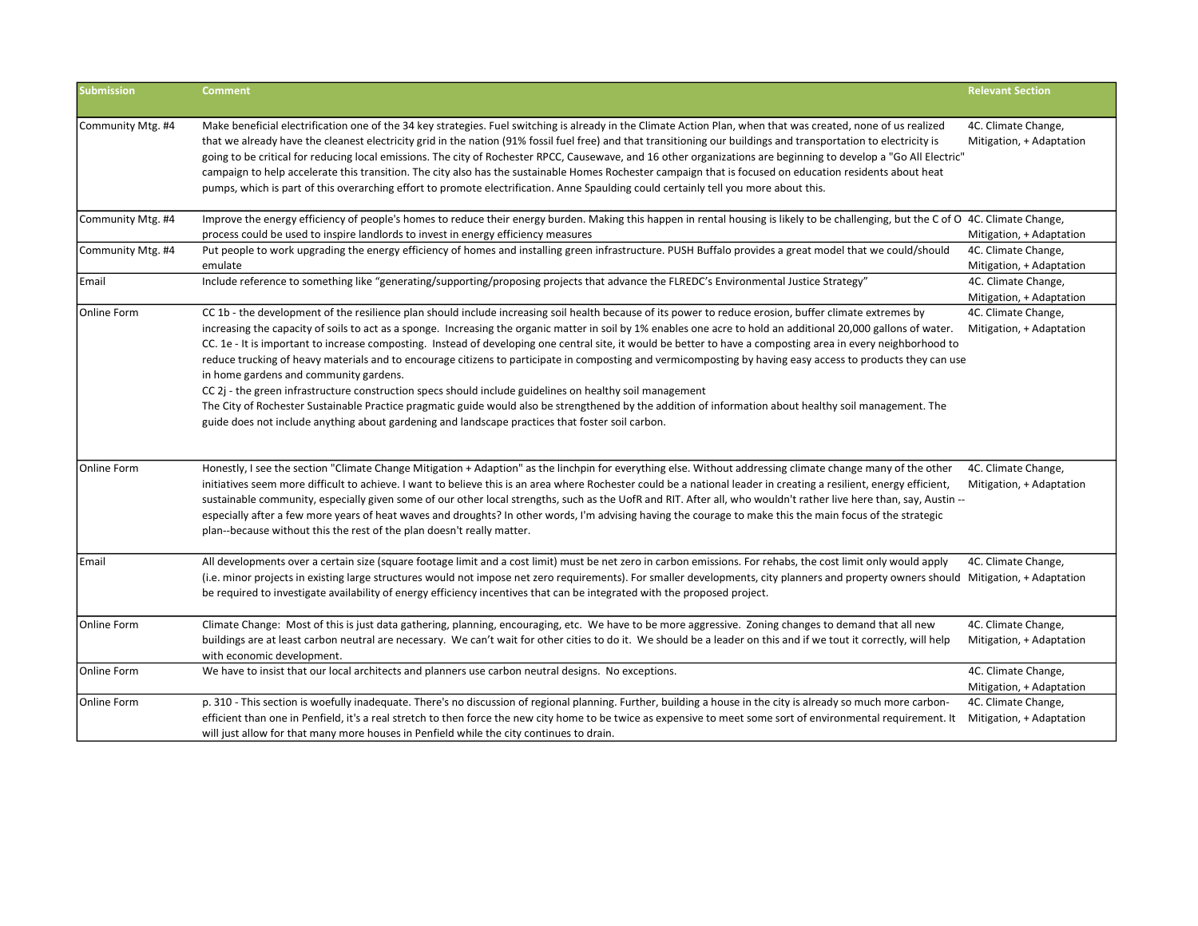| Submission | Comment | Relevant Section |
|---|---|---|
| Community Mtg. #4 | Make beneficial electrification one of the 34 key strategies. Fuel switching is already in the Climate Action Plan, when that was created, none of us realized that we already have the cleanest electricity grid in the nation (91% fossil fuel free) and that transitioning our buildings and transportation to electricity is going to be critical for reducing local emissions. The city of Rochester RPCC, Causewave, and 16 other organizations are beginning to develop a "Go All Electric" campaign to help accelerate this transition. The city also has the sustainable Homes Rochester campaign that is focused on education residents about heat pumps, which is part of this overarching effort to promote electrification. Anne Spaulding could certainly tell you more about this. | 4C. Climate Change, Mitigation, + Adaptation |
| Community Mtg. #4 | Improve the energy efficiency of people's homes to reduce their energy burden. Making this happen in rental housing is likely to be challenging, but the C of O process could be used to inspire landlords to invest in energy efficiency measures | 4C. Climate Change, Mitigation, + Adaptation |
| Community Mtg. #4 | Put people to work upgrading the energy efficiency of homes and installing green infrastructure. PUSH Buffalo provides a great model that we could/should emulate | 4C. Climate Change, Mitigation, + Adaptation |
| Email | Include reference to something like "generating/supporting/proposing projects that advance the FLREDC's Environmental Justice Strategy" | 4C. Climate Change, Mitigation, + Adaptation |
| Online Form | CC 1b - the development of the resilience plan should include increasing soil health because of its power to reduce erosion, buffer climate extremes by increasing the capacity of soils to act as a sponge. Increasing the organic matter in soil by 1% enables one acre to hold an additional 20,000 gallons of water.<br>CC. 1e - It is important to increase composting. Instead of developing one central site, it would be better to have a composting area in every neighborhood to reduce trucking of heavy materials and to encourage citizens to participate in composting and vermicomposting by having easy access to products they can use in home gardens and community gardens.<br>CC 2j - the green infrastructure construction specs should include guidelines on healthy soil management<br>The City of Rochester Sustainable Practice pragmatic guide would also be strengthened by the addition of information about healthy soil management. The guide does not include anything about gardening and landscape practices that foster soil carbon. | 4C. Climate Change, Mitigation, + Adaptation |
| Online Form | Honestly, I see the section "Climate Change Mitigation + Adaption" as the linchpin for everything else. Without addressing climate change many of the other initiatives seem more difficult to achieve. I want to believe this is an area where Rochester could be a national leader in creating a resilient, energy efficient, sustainable community, especially given some of our other local strengths, such as the UofR and RIT. After all, who wouldn't rather live here than, say, Austin -- especially after a few more years of heat waves and droughts? In other words, I'm advising having the courage to make this the main focus of the strategic plan--because without this the rest of the plan doesn't really matter. | 4C. Climate Change, Mitigation, + Adaptation |
| Email | All developments over a certain size (square footage limit and a cost limit) must be net zero in carbon emissions. For rehabs, the cost limit only would apply (i.e. minor projects in existing large structures would not impose net zero requirements). For smaller developments, city planners and property owners should be required to investigate availability of energy efficiency incentives that can be integrated with the proposed project. | 4C. Climate Change, Mitigation, + Adaptation |
| Online Form | Climate Change: Most of this is just data gathering, planning, encouraging, etc. We have to be more aggressive. Zoning changes to demand that all new buildings are at least carbon neutral are necessary. We can't wait for other cities to do it. We should be a leader on this and if we tout it correctly, will help with economic development. | 4C. Climate Change, Mitigation, + Adaptation |
| Online Form | We have to insist that our local architects and planners use carbon neutral designs. No exceptions. | 4C. Climate Change, Mitigation, + Adaptation |
| Online Form | p. 310 - This section is woefully inadequate. There's no discussion of regional planning. Further, building a house in the city is already so much more carbon-efficient than one in Penfield, it's a real stretch to then force the new city home to be twice as expensive to meet some sort of environmental requirement. It will just allow for that many more houses in Penfield while the city continues to drain. | 4C. Climate Change, Mitigation, + Adaptation |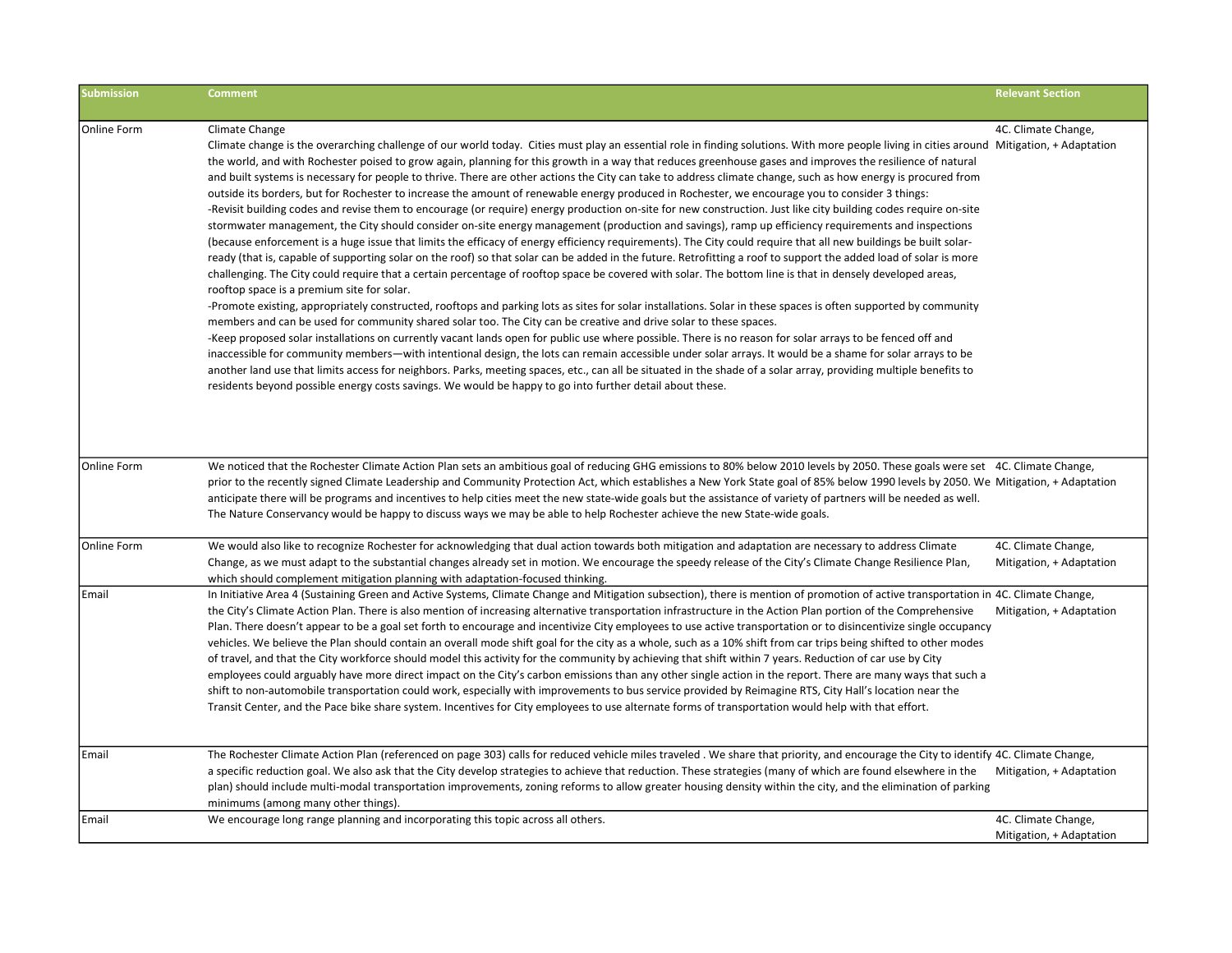| Submission | Comment | Relevant Section |
|---|---|---|
| Online Form | Climate Change<br>Climate change is the overarching challenge of our world today. Cities must play an essential role in finding solutions. With more people living in cities around the world, and with Rochester poised to grow again, planning for this growth in a way that reduces greenhouse gases and improves the resilience of natural and built systems is necessary for people to thrive. There are other actions the City can take to address climate change, such as how energy is procured from outside its borders, but for Rochester to increase the amount of renewable energy produced in Rochester, we encourage you to consider 3 things:<br>-Revisit building codes and revise them to encourage (or require) energy production on-site for new construction. Just like city building codes require on-site stormwater management, the City should consider on-site energy management (production and savings), ramp up efficiency requirements and inspections (because enforcement is a huge issue that limits the efficacy of energy efficiency requirements). The City could require that all new buildings be built solar-ready (that is, capable of supporting solar on the roof) so that solar can be added in the future. Retrofitting a roof to support the added load of solar is more challenging. The City could require that a certain percentage of rooftop space be covered with solar. The bottom line is that in densely developed areas, rooftop space is a premium site for solar.<br>-Promote existing, appropriately constructed, rooftops and parking lots as sites for solar installations. Solar in these spaces is often supported by community members and can be used for community shared solar too. The City can be creative and drive solar to these spaces.<br>-Keep proposed solar installations on currently vacant lands open for public use where possible. There is no reason for solar arrays to be fenced off and inaccessible for community members—with intentional design, the lots can remain accessible under solar arrays. It would be a shame for solar arrays to be another land use that limits access for neighbors. Parks, meeting spaces, etc., can all be situated in the shade of a solar array, providing multiple benefits to residents beyond possible energy costs savings. We would be happy to go into further detail about these. | 4C. Climate Change, Mitigation, + Adaptation |
| Online Form | We noticed that the Rochester Climate Action Plan sets an ambitious goal of reducing GHG emissions to 80% below 2010 levels by 2050. These goals were set prior to the recently signed Climate Leadership and Community Protection Act, which establishes a New York State goal of 85% below 1990 levels by 2050. We anticipate there will be programs and incentives to help cities meet the new state-wide goals but the assistance of variety of partners will be needed as well. The Nature Conservancy would be happy to discuss ways we may be able to help Rochester achieve the new State-wide goals. | 4C. Climate Change, Mitigation, + Adaptation |
| Online Form | We would also like to recognize Rochester for acknowledging that dual action towards both mitigation and adaptation are necessary to address Climate Change, as we must adapt to the substantial changes already set in motion. We encourage the speedy release of the City's Climate Change Resilience Plan, which should complement mitigation planning with adaptation-focused thinking. | 4C. Climate Change, Mitigation, + Adaptation |
| Email | In Initiative Area 4 (Sustaining Green and Active Systems, Climate Change and Mitigation subsection), there is mention of promotion of active transportation in the City's Climate Action Plan. There is also mention of increasing alternative transportation infrastructure in the Action Plan portion of the Comprehensive Plan. There doesn't appear to be a goal set forth to encourage and incentivize City employees to use active transportation or to disincentivize single occupancy vehicles. We believe the Plan should contain an overall mode shift goal for the city as a whole, such as a 10% shift from car trips being shifted to other modes of travel, and that the City workforce should model this activity for the community by achieving that shift within 7 years. Reduction of car use by City employees could arguably have more direct impact on the City's carbon emissions than any other single action in the report. There are many ways that such a shift to non-automobile transportation could work, especially with improvements to bus service provided by Reimagine RTS, City Hall's location near the Transit Center, and the Pace bike share system. Incentives for City employees to use alternate forms of transportation would help with that effort. | 4C. Climate Change, Mitigation, + Adaptation |
| Email | The Rochester Climate Action Plan (referenced on page 303) calls for reduced vehicle miles traveled . We share that priority, and encourage the City to identify a specific reduction goal. We also ask that the City develop strategies to achieve that reduction. These strategies (many of which are found elsewhere in the plan) should include multi-modal transportation improvements, zoning reforms to allow greater housing density within the city, and the elimination of parking minimums (among many other things). | 4C. Climate Change, Mitigation, + Adaptation |
| Email | We encourage long range planning and incorporating this topic across all others. | 4C. Climate Change, Mitigation, + Adaptation |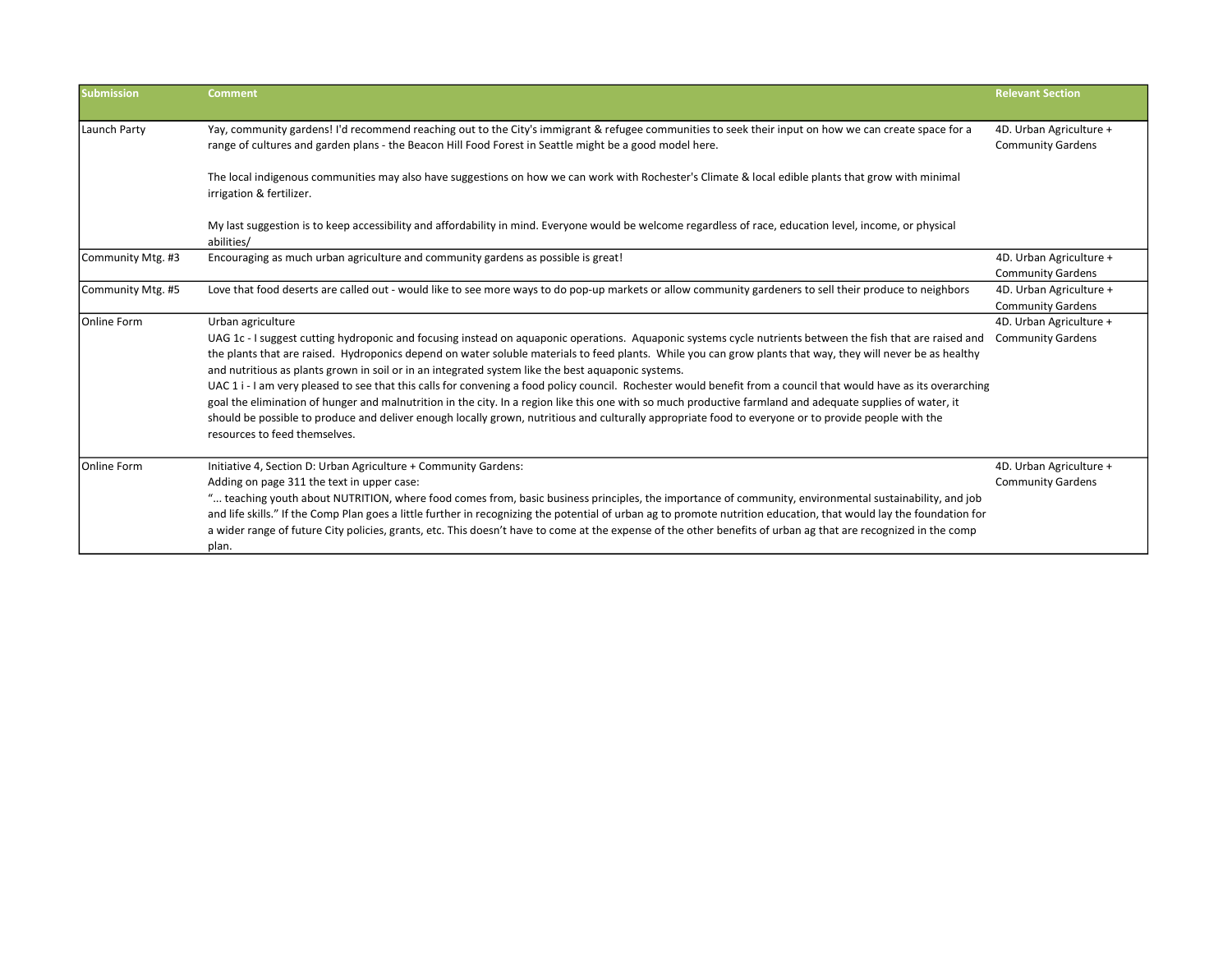| Submission | Comment | Relevant Section |
|---|---|---|
| Launch Party | Yay, community gardens! I'd recommend reaching out to the City's immigrant & refugee communities to seek their input on how we can create space for a range of cultures and garden plans - the Beacon Hill Food Forest in Seattle might be a good model here.<br><br>The local indigenous communities may also have suggestions on how we can work with Rochester's Climate & local edible plants that grow with minimal irrigation & fertilizer.<br><br>My last suggestion is to keep accessibility and affordability in mind. Everyone would be welcome regardless of race, education level, income, or physical abilities/ | 4D. Urban Agriculture + Community Gardens |
| Community Mtg. #3 | Encouraging as much urban agriculture and community gardens as possible is great! | 4D. Urban Agriculture + Community Gardens |
| Community Mtg. #5 | Love that food deserts are called out - would like to see more ways to do pop-up markets or allow community gardeners to sell their produce to neighbors | 4D. Urban Agriculture + Community Gardens |
| Online Form | Urban agriculture<br>UAG 1c - I suggest cutting hydroponic and focusing instead on aquaponic operations. Aquaponic systems cycle nutrients between the fish that are raised and the plants that are raised. Hydroponics depend on water soluble materials to feed plants. While you can grow plants that way, they will never be as healthy and nutritious as plants grown in soil or in an integrated system like the best aquaponic systems.<br>UAC 1 i - I am very pleased to see that this calls for convening a food policy council. Rochester would benefit from a council that would have as its overarching goal the elimination of hunger and malnutrition in the city. In a region like this one with so much productive farmland and adequate supplies of water, it should be possible to produce and deliver enough locally grown, nutritious and culturally appropriate food to everyone or to provide people with the resources to feed themselves. | 4D. Urban Agriculture + Community Gardens |
| Online Form | Initiative 4, Section D: Urban Agriculture + Community Gardens:<br>Adding on page 311 the text in upper case:<br>"... teaching youth about NUTRITION, where food comes from, basic business principles, the importance of community, environmental sustainability, and job and life skills." If the Comp Plan goes a little further in recognizing the potential of urban ag to promote nutrition education, that would lay the foundation for a wider range of future City policies, grants, etc. This doesn't have to come at the expense of the other benefits of urban ag that are recognized in the comp plan. | 4D. Urban Agriculture + Community Gardens |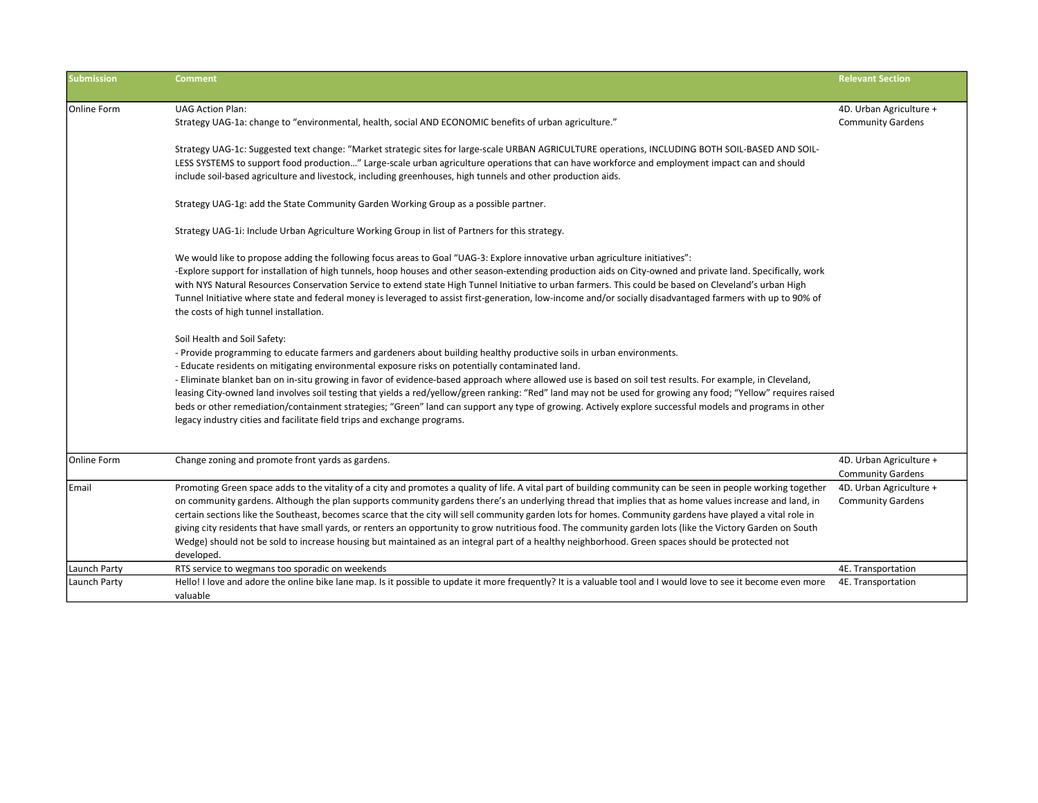| Submission | Comment | Relevant Section |
|---|---|---|
| Online Form | UAG Action Plan:<br>Strategy UAG-1a: change to "environmental, health, social AND ECONOMIC benefits of urban agriculture."<br><br>Strategy UAG-1c: Suggested text change: "Market strategic sites for large-scale URBAN AGRICULTURE operations, INCLUDING BOTH SOIL-BASED AND SOIL-LESS SYSTEMS to support food production…" Large-scale urban agriculture operations that can have workforce and employment impact can and should include soil-based agriculture and livestock, including greenhouses, high tunnels and other production aids.<br><br>Strategy UAG-1g: add the State Community Garden Working Group as a possible partner.<br><br>Strategy UAG-1i: Include Urban Agriculture Working Group in list of Partners for this strategy.<br><br>We would like to propose adding the following focus areas to Goal "UAG-3: Explore innovative urban agriculture initiatives":<br>-Explore support for installation of high tunnels, hoop houses and other season-extending production aids on City-owned and private land. Specifically, work with NYS Natural Resources Conservation Service to extend state High Tunnel Initiative to urban farmers. This could be based on Cleveland's urban High Tunnel Initiative where state and federal money is leveraged to assist first-generation, low-income and/or socially disadvantaged farmers with up to 90% of the costs of high tunnel installation.<br><br>Soil Health and Soil Safety:<br>- Provide programming to educate farmers and gardeners about building healthy productive soils in urban environments.<br>- Educate residents on mitigating environmental exposure risks on potentially contaminated land.<br>- Eliminate blanket ban on in-situ growing in favor of evidence-based approach where allowed use is based on soil test results. For example, in Cleveland, leasing City-owned land involves soil testing that yields a red/yellow/green ranking: "Red" land may not be used for growing any food; "Yellow" requires raised beds or other remediation/containment strategies; "Green" land can support any type of growing. Actively explore successful models and programs in other legacy industry cities and facilitate field trips and exchange programs. | 4D. Urban Agriculture + Community Gardens |
| Online Form | Change zoning and promote front yards as gardens. | 4D. Urban Agriculture + Community Gardens |
| Email | Promoting Green space adds to the vitality of a city and promotes a quality of life. A vital part of building community can be seen in people working together on community gardens. Although the plan supports community gardens there's an underlying thread that implies that as home values increase and land, in certain sections like the Southeast, becomes scarce that the city will sell community garden lots for homes. Community gardens have played a vital role in giving city residents that have small yards, or renters an opportunity to grow nutritious food. The community garden lots (like the Victory Garden on South Wedge) should not be sold to increase housing but maintained as an integral part of a healthy neighborhood. Green spaces should be protected not developed. | 4D. Urban Agriculture + Community Gardens |
| Launch Party | RTS service to wegmans too sporadic on weekends | 4E. Transportation |
| Launch Party | Hello! I love and adore the online bike lane map. Is it possible to update it more frequently? It is a valuable tool and I would love to see it become even more valuable | 4E. Transportation |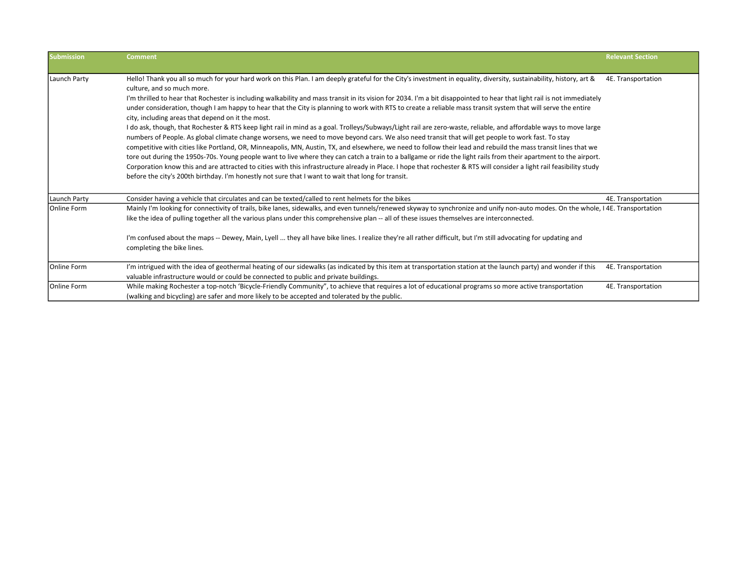| Submission | Comment | Relevant Section |
|---|---|---|
| Launch Party | Hello! Thank you all so much for your hard work on this Plan. I am deeply grateful for the City's investment in equality, diversity, sustainability, history, art & culture, and so much more.<br>I'm thrilled to hear that Rochester is including walkability and mass transit in its vision for 2034. I'm a bit disappointed to hear that light rail is not immediately under consideration, though I am happy to hear that the City is planning to work with RTS to create a reliable mass transit system that will serve the entire city, including areas that depend on it the most.<br>I do ask, though, that Rochester & RTS keep light rail in mind as a goal. Trolleys/Subways/Light rail are zero-waste, reliable, and affordable ways to move large numbers of People. As global climate change worsens, we need to move beyond cars. We also need transit that will get people to work fast. To stay competitive with cities like Portland, OR, Minneapolis, MN, Austin, TX, and elsewhere, we need to follow their lead and rebuild the mass transit lines that we tore out during the 1950s-70s. Young people want to live where they can catch a train to a ballgame or ride the light rails from their apartment to the airport. Corporation know this and are attracted to cities with this infrastructure already in Place. I hope that rochester & RTS will consider a light rail feasibility study before the city's 200th birthday. I'm honestly not sure that I want to wait that long for transit. | 4E. Transportation |
| Launch Party | Consider having a vehicle that circulates and can be texted/called to rent helmets for the bikes | 4E. Transportation |
| Online Form | Mainly I'm looking for connectivity of trails, bike lanes, sidewalks, and even tunnels/renewed skyway to synchronize and unify non-auto modes. On the whole, I like the idea of pulling together all the various plans under this comprehensive plan -- all of these issues themselves are interconnected.<br><br>I'm confused about the maps -- Dewey, Main, Lyell ... they all have bike lines. I realize they're all rather difficult, but I'm still advocating for updating and completing the bike lines. | 4E. Transportation |
| Online Form | I'm intrigued with the idea of geothermal heating of our sidewalks (as indicated by this item at transportation station at the launch party) and wonder if this valuable infrastructure would or could be connected to public and private buildings. | 4E. Transportation |
| Online Form | While making Rochester a top-notch 'Bicycle-Friendly Community", to achieve that requires a lot of educational programs so more active transportation (walking and bicycling) are safer and more likely to be accepted and tolerated by the public. | 4E. Transportation |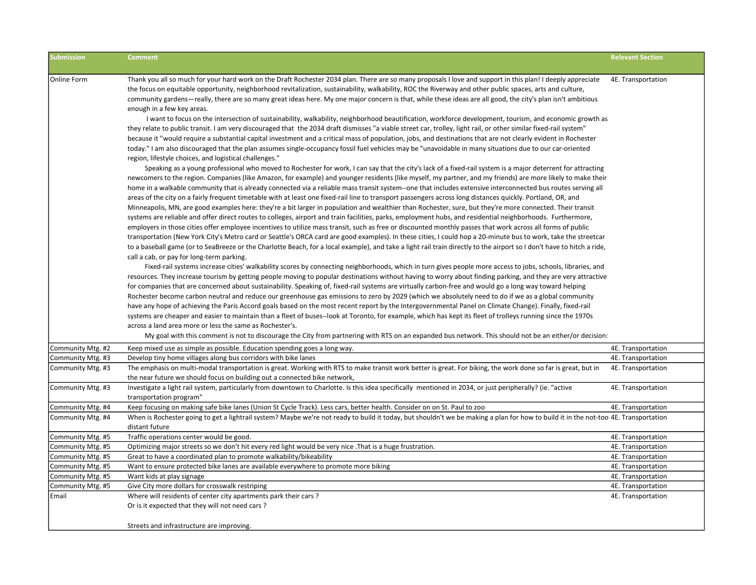| Submission | Comment | Relevant Section |
|---|---|---|
| Online Form | Thank you all so much for your hard work on the Draft Rochester 2034 plan. There are so many proposals I love and support in this plan! I deeply appreciate the focus on equitable opportunity, neighborhood revitalization, sustainability, walkability, ROC the Riverway and other public spaces, arts and culture, community gardens—really, there are so many great ideas here. My one major concern is that, while these ideas are all good, the city's plan isn't ambitious enough in a few key areas.<br>I want to focus on the intersection of sustainability, walkability, neighborhood beautification, workforce development, tourism, and economic growth as they relate to public transit. I am very discouraged that the 2034 draft dismisses "a viable street car, trolley, light rail, or other similar fixed-rail system" because it "would require a substantial capital investment and a critical mass of population, jobs, and destinations that are not clearly evident in Rochester today." I am also discouraged that the plan assumes single-occupancy fossil fuel vehicles may be "unavoidable in many situations due to our car-oriented region, lifestyle choices, and logistical challenges."<br>Speaking as a young professional who moved to Rochester for work, I can say that the city's lack of a fixed-rail system is a major deterrent for attracting newcomers to the region. Companies (like Amazon, for example) and younger residents (like myself, my partner, and my friends) are more likely to make their home in a walkable community that is already connected via a reliable mass transit system--one that includes extensive interconnected bus routes serving all areas of the city on a fairly frequent timetable with at least one fixed-rail line to transport passengers across long distances quickly. Portland, OR, and Minneapolis, MN, are good examples here: they're a bit larger in population and wealthier than Rochester, sure, but they're more connected. Their transit systems are reliable and offer direct routes to colleges, airport and train facilities, parks, employment hubs, and residential neighborhoods. Furthermore, employers in those cities offer employee incentives to utilize mass transit, such as free or discounted monthly passes that work across all forms of public transportation (New York City's Metro card or Seattle's ORCA card are good examples). In these cities, I could hop a 20-minute bus to work, take the streetcar to a baseball game (or to SeaBreeze or the Charlotte Beach, for a local example), and take a light rail train directly to the airport so I don't have to hitch a ride, call a cab, or pay for long-term parking.<br>Fixed-rail systems increase cities' walkability scores by connecting neighborhoods, which in turn gives people more access to jobs, schools, libraries, and resources. They increase tourism by getting people moving to popular destinations without having to worry about finding parking, and they are very attractive for companies that are concerned about sustainability. Speaking of, fixed-rail systems are virtually carbon-free and would go a long way toward helping Rochester become carbon neutral and reduce our greenhouse gas emissions to zero by 2029 (which we absolutely need to do if we as a global community have any hope of achieving the Paris Accord goals based on the most recent report by the Intergovernmental Panel on Climate Change). Finally, fixed-rail systems are cheaper and easier to maintain than a fleet of buses--look at Toronto, for example, which has kept its fleet of trolleys running since the 1970s across a land area more or less the same as Rochester's.<br>My goal with this comment is not to discourage the City from partnering with RTS on an expanded bus network. This should not be an either/or decision: | 4E. Transportation |
| Community Mtg. #2 | Keep mixed use as simple as possible. Education spending goes a long way. | 4E. Transportation |
| Community Mtg. #3 | Develop tiny home villages along bus corridors with bike lanes | 4E. Transportation |
| Community Mtg. #3 | The emphasis on multi-modal transportation is great. Working with RTS to make transit work better is great. For biking, the work done so far is great, but in the near future we should focus on building out a connected bike network, | 4E. Transportation |
| Community Mtg. #3 | Investigate a light rail system, particularly from downtown to Charlotte. Is this idea specifically mentioned in 2034, or just peripherally? (ie. "active transportation program" | 4E. Transportation |
| Community Mtg. #4 | Keep focusing on making safe bike lanes (Union St Cycle Track). Less cars, better health. Consider on on St. Paul to zoo | 4E. Transportation |
| Community Mtg. #4 | When is Rochester going to get a lightrail system? Maybe we're not ready to build it today, but shouldn't we be making a plan for how to build it in the not-too-distant future | 4E. Transportation |
| Community Mtg. #5 | Traffic operations center would be good. | 4E. Transportation |
| Community Mtg. #5 | Optimizing major streets so we don't hit every red light would be very nice .That is a huge frustration. | 4E. Transportation |
| Community Mtg. #5 | Great to have a coordinated plan to promote walkability/bikeability | 4E. Transportation |
| Community Mtg. #5 | Want to ensure protected bike lanes are available everywhere to promote more biking | 4E. Transportation |
| Community Mtg. #5 | Want kids at play signage | 4E. Transportation |
| Community Mtg. #5 | Give City more dollars for crosswalk restriping | 4E. Transportation |
| Email | Where will residents of center city apartments park their cars ?<br>Or is it expected that they will not need cars ?<br><br>Streets and infrastructure are improving. | 4E. Transportation |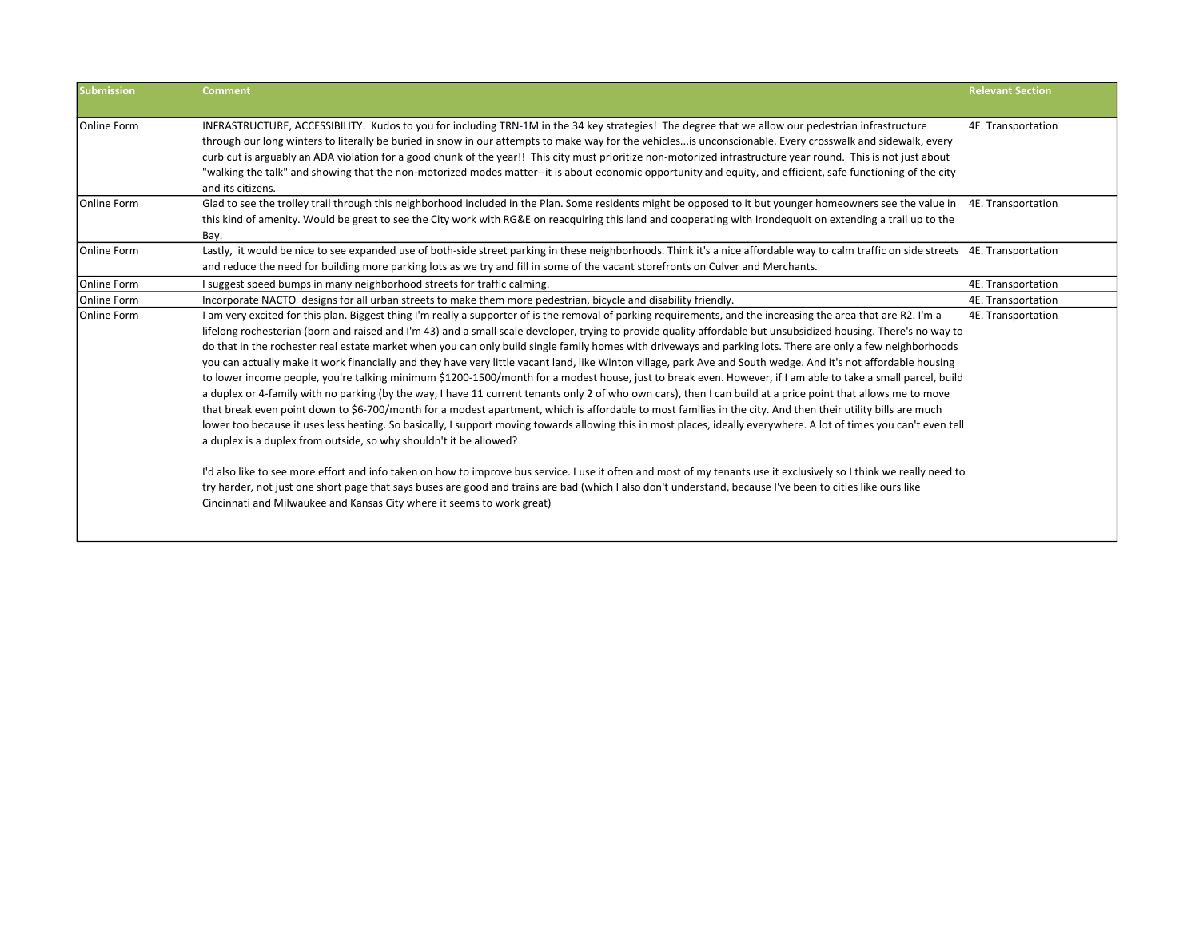| Submission | Comment | Relevant Section |
|---|---|---|
| Online Form | INFRASTRUCTURE, ACCESSIBILITY. Kudos to you for including TRN-1M in the 34 key strategies! The degree that we allow our pedestrian infrastructure through our long winters to literally be buried in snow in our attempts to make way for the vehicles...is unconscionable. Every crosswalk and sidewalk, every curb cut is arguably an ADA violation for a good chunk of the year!! This city must prioritize non-motorized infrastructure year round. This is not just about "walking the talk" and showing that the non-motorized modes matter--it is about economic opportunity and equity, and efficient, safe functioning of the city and its citizens. | 4E. Transportation |
| Online Form | Glad to see the trolley trail through this neighborhood included in the Plan. Some residents might be opposed to it but younger homeowners see the value in this kind of amenity. Would be great to see the City work with RG&E on reacquiring this land and cooperating with Irondequoit on extending a trail up to the Bay. | 4E. Transportation |
| Online Form | Lastly, it would be nice to see expanded use of both-side street parking in these neighborhoods. Think it's a nice affordable way to calm traffic on side streets and reduce the need for building more parking lots as we try and fill in some of the vacant storefronts on Culver and Merchants. | 4E. Transportation |
| Online Form | I suggest speed bumps in many neighborhood streets for traffic calming. | 4E. Transportation |
| Online Form | Incorporate NACTO designs for all urban streets to make them more pedestrian, bicycle and disability friendly. | 4E. Transportation |
| Online Form | I am very excited for this plan. Biggest thing I'm really a supporter of is the removal of parking requirements, and the increasing the area that are R2. I'm a lifelong rochesterian (born and raised and I'm 43) and a small scale developer, trying to provide quality affordable but unsubsidized housing. There's no way to do that in the rochester real estate market when you can only build single family homes with driveways and parking lots. There are only a few neighborhoods you can actually make it work financially and they have very little vacant land, like Winton village, park Ave and South wedge. And it's not affordable housing to lower income people, you're talking minimum $1200-1500/month for a modest house, just to break even. However, if I am able to take a small parcel, build a duplex or 4-family with no parking (by the way, I have 11 current tenants only 2 of who own cars), then I can build at a price point that allows me to move that break even point down to $6-700/month for a modest apartment, which is affordable to most families in the city. And then their utility bills are much lower too because it uses less heating. So basically, I support moving towards allowing this in most places, ideally everywhere. A lot of times you can't even tell a duplex is a duplex from outside, so why shouldn't it be allowed?<br><br>I'd also like to see more effort and info taken on how to improve bus service. I use it often and most of my tenants use it exclusively so I think we really need to try harder, not just one short page that says buses are good and trains are bad (which I also don't understand, because I've been to cities like ours like Cincinnati and Milwaukee and Kansas City where it seems to work great) | 4E. Transportation |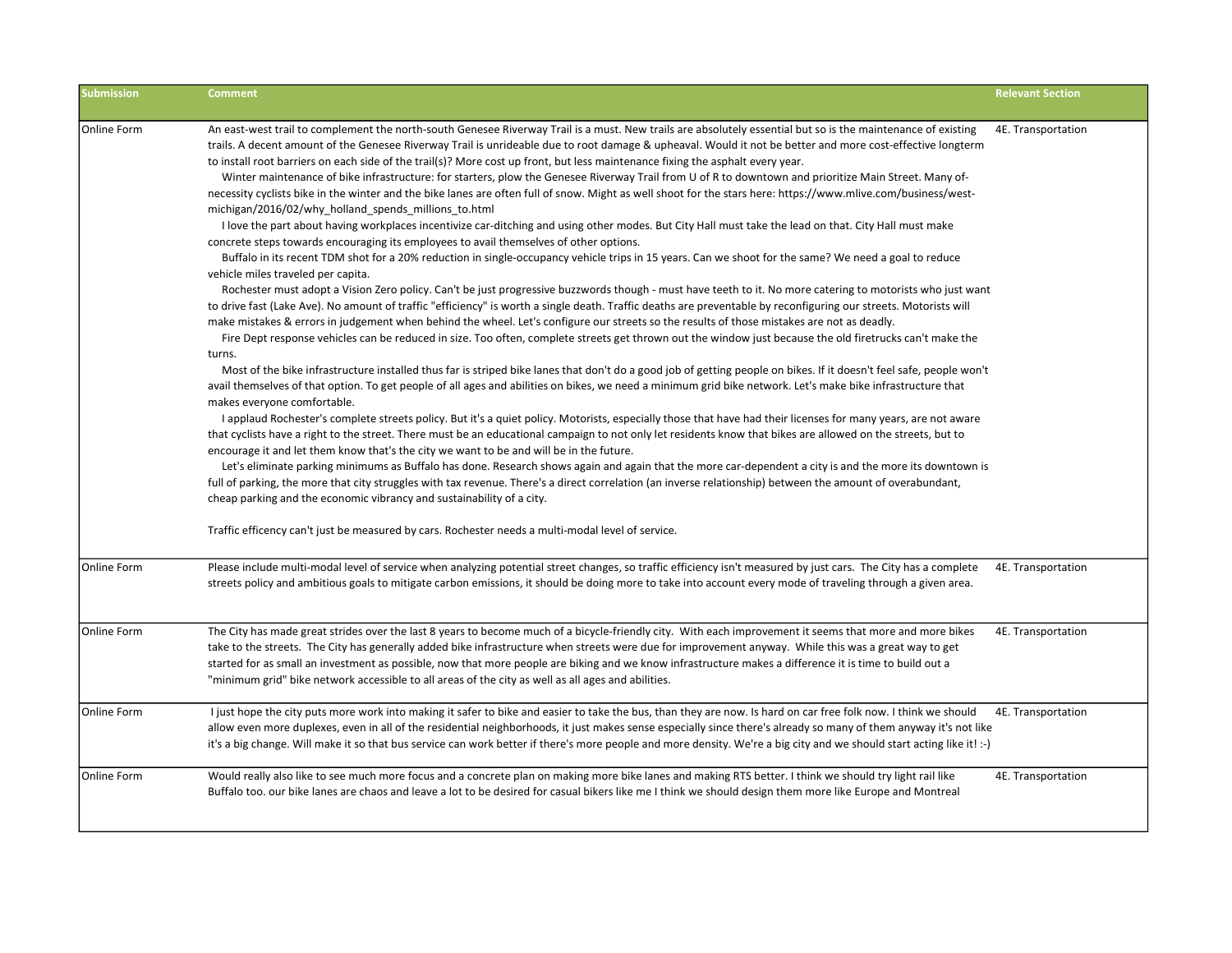| Submission | Comment | Relevant Section |
|---|---|---|
| Online Form | An east-west trail to complement the north-south Genesee Riverway Trail is a must. New trails are absolutely essential but so is the maintenance of existing trails. A decent amount of the Genesee Riverway Trail is unrideable due to root damage & upheaval. Would it not be better and more cost-effective longterm to install root barriers on each side of the trail(s)? More cost up front, but less maintenance fixing the asphalt every year.<br>Winter maintenance of bike infrastructure: for starters, plow the Genesee Riverway Trail from U of R to downtown and prioritize Main Street. Many of-necessity cyclists bike in the winter and the bike lanes are often full of snow. Might as well shoot for the stars here: https://www.mlive.com/business/west-michigan/2016/02/why_holland_spends_millions_to.html<br>I love the part about having workplaces incentivize car-ditching and using other modes. But City Hall must take the lead on that. City Hall must make concrete steps towards encouraging its employees to avail themselves of other options.<br>Buffalo in its recent TDM shot for a 20% reduction in single-occupancy vehicle trips in 15 years. Can we shoot for the same? We need a goal to reduce vehicle miles traveled per capita.<br>Rochester must adopt a Vision Zero policy. Can't be just progressive buzzwords though - must have teeth to it. No more catering to motorists who just want to drive fast (Lake Ave). No amount of traffic "efficiency" is worth a single death. Traffic deaths are preventable by reconfiguring our streets. Motorists will make mistakes & errors in judgement when behind the wheel. Let's configure our streets so the results of those mistakes are not as deadly.<br>Fire Dept response vehicles can be reduced in size. Too often, complete streets get thrown out the window just because the old firetrucks can't make the turns.<br>Most of the bike infrastructure installed thus far is striped bike lanes that don't do a good job of getting people on bikes. If it doesn't feel safe, people won't avail themselves of that option. To get people of all ages and abilities on bikes, we need a minimum grid bike network. Let's make bike infrastructure that makes everyone comfortable.<br>I applaud Rochester's complete streets policy. But it's a quiet policy. Motorists, especially those that have had their licenses for many years, are not aware that cyclists have a right to the street. There must be an educational campaign to not only let residents know that bikes are allowed on the streets, but to encourage it and let them know that's the city we want to be and will be in the future.<br>Let's eliminate parking minimums as Buffalo has done. Research shows again and again that the more car-dependent a city is and the more its downtown is full of parking, the more that city struggles with tax revenue. There's a direct correlation (an inverse relationship) between the amount of overabundant, cheap parking and the economic vibrancy and sustainability of a city.<br><br>Traffic efficency can't just be measured by cars. Rochester needs a multi-modal level of service. | 4E. Transportation |
| Online Form | Please include multi-modal level of service when analyzing potential street changes, so traffic efficiency isn't measured by just cars. The City has a complete streets policy and ambitious goals to mitigate carbon emissions, it should be doing more to take into account every mode of traveling through a given area. | 4E. Transportation |
| Online Form | The City has made great strides over the last 8 years to become much of a bicycle-friendly city. With each improvement it seems that more and more bikes take to the streets. The City has generally added bike infrastructure when streets were due for improvement anyway. While this was a great way to get started for as small an investment as possible, now that more people are biking and we know infrastructure makes a difference it is time to build out a "minimum grid" bike network accessible to all areas of the city as well as all ages and abilities. | 4E. Transportation |
| Online Form | I just hope the city puts more work into making it safer to bike and easier to take the bus, than they are now. Is hard on car free folk now. I think we should allow even more duplexes, even in all of the residential neighborhoods, it just makes sense especially since there's already so many of them anyway it's not like it's a big change. Will make it so that bus service can work better if there's more people and more density. We're a big city and we should start acting like it! :-) | 4E. Transportation |
| Online Form | Would really also like to see much more focus and a concrete plan on making more bike lanes and making RTS better. I think we should try light rail like Buffalo too. our bike lanes are chaos and leave a lot to be desired for casual bikers like me I think we should design them more like Europe and Montreal | 4E. Transportation |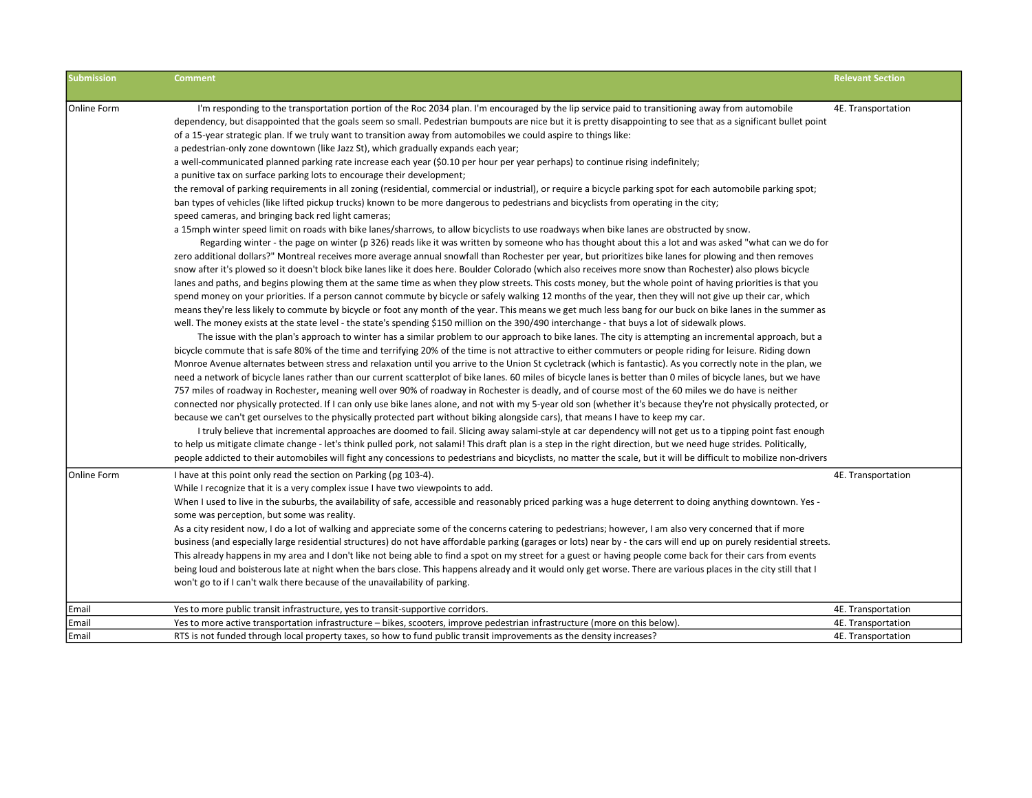| Submission | Comment | Relevant Section |
|---|---|---|
| Online Form | I'm responding to the transportation portion of the Roc 2034 plan. I'm encouraged by the lip service paid to transitioning away from automobile dependency, but disappointed that the goals seem so small. Pedestrian bumpouts are nice but it is pretty disappointing to see that as a significant bullet point of a 15-year strategic plan. If we truly want to transition away from automobiles we could aspire to things like:<br>a pedestrian-only zone downtown (like Jazz St), which gradually expands each year;<br>a well-communicated planned parking rate increase each year ($0.10 per hour per year perhaps) to continue rising indefinitely;<br>a punitive tax on surface parking lots to encourage their development;<br>the removal of parking requirements in all zoning (residential, commercial or industrial), or require a bicycle parking spot for each automobile parking spot;<br>ban types of vehicles (like lifted pickup trucks) known to be more dangerous to pedestrians and bicyclists from operating in the city;<br>speed cameras, and bringing back red light cameras;<br>a 15mph winter speed limit on roads with bike lanes/sharrows, to allow bicyclists to use roadways when bike lanes are obstructed by snow.<br>Regarding winter - the page on winter (p 326) reads like it was written by someone who has thought about this a lot and was asked "what can we do for zero additional dollars?" Montreal receives more average annual snowfall than Rochester per year, but prioritizes bike lanes for plowing and then removes snow after it's plowed so it doesn't block bike lanes like it does here. Boulder Colorado (which also receives more snow than Rochester) also plows bicycle lanes and paths, and begins plowing them at the same time as when they plow streets. This costs money, but the whole point of having priorities is that you spend money on your priorities. If a person cannot commute by bicycle or safely walking 12 months of the year, then they will not give up their car, which means they're less likely to commute by bicycle or foot any month of the year. This means we get much less bang for our buck on bike lanes in the summer as well. The money exists at the state level - the state's spending $150 million on the 390/490 interchange - that buys a lot of sidewalk plows.<br>The issue with the plan's approach to winter has a similar problem to our approach to bike lanes. The city is attempting an incremental approach, but a bicycle commute that is safe 80% of the time and terrifying 20% of the time is not attractive to either commuters or people riding for leisure. Riding down Monroe Avenue alternates between stress and relaxation until you arrive to the Union St cycletrack (which is fantastic). As you correctly note in the plan, we need a network of bicycle lanes rather than our current scatterplot of bike lanes. 60 miles of bicycle lanes is better than 0 miles of bicycle lanes, but we have 757 miles of roadway in Rochester, meaning well over 90% of roadway in Rochester is deadly, and of course most of the 60 miles we do have is neither connected nor physically protected. If I can only use bike lanes alone, and not with my 5-year old son (whether it's because they're not physically protected, or because we can't get ourselves to the physically protected part without biking alongside cars), that means I have to keep my car.<br>I truly believe that incremental approaches are doomed to fail. Slicing away salami-style at car dependency will not get us to a tipping point fast enough to help us mitigate climate change - let's think pulled pork, not salami! This draft plan is a step in the right direction, but we need huge strides. Politically, people addicted to their automobiles will fight any concessions to pedestrians and bicyclists, no matter the scale, but it will be difficult to mobilize non-drivers | 4E. Transportation |
| Online Form | I have at this point only read the section on Parking (pg 103-4).<br>While I recognize that it is a very complex issue I have two viewpoints to add.<br>When I used to live in the suburbs, the availability of safe, accessible and reasonably priced parking was a huge deterrent to doing anything downtown. Yes - some was perception, but some was reality.<br>As a city resident now, I do a lot of walking and appreciate some of the concerns catering to pedestrians; however, I am also very concerned that if more business (and especially large residential structures) do not have affordable parking (garages or lots) near by - the cars will end up on purely residential streets. This already happens in my area and I don't like not being able to find a spot on my street for a guest or having people come back for their cars from events being loud and boisterous late at night when the bars close. This happens already and it would only get worse. There are various places in the city still that I won't go to if I can't walk there because of the unavailability of parking. | 4E. Transportation |
| Email | Yes to more public transit infrastructure, yes to transit-supportive corridors. | 4E. Transportation |
| Email | Yes to more active transportation infrastructure – bikes, scooters, improve pedestrian infrastructure (more on this below). | 4E. Transportation |
| Email | RTS is not funded through local property taxes, so how to fund public transit improvements as the density increases? | 4E. Transportation |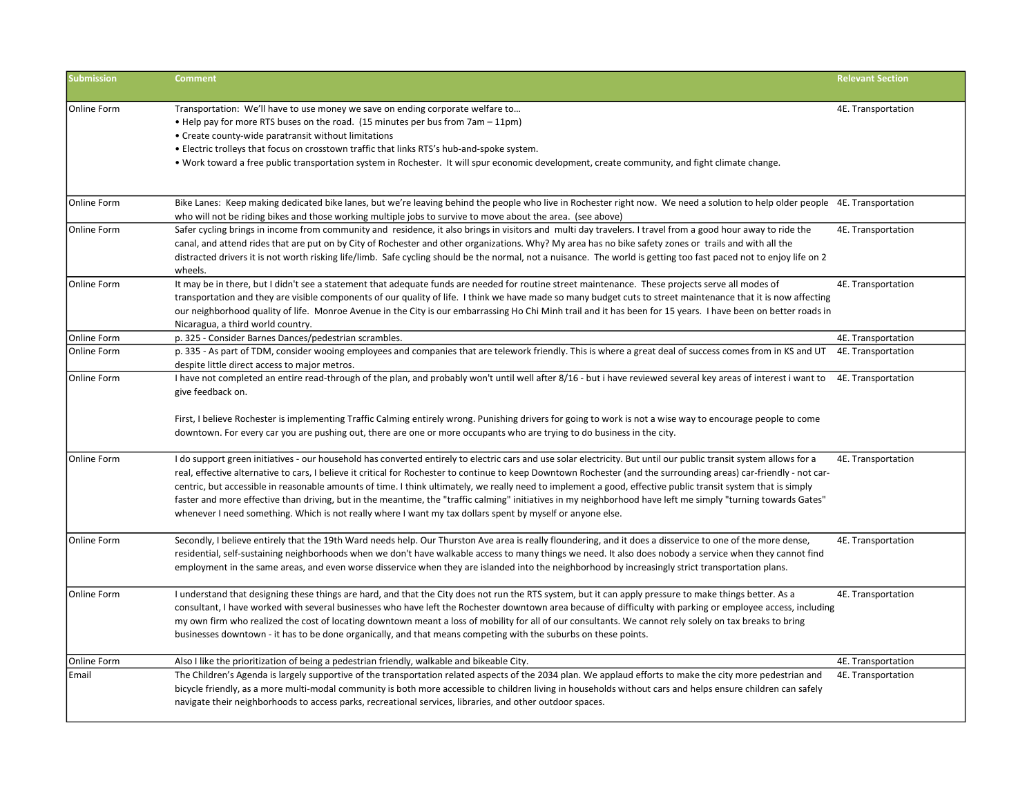| Submission | Comment | Relevant Section |
| --- | --- | --- |
| Online Form | Transportation: We'll have to use money we save on ending corporate welfare to…<br>• Help pay for more RTS buses on the road. (15 minutes per bus from 7am – 11pm)<br>• Create county-wide paratransit without limitations<br>• Electric trolleys that focus on crosstown traffic that links RTS's hub-and-spoke system.<br>• Work toward a free public transportation system in Rochester. It will spur economic development, create community, and fight climate change. | 4E. Transportation |
| Online Form | Bike Lanes: Keep making dedicated bike lanes, but we're leaving behind the people who live in Rochester right now. We need a solution to help older people who will not be riding bikes and those working multiple jobs to survive to move about the area. (see above) | 4E. Transportation |
| Online Form | Safer cycling brings in income from community and residence, it also brings in visitors and multi day travelers. I travel from a good hour away to ride the canal, and attend rides that are put on by City of Rochester and other organizations. Why? My area has no bike safety zones or trails and with all the distracted drivers it is not worth risking life/limb. Safe cycling should be the normal, not a nuisance. The world is getting too fast paced not to enjoy life on 2 wheels. | 4E. Transportation |
| Online Form | It may be in there, but I didn't see a statement that adequate funds are needed for routine street maintenance. These projects serve all modes of transportation and they are visible components of our quality of life. I think we have made so many budget cuts to street maintenance that it is now affecting our neighborhood quality of life. Monroe Avenue in the City is our embarrassing Ho Chi Minh trail and it has been for 15 years. I have been on better roads in Nicaragua, a third world country. | 4E. Transportation |
| Online Form | p. 325 - Consider Barnes Dances/pedestrian scrambles. | 4E. Transportation |
| Online Form | p. 335 - As part of TDM, consider wooing employees and companies that are telework friendly. This is where a great deal of success comes from in KS and UT despite little direct access to major metros. | 4E. Transportation |
| Online Form | I have not completed an entire read-through of the plan, and probably won't until well after 8/16 - but i have reviewed several key areas of interest i want to give feedback on.<br><br>First, I believe Rochester is implementing Traffic Calming entirely wrong. Punishing drivers for going to work is not a wise way to encourage people to come downtown. For every car you are pushing out, there are one or more occupants who are trying to do business in the city. | 4E. Transportation |
| Online Form | I do support green initiatives - our household has converted entirely to electric cars and use solar electricity. But until our public transit system allows for a real, effective alternative to cars, I believe it critical for Rochester to continue to keep Downtown Rochester (and the surrounding areas) car-friendly - not car-centric, but accessible in reasonable amounts of time. I think ultimately, we really need to implement a good, effective public transit system that is simply faster and more effective than driving, but in the meantime, the "traffic calming" initiatives in my neighborhood have left me simply "turning towards Gates" whenever I need something. Which is not really where I want my tax dollars spent by myself or anyone else. | 4E. Transportation |
| Online Form | Secondly, I believe entirely that the 19th Ward needs help. Our Thurston Ave area is really floundering, and it does a disservice to one of the more dense, residential, self-sustaining neighborhoods when we don't have walkable access to many things we need. It also does nobody a service when they cannot find employment in the same areas, and even worse disservice when they are islanded into the neighborhood by increasingly strict transportation plans. | 4E. Transportation |
| Online Form | I understand that designing these things are hard, and that the City does not run the RTS system, but it can apply pressure to make things better. As a consultant, I have worked with several businesses who have left the Rochester downtown area because of difficulty with parking or employee access, including my own firm who realized the cost of locating downtown meant a loss of mobility for all of our consultants. We cannot rely solely on tax breaks to bring businesses downtown - it has to be done organically, and that means competing with the suburbs on these points. | 4E. Transportation |
| Online Form | Also I like the prioritization of being a pedestrian friendly, walkable and bikeable City. | 4E. Transportation |
| Email | The Children's Agenda is largely supportive of the transportation related aspects of the 2034 plan. We applaud efforts to make the city more pedestrian and bicycle friendly, as a more multi-modal community is both more accessible to children living in households without cars and helps ensure children can safely navigate their neighborhoods to access parks, recreational services, libraries, and other outdoor spaces. | 4E. Transportation |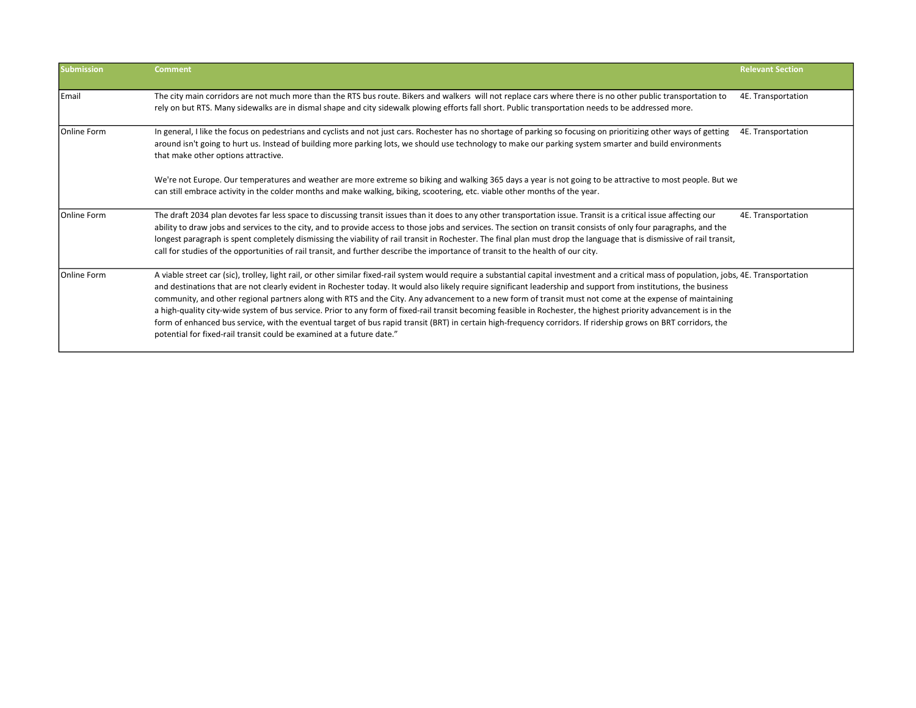| Submission | Comment | Relevant Section |
|---|---|---|
| Email | The city main corridors are not much more than the RTS bus route. Bikers and walkers will not replace cars where there is no other public transportation to rely on but RTS. Many sidewalks are in dismal shape and city sidewalk plowing efforts fall short. Public transportation needs to be addressed more. | 4E. Transportation |
| Online Form | In general, I like the focus on pedestrians and cyclists and not just cars. Rochester has no shortage of parking so focusing on prioritizing other ways of getting around isn't going to hurt us. Instead of building more parking lots, we should use technology to make our parking system smarter and build environments that make other options attractive.<br><br>We're not Europe. Our temperatures and weather are more extreme so biking and walking 365 days a year is not going to be attractive to most people. But we can still embrace activity in the colder months and make walking, biking, scootering, etc. viable other months of the year. | 4E. Transportation |
| Online Form | The draft 2034 plan devotes far less space to discussing transit issues than it does to any other transportation issue. Transit is a critical issue affecting our ability to draw jobs and services to the city, and to provide access to those jobs and services. The section on transit consists of only four paragraphs, and the longest paragraph is spent completely dismissing the viability of rail transit in Rochester. The final plan must drop the language that is dismissive of rail transit, call for studies of the opportunities of rail transit, and further describe the importance of transit to the health of our city. | 4E. Transportation |
| Online Form | A viable street car (sic), trolley, light rail, or other similar fixed-rail system would require a substantial capital investment and a critical mass of population, jobs, and destinations that are not clearly evident in Rochester today. It would also likely require significant leadership and support from institutions, the business community, and other regional partners along with RTS and the City. Any advancement to a new form of transit must not come at the expense of maintaining a high-quality city-wide system of bus service. Prior to any form of fixed-rail transit becoming feasible in Rochester, the highest priority advancement is in the form of enhanced bus service, with the eventual target of bus rapid transit (BRT) in certain high-frequency corridors. If ridership grows on BRT corridors, the potential for fixed-rail transit could be examined at a future date." | 4E. Transportation |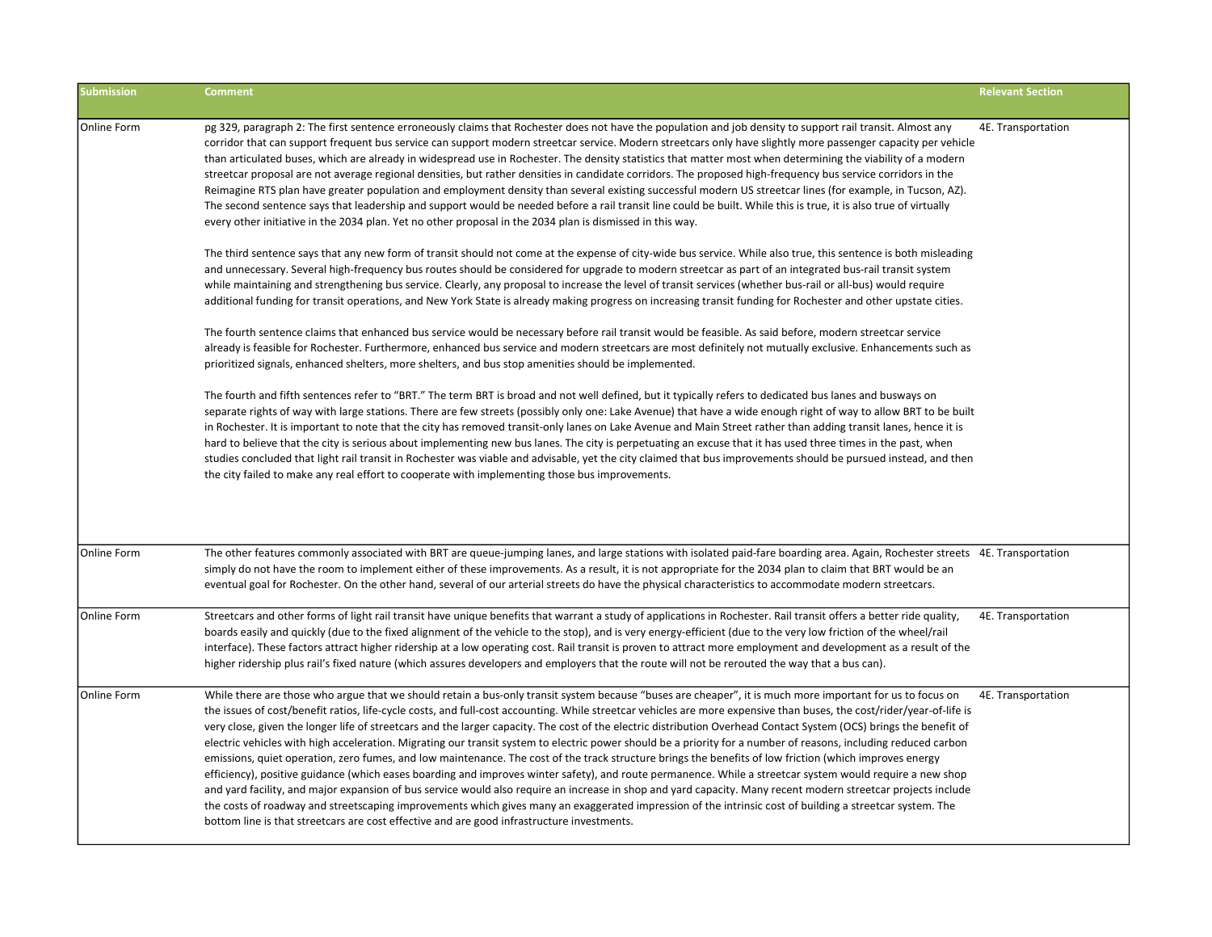| Submission | Comment | Relevant Section |
| --- | --- | --- |
| Online Form | pg 329, paragraph 2: The first sentence erroneously claims that Rochester does not have the population and job density to support rail transit. Almost any corridor that can support frequent bus service can support modern streetcar service. Modern streetcars only have slightly more passenger capacity per vehicle than articulated buses, which are already in widespread use in Rochester. The density statistics that matter most when determining the viability of a modern streetcar proposal are not average regional densities, but rather densities in candidate corridors. The proposed high-frequency bus service corridors in the Reimagine RTS plan have greater population and employment density than several existing successful modern US streetcar lines (for example, in Tucson, AZ). The second sentence says that leadership and support would be needed before a rail transit line could be built. While this is true, it is also true of virtually every other initiative in the 2034 plan. Yet no other proposal in the 2034 plan is dismissed in this way.<br><br>The third sentence says that any new form of transit should not come at the expense of city-wide bus service. While also true, this sentence is both misleading and unnecessary. Several high-frequency bus routes should be considered for upgrade to modern streetcar as part of an integrated bus-rail transit system while maintaining and strengthening bus service. Clearly, any proposal to increase the level of transit services (whether bus-rail or all-bus) would require additional funding for transit operations, and New York State is already making progress on increasing transit funding for Rochester and other upstate cities.<br><br>The fourth sentence claims that enhanced bus service would be necessary before rail transit would be feasible. As said before, modern streetcar service already is feasible for Rochester. Furthermore, enhanced bus service and modern streetcars are most definitely not mutually exclusive. Enhancements such as prioritized signals, enhanced shelters, more shelters, and bus stop amenities should be implemented.<br><br>The fourth and fifth sentences refer to "BRT." The term BRT is broad and not well defined, but it typically refers to dedicated bus lanes and busways on separate rights of way with large stations. There are few streets (possibly only one: Lake Avenue) that have a wide enough right of way to allow BRT to be built in Rochester. It is important to note that the city has removed transit-only lanes on Lake Avenue and Main Street rather than adding transit lanes, hence it is hard to believe that the city is serious about implementing new bus lanes. The city is perpetuating an excuse that it has used three times in the past, when studies concluded that light rail transit in Rochester was viable and advisable, yet the city claimed that bus improvements should be pursued instead, and then the city failed to make any real effort to cooperate with implementing those bus improvements. | 4E. Transportation |
| Online Form | The other features commonly associated with BRT are queue-jumping lanes, and large stations with isolated paid-fare boarding area. Again, Rochester streets simply do not have the room to implement either of these improvements. As a result, it is not appropriate for the 2034 plan to claim that BRT would be an eventual goal for Rochester. On the other hand, several of our arterial streets do have the physical characteristics to accommodate modern streetcars. | 4E. Transportation |
| Online Form | Streetcars and other forms of light rail transit have unique benefits that warrant a study of applications in Rochester. Rail transit offers a better ride quality, boards easily and quickly (due to the fixed alignment of the vehicle to the stop), and is very energy-efficient (due to the very low friction of the wheel/rail interface). These factors attract higher ridership at a low operating cost. Rail transit is proven to attract more employment and development as a result of the higher ridership plus rail's fixed nature (which assures developers and employers that the route will not be rerouted the way that a bus can). | 4E. Transportation |
| Online Form | While there are those who argue that we should retain a bus-only transit system because "buses are cheaper", it is much more important for us to focus on the issues of cost/benefit ratios, life-cycle costs, and full-cost accounting. While streetcar vehicles are more expensive than buses, the cost/rider/year-of-life is very close, given the longer life of streetcars and the larger capacity. The cost of the electric distribution Overhead Contact System (OCS) brings the benefit of electric vehicles with high acceleration. Migrating our transit system to electric power should be a priority for a number of reasons, including reduced carbon emissions, quiet operation, zero fumes, and low maintenance. The cost of the track structure brings the benefits of low friction (which improves energy efficiency), positive guidance (which eases boarding and improves winter safety), and route permanence. While a streetcar system would require a new shop and yard facility, and major expansion of bus service would also require an increase in shop and yard capacity. Many recent modern streetcar projects include the costs of roadway and streetscaping improvements which gives many an exaggerated impression of the intrinsic cost of building a streetcar system. The bottom line is that streetcars are cost effective and are good infrastructure investments. | 4E. Transportation |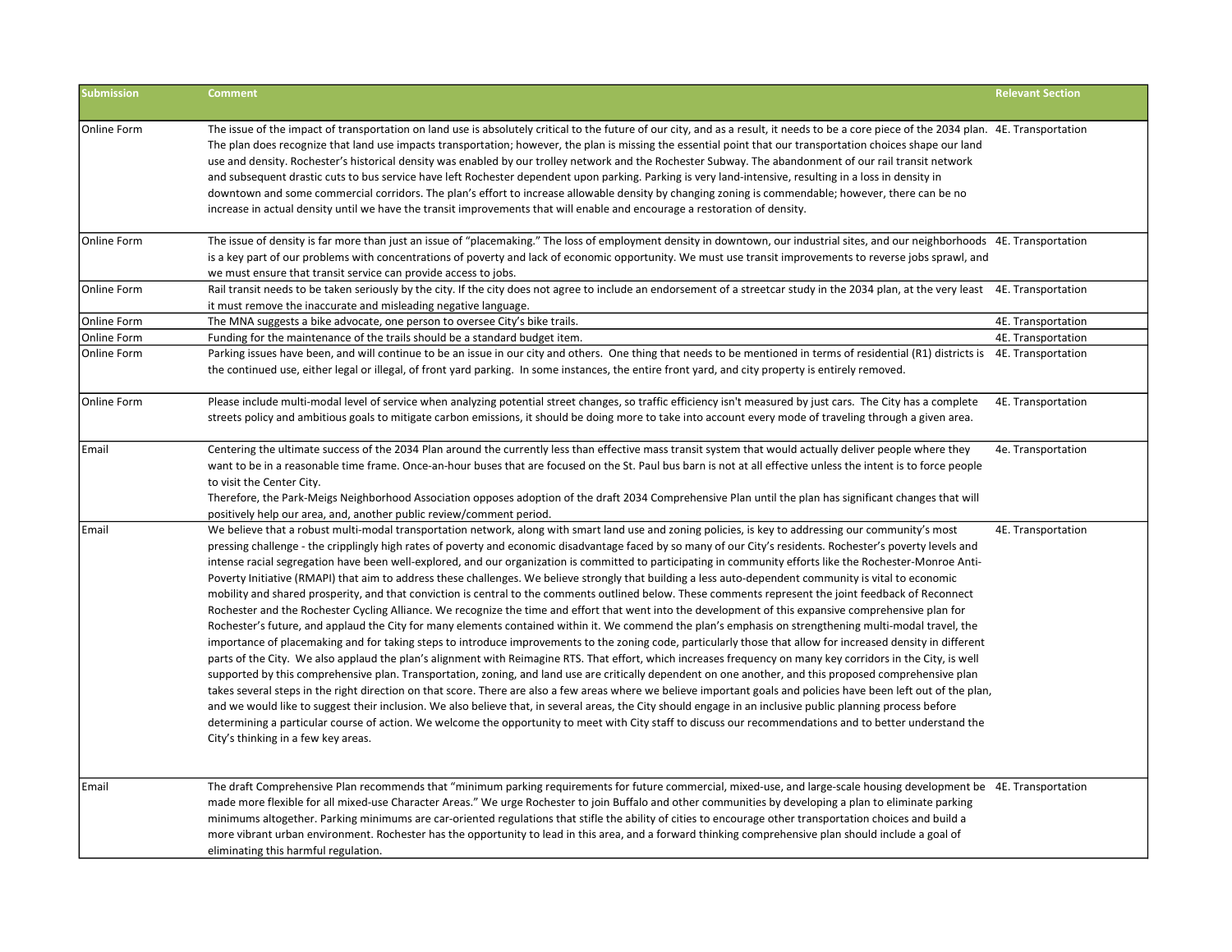| Submission | Comment | Relevant Section |
|---|---|---|
| Online Form | The issue of the impact of transportation on land use is absolutely critical to the future of our city, and as a result, it needs to be a core piece of the 2034 plan. The plan does recognize that land use impacts transportation; however, the plan is missing the essential point that our transportation choices shape our land use and density. Rochester's historical density was enabled by our trolley network and the Rochester Subway. The abandonment of our rail transit network and subsequent drastic cuts to bus service have left Rochester dependent upon parking. Parking is very land-intensive, resulting in a loss in density in downtown and some commercial corridors. The plan's effort to increase allowable density by changing zoning is commendable; however, there can be no increase in actual density until we have the transit improvements that will enable and encourage a restoration of density. | 4E. Transportation |
| Online Form | The issue of density is far more than just an issue of "placemaking." The loss of employment density in downtown, our industrial sites, and our neighborhoods is a key part of our problems with concentrations of poverty and lack of economic opportunity. We must use transit improvements to reverse jobs sprawl, and we must ensure that transit service can provide access to jobs. | 4E. Transportation |
| Online Form | Rail transit needs to be taken seriously by the city. If the city does not agree to include an endorsement of a streetcar study in the 2034 plan, at the very least it must remove the inaccurate and misleading negative language. | 4E. Transportation |
| Online Form | The MNA suggests a bike advocate, one person to oversee City's bike trails. | 4E. Transportation |
| Online Form | Funding for the maintenance of the trails should be a standard budget item. | 4E. Transportation |
| Online Form | Parking issues have been, and will continue to be an issue in our city and others. One thing that needs to be mentioned in terms of residential (R1) districts is the continued use, either legal or illegal, of front yard parking. In some instances, the entire front yard, and city property is entirely removed. | 4E. Transportation |
| Online Form | Please include multi-modal level of service when analyzing potential street changes, so traffic efficiency isn't measured by just cars. The City has a complete streets policy and ambitious goals to mitigate carbon emissions, it should be doing more to take into account every mode of traveling through a given area. | 4E. Transportation |
| Email | Centering the ultimate success of the 2034 Plan around the currently less than effective mass transit system that would actually deliver people where they want to be in a reasonable time frame. Once-an-hour buses that are focused on the St. Paul bus barn is not at all effective unless the intent is to force people to visit the Center City.<br>Therefore, the Park-Meigs Neighborhood Association opposes adoption of the draft 2034 Comprehensive Plan until the plan has significant changes that will positively help our area, and, another public review/comment period. | 4e. Transportation |
| Email | We believe that a robust multi-modal transportation network, along with smart land use and zoning policies, is key to addressing our community's most pressing challenge - the cripplingly high rates of poverty and economic disadvantage faced by so many of our City's residents. Rochester's poverty levels and intense racial segregation have been well-explored, and our organization is committed to participating in community efforts like the Rochester-Monroe Anti-Poverty Initiative (RMAPI) that aim to address these challenges. We believe strongly that building a less auto-dependent community is vital to economic mobility and shared prosperity, and that conviction is central to the comments outlined below. These comments represent the joint feedback of Reconnect Rochester and the Rochester Cycling Alliance. We recognize the time and effort that went into the development of this expansive comprehensive plan for Rochester's future, and applaud the City for many elements contained within it. We commend the plan's emphasis on strengthening multi-modal travel, the importance of placemaking and for taking steps to introduce improvements to the zoning code, particularly those that allow for increased density in different parts of the City. We also applaud the plan's alignment with Reimagine RTS. That effort, which increases frequency on many key corridors in the City, is well supported by this comprehensive plan. Transportation, zoning, and land use are critically dependent on one another, and this proposed comprehensive plan takes several steps in the right direction on that score. There are also a few areas where we believe important goals and policies have been left out of the plan, and we would like to suggest their inclusion. We also believe that, in several areas, the City should engage in an inclusive public planning process before determining a particular course of action. We welcome the opportunity to meet with City staff to discuss our recommendations and to better understand the City's thinking in a few key areas. | 4E. Transportation |
| Email | The draft Comprehensive Plan recommends that "minimum parking requirements for future commercial, mixed-use, and large-scale housing development be made more flexible for all mixed-use Character Areas." We urge Rochester to join Buffalo and other communities by developing a plan to eliminate parking minimums altogether. Parking minimums are car-oriented regulations that stifle the ability of cities to encourage other transportation choices and build a more vibrant urban environment. Rochester has the opportunity to lead in this area, and a forward thinking comprehensive plan should include a goal of eliminating this harmful regulation. | 4E. Transportation |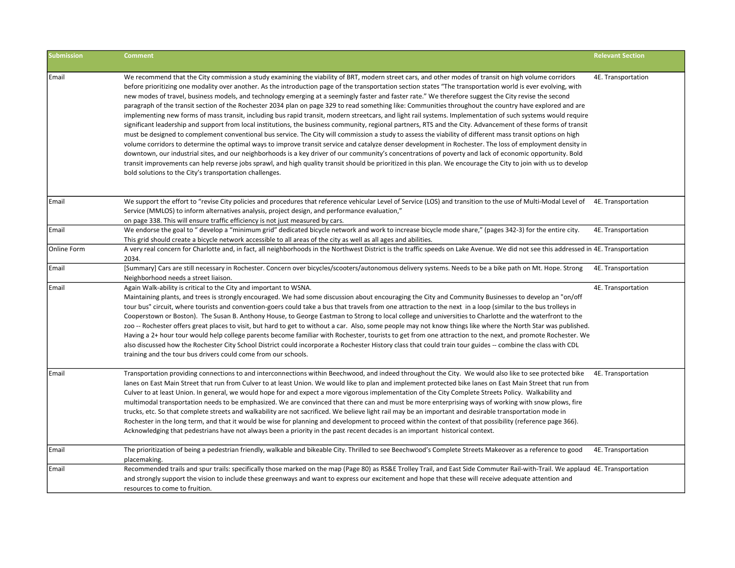| Submission | Comment | Relevant Section |
|---|---|---|
| Email | We recommend that the City commission a study examining the viability of BRT, modern street cars, and other modes of transit on high volume corridors before prioritizing one modality over another. As the introduction page of the transportation section states "The transportation world is ever evolving, with new modes of travel, business models, and technology emerging at a seemingly faster and faster rate." We therefore suggest the City revise the second paragraph of the transit section of the Rochester 2034 plan on page 329 to read something like: Communities throughout the country have explored and are implementing new forms of mass transit, including bus rapid transit, modern streetcars, and light rail systems. Implementation of such systems would require significant leadership and support from local institutions, the business community, regional partners, RTS and the City. Advancement of these forms of transit must be designed to complement conventional bus service. The City will commission a study to assess the viability of different mass transit options on high volume corridors to determine the optimal ways to improve transit service and catalyze denser development in Rochester. The loss of employment density in downtown, our industrial sites, and our neighborhoods is a key driver of our community's concentrations of poverty and lack of economic opportunity. Bold transit improvements can help reverse jobs sprawl, and high quality transit should be prioritized in this plan. We encourage the City to join with us to develop bold solutions to the City's transportation challenges. | 4E. Transportation |
| Email | We support the effort to "revise City policies and procedures that reference vehicular Level of Service (LOS) and transition to the use of Multi-Modal Level of Service (MMLOS) to inform alternatives analysis, project design, and performance evaluation," on page 338. This will ensure traffic efficiency is not just measured by cars. | 4E. Transportation |
| Email | We endorse the goal to " develop a "minimum grid" dedicated bicycle network and work to increase bicycle mode share," (pages 342-3) for the entire city. This grid should create a bicycle network accessible to all areas of the city as well as all ages and abilities. | 4E. Transportation |
| Online Form | A very real concern for Charlotte and, in fact, all neighborhoods in the Northwest District is the traffic speeds on Lake Avenue. We did not see this addressed in 2034. | 4E. Transportation |
| Email | [Summary] Cars are still necessary in Rochester. Concern over bicycles/scooters/autonomous delivery systems. Needs to be a bike path on Mt. Hope. Strong Neighborhood needs a street liaison. | 4E. Transportation |
| Email | Again Walk-ability is critical to the City and important to WSNA.<br>Maintaining plants, and trees is strongly encouraged. We had some discussion about encouraging the City and Community Businesses to develop an "on/off tour bus" circuit, where tourists and convention-goers could take a bus that travels from one attraction to the next in a loop (similar to the bus trolleys in Cooperstown or Boston). The Susan B. Anthony House, to George Eastman to Strong to local college and universities to Charlotte and the waterfront to the zoo -- Rochester offers great places to visit, but hard to get to without a car. Also, some people may not know things like where the North Star was published. Having a 2+ hour tour would help college parents become familiar with Rochester, tourists to get from one attraction to the next, and promote Rochester. We also discussed how the Rochester City School District could incorporate a Rochester History class that could train tour guides -- combine the class with CDL training and the tour bus drivers could come from our schools. | 4E. Transportation |
| Email | Transportation providing connections to and interconnections within Beechwood, and indeed throughout the City. We would also like to see protected bike lanes on East Main Street that run from Culver to at least Union. We would like to plan and implement protected bike lanes on East Main Street that run from Culver to at least Union. In general, we would hope for and expect a more vigorous implementation of the City Complete Streets Policy. Walkability and multimodal transportation needs to be emphasized. We are convinced that there can and must be more enterprising ways of working with snow plows, fire trucks, etc. So that complete streets and walkability are not sacrificed. We believe light rail may be an important and desirable transportation mode in Rochester in the long term, and that it would be wise for planning and development to proceed within the context of that possibility (reference page 366). Acknowledging that pedestrians have not always been a priority in the past recent decades is an important historical context. | 4E. Transportation |
| Email | The prioritization of being a pedestrian friendly, walkable and bikeable City. Thrilled to see Beechwood's Complete Streets Makeover as a reference to good placemaking. | 4E. Transportation |
| Email | Recommended trails and spur trails: specifically those marked on the map (Page 80) as RS&E Trolley Trail, and East Side Commuter Rail-with-Trail. We applaud and strongly support the vision to include these greenways and want to express our excitement and hope that these will receive adequate attention and resources to come to fruition. | 4E. Transportation |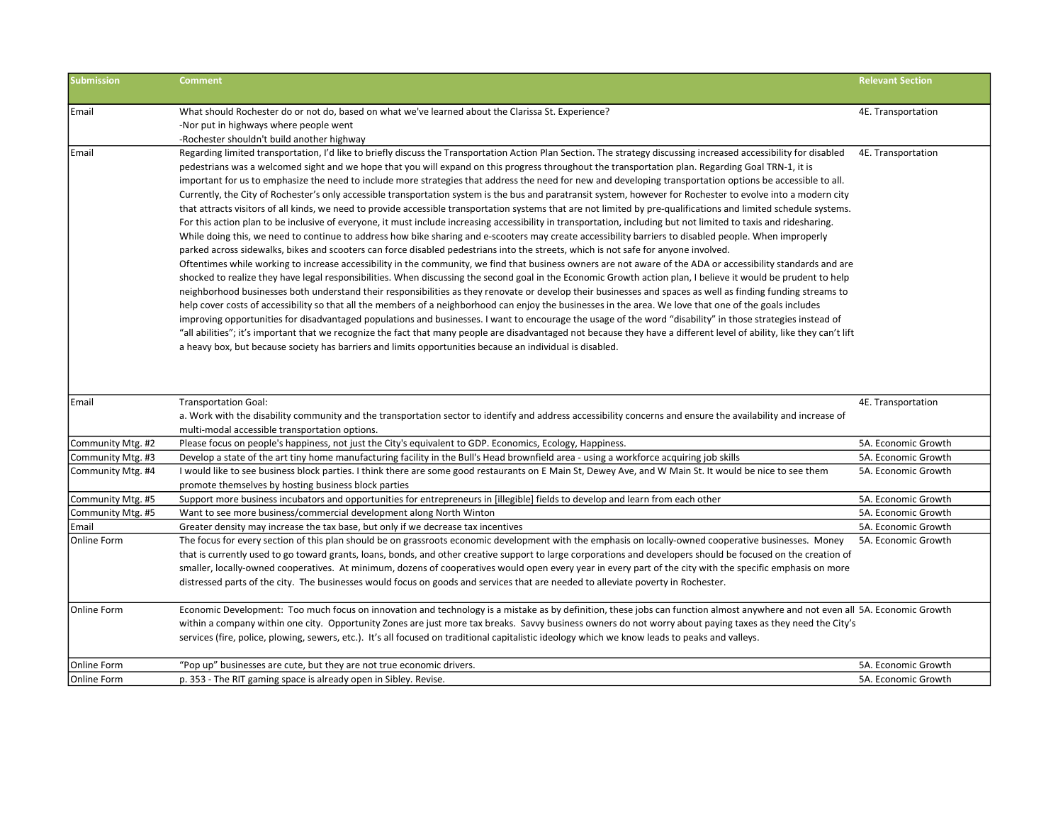| Submission | Comment | Relevant Section |
|---|---|---|
| Email | What should Rochester do or not do, based on what we've learned about the Clarissa St. Experience?<br>-Nor put in highways where people went<br>-Rochester shouldn't build another highway | 4E. Transportation |
| Email | Regarding limited transportation, I'd like to briefly discuss the Transportation Action Plan Section. The strategy discussing increased accessibility for disabled pedestrians was a welcomed sight and we hope that you will expand on this progress throughout the transportation plan. Regarding Goal TRN-1, it is important for us to emphasize the need to include more strategies that address the need for new and developing transportation options be accessible to all. Currently, the City of Rochester's only accessible transportation system is the bus and paratransit system, however for Rochester to evolve into a modern city that attracts visitors of all kinds, we need to provide accessible transportation systems that are not limited by pre-qualifications and limited schedule systems. For this action plan to be inclusive of everyone, it must include increasing accessibility in transportation, including but not limited to taxis and ridesharing. While doing this, we need to continue to address how bike sharing and e-scooters may create accessibility barriers to disabled people. When improperly parked across sidewalks, bikes and scooters can force disabled pedestrians into the streets, which is not safe for anyone involved.<br>Oftentimes while working to increase accessibility in the community, we find that business owners are not aware of the ADA or accessibility standards and are shocked to realize they have legal responsibilities. When discussing the second goal in the Economic Growth action plan, I believe it would be prudent to help neighborhood businesses both understand their responsibilities as they renovate or develop their businesses and spaces as well as finding funding streams to help cover costs of accessibility so that all the members of a neighborhood can enjoy the businesses in the area. We love that one of the goals includes improving opportunities for disadvantaged populations and businesses. I want to encourage the usage of the word "disability" in those strategies instead of "all abilities"; it's important that we recognize the fact that many people are disadvantaged not because they have a different level of ability, like they can't lift a heavy box, but because society has barriers and limits opportunities because an individual is disabled. | 4E. Transportation |
| Email | Transportation Goal:<br>a. Work with the disability community and the transportation sector to identify and address accessibility concerns and ensure the availability and increase of multi-modal accessible transportation options. | 4E. Transportation |
| Community Mtg. #2 | Please focus on people's happiness, not just the City's equivalent to GDP. Economics, Ecology, Happiness. | 5A. Economic Growth |
| Community Mtg. #3 | Develop a state of the art tiny home manufacturing facility in the Bull's Head brownfield area - using a workforce acquiring job skills | 5A. Economic Growth |
| Community Mtg. #4 | I would like to see business block parties. I think there are some good restaurants on E Main St, Dewey Ave, and W Main St. It would be nice to see them promote themselves by hosting business block parties | 5A. Economic Growth |
| Community Mtg. #5 | Support more business incubators and opportunities for entrepreneurs in [illegible] fields to develop and learn from each other | 5A. Economic Growth |
| Community Mtg. #5 | Want to see more business/commercial development along North Winton | 5A. Economic Growth |
| Email | Greater density may increase the tax base, but only if we decrease tax incentives | 5A. Economic Growth |
| Online Form | The focus for every section of this plan should be on grassroots economic development with the emphasis on locally-owned cooperative businesses. Money that is currently used to go toward grants, loans, bonds, and other creative support to large corporations and developers should be focused on the creation of smaller, locally-owned cooperatives. At minimum, dozens of cooperatives would open every year in every part of the city with the specific emphasis on more distressed parts of the city. The businesses would focus on goods and services that are needed to alleviate poverty in Rochester. | 5A. Economic Growth |
| Online Form | Economic Development: Too much focus on innovation and technology is a mistake as by definition, these jobs can function almost anywhere and not even all within a company within one city. Opportunity Zones are just more tax breaks. Savvy business owners do not worry about paying taxes as they need the City's services (fire, police, plowing, sewers, etc.). It's all focused on traditional capitalistic ideology which we know leads to peaks and valleys. | 5A. Economic Growth |
| Online Form | "Pop up" businesses are cute, but they are not true economic drivers. | 5A. Economic Growth |
| Online Form | p. 353 - The RIT gaming space is already open in Sibley. Revise. | 5A. Economic Growth |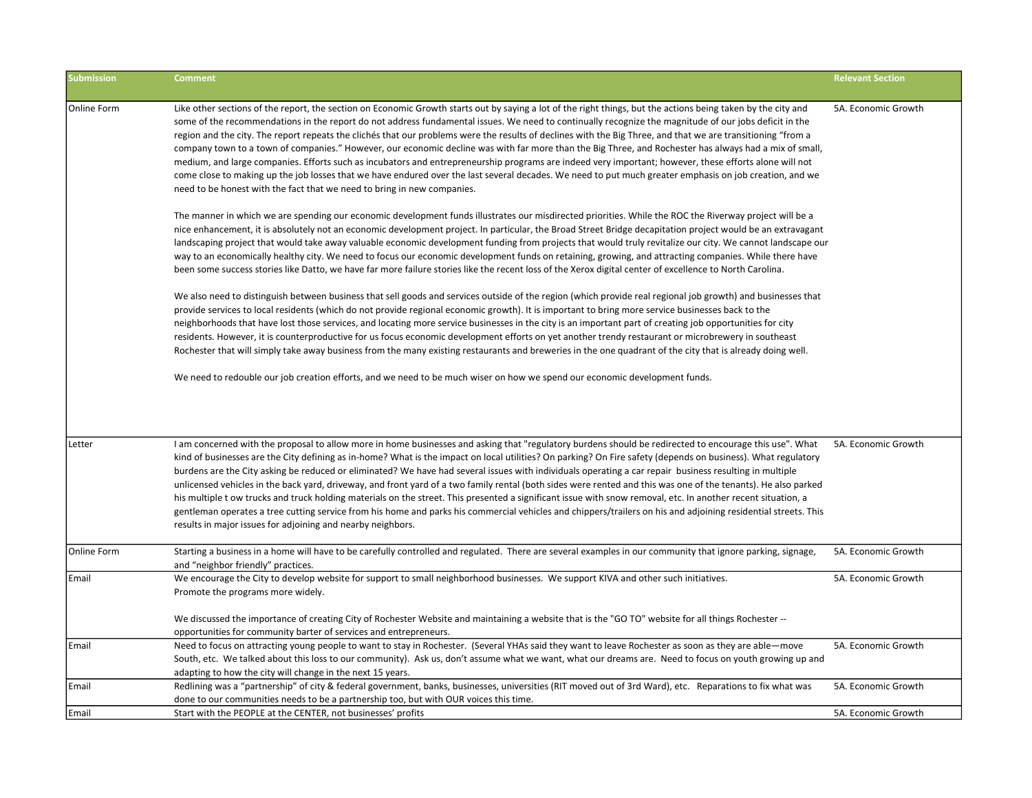| Submission | Comment | Relevant Section |
|---|---|---|
| Online Form | Like other sections of the report, the section on Economic Growth starts out by saying a lot of the right things, but the actions being taken by the city and some of the recommendations in the report do not address fundamental issues. We need to continually recognize the magnitude of our jobs deficit in the region and the city. The report repeats the clichés that our problems were the results of declines with the Big Three, and that we are transitioning "from a company town to a town of companies." However, our economic decline was with far more than the Big Three, and Rochester has always had a mix of small, medium, and large companies. Efforts such as incubators and entrepreneurship programs are indeed very important; however, these efforts alone will not come close to making up the job losses that we have endured over the last several decades. We need to put much greater emphasis on job creation, and we need to be honest with the fact that we need to bring in new companies.<br><br>The manner in which we are spending our economic development funds illustrates our misdirected priorities. While the ROC the Riverway project will be a nice enhancement, it is absolutely not an economic development project. In particular, the Broad Street Bridge decapitation project would be an extravagant landscaping project that would take away valuable economic development funding from projects that would truly revitalize our city. We cannot landscape our way to an economically healthy city. We need to focus our economic development funds on retaining, growing, and attracting companies. While there have been some success stories like Datto, we have far more failure stories like the recent loss of the Xerox digital center of excellence to North Carolina.<br><br>We also need to distinguish between business that sell goods and services outside of the region (which provide real regional job growth) and businesses that provide services to local residents (which do not provide regional economic growth). It is important to bring more service businesses back to the neighborhoods that have lost those services, and locating more service businesses in the city is an important part of creating job opportunities for city residents. However, it is counterproductive for us focus economic development efforts on yet another trendy restaurant or microbrewery in southeast Rochester that will simply take away business from the many existing restaurants and breweries in the one quadrant of the city that is already doing well.<br><br>We need to redouble our job creation efforts, and we need to be much wiser on how we spend our economic development funds. | 5A. Economic Growth |
| Letter | I am concerned with the proposal to allow more in home businesses and asking that "regulatory burdens should be redirected to encourage this use". What kind of businesses are the City defining as in-home? What is the impact on local utilities? On parking? On Fire safety (depends on business). What regulatory burdens are the City asking be reduced or eliminated? We have had several issues with individuals operating a car repair business resulting in multiple unlicensed vehicles in the back yard, driveway, and front yard of a two family rental (both sides were rented and this was one of the tenants). He also parked his multiple t ow trucks and truck holding materials on the street. This presented a significant issue with snow removal, etc. In another recent situation, a gentleman operates a tree cutting service from his home and parks his commercial vehicles and chippers/trailers on his and adjoining residential streets. This results in major issues for adjoining and nearby neighbors. | 5A. Economic Growth |
| Online Form | Starting a business in a home will have to be carefully controlled and regulated. There are several examples in our community that ignore parking, signage, and "neighbor friendly" practices. | 5A. Economic Growth |
| Email | We encourage the City to develop website for support to small neighborhood businesses. We support KIVA and other such initiatives.<br>Promote the programs more widely.<br><br>We discussed the importance of creating City of Rochester Website and maintaining a website that is the "GO TO" website for all things Rochester -- opportunities for community barter of services and entrepreneurs. | 5A. Economic Growth |
| Email | Need to focus on attracting young people to want to stay in Rochester. (Several YHAs said they want to leave Rochester as soon as they are able—move South, etc. We talked about this loss to our community). Ask us, don't assume what we want, what our dreams are. Need to focus on youth growing up and adapting to how the city will change in the next 15 years. | 5A. Economic Growth |
| Email | Redlining was a "partnership" of city & federal government, banks, businesses, universities (RIT moved out of 3rd Ward), etc. Reparations to fix what was done to our communities needs to be a partnership too, but with OUR voices this time. | 5A. Economic Growth |
| Email | Start with the PEOPLE at the CENTER, not businesses' profits | 5A. Economic Growth |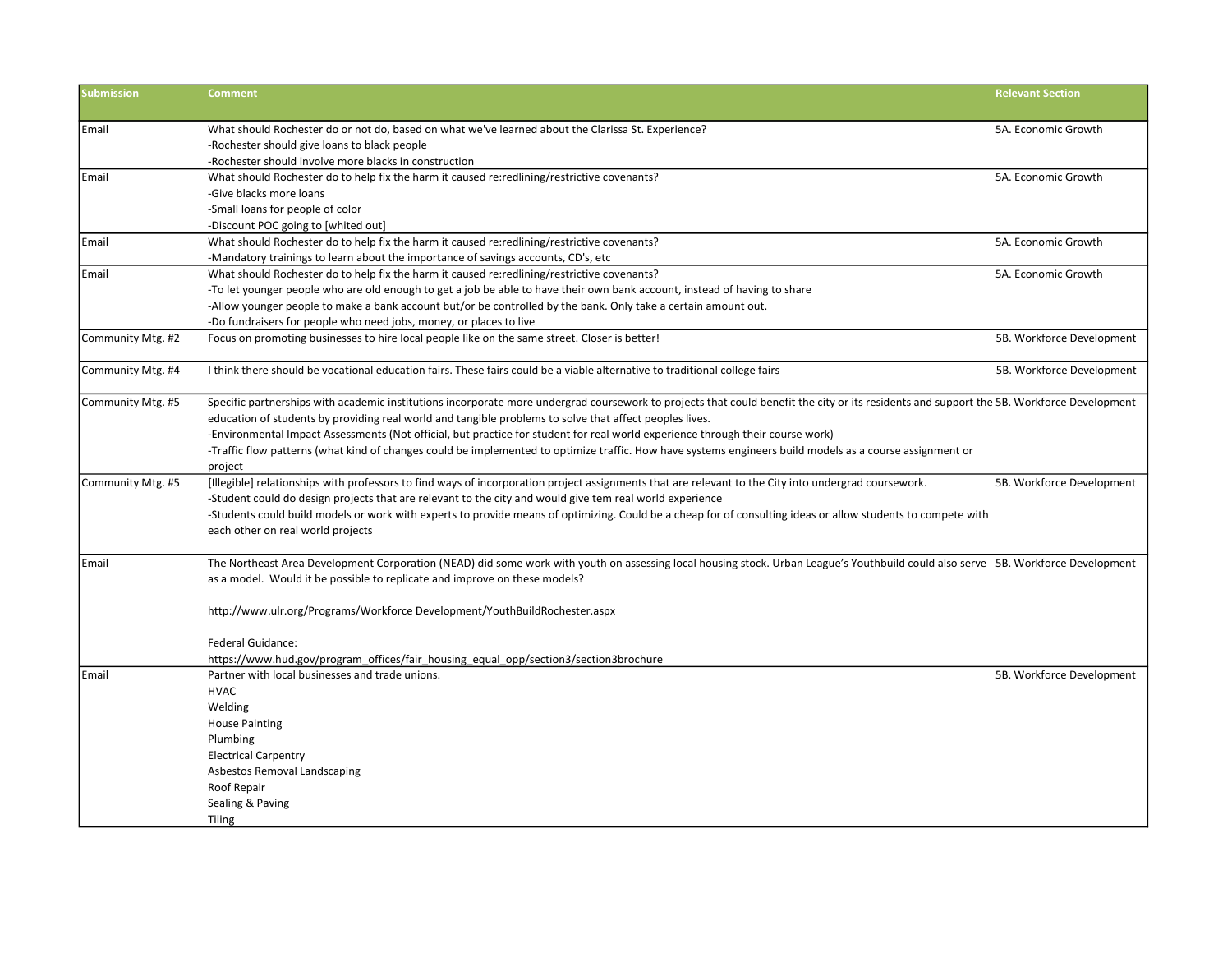| Submission | Comment | Relevant Section |
|---|---|---|
| Email | What should Rochester do or not do, based on what we've learned about the Clarissa St. Experience?<br>-Rochester should give loans to black people<br>-Rochester should involve more blacks in construction | 5A. Economic Growth |
| Email | What should Rochester do to help fix the harm it caused re:redlining/restrictive covenants?<br>-Give blacks more loans<br>-Small loans for people of color<br>-Discount POC going to [whited out] | 5A. Economic Growth |
| Email | What should Rochester do to help fix the harm it caused re:redlining/restrictive covenants?<br>-Mandatory trainings to learn about the importance of savings accounts, CD's, etc | 5A. Economic Growth |
| Email | What should Rochester do to help fix the harm it caused re:redlining/restrictive covenants?<br>-To let younger people who are old enough to get a job be able to have their own bank account, instead of having to share<br>-Allow younger people to make a bank account but/or be controlled by the bank. Only take a certain amount out.<br>-Do fundraisers for people who need jobs, money, or places to live | 5A. Economic Growth |
| Community Mtg. #2 | Focus on promoting businesses to hire local people like on the same street. Closer is better! | 5B. Workforce Development |
| Community Mtg. #4 | I think there should be vocational education fairs. These fairs could be a viable alternative to traditional college fairs | 5B. Workforce Development |
| Community Mtg. #5 | Specific partnerships with academic institutions incorporate more undergrad coursework to projects that could benefit the city or its residents and support the education of students by providing real world and tangible problems to solve that affect peoples lives.<br>-Environmental Impact Assessments (Not official, but practice for student for real world experience through their course work)<br>-Traffic flow patterns (what kind of changes could be implemented to optimize traffic. How have systems engineers build models as a course assignment or project | 5B. Workforce Development |
| Community Mtg. #5 | [Illegible] relationships with professors to find ways of incorporation project assignments that are relevant to the City into undergrad coursework.<br>-Student could do design projects that are relevant to the city and would give tem real world experience<br>-Students could build models or work with experts to provide means of optimizing. Could be a cheap for of consulting ideas or allow students to compete with each other on real world projects | 5B. Workforce Development |
| Email | The Northeast Area Development Corporation (NEAD) did some work with youth on assessing local housing stock. Urban League's Youthbuild could also serve as a model. Would it be possible to replicate and improve on these models?<br><br>http://www.ulr.org/Programs/Workforce Development/YouthBuildRochester.aspx<br><br>Federal Guidance:<br>https://www.hud.gov/program_offices/fair_housing_equal_opp/section3/section3brochure | 5B. Workforce Development |
| Email | Partner with local businesses and trade unions.<br>HVAC<br>Welding<br>House Painting<br>Plumbing<br>Electrical Carpentry<br>Asbestos Removal Landscaping<br>Roof Repair<br>Sealing & Paving<br>Tiling | 5B. Workforce Development |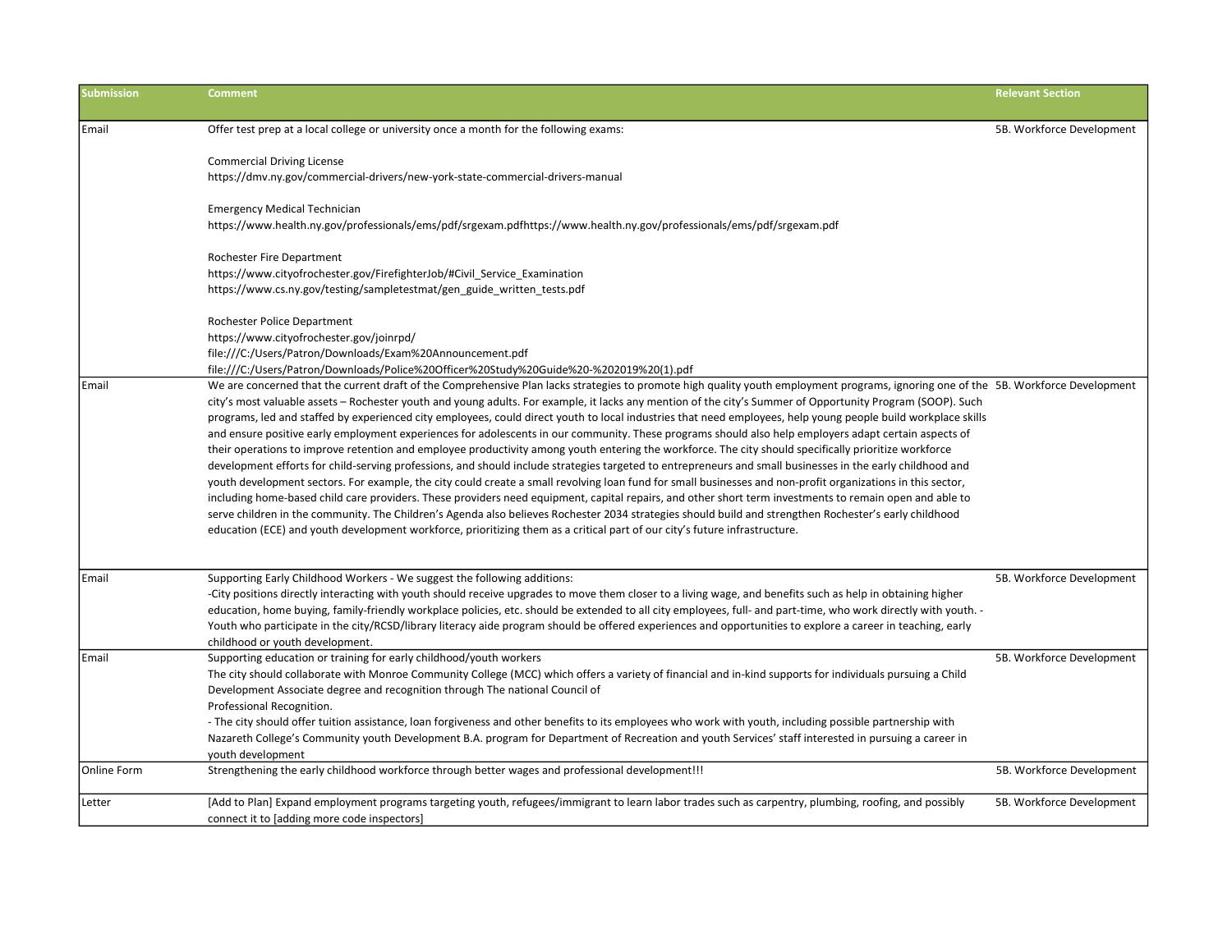| Submission | Comment | Relevant Section |
|---|---|---|
| Email | Offer test prep at a local college or university once a month for the following exams:<br><br>Commercial Driving License<br>https://dmv.ny.gov/commercial-drivers/new-york-state-commercial-drivers-manual<br><br>Emergency Medical Technician<br>https://www.health.ny.gov/professionals/ems/pdf/srgexam.pdfhttps://www.health.ny.gov/professionals/ems/pdf/srgexam.pdf<br><br>Rochester Fire Department<br>https://www.cityofrochester.gov/FirefighterJob/#Civil_Service_Examination<br>https://www.cs.ny.gov/testing/sampletestmat/gen_guide_written_tests.pdf<br><br>Rochester Police Department<br>https://www.cityofrochester.gov/joinrpd/<br>file:///C:/Users/Patron/Downloads/Exam%20Announcement.pdf<br>file:///C:/Users/Patron/Downloads/Police%20Officer%20Study%20Guide%20-%202019%20(1).pdf | 5B. Workforce Development |
| Email | We are concerned that the current draft of the Comprehensive Plan lacks strategies to promote high quality youth employment programs, ignoring one of the city's most valuable assets – Rochester youth and young adults. For example, it lacks any mention of the city's Summer of Opportunity Program (SOOP). Such programs, led and staffed by experienced city employees, could direct youth to local industries that need employees, help young people build workplace skills and ensure positive early employment experiences for adolescents in our community. These programs should also help employers adapt certain aspects of their operations to improve retention and employee productivity among youth entering the workforce. The city should specifically prioritize workforce development efforts for child-serving professions, and should include strategies targeted to entrepreneurs and small businesses in the early childhood and youth development sectors. For example, the city could create a small revolving loan fund for small businesses and non-profit organizations in this sector, including home-based child care providers. These providers need equipment, capital repairs, and other short term investments to remain open and able to serve children in the community. The Children's Agenda also believes Rochester 2034 strategies should build and strengthen Rochester's early childhood education (ECE) and youth development workforce, prioritizing them as a critical part of our city's future infrastructure. | 5B. Workforce Development |
| Email | Supporting Early Childhood Workers - We suggest the following additions:<br>-City positions directly interacting with youth should receive upgrades to move them closer to a living wage, and benefits such as help in obtaining higher education, home buying, family-friendly workplace policies, etc. should be extended to all city employees, full- and part-time, who work directly with youth. - Youth who participate in the city/RCSD/library literacy aide program should be offered experiences and opportunities to explore a career in teaching, early childhood or youth development. | 5B. Workforce Development |
| Email | Supporting education or training for early childhood/youth workers<br>The city should collaborate with Monroe Community College (MCC) which offers a variety of financial and in-kind supports for individuals pursuing a Child Development Associate degree and recognition through The national Council of Professional Recognition.<br>- The city should offer tuition assistance, loan forgiveness and other benefits to its employees who work with youth, including possible partnership with Nazareth College's Community youth Development B.A. program for Department of Recreation and youth Services' staff interested in pursuing a career in youth development | 5B. Workforce Development |
| Online Form | Strengthening the early childhood workforce through better wages and professional development!!! | 5B. Workforce Development |
| Letter | [Add to Plan] Expand employment programs targeting youth, refugees/immigrant to learn labor trades such as carpentry, plumbing, roofing, and possibly connect it to [adding more code inspectors] | 5B. Workforce Development |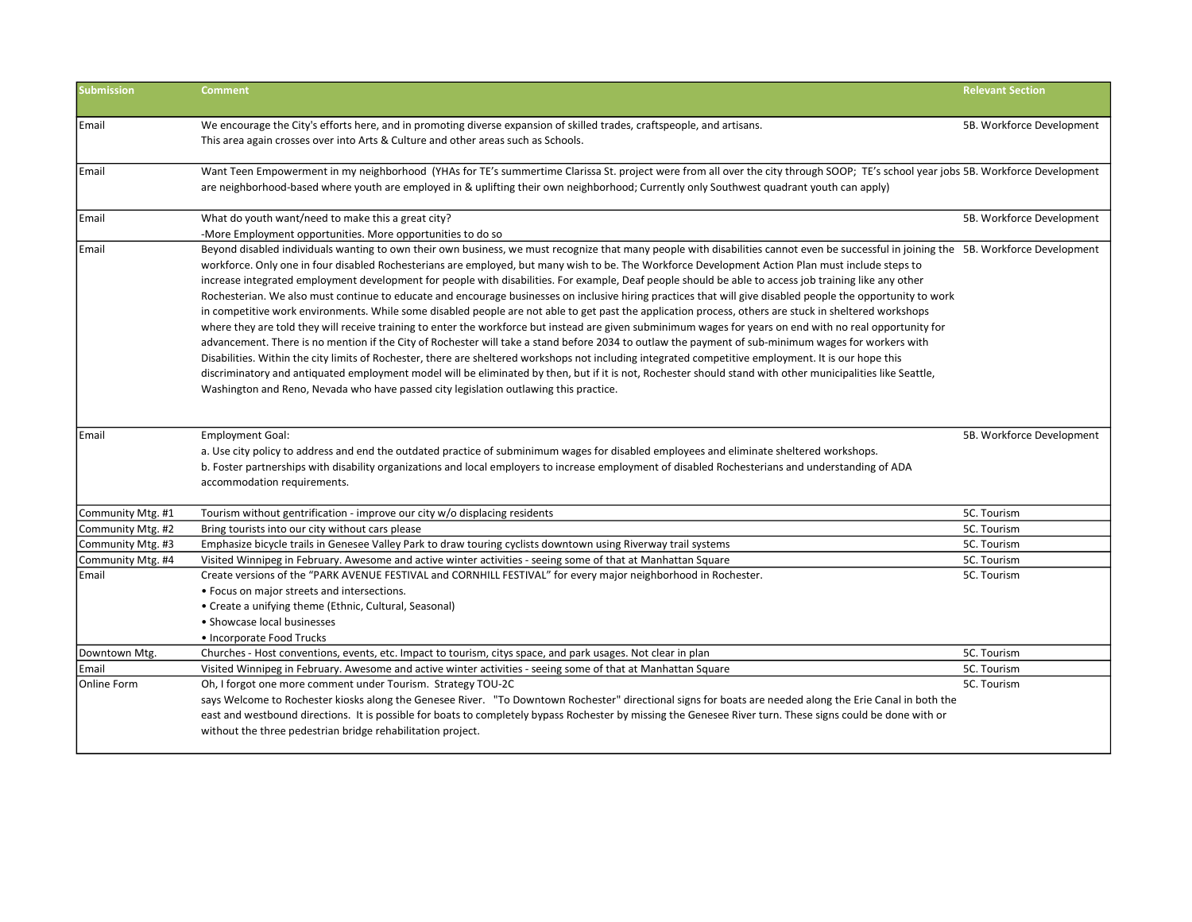| Submission | Comment | Relevant Section |
|---|---|---|
| Email | We encourage the City's efforts here, and in promoting diverse expansion of skilled trades, craftspeople, and artisans.<br>This area again crosses over into Arts & Culture and other areas such as Schools. | 5B. Workforce Development |
| Email | Want Teen Empowerment in my neighborhood (YHAs for TE's summertime Clarissa St. project were from all over the city through SOOP; TE's school year jobs are neighborhood-based where youth are employed in & uplifting their own neighborhood; Currently only Southwest quadrant youth can apply) | 5B. Workforce Development |
| Email | What do youth want/need to make this a great city?<br>-More Employment opportunities. More opportunities to do so | 5B. Workforce Development |
| Email | Beyond disabled individuals wanting to own their own business, we must recognize that many people with disabilities cannot even be successful in joining the workforce. Only one in four disabled Rochesterians are employed, but many wish to be. The Workforce Development Action Plan must include steps to increase integrated employment development for people with disabilities. For example, Deaf people should be able to access job training like any other Rochesterian. We also must continue to educate and encourage businesses on inclusive hiring practices that will give disabled people the opportunity to work in competitive work environments. While some disabled people are not able to get past the application process, others are stuck in sheltered workshops where they are told they will receive training to enter the workforce but instead are given subminimum wages for years on end with no real opportunity for advancement. There is no mention if the City of Rochester will take a stand before 2034 to outlaw the payment of sub-minimum wages for workers with Disabilities. Within the city limits of Rochester, there are sheltered workshops not including integrated competitive employment. It is our hope this discriminatory and antiquated employment model will be eliminated by then, but if it is not, Rochester should stand with other municipalities like Seattle, Washington and Reno, Nevada who have passed city legislation outlawing this practice. | 5B. Workforce Development |
| Email | Employment Goal:<br>a. Use city policy to address and end the outdated practice of subminimum wages for disabled employees and eliminate sheltered workshops.<br>b. Foster partnerships with disability organizations and local employers to increase employment of disabled Rochesterians and understanding of ADA accommodation requirements. | 5B. Workforce Development |
| Community Mtg. #1 | Tourism without gentrification - improve our city w/o displacing residents | 5C. Tourism |
| Community Mtg. #2 | Bring tourists into our city without cars please | 5C. Tourism |
| Community Mtg. #3 | Emphasize bicycle trails in Genesee Valley Park to draw touring cyclists downtown using Riverway trail systems | 5C. Tourism |
| Community Mtg. #4 | Visited Winnipeg in February. Awesome and active winter activities - seeing some of that at Manhattan Square | 5C. Tourism |
| Email | Create versions of the "PARK AVENUE FESTIVAL and CORNHILL FESTIVAL" for every major neighborhood in Rochester.<br>• Focus on major streets and intersections.<br>• Create a unifying theme (Ethnic, Cultural, Seasonal)<br>• Showcase local businesses<br>• Incorporate Food Trucks | 5C. Tourism |
| Downtown Mtg. | Churches - Host conventions, events, etc. Impact to tourism, citys space, and park usages. Not clear in plan | 5C. Tourism |
| Email | Visited Winnipeg in February. Awesome and active winter activities - seeing some of that at Manhattan Square | 5C. Tourism |
| Online Form | Oh, I forgot one more comment under Tourism. Strategy TOU-2C<br>says Welcome to Rochester kiosks along the Genesee River. "To Downtown Rochester" directional signs for boats are needed along the Erie Canal in both the east and westbound directions. It is possible for boats to completely bypass Rochester by missing the Genesee River turn. These signs could be done with or without the three pedestrian bridge rehabilitation project. | 5C. Tourism |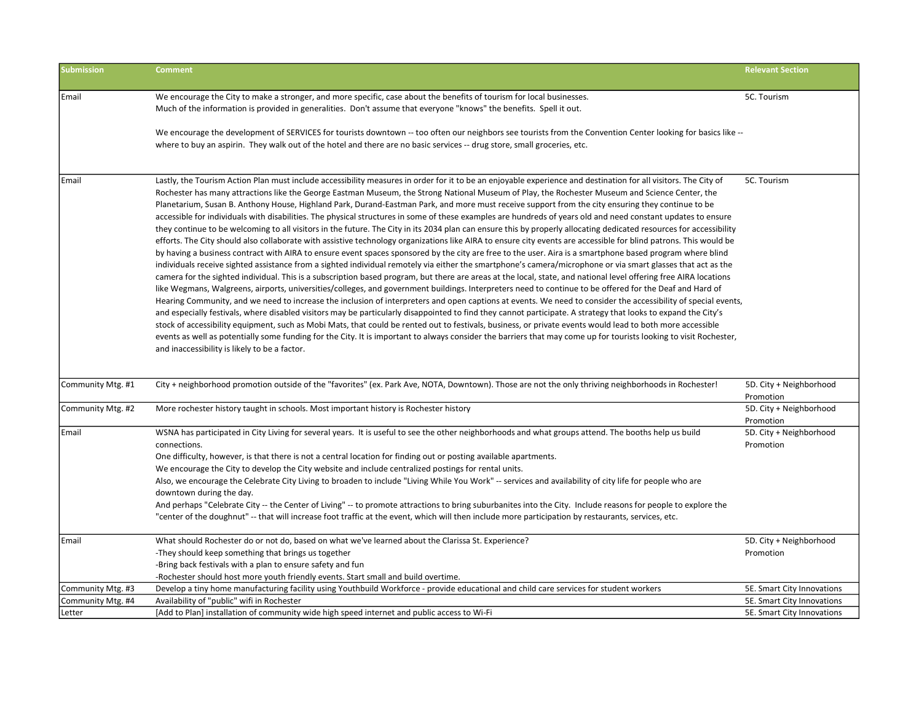| Submission | Comment | Relevant Section |
|---|---|---|
| Email | We encourage the City to make a stronger, and more specific, case about the benefits of tourism for local businesses.<br>Much of the information is provided in generalities. Don't assume that everyone "knows" the benefits. Spell it out.<br><br>We encourage the development of SERVICES for tourists downtown -- too often our neighbors see tourists from the Convention Center looking for basics like -- where to buy an aspirin. They walk out of the hotel and there are no basic services -- drug store, small groceries, etc. | 5C. Tourism |
| Email | Lastly, the Tourism Action Plan must include accessibility measures in order for it to be an enjoyable experience and destination for all visitors. The City of Rochester has many attractions like the George Eastman Museum, the Strong National Museum of Play, the Rochester Museum and Science Center, the Planetarium, Susan B. Anthony House, Highland Park, Durand-Eastman Park, and more must receive support from the city ensuring they continue to be accessible for individuals with disabilities. The physical structures in some of these examples are hundreds of years old and need constant updates to ensure they continue to be welcoming to all visitors in the future. The City in its 2034 plan can ensure this by properly allocating dedicated resources for accessibility efforts. The City should also collaborate with assistive technology organizations like AIRA to ensure city events are accessible for blind patrons. This would be by having a business contract with AIRA to ensure event spaces sponsored by the city are free to the user. Aira is a smartphone based program where blind individuals receive sighted assistance from a sighted individual remotely via either the smartphone's camera/microphone or via smart glasses that act as the camera for the sighted individual. This is a subscription based program, but there are areas at the local, state, and national level offering free AIRA locations like Wegmans, Walgreens, airports, universities/colleges, and government buildings. Interpreters need to continue to be offered for the Deaf and Hard of Hearing Community, and we need to increase the inclusion of interpreters and open captions at events. We need to consider the accessibility of special events, and especially festivals, where disabled visitors may be particularly disappointed to find they cannot participate. A strategy that looks to expand the City's stock of accessibility equipment, such as Mobi Mats, that could be rented out to festivals, business, or private events would lead to both more accessible events as well as potentially some funding for the City. It is important to always consider the barriers that may come up for tourists looking to visit Rochester, and inaccessibility is likely to be a factor. | 5C. Tourism |
| Community Mtg. #1 | City + neighborhood promotion outside of the "favorites" (ex. Park Ave, NOTA, Downtown). Those are not the only thriving neighborhoods in Rochester! | 5D. City + Neighborhood Promotion |
| Community Mtg. #2 | More rochester history taught in schools. Most important history is Rochester history | 5D. City + Neighborhood Promotion |
| Email | WSNA has participated in City Living for several years. It is useful to see the other neighborhoods and what groups attend. The booths help us build connections.<br>One difficulty, however, is that there is not a central location for finding out or posting available apartments.<br>We encourage the City to develop the City website and include centralized postings for rental units.<br>Also, we encourage the Celebrate City Living to broaden to include "Living While You Work" -- services and availability of city life for people who are downtown during the day.<br>And perhaps "Celebrate City -- the Center of Living" -- to promote attractions to bring suburbanites into the City. Include reasons for people to explore the "center of the doughnut" -- that will increase foot traffic at the event, which will then include more participation by restaurants, services, etc. | 5D. City + Neighborhood Promotion |
| Email | What should Rochester do or not do, based on what we've learned about the Clarissa St. Experience?<br>-They should keep something that brings us together<br>-Bring back festivals with a plan to ensure safety and fun<br>-Rochester should host more youth friendly events. Start small and build overtime. | 5D. City + Neighborhood Promotion |
| Community Mtg. #3 | Develop a tiny home manufacturing facility using Youthbuild Workforce - provide educational and child care services for student workers | 5E. Smart City Innovations |
| Community Mtg. #4 | Availability of "public" wifi in Rochester | 5E. Smart City Innovations |
| Letter | [Add to Plan] installation of community wide high speed internet and public access to Wi-Fi | 5E. Smart City Innovations |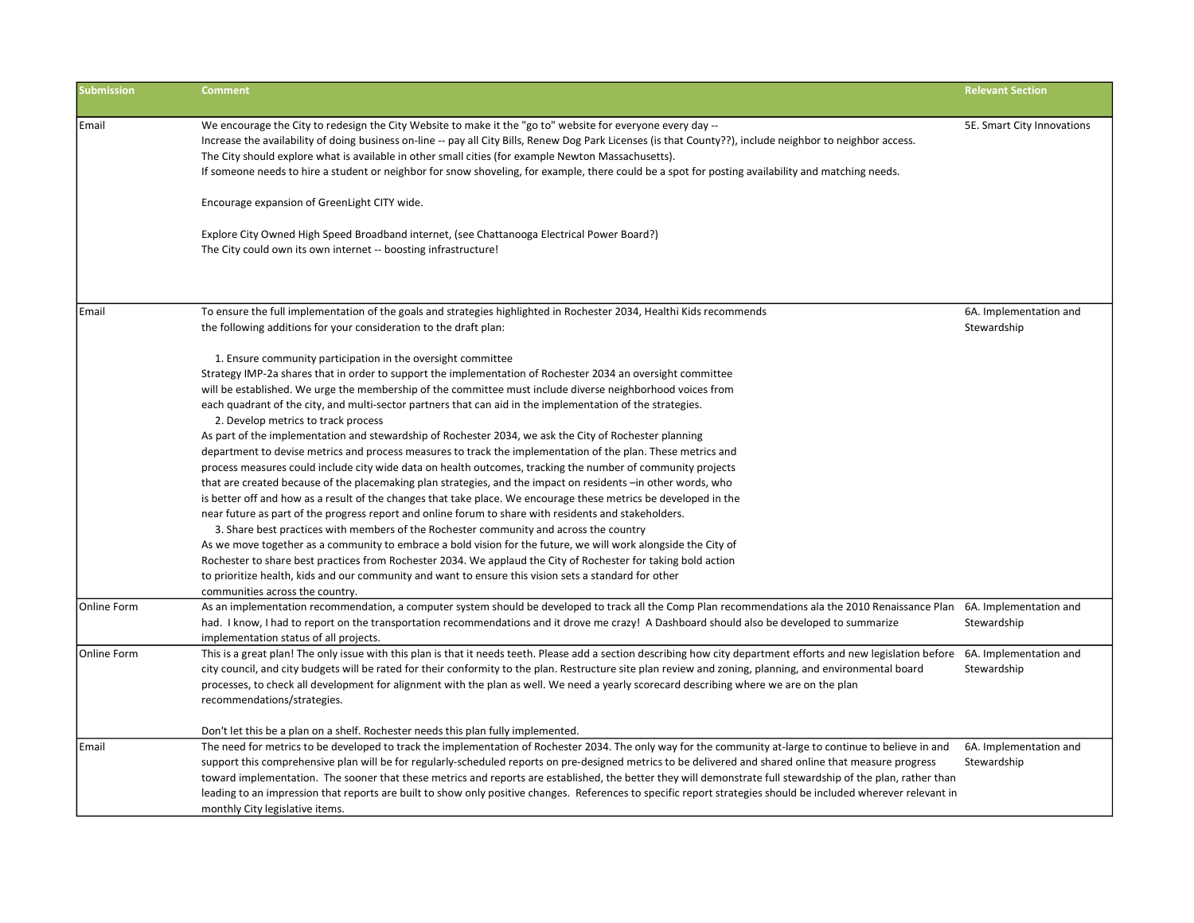| Submission | Comment | Relevant Section |
|---|---|---|
| Email | We encourage the City to redesign the City Website to make it the "go to" website for everyone every day --<br>Increase the availability of doing business on-line -- pay all City Bills, Renew Dog Park Licenses (is that County??), include neighbor to neighbor access.<br>The City should explore what is available in other small cities (for example Newton Massachusetts).<br>If someone needs to hire a student or neighbor for snow shoveling, for example, there could be a spot for posting availability and matching needs.<br><br>Encourage expansion of GreenLight CITY wide.<br><br>Explore City Owned High Speed Broadband internet, (see Chattanooga Electrical Power Board?)<br>The City could own its own internet -- boosting infrastructure! | 5E. Smart City Innovations |
| Email | To ensure the full implementation of the goals and strategies highlighted in Rochester 2034, Healthi Kids recommends the following additions for your consideration to the draft plan:<br><br>1. Ensure community participation in the oversight committee<br>Strategy IMP-2a shares that in order to support the implementation of Rochester 2034 an oversight committee will be established. We urge the membership of the committee must include diverse neighborhood voices from each quadrant of the city, and multi-sector partners that can aid in the implementation of the strategies.<br>2. Develop metrics to track process<br>As part of the implementation and stewardship of Rochester 2034, we ask the City of Rochester planning department to devise metrics and process measures to track the implementation of the plan. These metrics and process measures could include city wide data on health outcomes, tracking the number of community projects that are created because of the placemaking plan strategies, and the impact on residents –in other words, who is better off and how as a result of the changes that take place. We encourage these metrics be developed in the near future as part of the progress report and online forum to share with residents and stakeholders.<br>3. Share best practices with members of the Rochester community and across the country<br>As we move together as a community to embrace a bold vision for the future, we will work alongside the City of Rochester to share best practices from Rochester 2034. We applaud the City of Rochester for taking bold action to prioritize health, kids and our community and want to ensure this vision sets a standard for other communities across the country. | 6A. Implementation and Stewardship |
| Online Form | As an implementation recommendation, a computer system should be developed to track all the Comp Plan recommendations ala the 2010 Renaissance Plan had. I know, I had to report on the transportation recommendations and it drove me crazy! A Dashboard should also be developed to summarize implementation status of all projects. | 6A. Implementation and Stewardship |
| Online Form | This is a great plan! The only issue with this plan is that it needs teeth. Please add a section describing how city department efforts and new legislation before city council, and city budgets will be rated for their conformity to the plan. Restructure site plan review and zoning, planning, and environmental board processes, to check all development for alignment with the plan as well. We need a yearly scorecard describing where we are on the plan recommendations/strategies.<br><br>Don't let this be a plan on a shelf. Rochester needs this plan fully implemented. | 6A. Implementation and Stewardship |
| Email | The need for metrics to be developed to track the implementation of Rochester 2034. The only way for the community at-large to continue to believe in and support this comprehensive plan will be for regularly-scheduled reports on pre-designed metrics to be delivered and shared online that measure progress toward implementation. The sooner that these metrics and reports are established, the better they will demonstrate full stewardship of the plan, rather than leading to an impression that reports are built to show only positive changes. References to specific report strategies should be included wherever relevant in monthly City legislative items. | 6A. Implementation and Stewardship |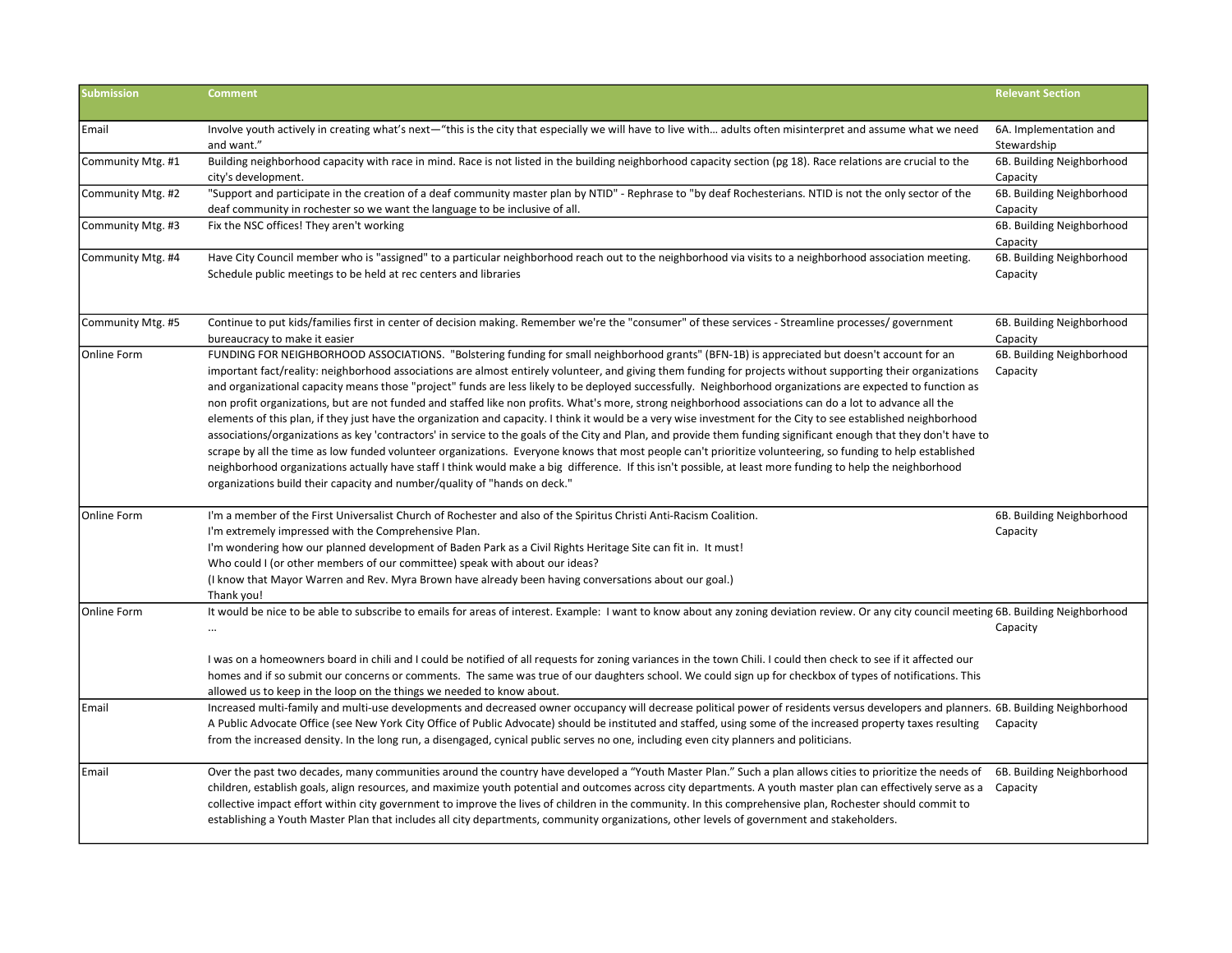| Submission | Comment | Relevant Section |
|---|---|---|
| Email | Involve youth actively in creating what's next—"this is the city that especially we will have to live with… adults often misinterpret and assume what we need and want." | 6A. Implementation and Stewardship |
| Community Mtg. #1 | Building neighborhood capacity with race in mind. Race is not listed in the building neighborhood capacity section (pg 18). Race relations are crucial to the city's development. | 6B. Building Neighborhood Capacity |
| Community Mtg. #2 | "Support and participate in the creation of a deaf community master plan by NTID" - Rephrase to "by deaf Rochesterians. NTID is not the only sector of the deaf community in rochester so we want the language to be inclusive of all. | 6B. Building Neighborhood Capacity |
| Community Mtg. #3 | Fix the NSC offices! They aren't working | 6B. Building Neighborhood Capacity |
| Community Mtg. #4 | Have City Council member who is "assigned" to a particular neighborhood reach out to the neighborhood via visits to a neighborhood association meeting. Schedule public meetings to be held at rec centers and libraries | 6B. Building Neighborhood Capacity |
| Community Mtg. #5 | Continue to put kids/families first in center of decision making. Remember we're the "consumer" of these services - Streamline processes/ government bureaucracy to make it easier | 6B. Building Neighborhood Capacity |
| Online Form | FUNDING FOR NEIGHBORHOOD ASSOCIATIONS. "Bolstering funding for small neighborhood grants" (BFN-1B) is appreciated but doesn't account for an important fact/reality: neighborhood associations are almost entirely volunteer, and giving them funding for projects without supporting their organizations and organizational capacity means those "project" funds are less likely to be deployed successfully. Neighborhood organizations are expected to function as non profit organizations, but are not funded and staffed like non profits. What's more, strong neighborhood associations can do a lot to advance all the elements of this plan, if they just have the organization and capacity. I think it would be a very wise investment for the City to see established neighborhood associations/organizations as key 'contractors' in service to the goals of the City and Plan, and provide them funding significant enough that they don't have to scrape by all the time as low funded volunteer organizations. Everyone knows that most people can't prioritize volunteering, so funding to help established neighborhood organizations actually have staff I think would make a big difference. If this isn't possible, at least more funding to help the neighborhood organizations build their capacity and number/quality of "hands on deck." | 6B. Building Neighborhood Capacity |
| Online Form | I'm a member of the First Universalist Church of Rochester and also of the Spiritus Christi Anti-Racism Coalition.<br>I'm extremely impressed with the Comprehensive Plan.<br>I'm wondering how our planned development of Baden Park as a Civil Rights Heritage Site can fit in. It must!<br>Who could I (or other members of our committee) speak with about our ideas?<br>(I know that Mayor Warren and Rev. Myra Brown have already been having conversations about our goal.)<br>Thank you! | 6B. Building Neighborhood Capacity |
| Online Form | It would be nice to be able to subscribe to emails for areas of interest. Example: I want to know about any zoning deviation review. Or any city council meeting ...<br><br>I was on a homeowners board in chili and I could be notified of all requests for zoning variances in the town Chili. I could then check to see if it affected our homes and if so submit our concerns or comments. The same was true of our daughters school. We could sign up for checkbox of types of notifications. This allowed us to keep in the loop on the things we needed to know about. | 6B. Building Neighborhood Capacity |
| Email | Increased multi-family and multi-use developments and decreased owner occupancy will decrease political power of residents versus developers and planners. A Public Advocate Office (see New York City Office of Public Advocate) should be instituted and staffed, using some of the increased property taxes resulting from the increased density. In the long run, a disengaged, cynical public serves no one, including even city planners and politicians. | 6B. Building Neighborhood Capacity |
| Email | Over the past two decades, many communities around the country have developed a "Youth Master Plan." Such a plan allows cities to prioritize the needs of children, establish goals, align resources, and maximize youth potential and outcomes across city departments. A youth master plan can effectively serve as a collective impact effort within city government to improve the lives of children in the community. In this comprehensive plan, Rochester should commit to establishing a Youth Master Plan that includes all city departments, community organizations, other levels of government and stakeholders. | 6B. Building Neighborhood Capacity |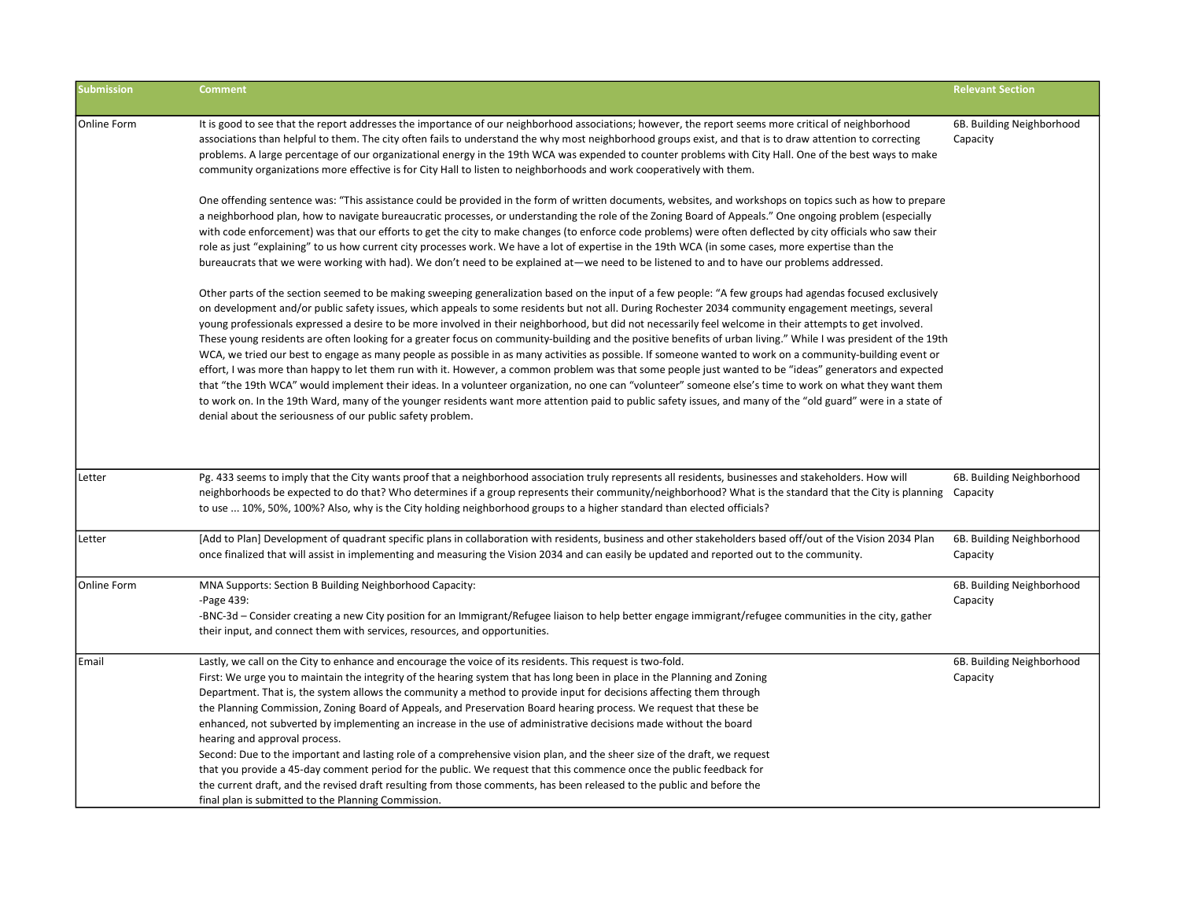| Submission | Comment | Relevant Section |
| --- | --- | --- |
| Online Form | It is good to see that the report addresses the importance of our neighborhood associations; however, the report seems more critical of neighborhood associations than helpful to them. The city often fails to understand the why most neighborhood groups exist, and that is to draw attention to correcting problems. A large percentage of our organizational energy in the 19th WCA was expended to counter problems with City Hall. One of the best ways to make community organizations more effective is for City Hall to listen to neighborhoods and work cooperatively with them.<br><br>One offending sentence was: "This assistance could be provided in the form of written documents, websites, and workshops on topics such as how to prepare a neighborhood plan, how to navigate bureaucratic processes, or understanding the role of the Zoning Board of Appeals." One ongoing problem (especially with code enforcement) was that our efforts to get the city to make changes (to enforce code problems) were often deflected by city officials who saw their role as just "explaining" to us how current city processes work. We have a lot of expertise in the 19th WCA (in some cases, more expertise than the bureaucrats that we were working with had). We don't need to be explained at—we need to be listened to and to have our problems addressed.<br><br>Other parts of the section seemed to be making sweeping generalization based on the input of a few people: "A few groups had agendas focused exclusively on development and/or public safety issues, which appeals to some residents but not all. During Rochester 2034 community engagement meetings, several young professionals expressed a desire to be more involved in their neighborhood, but did not necessarily feel welcome in their attempts to get involved. These young residents are often looking for a greater focus on community-building and the positive benefits of urban living." While I was president of the 19th WCA, we tried our best to engage as many people as possible in as many activities as possible. If someone wanted to work on a community-building event or effort, I was more than happy to let them run with it. However, a common problem was that some people just wanted to be "ideas" generators and expected that "the 19th WCA" would implement their ideas. In a volunteer organization, no one can "volunteer" someone else's time to work on what they want them to work on. In the 19th Ward, many of the younger residents want more attention paid to public safety issues, and many of the "old guard" were in a state of denial about the seriousness of our public safety problem. | 6B. Building Neighborhood Capacity |
| Letter | Pg. 433 seems to imply that the City wants proof that a neighborhood association truly represents all residents, businesses and stakeholders. How will neighborhoods be expected to do that? Who determines if a group represents their community/neighborhood? What is the standard that the City is planning to use ... 10%, 50%, 100%? Also, why is the City holding neighborhood groups to a higher standard than elected officials? | 6B. Building Neighborhood Capacity |
| Letter | [Add to Plan] Development of quadrant specific plans in collaboration with residents, business and other stakeholders based off/out of the Vision 2034 Plan once finalized that will assist in implementing and measuring the Vision 2034 and can easily be updated and reported out to the community. | 6B. Building Neighborhood Capacity |
| Online Form | MNA Supports: Section B Building Neighborhood Capacity:<br>-Page 439:<br>-BNC-3d – Consider creating a new City position for an Immigrant/Refugee liaison to help better engage immigrant/refugee communities in the city, gather their input, and connect them with services, resources, and opportunities. | 6B. Building Neighborhood Capacity |
| Email | Lastly, we call on the City to enhance and encourage the voice of its residents. This request is two-fold.<br>First: We urge you to maintain the integrity of the hearing system that has long been in place in the Planning and Zoning Department. That is, the system allows the community a method to provide input for decisions affecting them through the Planning Commission, Zoning Board of Appeals, and Preservation Board hearing process. We request that these be enhanced, not subverted by implementing an increase in the use of administrative decisions made without the board hearing and approval process.<br>Second: Due to the important and lasting role of a comprehensive vision plan, and the sheer size of the draft, we request that you provide a 45-day comment period for the public. We request that this commence once the public feedback for the current draft, and the revised draft resulting from those comments, has been released to the public and before the final plan is submitted to the Planning Commission. | 6B. Building Neighborhood Capacity |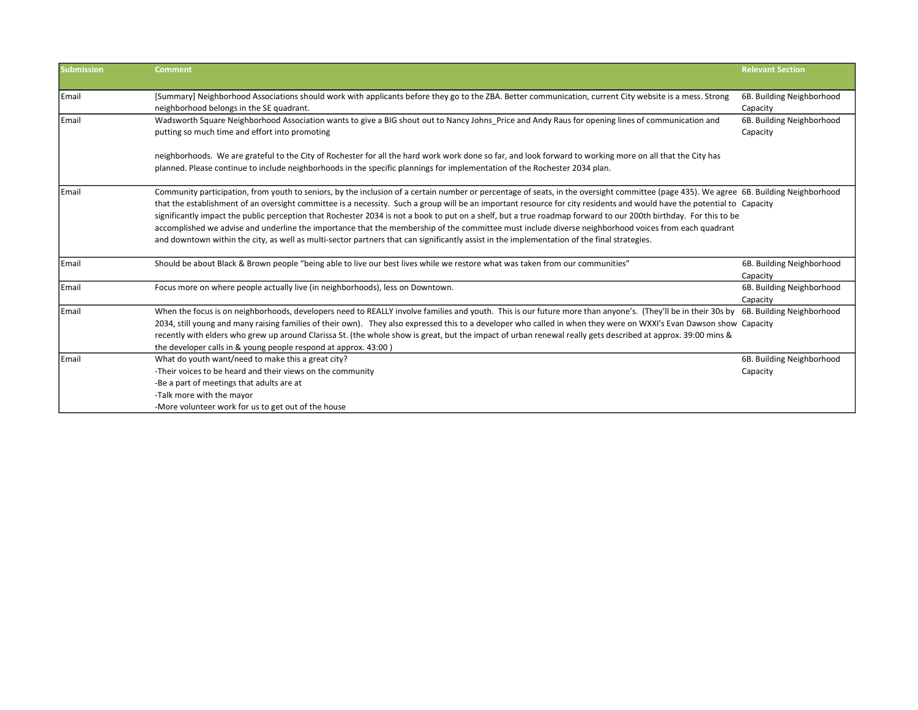| Submission | Comment | Relevant Section |
|---|---|---|
| Email | [Summary] Neighborhood Associations should work with applicants before they go to the ZBA. Better communication, current City website is a mess. Strong neighborhood belongs in the SE quadrant. | 6B. Building Neighborhood Capacity |
| Email | Wadsworth Square Neighborhood Association wants to give a BIG shout out to Nancy Johns_Price and Andy Raus for opening lines of communication and putting so much time and effort into promoting<br><br>neighborhoods. We are grateful to the City of Rochester for all the hard work work done so far, and look forward to working more on all that the City has planned. Please continue to include neighborhoods in the specific plannings for implementation of the Rochester 2034 plan. | 6B. Building Neighborhood Capacity |
| Email | Community participation, from youth to seniors, by the inclusion of a certain number or percentage of seats, in the oversight committee (page 435). We agree that the establishment of an oversight committee is a necessity. Such a group will be an important resource for city residents and would have the potential to significantly impact the public perception that Rochester 2034 is not a book to put on a shelf, but a true roadmap forward to our 200th birthday. For this to be accomplished we advise and underline the importance that the membership of the committee must include diverse neighborhood voices from each quadrant and downtown within the city, as well as multi-sector partners that can significantly assist in the implementation of the final strategies. | 6B. Building Neighborhood Capacity |
| Email | Should be about Black & Brown people "being able to live our best lives while we restore what was taken from our communities" | 6B. Building Neighborhood Capacity |
| Email | Focus more on where people actually live (in neighborhoods), less on Downtown. | 6B. Building Neighborhood Capacity |
| Email | When the focus is on neighborhoods, developers need to REALLY involve families and youth. This is our future more than anyone's. (They'll be in their 30s by 2034, still young and many raising families of their own). They also expressed this to a developer who called in when they were on WXXI's Evan Dawson show recently with elders who grew up around Clarissa St. (the whole show is great, but the impact of urban renewal really gets described at approx. 39:00 mins & the developer calls in & young people respond at approx. 43:00 ) | 6B. Building Neighborhood Capacity |
| Email | What do youth want/need to make this a great city?<br>-Their voices to be heard and their views on the community<br>-Be a part of meetings that adults are at<br>-Talk more with the mayor<br>-More volunteer work for us to get out of the house | 6B. Building Neighborhood Capacity |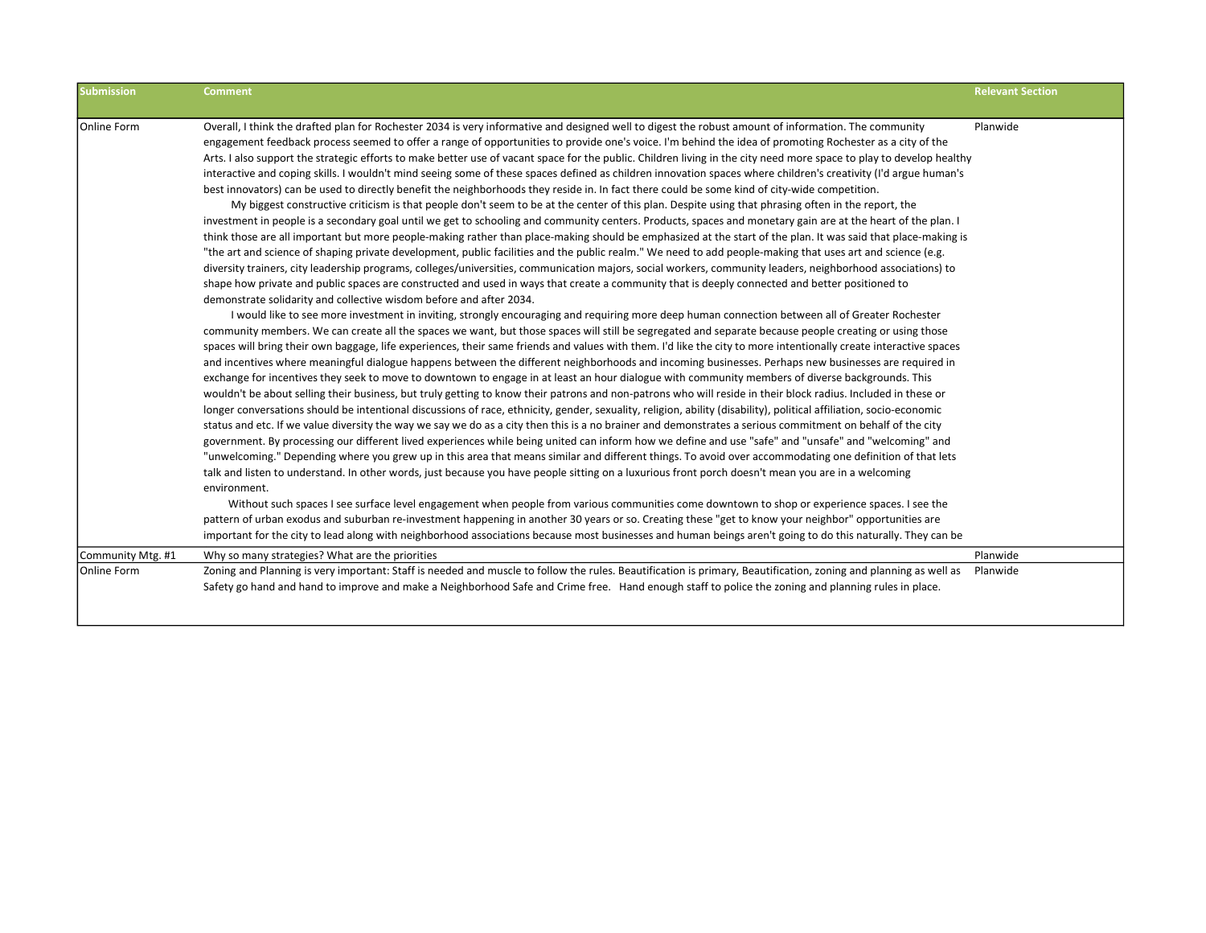| Submission | Comment | Relevant Section |
|---|---|---|
| Online Form | Overall, I think the drafted plan for Rochester 2034 is very informative and designed well to digest the robust amount of information. The community engagement feedback process seemed to offer a range of opportunities to provide one's voice. I'm behind the idea of promoting Rochester as a city of the Arts. I also support the strategic efforts to make better use of vacant space for the public. Children living in the city need more space to play to develop healthy interactive and coping skills. I wouldn't mind seeing some of these spaces defined as children innovation spaces where children's creativity (I'd argue human's best innovators) can be used to directly benefit the neighborhoods they reside in. In fact there could be some kind of city-wide competition. <br> My biggest constructive criticism is that people don't seem to be at the center of this plan. Despite using that phrasing often in the report, the investment in people is a secondary goal until we get to schooling and community centers. Products, spaces and monetary gain are at the heart of the plan. I think those are all important but more people-making rather than place-making should be emphasized at the start of the plan. It was said that place-making is "the art and science of shaping private development, public facilities and the public realm." We need to add people-making that uses art and science (e.g. diversity trainers, city leadership programs, colleges/universities, communication majors, social workers, community leaders, neighborhood associations) to shape how private and public spaces are constructed and used in ways that create a community that is deeply connected and better positioned to demonstrate solidarity and collective wisdom before and after 2034. <br> I would like to see more investment in inviting, strongly encouraging and requiring more deep human connection between all of Greater Rochester community members. We can create all the spaces we want, but those spaces will still be segregated and separate because people creating or using those spaces will bring their own baggage, life experiences, their same friends and values with them. I'd like the city to more intentionally create interactive spaces and incentives where meaningful dialogue happens between the different neighborhoods and incoming businesses. Perhaps new businesses are required in exchange for incentives they seek to move to downtown to engage in at least an hour dialogue with community members of diverse backgrounds. This wouldn't be about selling their business, but truly getting to know their patrons and non-patrons who will reside in their block radius. Included in these or longer conversations should be intentional discussions of race, ethnicity, gender, sexuality, religion, ability (disability), political affiliation, socio-economic status and etc. If we value diversity the way we say we do as a city then this is a no brainer and demonstrates a serious commitment on behalf of the city government. By processing our different lived experiences while being united can inform how we define and use "safe" and "unsafe" and "welcoming" and "unwelcoming." Depending where you grew up in this area that means similar and different things. To avoid over accommodating one definition of that lets talk and listen to understand. In other words, just because you have people sitting on a luxurious front porch doesn't mean you are in a welcoming environment. <br> Without such spaces I see surface level engagement when people from various communities come downtown to shop or experience spaces. I see the pattern of urban exodus and suburban re-investment happening in another 30 years or so. Creating these "get to know your neighbor" opportunities are important for the city to lead along with neighborhood associations because most businesses and human beings aren't going to do this naturally. They can be | Planwide |
| Community Mtg. #1 | Why so many strategies? What are the priorities | Planwide |
| Online Form | Zoning and Planning is very important: Staff is needed and muscle to follow the rules. Beautification is primary, Beautification, zoning and planning as well as Safety go hand and hand to improve and make a Neighborhood Safe and Crime free. Hand enough staff to police the zoning and planning rules in place. | Planwide |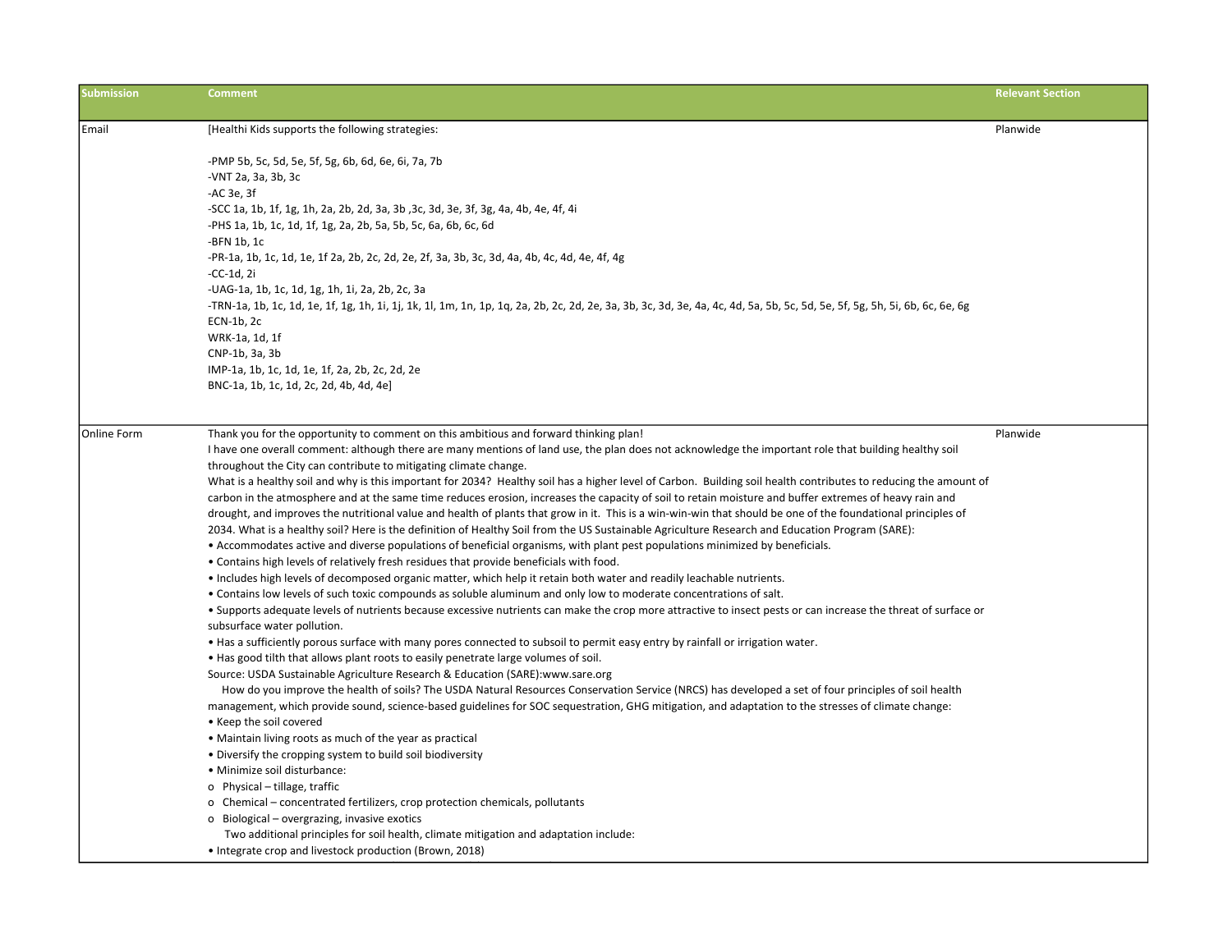| Submission | Comment | Relevant Section |
|---|---|---|
| Email | [Healthi Kids supports the following strategies:<br><br>-PMP 5b, 5c, 5d, 5e, 5f, 5g, 6b, 6d, 6e, 6i, 7a, 7b<br>-VNT 2a, 3a, 3b, 3c<br>-AC 3e, 3f<br>-SCC 1a, 1b, 1f, 1g, 1h, 2a, 2b, 2d, 3a, 3b ,3c, 3d, 3e, 3f, 3g, 4a, 4b, 4e, 4f, 4i<br>-PHS 1a, 1b, 1c, 1d, 1f, 1g, 2a, 2b, 5a, 5b, 5c, 6a, 6b, 6c, 6d<br>-BFN 1b, 1c<br>-PR-1a, 1b, 1c, 1d, 1e, 1f 2a, 2b, 2c, 2d, 2e, 2f, 3a, 3b, 3c, 3d, 4a, 4b, 4c, 4d, 4e, 4f, 4g<br>-CC-1d, 2i<br>-UAG-1a, 1b, 1c, 1d, 1g, 1h, 1i, 2a, 2b, 2c, 3a<br>-TRN-1a, 1b, 1c, 1d, 1e, 1f, 1g, 1h, 1i, 1j, 1k, 1l, 1m, 1n, 1p, 1q, 2a, 2b, 2c, 2d, 2e, 3a, 3b, 3c, 3d, 3e, 4a, 4c, 4d, 5a, 5b, 5c, 5d, 5e, 5f, 5g, 5h, 5i, 6b, 6c, 6e, 6g<br>ECN-1b, 2c<br>WRK-1a, 1d, 1f<br>CNP-1b, 3a, 3b<br>IMP-1a, 1b, 1c, 1d, 1e, 1f, 2a, 2b, 2c, 2d, 2e<br>BNC-1a, 1b, 1c, 1d, 2c, 2d, 4b, 4d, 4e] | Planwide |
| Online Form | Thank you for the opportunity to comment on this ambitious and forward thinking plan!<br>I have one overall comment: although there are many mentions of land use, the plan does not acknowledge the important role that building healthy soil throughout the City can contribute to mitigating climate change.<br>What is a healthy soil and why is this important for 2034? Healthy soil has a higher level of Carbon. Building soil health contributes to reducing the amount of carbon in the atmosphere and at the same time reduces erosion, increases the capacity of soil to retain moisture and buffer extremes of heavy rain and drought, and improves the nutritional value and health of plants that grow in it. This is a win-win-win that should be one of the foundational principles of 2034. What is a healthy soil? Here is the definition of Healthy Soil from the US Sustainable Agriculture Research and Education Program (SARE):<br>• Accommodates active and diverse populations of beneficial organisms, with plant pest populations minimized by beneficials.<br>• Contains high levels of relatively fresh residues that provide beneficials with food.<br>• Includes high levels of decomposed organic matter, which help it retain both water and readily leachable nutrients.<br>• Contains low levels of such toxic compounds as soluble aluminum and only low to moderate concentrations of salt.<br>• Supports adequate levels of nutrients because excessive nutrients can make the crop more attractive to insect pests or can increase the threat of surface or subsurface water pollution.<br>• Has a sufficiently porous surface with many pores connected to subsoil to permit easy entry by rainfall or irrigation water.<br>• Has good tilth that allows plant roots to easily penetrate large volumes of soil.<br>Source: USDA Sustainable Agriculture Research & Education (SARE):www.sare.org<br>How do you improve the health of soils? The USDA Natural Resources Conservation Service (NRCS) has developed a set of four principles of soil health management, which provide sound, science-based guidelines for SOC sequestration, GHG mitigation, and adaptation to the stresses of climate change:<br>• Keep the soil covered<br>• Maintain living roots as much of the year as practical<br>• Diversify the cropping system to build soil biodiversity<br>• Minimize soil disturbance:<br>o Physical – tillage, traffic<br>o Chemical – concentrated fertilizers, crop protection chemicals, pollutants<br>o Biological – overgrazing, invasive exotics<br>Two additional principles for soil health, climate mitigation and adaptation include:<br>• Integrate crop and livestock production (Brown, 2018) | Planwide |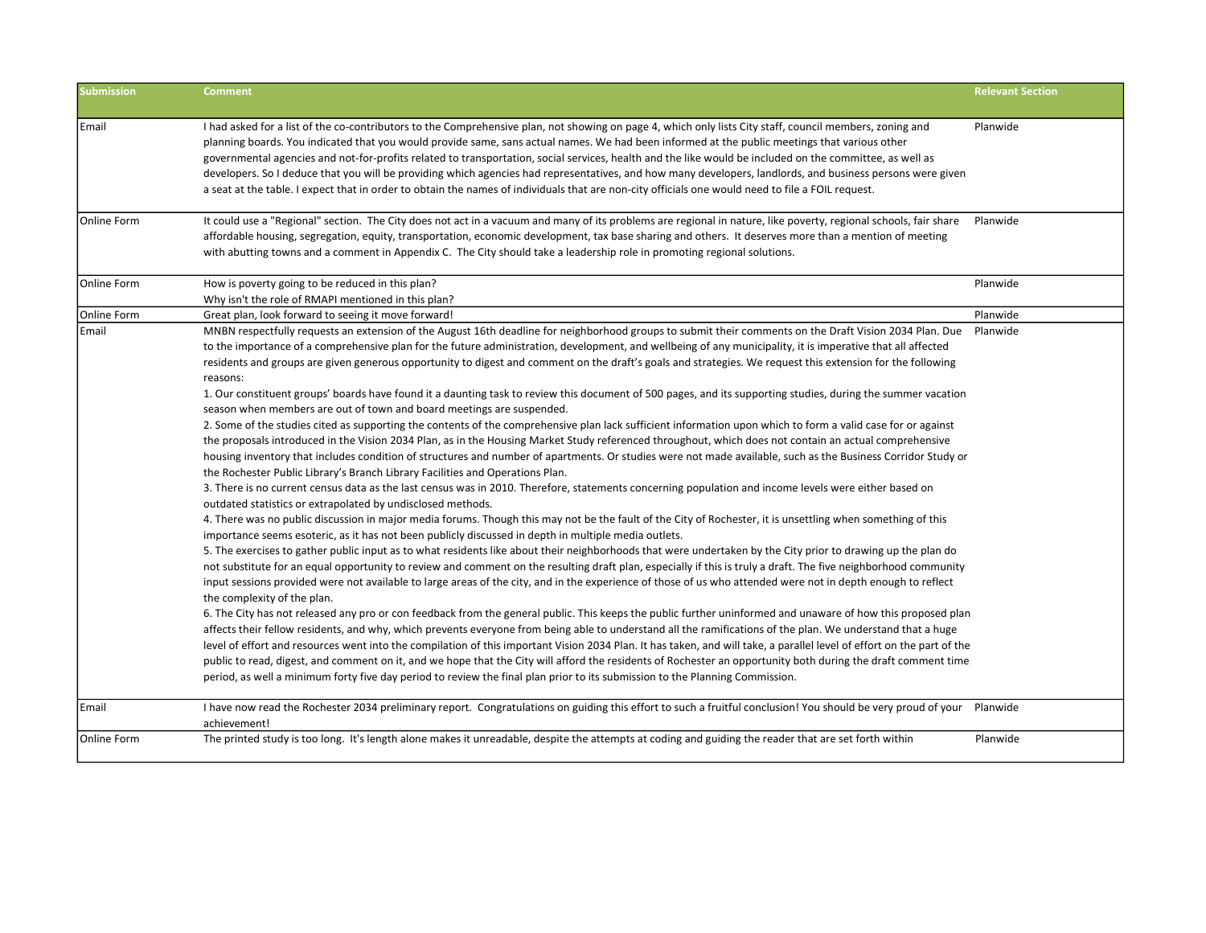| Submission | Comment | Relevant Section |
|---|---|---|
| Email | I had asked for a list of the co-contributors to the Comprehensive plan, not showing on page 4, which only lists City staff, council members, zoning and planning boards. You indicated that you would provide same, sans actual names. We had been informed at the public meetings that various other governmental agencies and not-for-profits related to transportation, social services, health and the like would be included on the committee, as well as developers. So I deduce that you will be providing which agencies had representatives, and how many developers, landlords, and business persons were given a seat at the table. I expect that in order to obtain the names of individuals that are non-city officials one would need to file a FOIL request. | Planwide |
| Online Form | It could use a "Regional" section. The City does not act in a vacuum and many of its problems are regional in nature, like poverty, regional schools, fair share affordable housing, segregation, equity, transportation, economic development, tax base sharing and others. It deserves more than a mention of meeting with abutting towns and a comment in Appendix C. The City should take a leadership role in promoting regional solutions. | Planwide |
| Online Form | How is poverty going to be reduced in this plan?<br>Why isn't the role of RMAPI mentioned in this plan? | Planwide |
| Online Form | Great plan, look forward to seeing it move forward! | Planwide |
| Email | MNBN respectfully requests an extension of the August 16th deadline for neighborhood groups to submit their comments on the Draft Vision 2034 Plan. Due to the importance of a comprehensive plan for the future administration, development, and wellbeing of any municipality, it is imperative that all affected residents and groups are given generous opportunity to digest and comment on the draft's goals and strategies. We request this extension for the following reasons:<br>1. Our constituent groups' boards have found it a daunting task to review this document of 500 pages, and its supporting studies, during the summer vacation season when members are out of town and board meetings are suspended.<br>2. Some of the studies cited as supporting the contents of the comprehensive plan lack sufficient information upon which to form a valid case for or against the proposals introduced in the Vision 2034 Plan, as in the Housing Market Study referenced throughout, which does not contain an actual comprehensive housing inventory that includes condition of structures and number of apartments. Or studies were not made available, such as the Business Corridor Study or the Rochester Public Library's Branch Library Facilities and Operations Plan.<br>3. There is no current census data as the last census was in 2010. Therefore, statements concerning population and income levels were either based on outdated statistics or extrapolated by undisclosed methods.<br>4. There was no public discussion in major media forums. Though this may not be the fault of the City of Rochester, it is unsettling when something of this importance seems esoteric, as it has not been publicly discussed in depth in multiple media outlets.<br>5. The exercises to gather public input as to what residents like about their neighborhoods that were undertaken by the City prior to drawing up the plan do not substitute for an equal opportunity to review and comment on the resulting draft plan, especially if this is truly a draft. The five neighborhood community input sessions provided were not available to large areas of the city, and in the experience of those of us who attended were not in depth enough to reflect the complexity of the plan.<br>6. The City has not released any pro or con feedback from the general public. This keeps the public further uninformed and unaware of how this proposed plan affects their fellow residents, and why, which prevents everyone from being able to understand all the ramifications of the plan. We understand that a huge level of effort and resources went into the compilation of this important Vision 2034 Plan. It has taken, and will take, a parallel level of effort on the part of the public to read, digest, and comment on it, and we hope that the City will afford the residents of Rochester an opportunity both during the draft comment time period, as well a minimum forty five day period to review the final plan prior to its submission to the Planning Commission. | Planwide |
| Email | I have now read the Rochester 2034 preliminary report. Congratulations on guiding this effort to such a fruitful conclusion! You should be very proud of your achievement! | Planwide |
| Online Form | The printed study is too long. It's length alone makes it unreadable, despite the attempts at coding and guiding the reader that are set forth within | Planwide |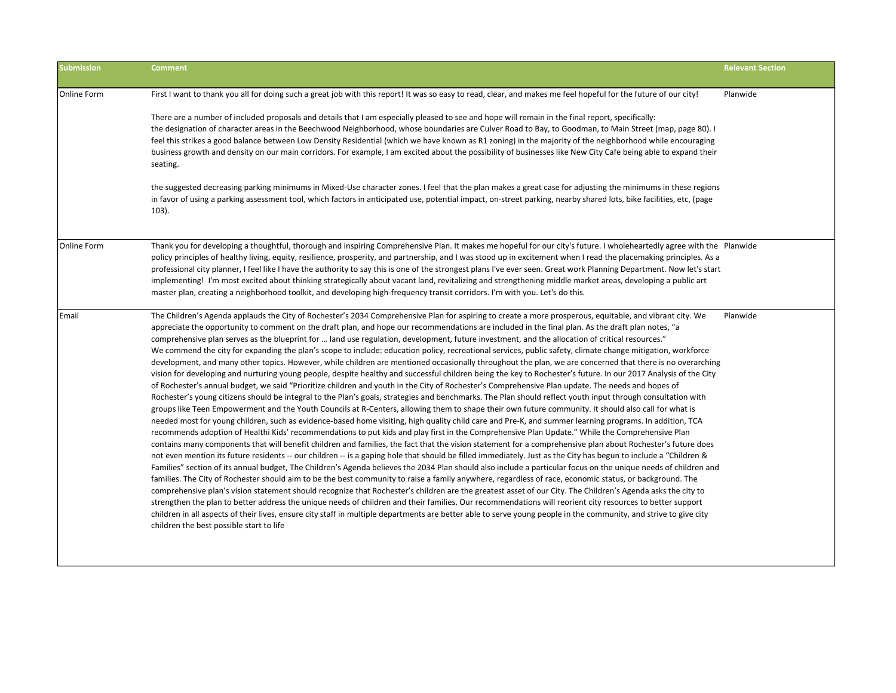| Submission | Comment | Relevant Section |
|---|---|---|
| Online Form | First I want to thank you all for doing such a great job with this report! It was so easy to read, clear, and makes me feel hopeful for the future of our city!<br><br>There are a number of included proposals and details that I am especially pleased to see and hope will remain in the final report, specifically:<br>the designation of character areas in the Beechwood Neighborhood, whose boundaries are Culver Road to Bay, to Goodman, to Main Street (map, page 80). I feel this strikes a good balance between Low Density Residential (which we have known as R1 zoning) in the majority of the neighborhood while encouraging business growth and density on our main corridors. For example, I am excited about the possibility of businesses like New City Cafe being able to expand their seating.<br><br>the suggested decreasing parking minimums in Mixed-Use character zones. I feel that the plan makes a great case for adjusting the minimums in these regions in favor of using a parking assessment tool, which factors in anticipated use, potential impact, on-street parking, nearby shared lots, bike facilities, etc, (page 103). | Planwide |
| Online Form | Thank you for developing a thoughtful, thorough and inspiring Comprehensive Plan. It makes me hopeful for our city's future. I wholeheartedly agree with the policy principles of healthy living, equity, resilience, prosperity, and partnership, and I was stood up in excitement when I read the placemaking principles. As a professional city planner, I feel like I have the authority to say this is one of the strongest plans I've ever seen. Great work Planning Department. Now let's start implementing! I'm most excited about thinking strategically about vacant land, revitalizing and strengthening middle market areas, developing a public art master plan, creating a neighborhood toolkit, and developing high-frequency transit corridors. I'm with you. Let's do this. | Planwide |
| Email | The Children's Agenda applauds the City of Rochester's 2034 Comprehensive Plan for aspiring to create a more prosperous, equitable, and vibrant city. We appreciate the opportunity to comment on the draft plan, and hope our recommendations are included in the final plan. As the draft plan notes, "a comprehensive plan serves as the blueprint for … land use regulation, development, future investment, and the allocation of critical resources."<br>We commend the city for expanding the plan's scope to include: education policy, recreational services, public safety, climate change mitigation, workforce development, and many other topics. However, while children are mentioned occasionally throughout the plan, we are concerned that there is no overarching vision for developing and nurturing young people, despite healthy and successful children being the key to Rochester's future. In our 2017 Analysis of the City of Rochester's annual budget, we said "Prioritize children and youth in the City of Rochester's Comprehensive Plan update. The needs and hopes of Rochester's young citizens should be integral to the Plan's goals, strategies and benchmarks. The Plan should reflect youth input through consultation with groups like Teen Empowerment and the Youth Councils at R-Centers, allowing them to shape their own future community. It should also call for what is needed most for young children, such as evidence-based home visiting, high quality child care and Pre-K, and summer learning programs. In addition, TCA recommends adoption of Healthi Kids' recommendations to put kids and play first in the Comprehensive Plan Update." While the Comprehensive Plan contains many components that will benefit children and families, the fact that the vision statement for a comprehensive plan about Rochester's future does not even mention its future residents -- our children -- is a gaping hole that should be filled immediately. Just as the City has begun to include a "Children & Families" section of its annual budget, The Children's Agenda believes the 2034 Plan should also include a particular focus on the unique needs of children and families. The City of Rochester should aim to be the best community to raise a family anywhere, regardless of race, economic status, or background. The comprehensive plan's vision statement should recognize that Rochester's children are the greatest asset of our City. The Children's Agenda asks the city to strengthen the plan to better address the unique needs of children and their families. Our recommendations will reorient city resources to better support children in all aspects of their lives, ensure city staff in multiple departments are better able to serve young people in the community, and strive to give city children the best possible start to life | Planwide |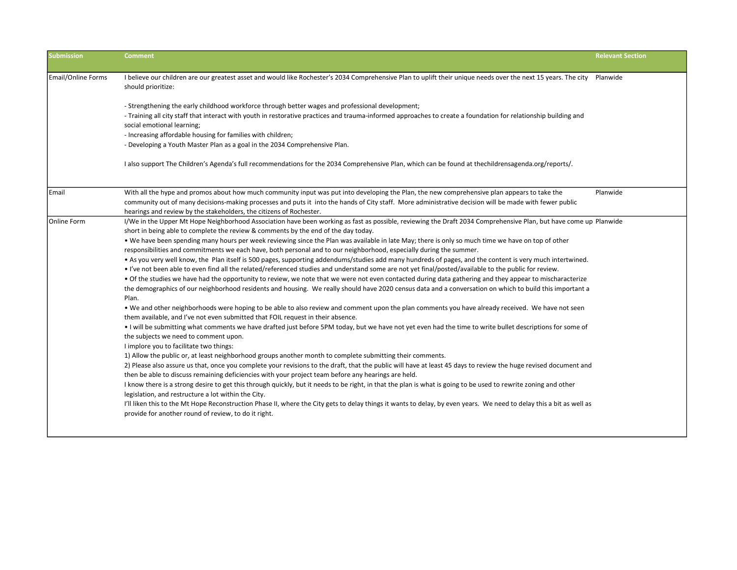| Submission | Comment | Relevant Section |
|---|---|---|
| Email/Online Forms | I believe our children are our greatest asset and would like Rochester's 2034 Comprehensive Plan to uplift their unique needs over the next 15 years. The city should prioritize:<br><br>- Strengthening the early childhood workforce through better wages and professional development;<br>- Training all city staff that interact with youth in restorative practices and trauma-informed approaches to create a foundation for relationship building and social emotional learning;<br>- Increasing affordable housing for families with children;<br>- Developing a Youth Master Plan as a goal in the 2034 Comprehensive Plan.<br><br>I also support The Children's Agenda's full recommendations for the 2034 Comprehensive Plan, which can be found at thechildrensagenda.org/reports/. | Planwide |
| Email | With all the hype and promos about how much community input was put into developing the Plan, the new comprehensive plan appears to take the community out of many decisions-making processes and puts it into the hands of City staff. More administrative decision will be made with fewer public hearings and review by the stakeholders, the citizens of Rochester. | Planwide |
| Online Form | I/We in the Upper Mt Hope Neighborhood Association have been working as fast as possible, reviewing the Draft 2034 Comprehensive Plan, but have come up short in being able to complete the review & comments by the end of the day today.<br>• We have been spending many hours per week reviewing since the Plan was available in late May; there is only so much time we have on top of other responsibilities and commitments we each have, both personal and to our neighborhood, especially during the summer.<br>• As you very well know, the Plan itself is 500 pages, supporting addendums/studies add many hundreds of pages, and the content is very much intertwined.<br>• I've not been able to even find all the related/referenced studies and understand some are not yet final/posted/available to the public for review.<br>• Of the studies we have had the opportunity to review, we note that we were not even contacted during data gathering and they appear to mischaracterize the demographics of our neighborhood residents and housing. We really should have 2020 census data and a conversation on which to build this important a Plan.<br>• We and other neighborhoods were hoping to be able to also review and comment upon the plan comments you have already received. We have not seen them available, and I've not even submitted that FOIL request in their absence.<br>• I will be submitting what comments we have drafted just before 5PM today, but we have not yet even had the time to write bullet descriptions for some of the subjects we need to comment upon.<br>I implore you to facilitate two things:<br>1) Allow the public or, at least neighborhood groups another month to complete submitting their comments.<br>2) Please also assure us that, once you complete your revisions to the draft, that the public will have at least 45 days to review the huge revised document and then be able to discuss remaining deficiencies with your project team before any hearings are held.<br>I know there is a strong desire to get this through quickly, but it needs to be right, in that the plan is what is going to be used to rewrite zoning and other legislation, and restructure a lot within the City.<br>I'll liken this to the Mt Hope Reconstruction Phase II, where the City gets to delay things it wants to delay, by even years. We need to delay this a bit as well as provide for another round of review, to do it right. | Planwide |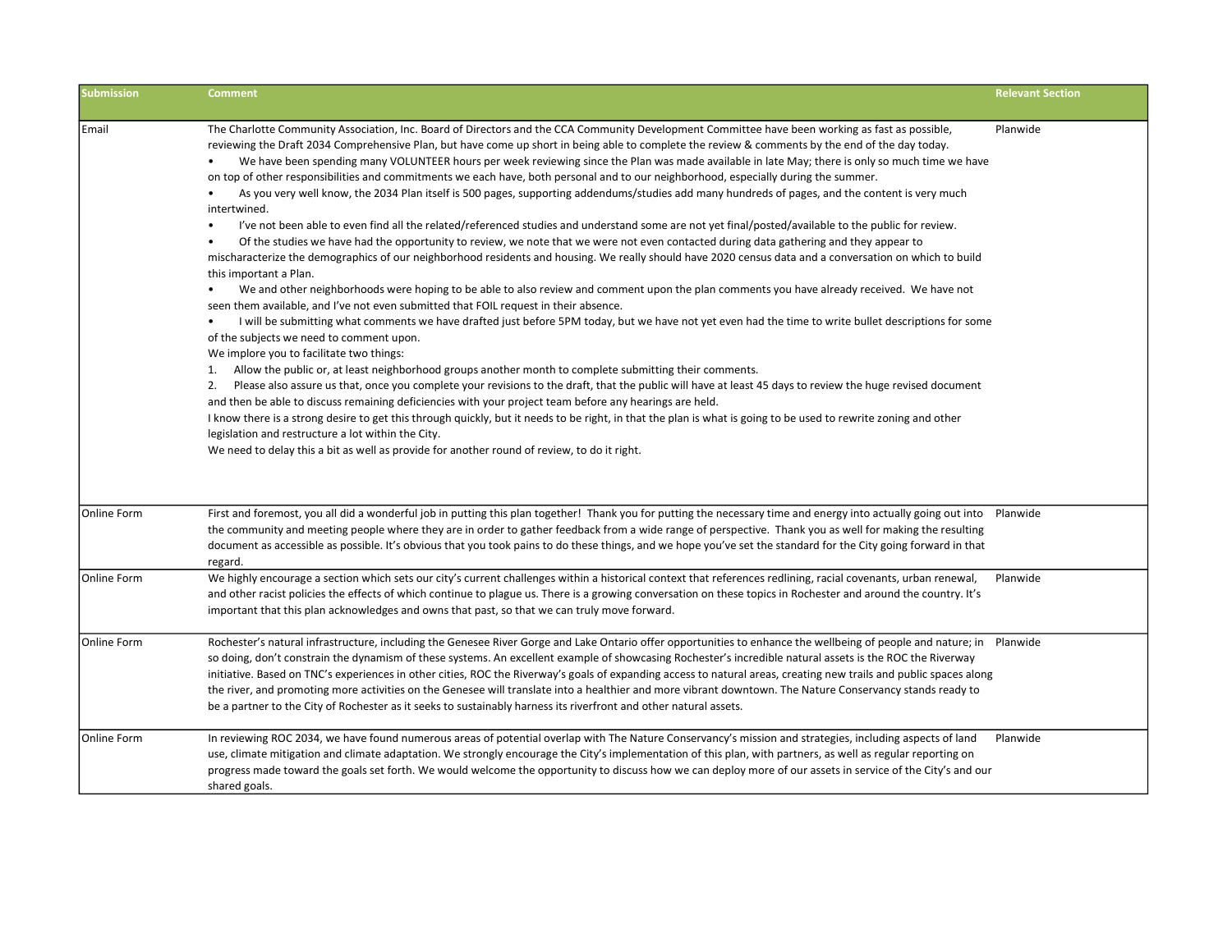| Submission | Comment | Relevant Section |
|---|---|---|
| Email | The Charlotte Community Association, Inc. Board of Directors and the CCA Community Development Committee have been working as fast as possible, reviewing the Draft 2034 Comprehensive Plan, but have come up short in being able to complete the review & comments by the end of the day today.<br>• We have been spending many VOLUNTEER hours per week reviewing since the Plan was made available in late May; there is only so much time we have on top of other responsibilities and commitments we each have, both personal and to our neighborhood, especially during the summer.<br>• As you very well know, the 2034 Plan itself is 500 pages, supporting addendums/studies add many hundreds of pages, and the content is very much intertwined.<br>• I've not been able to even find all the related/referenced studies and understand some are not yet final/posted/available to the public for review.<br>• Of the studies we have had the opportunity to review, we note that we were not even contacted during data gathering and they appear to mischaracterize the demographics of our neighborhood residents and housing. We really should have 2020 census data and a conversation on which to build this important a Plan.<br>• We and other neighborhoods were hoping to be able to also review and comment upon the plan comments you have already received. We have not seen them available, and I've not even submitted that FOIL request in their absence.<br>• I will be submitting what comments we have drafted just before 5PM today, but we have not yet even had the time to write bullet descriptions for some of the subjects we need to comment upon.<br>We implore you to facilitate two things:<br>1. Allow the public or, at least neighborhood groups another month to complete submitting their comments.<br>2. Please also assure us that, once you complete your revisions to the draft, that the public will have at least 45 days to review the huge revised document and then be able to discuss remaining deficiencies with your project team before any hearings are held.<br>I know there is a strong desire to get this through quickly, but it needs to be right, in that the plan is what is going to be used to rewrite zoning and other legislation and restructure a lot within the City.<br>We need to delay this a bit as well as provide for another round of review, to do it right. | Planwide |
| Online Form | First and foremost, you all did a wonderful job in putting this plan together! Thank you for putting the necessary time and energy into actually going out into the community and meeting people where they are in order to gather feedback from a wide range of perspective. Thank you as well for making the resulting document as accessible as possible. It's obvious that you took pains to do these things, and we hope you've set the standard for the City going forward in that regard. | Planwide |
| Online Form | We highly encourage a section which sets our city's current challenges within a historical context that references redlining, racial covenants, urban renewal, and other racist policies the effects of which continue to plague us. There is a growing conversation on these topics in Rochester and around the country. It's important that this plan acknowledges and owns that past, so that we can truly move forward. | Planwide |
| Online Form | Rochester's natural infrastructure, including the Genesee River Gorge and Lake Ontario offer opportunities to enhance the wellbeing of people and nature; in so doing, don't constrain the dynamism of these systems. An excellent example of showcasing Rochester's incredible natural assets is the ROC the Riverway initiative. Based on TNC's experiences in other cities, ROC the Riverway's goals of expanding access to natural areas, creating new trails and public spaces along the river, and promoting more activities on the Genesee will translate into a healthier and more vibrant downtown. The Nature Conservancy stands ready to be a partner to the City of Rochester as it seeks to sustainably harness its riverfront and other natural assets. | Planwide |
| Online Form | In reviewing ROC 2034, we have found numerous areas of potential overlap with The Nature Conservancy's mission and strategies, including aspects of land use, climate mitigation and climate adaptation. We strongly encourage the City's implementation of this plan, with partners, as well as regular reporting on progress made toward the goals set forth. We would welcome the opportunity to discuss how we can deploy more of our assets in service of the City's and our shared goals. | Planwide |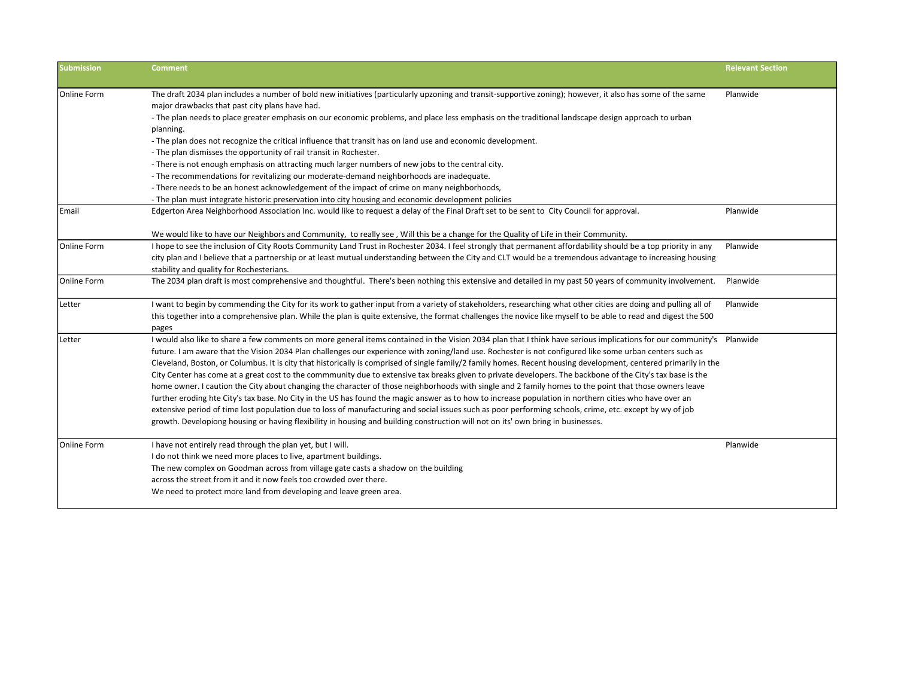| Submission | Comment | Relevant Section |
| --- | --- | --- |
| Online Form | The draft 2034 plan includes a number of bold new initiatives (particularly upzoning and transit-supportive zoning); however, it also has some of the same major drawbacks that past city plans have had.<br>- The plan needs to place greater emphasis on our economic problems, and place less emphasis on the traditional landscape design approach to urban planning.<br>- The plan does not recognize the critical influence that transit has on land use and economic development.<br>- The plan dismisses the opportunity of rail transit in Rochester.<br>- There is not enough emphasis on attracting much larger numbers of new jobs to the central city.<br>- The recommendations for revitalizing our moderate-demand neighborhoods are inadequate.<br>- There needs to be an honest acknowledgement of the impact of crime on many neighborhoods,<br>- The plan must integrate historic preservation into city housing and economic development policies | Planwide |
| Email | Edgerton Area Neighborhood Association Inc. would like to request a delay of the Final Draft set to be sent to City Council for approval.<br><br>We would like to have our Neighbors and Community, to really see , Will this be a change for the Quality of Life in their Community. | Planwide |
| Online Form | I hope to see the inclusion of City Roots Community Land Trust in Rochester 2034. I feel strongly that permanent affordability should be a top priority in any city plan and I believe that a partnership or at least mutual understanding between the City and CLT would be a tremendous advantage to increasing housing stability and quality for Rochesterians. | Planwide |
| Online Form | The 2034 plan draft is most comprehensive and thoughtful. There's been nothing this extensive and detailed in my past 50 years of community involvement. | Planwide |
| Letter | I want to begin by commending the City for its work to gather input from a variety of stakeholders, researching what other cities are doing and pulling all of this together into a comprehensive plan. While the plan is quite extensive, the format challenges the novice like myself to be able to read and digest the 500 pages | Planwide |
| Letter | I would also like to share a few comments on more general items contained in the Vision 2034 plan that I think have serious implications for our community's future. I am aware that the Vision 2034 Plan challenges our experience with zoning/land use. Rochester is not configured like some urban centers such as Cleveland, Boston, or Columbus. It is city that historically is comprised of single family/2 family homes. Recent housing development, centered primarily in the City Center has come at a great cost to the commmunity due to extensive tax breaks given to private developers. The backbone of the City's tax base is the home owner. I caution the City about changing the character of those neighborhoods with single and 2 family homes to the point that those owners leave further eroding hte City's tax base. No City in the US has found the magic answer as to how to increase population in northern cities who have over an extensive period of time lost population due to loss of manufacturing and social issues such as poor performing schools, crime, etc. except by wy of job growth. Developiong housing or having flexibility in housing and building construction will not on its' own bring in businesses. | Planwide |
| Online Form | I have not entirely read through the plan yet, but I will.<br>I do not think we need more places to live, apartment buildings.<br>The new complex on Goodman across from village gate casts a shadow on the building across the street from it and it now feels too crowded over there.<br>We need to protect more land from developing and leave green area. | Planwide |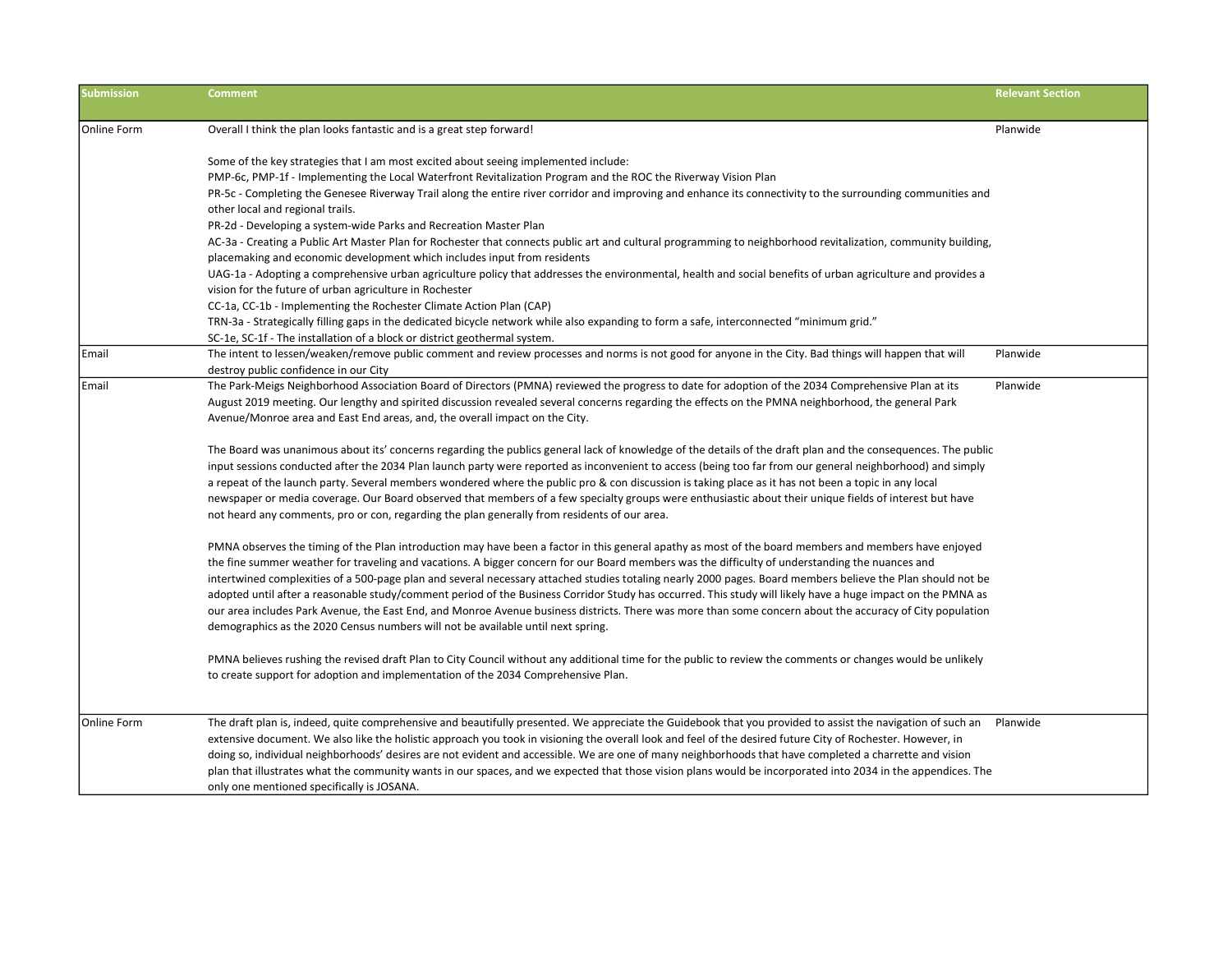| Submission | Comment | Relevant Section |
| --- | --- | --- |
| Online Form | Overall I think the plan looks fantastic and is a great step forward!<br><br>Some of the key strategies that I am most excited about seeing implemented include:<br>PMP-6c, PMP-1f - Implementing the Local Waterfront Revitalization Program and the ROC the Riverway Vision Plan<br>PR-5c - Completing the Genesee Riverway Trail along the entire river corridor and improving and enhance its connectivity to the surrounding communities and other local and regional trails.<br>PR-2d - Developing a system-wide Parks and Recreation Master Plan<br>AC-3a - Creating a Public Art Master Plan for Rochester that connects public art and cultural programming to neighborhood revitalization, community building, placemaking and economic development which includes input from residents<br>UAG-1a - Adopting a comprehensive urban agriculture policy that addresses the environmental, health and social benefits of urban agriculture and provides a vision for the future of urban agriculture in Rochester<br>CC-1a, CC-1b - Implementing the Rochester Climate Action Plan (CAP)<br>TRN-3a - Strategically filling gaps in the dedicated bicycle network while also expanding to form a safe, interconnected "minimum grid."<br>SC-1e, SC-1f - The installation of a block or district geothermal system. | Planwide |
| Email | The intent to lessen/weaken/remove public comment and review processes and norms is not good for anyone in the City. Bad things will happen that will destroy public confidence in our City | Planwide |
| Email | The Park-Meigs Neighborhood Association Board of Directors (PMNA) reviewed the progress to date for adoption of the 2034 Comprehensive Plan at its August 2019 meeting. Our lengthy and spirited discussion revealed several concerns regarding the effects on the PMNA neighborhood, the general Park Avenue/Monroe area and East End areas, and, the overall impact on the City.<br><br>The Board was unanimous about its' concerns regarding the publics general lack of knowledge of the details of the draft plan and the consequences. The public input sessions conducted after the 2034 Plan launch party were reported as inconvenient to access (being too far from our general neighborhood) and simply a repeat of the launch party. Several members wondered where the public pro & con discussion is taking place as it has not been a topic in any local newspaper or media coverage. Our Board observed that members of a few specialty groups were enthusiastic about their unique fields of interest but have not heard any comments, pro or con, regarding the plan generally from residents of our area.<br><br>PMNA observes the timing of the Plan introduction may have been a factor in this general apathy as most of the board members and members have enjoyed the fine summer weather for traveling and vacations. A bigger concern for our Board members was the difficulty of understanding the nuances and intertwined complexities of a 500-page plan and several necessary attached studies totaling nearly 2000 pages. Board members believe the Plan should not be adopted until after a reasonable study/comment period of the Business Corridor Study has occurred. This study will likely have a huge impact on the PMNA as our area includes Park Avenue, the East End, and Monroe Avenue business districts. There was more than some concern about the accuracy of City population demographics as the 2020 Census numbers will not be available until next spring.<br><br>PMNA believes rushing the revised draft Plan to City Council without any additional time for the public to review the comments or changes would be unlikely to create support for adoption and implementation of the 2034 Comprehensive Plan. | Planwide |
| Online Form | The draft plan is, indeed, quite comprehensive and beautifully presented. We appreciate the Guidebook that you provided to assist the navigation of such an extensive document. We also like the holistic approach you took in visioning the overall look and feel of the desired future City of Rochester. However, in doing so, individual neighborhoods' desires are not evident and accessible. We are one of many neighborhoods that have completed a charrette and vision plan that illustrates what the community wants in our spaces, and we expected that those vision plans would be incorporated into 2034 in the appendices. The only one mentioned specifically is JOSANA. | Planwide |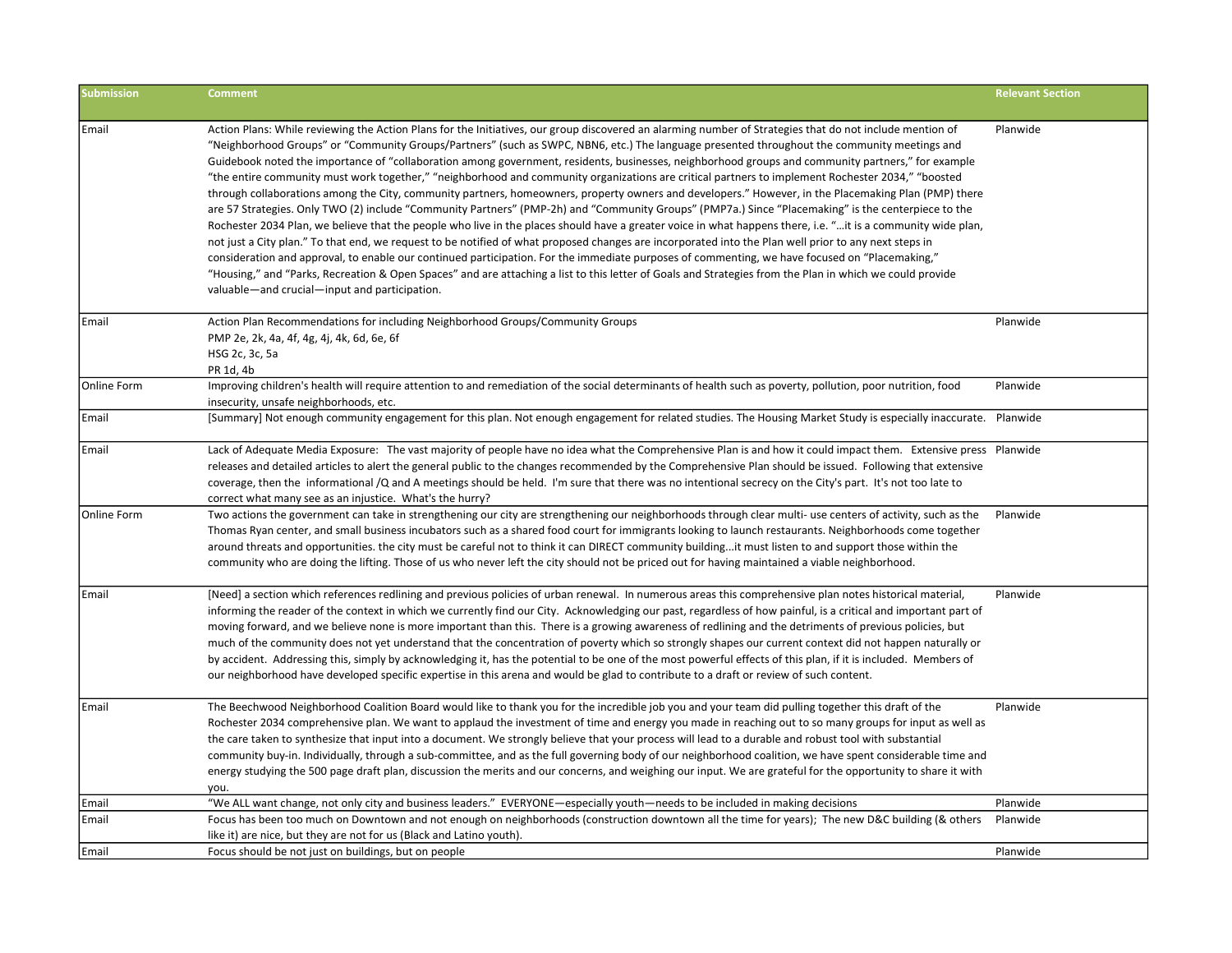| Submission | Comment | Relevant Section |
|---|---|---|
| Email | Action Plans: While reviewing the Action Plans for the Initiatives, our group discovered an alarming number of Strategies that do not include mention of "Neighborhood Groups" or "Community Groups/Partners" (such as SWPC, NBN6, etc.) The language presented throughout the community meetings and Guidebook noted the importance of "collaboration among government, residents, businesses, neighborhood groups and community partners," for example "the entire community must work together," "neighborhood and community organizations are critical partners to implement Rochester 2034," "boosted through collaborations among the City, community partners, homeowners, property owners and developers." However, in the Placemaking Plan (PMP) there are 57 Strategies. Only TWO (2) include "Community Partners" (PMP-2h) and "Community Groups" (PMP7a.) Since "Placemaking" is the centerpiece to the Rochester 2034 Plan, we believe that the people who live in the places should have a greater voice in what happens there, i.e. "…it is a community wide plan, not just a City plan." To that end, we request to be notified of what proposed changes are incorporated into the Plan well prior to any next steps in consideration and approval, to enable our continued participation. For the immediate purposes of commenting, we have focused on "Placemaking," "Housing," and "Parks, Recreation & Open Spaces" and are attaching a list to this letter of Goals and Strategies from the Plan in which we could provide valuable—and crucial—input and participation. | Planwide |
| Email | Action Plan Recommendations for including Neighborhood Groups/Community Groups<br>PMP 2e, 2k, 4a, 4f, 4g, 4j, 4k, 6d, 6e, 6f<br>HSG 2c, 3c, 5a<br>PR 1d, 4b | Planwide |
| Online Form | Improving children's health will require attention to and remediation of the social determinants of health such as poverty, pollution, poor nutrition, food insecurity, unsafe neighborhoods, etc. | Planwide |
| Email | [Summary] Not enough community engagement for this plan. Not enough engagement for related studies. The Housing Market Study is especially inaccurate. | Planwide |
| Email | Lack of Adequate Media Exposure: The vast majority of people have no idea what the Comprehensive Plan is and how it could impact them. Extensive press releases and detailed articles to alert the general public to the changes recommended by the Comprehensive Plan should be issued. Following that extensive coverage, then the informational /Q and A meetings should be held. I'm sure that there was no intentional secrecy on the City's part. It's not too late to correct what many see as an injustice. What's the hurry? | Planwide |
| Online Form | Two actions the government can take in strengthening our city are strengthening our neighborhoods through clear multi- use centers of activity, such as the Thomas Ryan center, and small business incubators such as a shared food court for immigrants looking to launch restaurants. Neighborhoods come together around threats and opportunities. the city must be careful not to think it can DIRECT community building...it must listen to and support those within the community who are doing the lifting. Those of us who never left the city should not be priced out for having maintained a viable neighborhood. | Planwide |
| Email | [Need] a section which references redlining and previous policies of urban renewal. In numerous areas this comprehensive plan notes historical material, informing the reader of the context in which we currently find our City. Acknowledging our past, regardless of how painful, is a critical and important part of moving forward, and we believe none is more important than this. There is a growing awareness of redlining and the detriments of previous policies, but much of the community does not yet understand that the concentration of poverty which so strongly shapes our current context did not happen naturally or by accident. Addressing this, simply by acknowledging it, has the potential to be one of the most powerful effects of this plan, if it is included. Members of our neighborhood have developed specific expertise in this arena and would be glad to contribute to a draft or review of such content. | Planwide |
| Email | The Beechwood Neighborhood Coalition Board would like to thank you for the incredible job you and your team did pulling together this draft of the Rochester 2034 comprehensive plan. We want to applaud the investment of time and energy you made in reaching out to so many groups for input as well as the care taken to synthesize that input into a document. We strongly believe that your process will lead to a durable and robust tool with substantial community buy-in. Individually, through a sub-committee, and as the full governing body of our neighborhood coalition, we have spent considerable time and energy studying the 500 page draft plan, discussion the merits and our concerns, and weighing our input. We are grateful for the opportunity to share it with you. | Planwide |
| Email | "We ALL want change, not only city and business leaders." EVERYONE—especially youth—needs to be included in making decisions | Planwide |
| Email | Focus has been too much on Downtown and not enough on neighborhoods (construction downtown all the time for years); The new D&C building (& others like it) are nice, but they are not for us (Black and Latino youth). | Planwide |
| Email | Focus should be not just on buildings, but on people | Planwide |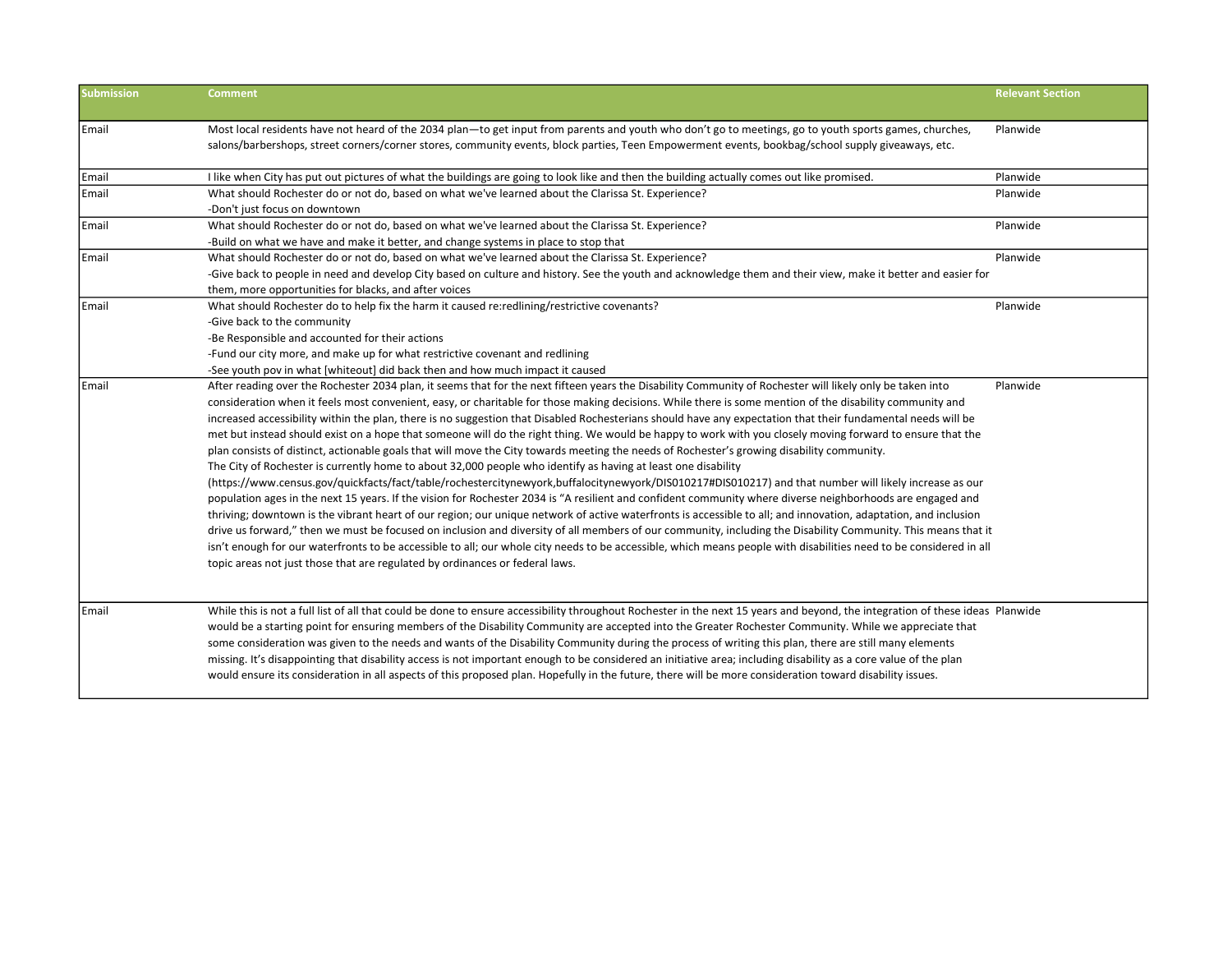| Submission | Comment | Relevant Section |
| --- | --- | --- |
| Email | Most local residents have not heard of the 2034 plan—to get input from parents and youth who don't go to meetings, go to youth sports games, churches, salons/barbershops, street corners/corner stores, community events, block parties, Teen Empowerment events, bookbag/school supply giveaways, etc. | Planwide |
| Email | I like when City has put out pictures of what the buildings are going to look like and then the building actually comes out like promised. | Planwide |
| Email | What should Rochester do or not do, based on what we've learned about the Clarissa St. Experience?<br>-Don't just focus on downtown | Planwide |
| Email | What should Rochester do or not do, based on what we've learned about the Clarissa St. Experience?<br>-Build on what we have and make it better, and change systems in place to stop that | Planwide |
| Email | What should Rochester do or not do, based on what we've learned about the Clarissa St. Experience?<br>-Give back to people in need and develop City based on culture and history. See the youth and acknowledge them and their view, make it better and easier for them, more opportunities for blacks, and after voices | Planwide |
| Email | What should Rochester do to help fix the harm it caused re:redlining/restrictive covenants?<br>-Give back to the community<br>-Be Responsible and accounted for their actions<br>-Fund our city more, and make up for what restrictive covenant and redlining<br>-See youth pov in what [whiteout] did back then and how much impact it caused | Planwide |
| Email | After reading over the Rochester 2034 plan, it seems that for the next fifteen years the Disability Community of Rochester will likely only be taken into consideration when it feels most convenient, easy, or charitable for those making decisions. While there is some mention of the disability community and increased accessibility within the plan, there is no suggestion that Disabled Rochesterians should have any expectation that their fundamental needs will be met but instead should exist on a hope that someone will do the right thing. We would be happy to work with you closely moving forward to ensure that the plan consists of distinct, actionable goals that will move the City towards meeting the needs of Rochester's growing disability community.<br>The City of Rochester is currently home to about 32,000 people who identify as having at least one disability (https://www.census.gov/quickfacts/fact/table/rochestercitynewyork,buffalocitynewyork/DIS010217#DIS010217) and that number will likely increase as our population ages in the next 15 years. If the vision for Rochester 2034 is "A resilient and confident community where diverse neighborhoods are engaged and thriving; downtown is the vibrant heart of our region; our unique network of active waterfronts is accessible to all; and innovation, adaptation, and inclusion drive us forward," then we must be focused on inclusion and diversity of all members of our community, including the Disability Community. This means that it isn't enough for our waterfronts to be accessible to all; our whole city needs to be accessible, which means people with disabilities need to be considered in all topic areas not just those that are regulated by ordinances or federal laws. | Planwide |
| Email | While this is not a full list of all that could be done to ensure accessibility throughout Rochester in the next 15 years and beyond, the integration of these ideas would be a starting point for ensuring members of the Disability Community are accepted into the Greater Rochester Community. While we appreciate that some consideration was given to the needs and wants of the Disability Community during the process of writing this plan, there are still many elements missing. It's disappointing that disability access is not important enough to be considered an initiative area; including disability as a core value of the plan would ensure its consideration in all aspects of this proposed plan. Hopefully in the future, there will be more consideration toward disability issues. | Planwide |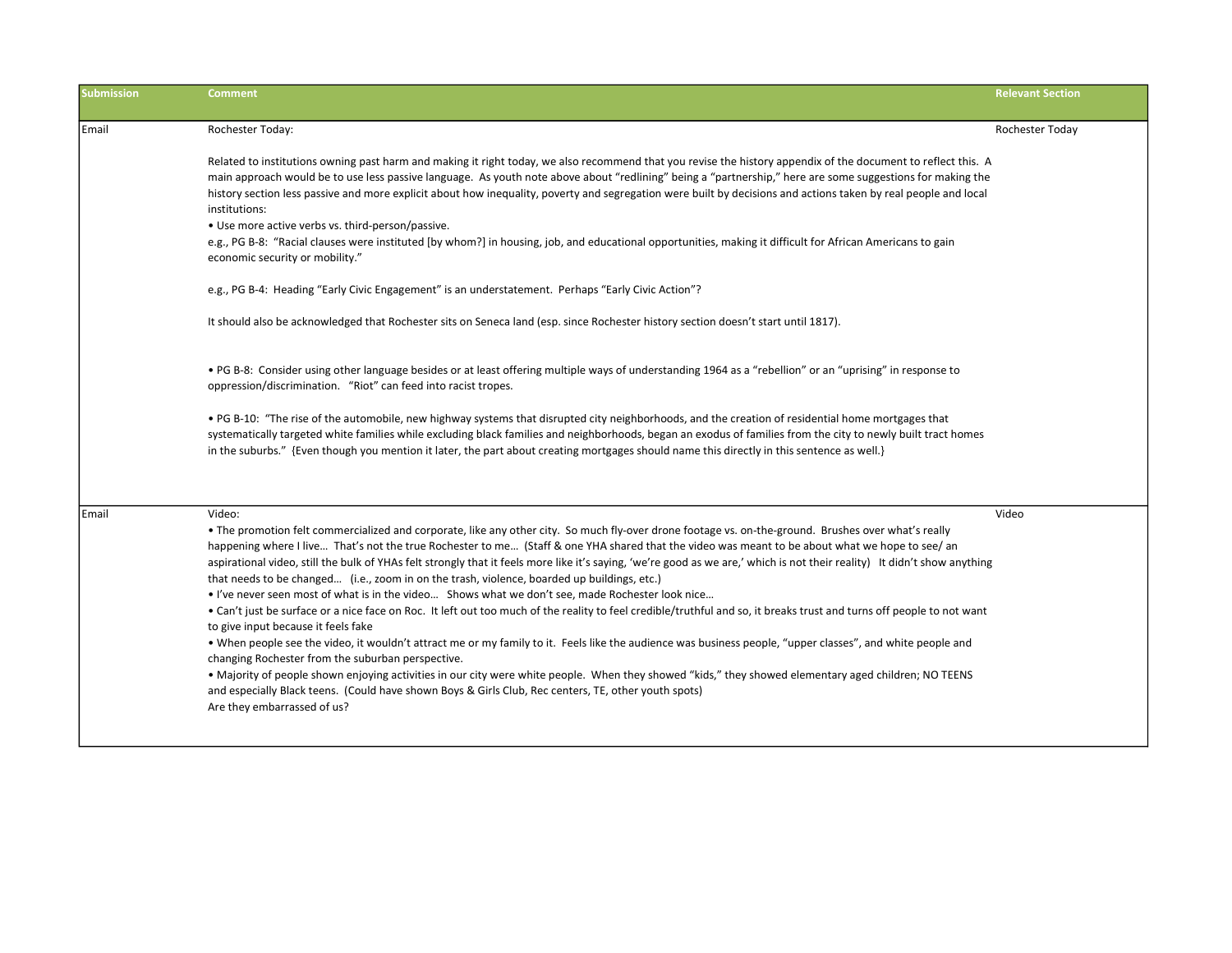| Submission | Comment | Relevant Section |
| --- | --- | --- |
| Email | Rochester Today:<br><br>Related to institutions owning past harm and making it right today, we also recommend that you revise the history appendix of the document to reflect this. A main approach would be to use less passive language. As youth note above about "redlining" being a "partnership," here are some suggestions for making the history section less passive and more explicit about how inequality, poverty and segregation were built by decisions and actions taken by real people and local institutions:<br>• Use more active verbs vs. third-person/passive.<br>e.g., PG B-8: "Racial clauses were instituted [by whom?] in housing, job, and educational opportunities, making it difficult for African Americans to gain economic security or mobility."<br><br>e.g., PG B-4: Heading "Early Civic Engagement" is an understatement. Perhaps "Early Civic Action"?<br><br>It should also be acknowledged that Rochester sits on Seneca land (esp. since Rochester history section doesn't start until 1817).<br><br>• PG B-8: Consider using other language besides or at least offering multiple ways of understanding 1964 as a "rebellion" or an "uprising" in response to oppression/discrimination. "Riot" can feed into racist tropes.<br><br>• PG B-10: "The rise of the automobile, new highway systems that disrupted city neighborhoods, and the creation of residential home mortgages that systematically targeted white families while excluding black families and neighborhoods, began an exodus of families from the city to newly built tract homes in the suburbs." {Even though you mention it later, the part about creating mortgages should name this directly in this sentence as well.} | Rochester Today |
| Email | Video:<br>• The promotion felt commercialized and corporate, like any other city. So much fly-over drone footage vs. on-the-ground. Brushes over what's really happening where I live... That's not the true Rochester to me... (Staff & one YHA shared that the video was meant to be about what we hope to see/ an aspirational video, still the bulk of YHAs felt strongly that it feels more like it's saying, 'we're good as we are,' which is not their reality) It didn't show anything that needs to be changed... (i.e., zoom in on the trash, violence, boarded up buildings, etc.)<br>• I've never seen most of what is in the video... Shows what we don't see, made Rochester look nice...<br>• Can't just be surface or a nice face on Roc. It left out too much of the reality to feel credible/truthful and so, it breaks trust and turns off people to not want to give input because it feels fake<br>• When people see the video, it wouldn't attract me or my family to it. Feels like the audience was business people, "upper classes", and white people and changing Rochester from the suburban perspective.<br>• Majority of people shown enjoying activities in our city were white people. When they showed "kids," they showed elementary aged children; NO TEENS and especially Black teens. (Could have shown Boys & Girls Club, Rec centers, TE, other youth spots)<br>Are they embarrassed of us? | Video |